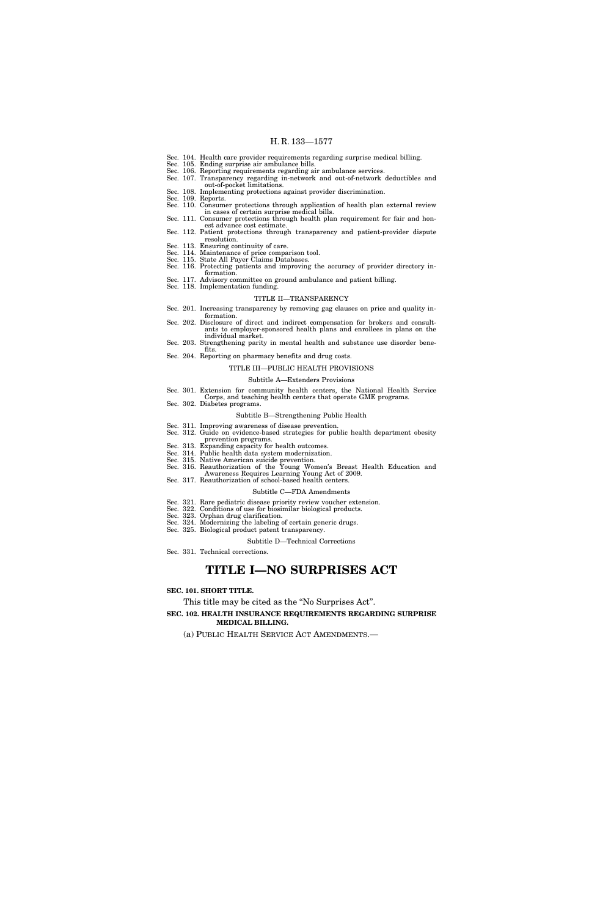Sec. 104. Health care provider requirements regarding surprise medical billing.
Sec. 105. Ending surprise air ambulance bills.
Sec. 106. Reporting requirements regarding air ambulance services.
Sec. 107. Transparency regarding in-network and out-of-network deductibles and out-of-pocket limitations.
Sec. 108. Implementing protections against provider discrimination.
Sec. 109. Reports.
Sec. 110. Consumer protections through application of health plan external review in cases of certain surprise medical bills.
Sec. 111. Consumer protections through health plan requirement for fair and honest advance cost estimate.
Sec. 112. Patient protections through transparency and patient-provider dispute resolution.
Sec. 113. Ensuring continuity of care.
Sec. 114. Maintenance of price comparison tool.
Sec. 115. State All Payer Claims Databases.
Sec. 116. Protecting patients and improving the accuracy of provider directory information.
Sec. 117. Advisory committee on ground ambulance and patient billing.
Sec. 118. Implementation funding.

TITLE II—TRANSPARENCY

Sec. 201. Increasing transparency by removing gag clauses on price and quality information.
Sec. 202. Disclosure of direct and indirect compensation for brokers and consultants to employer-sponsored health plans and enrollees in plans on the individual market.
Sec. 203. Strengthening parity in mental health and substance use disorder benefits.
Sec. 204. Reporting on pharmacy benefits and drug costs.

TITLE III—PUBLIC HEALTH PROVISIONS

Subtitle A—Extenders Provisions

Sec. 301. Extension for community health centers, the National Health Service Corps, and teaching health centers that operate GME programs.
Sec. 302. Diabetes programs.

Subtitle B—Strengthening Public Health

Sec. 311. Improving awareness of disease prevention.
Sec. 312. Guide on evidence-based strategies for public health department obesity prevention programs.
Sec. 313. Expanding capacity for health outcomes.
Sec. 314. Public health data system modernization.
Sec. 315. Native American suicide prevention.
Sec. 316. Reauthorization of the Young Women's Breast Health Education and Awareness Requires Learning Young Act of 2009.
Sec. 317. Reauthorization of school-based health centers.

Subtitle C—FDA Amendments

Sec. 321. Rare pediatric disease priority review voucher extension.
Sec. 322. Conditions of use for biosimilar biological products.
Sec. 323. Orphan drug clarification.
Sec. 324. Modernizing the labeling of certain generic drugs.
Sec. 325. Biological product patent transparency.

Subtitle D—Technical Corrections

Sec. 331. Technical corrections.

# TITLE I—NO SURPRISES ACT

**SEC. 101. SHORT TITLE.**

This title may be cited as the "No Surprises Act".

**SEC. 102. HEALTH INSURANCE REQUIREMENTS REGARDING SURPRISE MEDICAL BILLING.**

(a) PUBLIC HEALTH SERVICE ACT AMENDMENTS.—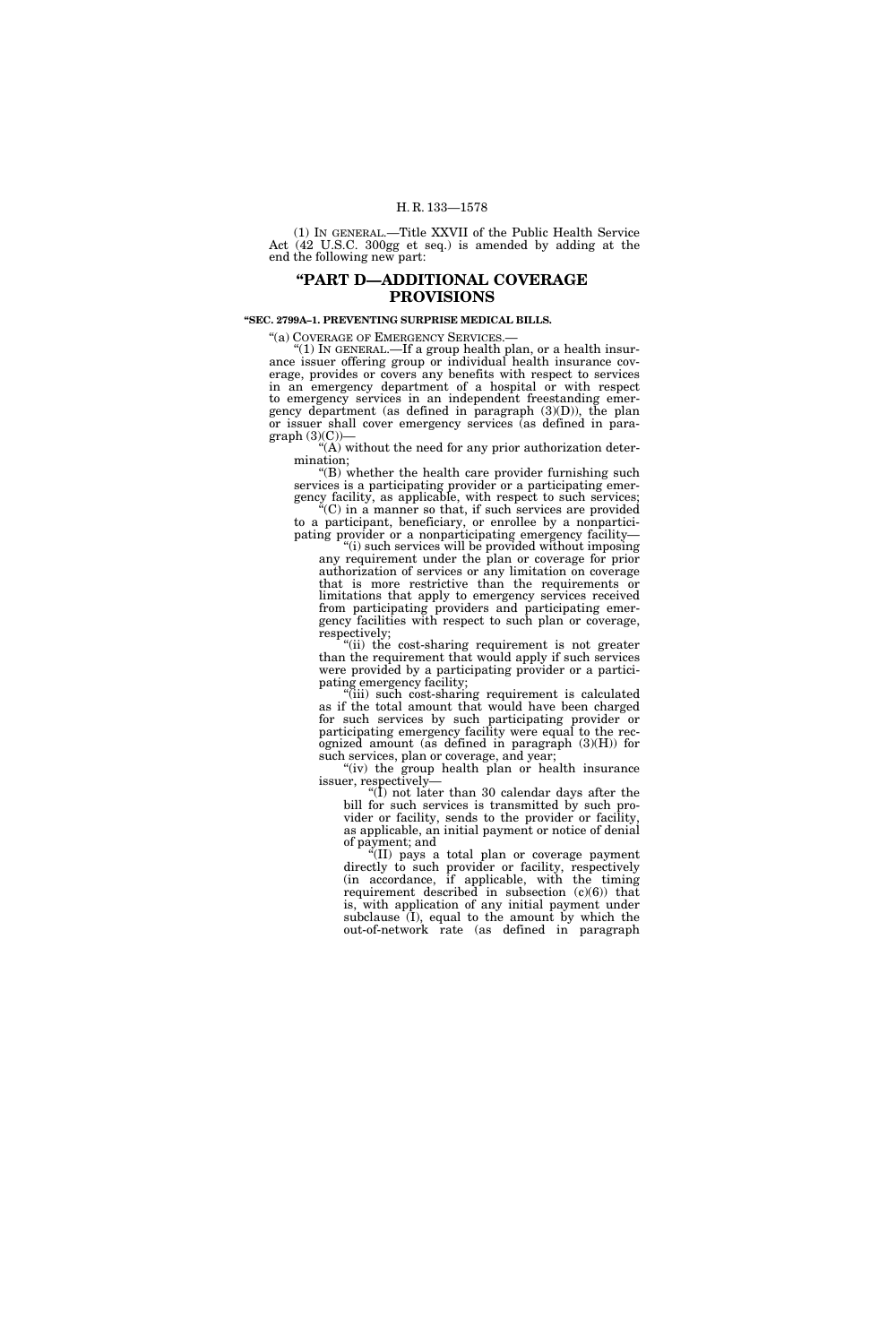(1) IN GENERAL.—Title XXVII of the Public Health Service Act (42 U.S.C. 300gg et seq.) is amended by adding at the end the following new part:

## "PART D—ADDITIONAL COVERAGE PROVISIONS

**"SEC. 2799A–1. PREVENTING SURPRISE MEDICAL BILLS.**

"(a) COVERAGE OF EMERGENCY SERVICES.—

"(1) IN GENERAL.—If a group health plan, or a health insurance issuer offering group or individual health insurance coverage, provides or covers any benefits with respect to services in an emergency department of a hospital or with respect to emergency services in an independent freestanding emergency department (as defined in paragraph (3)(D)), the plan or issuer shall cover emergency services (as defined in paragraph (3)(C))—

"(A) without the need for any prior authorization determination;

"(B) whether the health care provider furnishing such services is a participating provider or a participating emergency facility, as applicable, with respect to such services;

"(C) in a manner so that, if such services are provided to a participant, beneficiary, or enrollee by a nonparticipating provider or a nonparticipating emergency facility—

"(i) such services will be provided without imposing any requirement under the plan or coverage for prior authorization of services or any limitation on coverage that is more restrictive than the requirements or limitations that apply to emergency services received from participating providers and participating emergency facilities with respect to such plan or coverage, respectively;

"(ii) the cost-sharing requirement is not greater than the requirement that would apply if such services were provided by a participating provider or a participating emergency facility;

"(iii) such cost-sharing requirement is calculated as if the total amount that would have been charged for such services by such participating provider or participating emergency facility were equal to the recognized amount (as defined in paragraph (3)(H)) for such services, plan or coverage, and year;

"(iv) the group health plan or health insurance issuer, respectively—

"(I) not later than 30 calendar days after the bill for such services is transmitted by such provider or facility, sends to the provider or facility, as applicable, an initial payment or notice of denial of payment; and

"(II) pays a total plan or coverage payment directly to such provider or facility, respectively (in accordance, if applicable, with the timing requirement described in subsection (c)(6)) that is, with application of any initial payment under subclause (I), equal to the amount by which the out-of-network rate (as defined in paragraph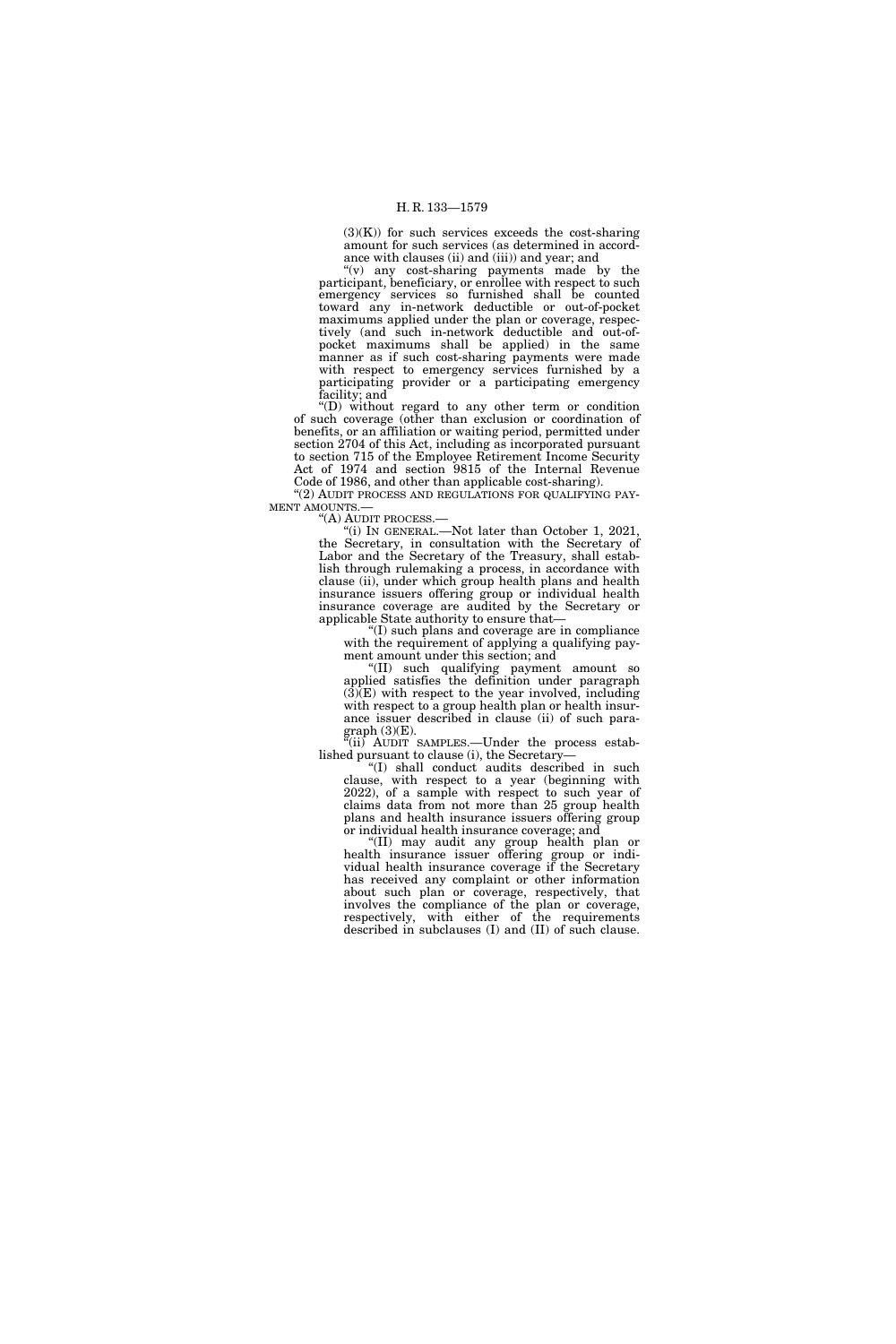(3)(K)) for such services exceeds the cost-sharing amount for such services (as determined in accordance with clauses (ii) and (iii)) and year; and

"(v) any cost-sharing payments made by the participant, beneficiary, or enrollee with respect to such emergency services so furnished shall be counted toward any in-network deductible or out-of-pocket maximums applied under the plan or coverage, respectively (and such in-network deductible and out-of-pocket maximums shall be applied) in the same manner as if such cost-sharing payments were made with respect to emergency services furnished by a participating provider or a participating emergency facility; and

"(D) without regard to any other term or condition of such coverage (other than exclusion or coordination of benefits, or an affiliation or waiting period, permitted under section 2704 of this Act, including as incorporated pursuant to section 715 of the Employee Retirement Income Security Act of 1974 and section 9815 of the Internal Revenue Code of 1986, and other than applicable cost-sharing).

"(2) AUDIT PROCESS AND REGULATIONS FOR QUALIFYING PAYMENT AMOUNTS.—

"(A) AUDIT PROCESS.—

"(i) IN GENERAL.—Not later than October 1, 2021, the Secretary, in consultation with the Secretary of Labor and the Secretary of the Treasury, shall establish through rulemaking a process, in accordance with clause (ii), under which group health plans and health insurance issuers offering group or individual health insurance coverage are audited by the Secretary or applicable State authority to ensure that—

"(I) such plans and coverage are in compliance with the requirement of applying a qualifying payment amount under this section; and

"(II) such qualifying payment amount so applied satisfies the definition under paragraph (3)(E) with respect to the year involved, including with respect to a group health plan or health insurance issuer described in clause (ii) of such paragraph (3)(E).

"(ii) AUDIT SAMPLES.—Under the process established pursuant to clause (i), the Secretary—

"(I) shall conduct audits described in such clause, with respect to a year (beginning with 2022), of a sample with respect to such year of claims data from not more than 25 group health plans and health insurance issuers offering group or individual health insurance coverage; and

"(II) may audit any group health plan or health insurance issuer offering group or individual health insurance coverage if the Secretary has received any complaint or other information about such plan or coverage, respectively, that involves the compliance of the plan or coverage, respectively, with either of the requirements described in subclauses (I) and (II) of such clause.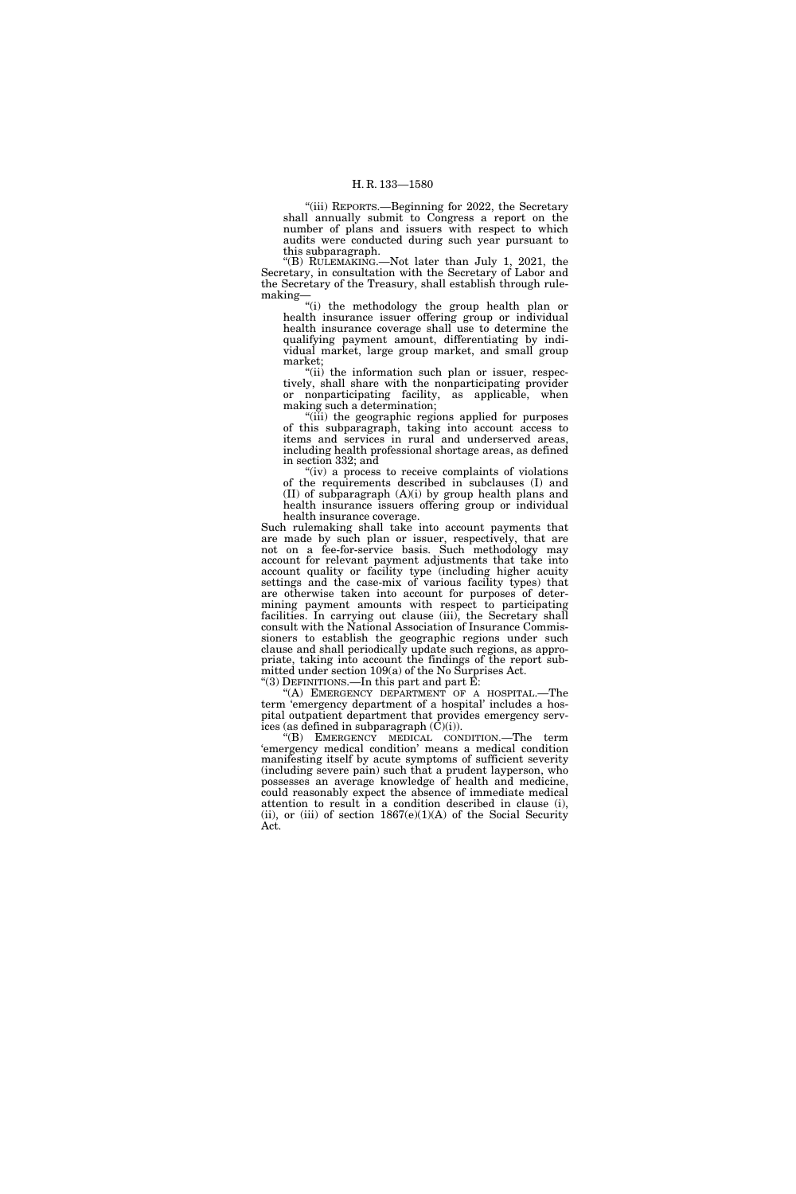"(iii) REPORTS.—Beginning for 2022, the Secretary shall annually submit to Congress a report on the number of plans and issuers with respect to which audits were conducted during such year pursuant to this subparagraph.

"(B) RULEMAKING.—Not later than July 1, 2021, the Secretary, in consultation with the Secretary of Labor and the Secretary of the Treasury, shall establish through rulemaking—

"(i) the methodology the group health plan or health insurance issuer offering group or individual health insurance coverage shall use to determine the qualifying payment amount, differentiating by individual market, large group market, and small group market;

"(ii) the information such plan or issuer, respectively, shall share with the nonparticipating provider or nonparticipating facility, as applicable, when making such a determination;

"(iii) the geographic regions applied for purposes of this subparagraph, taking into account access to items and services in rural and underserved areas, including health professional shortage areas, as defined in section 332; and

"(iv) a process to receive complaints of violations of the requirements described in subclauses (I) and (II) of subparagraph (A)(i) by group health plans and health insurance issuers offering group or individual health insurance coverage.

Such rulemaking shall take into account payments that are made by such plan or issuer, respectively, that are not on a fee-for-service basis. Such methodology may account for relevant payment adjustments that take into account quality or facility type (including higher acuity settings and the case-mix of various facility types) that are otherwise taken into account for purposes of determining payment amounts with respect to participating facilities. In carrying out clause (iii), the Secretary shall consult with the National Association of Insurance Commissioners to establish the geographic regions under such clause and shall periodically update such regions, as appropriate, taking into account the findings of the report submitted under section 109(a) of the No Surprises Act.

"(3) DEFINITIONS.—In this part and part E:

"(A) EMERGENCY DEPARTMENT OF A HOSPITAL.—The term 'emergency department of a hospital' includes a hospital outpatient department that provides emergency services (as defined in subparagraph (C)(i)).

"(B) EMERGENCY MEDICAL CONDITION.—The term 'emergency medical condition' means a medical condition manifesting itself by acute symptoms of sufficient severity (including severe pain) such that a prudent layperson, who possesses an average knowledge of health and medicine, could reasonably expect the absence of immediate medical attention to result in a condition described in clause (i), (ii), or (iii) of section 1867(e)(1)(A) of the Social Security Act.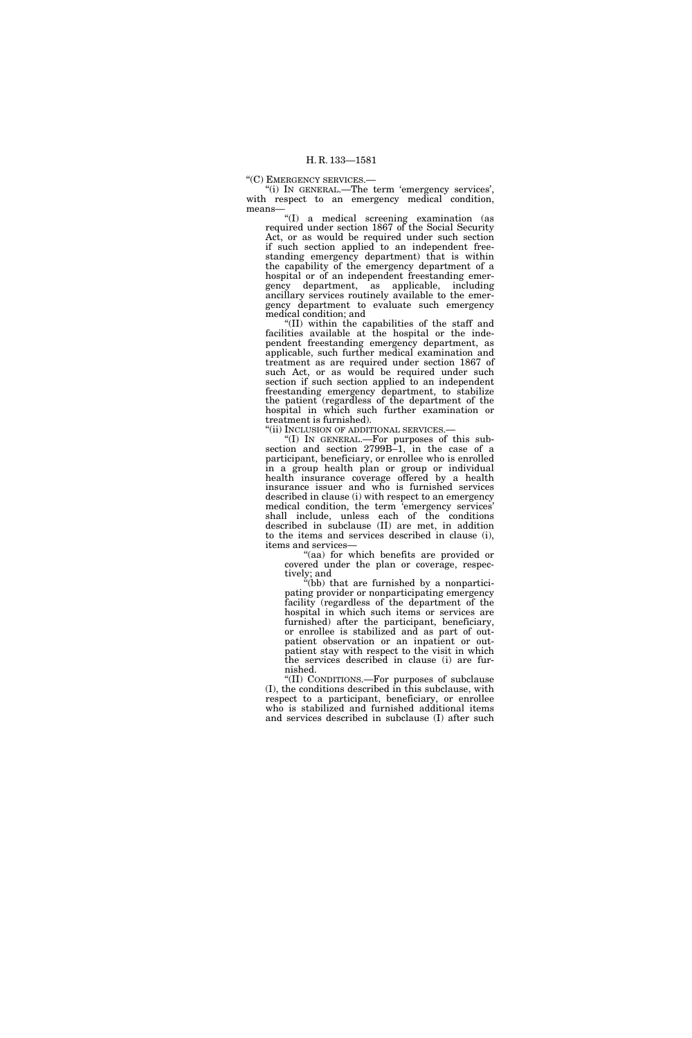"(C) EMERGENCY SERVICES.—

"(i) IN GENERAL.—The term 'emergency services', with respect to an emergency medical condition, means—

"(I) a medical screening examination (as required under section 1867 of the Social Security Act, or as would be required under such section if such section applied to an independent freestanding emergency department) that is within the capability of the emergency department of a hospital or of an independent freestanding emergency department, as applicable, including ancillary services routinely available to the emergency department to evaluate such emergency medical condition; and

"(II) within the capabilities of the staff and facilities available at the hospital or the independent freestanding emergency department, as applicable, such further medical examination and treatment as are required under section 1867 of such Act, or as would be required under such section if such section applied to an independent freestanding emergency department, to stabilize the patient (regardless of the department of the hospital in which such further examination or treatment is furnished).

"(ii) INCLUSION OF ADDITIONAL SERVICES.—

"(I) IN GENERAL.—For purposes of this subsection and section 2799B–1, in the case of a participant, beneficiary, or enrollee who is enrolled in a group health plan or group or individual health insurance coverage offered by a health insurance issuer and who is furnished services described in clause (i) with respect to an emergency medical condition, the term 'emergency services' shall include, unless each of the conditions described in subclause (II) are met, in addition to the items and services described in clause (i), items and services—

"(aa) for which benefits are provided or covered under the plan or coverage, respectively; and

"(bb) that are furnished by a nonparticipating provider or nonparticipating emergency facility (regardless of the department of the hospital in which such items or services are furnished) after the participant, beneficiary, or enrollee is stabilized and as part of outpatient observation or an inpatient or outpatient stay with respect to the visit in which the services described in clause (i) are furnished.

"(II) CONDITIONS.—For purposes of subclause (I), the conditions described in this subclause, with respect to a participant, beneficiary, or enrollee who is stabilized and furnished additional items and services described in subclause (I) after such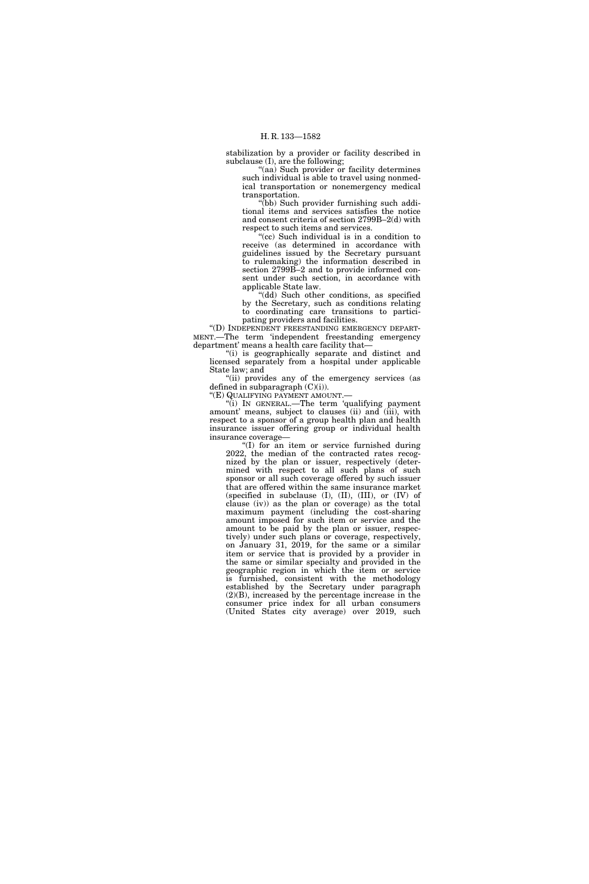stabilization by a provider or facility described in subclause (I), are the following;

"(aa) Such provider or facility determines such individual is able to travel using nonmedical transportation or nonemergency medical transportation.

"(bb) Such provider furnishing such additional items and services satisfies the notice and consent criteria of section 2799B–2(d) with respect to such items and services.

"(cc) Such individual is in a condition to receive (as determined in accordance with guidelines issued by the Secretary pursuant to rulemaking) the information described in section 2799B–2 and to provide informed consent under such section, in accordance with applicable State law.

"(dd) Such other conditions, as specified by the Secretary, such as conditions relating to coordinating care transitions to participating providers and facilities.

"(D) INDEPENDENT FREESTANDING EMERGENCY DEPARTMENT.—The term 'independent freestanding emergency department' means a health care facility that—

"(i) is geographically separate and distinct and licensed separately from a hospital under applicable State law; and

"(ii) provides any of the emergency services (as defined in subparagraph (C)(i)).

"(E) QUALIFYING PAYMENT AMOUNT.—

"(i) IN GENERAL.—The term 'qualifying payment amount' means, subject to clauses (ii) and (iii), with respect to a sponsor of a group health plan and health insurance issuer offering group or individual health insurance coverage—

"(I) for an item or service furnished during 2022, the median of the contracted rates recognized by the plan or issuer, respectively (determined with respect to all such plans of such sponsor or all such coverage offered by such issuer that are offered within the same insurance market (specified in subclause (I), (II), (III), or (IV) of clause (iv)) as the plan or coverage) as the total maximum payment (including the cost-sharing amount imposed for such item or service and the amount to be paid by the plan or issuer, respectively) under such plans or coverage, respectively, on January 31, 2019, for the same or a similar item or service that is provided by a provider in the same or similar specialty and provided in the geographic region in which the item or service is furnished, consistent with the methodology established by the Secretary under paragraph (2)(B), increased by the percentage increase in the consumer price index for all urban consumers (United States city average) over 2019, such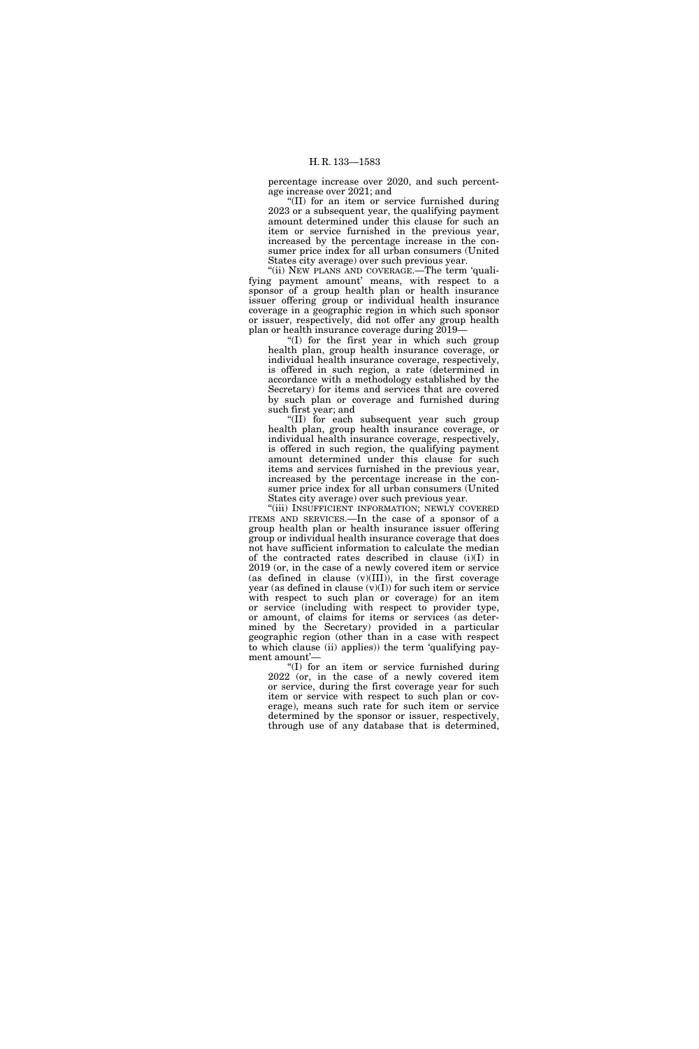percentage increase over 2020, and such percentage increase over 2021; and

"(II) for an item or service furnished during 2023 or a subsequent year, the qualifying payment amount determined under this clause for such an item or service furnished in the previous year, increased by the percentage increase in the consumer price index for all urban consumers (United States city average) over such previous year.

"(ii) NEW PLANS AND COVERAGE.—The term 'qualifying payment amount' means, with respect to a sponsor of a group health plan or health insurance issuer offering group or individual health insurance coverage in a geographic region in which such sponsor or issuer, respectively, did not offer any group health plan or health insurance coverage during 2019—

"(I) for the first year in which such group health plan, group health insurance coverage, or individual health insurance coverage, respectively, is offered in such region, a rate (determined in accordance with a methodology established by the Secretary) for items and services that are covered by such plan or coverage and furnished during such first year; and

"(II) for each subsequent year such group health plan, group health insurance coverage, or individual health insurance coverage, respectively, is offered in such region, the qualifying payment amount determined under this clause for such items and services furnished in the previous year, increased by the percentage increase in the consumer price index for all urban consumers (United States city average) over such previous year.

"(iii) INSUFFICIENT INFORMATION; NEWLY COVERED ITEMS AND SERVICES.—In the case of a sponsor of a group health plan or health insurance issuer offering group or individual health insurance coverage that does not have sufficient information to calculate the median of the contracted rates described in clause (i)(I) in 2019 (or, in the case of a newly covered item or service (as defined in clause (v)(III)), in the first coverage year (as defined in clause (v)(I)) for such item or service with respect to such plan or coverage) for an item or service (including with respect to provider type, or amount, of claims for items or services (as determined by the Secretary) provided in a particular geographic region (other than in a case with respect to which clause (ii) applies)) the term 'qualifying payment amount'—

"(I) for an item or service furnished during 2022 (or, in the case of a newly covered item or service, during the first coverage year for such item or service with respect to such plan or coverage), means such rate for such item or service determined by the sponsor or issuer, respectively, through use of any database that is determined,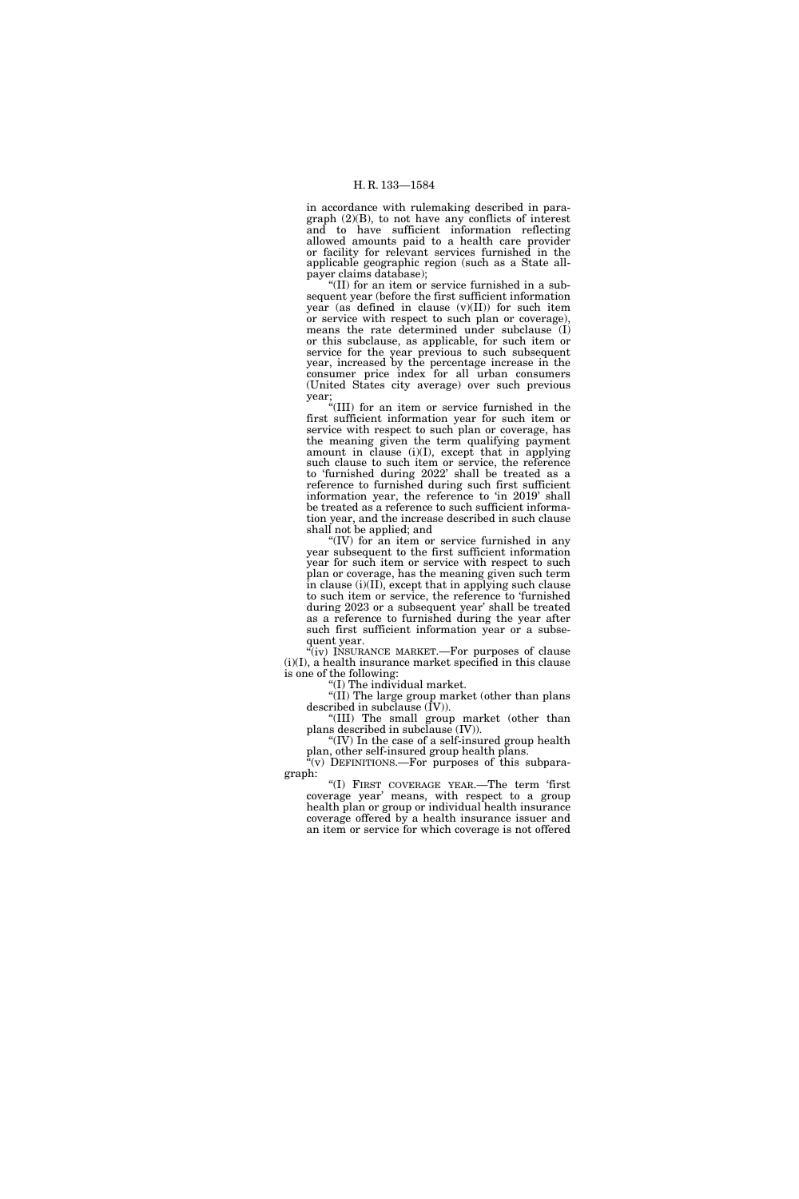in accordance with rulemaking described in paragraph (2)(B), to not have any conflicts of interest and to have sufficient information reflecting allowed amounts paid to a health care provider or facility for relevant services furnished in the applicable geographic region (such as a State all-payer claims database);

"(II) for an item or service furnished in a subsequent year (before the first sufficient information year (as defined in clause (v)(II)) for such item or service with respect to such plan or coverage), means the rate determined under subclause (I) or this subclause, as applicable, for such item or service for the year previous to such subsequent year, increased by the percentage increase in the consumer price index for all urban consumers (United States city average) over such previous year;

"(III) for an item or service furnished in the first sufficient information year for such item or service with respect to such plan or coverage, has the meaning given the term qualifying payment amount in clause (i)(I), except that in applying such clause to such item or service, the reference to 'furnished during 2022' shall be treated as a reference to furnished during such first sufficient information year, the reference to 'in 2019' shall be treated as a reference to such sufficient information year, and the increase described in such clause shall not be applied; and

"(IV) for an item or service furnished in any year subsequent to the first sufficient information year for such item or service with respect to such plan or coverage, has the meaning given such term in clause (i)(II), except that in applying such clause to such item or service, the reference to 'furnished during 2023 or a subsequent year' shall be treated as a reference to furnished during the year after such first sufficient information year or a subsequent year.

"(iv) INSURANCE MARKET.—For purposes of clause (i)(I), a health insurance market specified in this clause is one of the following:

"(I) The individual market.

"(II) The large group market (other than plans described in subclause (IV)).

"(III) The small group market (other than plans described in subclause (IV)).

"(IV) In the case of a self-insured group health plan, other self-insured group health plans.

"(v) DEFINITIONS.—For purposes of this subparagraph:

"(I) FIRST COVERAGE YEAR.—The term 'first coverage year' means, with respect to a group health plan or group or individual health insurance coverage offered by a health insurance issuer and an item or service for which coverage is not offered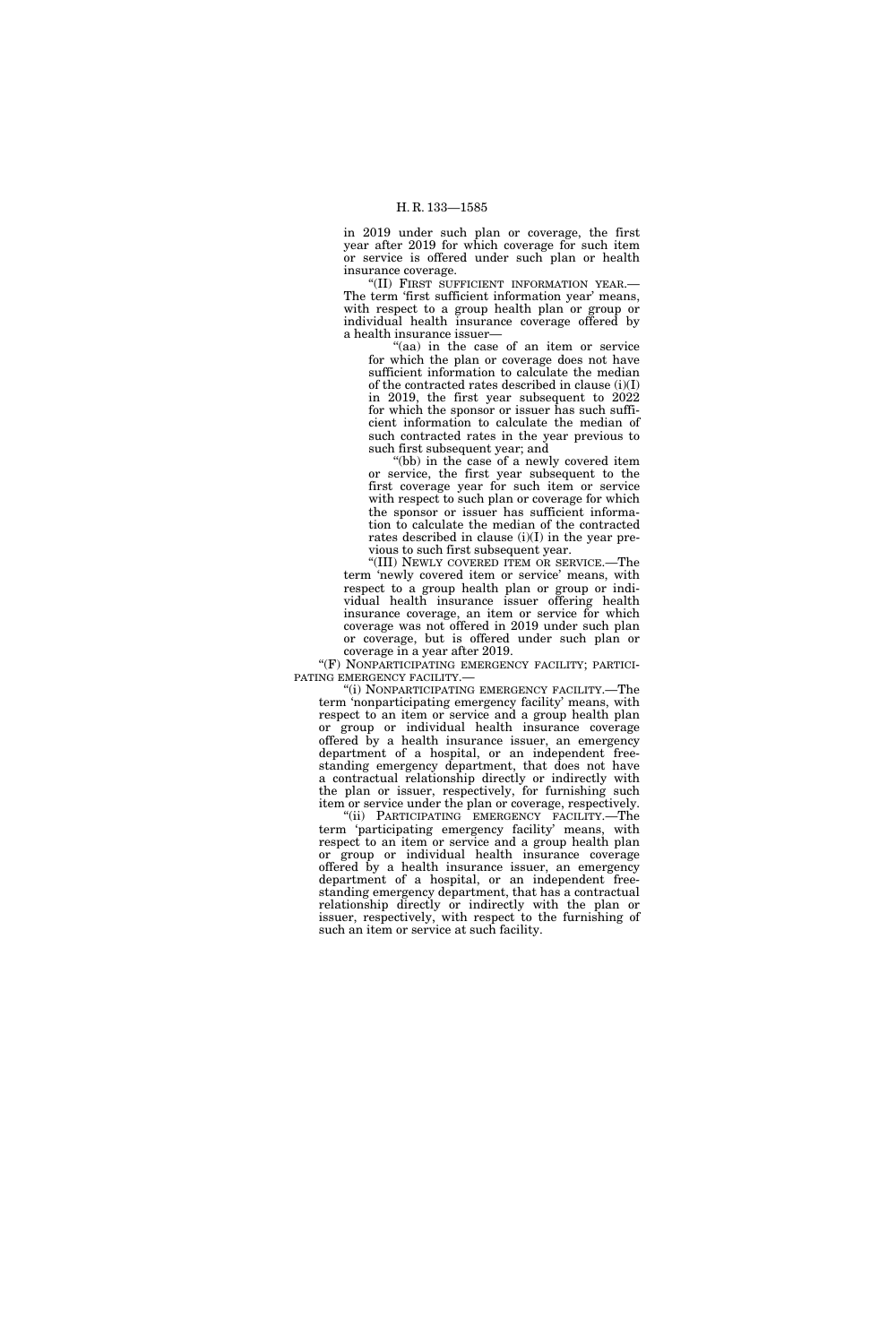in 2019 under such plan or coverage, the first year after 2019 for which coverage for such item or service is offered under such plan or health insurance coverage.

"(II) FIRST SUFFICIENT INFORMATION YEAR.—The term 'first sufficient information year' means, with respect to a group health plan or group or individual health insurance coverage offered by a health insurance issuer—

"(aa) in the case of an item or service for which the plan or coverage does not have sufficient information to calculate the median of the contracted rates described in clause (i)(I) in 2019, the first year subsequent to 2022 for which the sponsor or issuer has such sufficient information to calculate the median of such contracted rates in the year previous to such first subsequent year; and

"(bb) in the case of a newly covered item or service, the first year subsequent to the first coverage year for such item or service with respect to such plan or coverage for which the sponsor or issuer has sufficient information to calculate the median of the contracted rates described in clause (i)(I) in the year previous to such first subsequent year.

"(III) NEWLY COVERED ITEM OR SERVICE.—The term 'newly covered item or service' means, with respect to a group health plan or group or individual health insurance issuer offering health insurance coverage, an item or service for which coverage was not offered in 2019 under such plan or coverage, but is offered under such plan or coverage in a year after 2019.

"(F) NONPARTICIPATING EMERGENCY FACILITY; PARTICIPATING EMERGENCY FACILITY.—

"(i) NONPARTICIPATING EMERGENCY FACILITY.—The term 'nonparticipating emergency facility' means, with respect to an item or service and a group health plan or group or individual health insurance coverage offered by a health insurance issuer, an emergency department of a hospital, or an independent freestanding emergency department, that does not have a contractual relationship directly or indirectly with the plan or issuer, respectively, for furnishing such item or service under the plan or coverage, respectively.

"(ii) PARTICIPATING EMERGENCY FACILITY.—The term 'participating emergency facility' means, with respect to an item or service and a group health plan or group or individual health insurance coverage offered by a health insurance issuer, an emergency department of a hospital, or an independent freestanding emergency department, that has a contractual relationship directly or indirectly with the plan or issuer, respectively, with respect to the furnishing of such an item or service at such facility.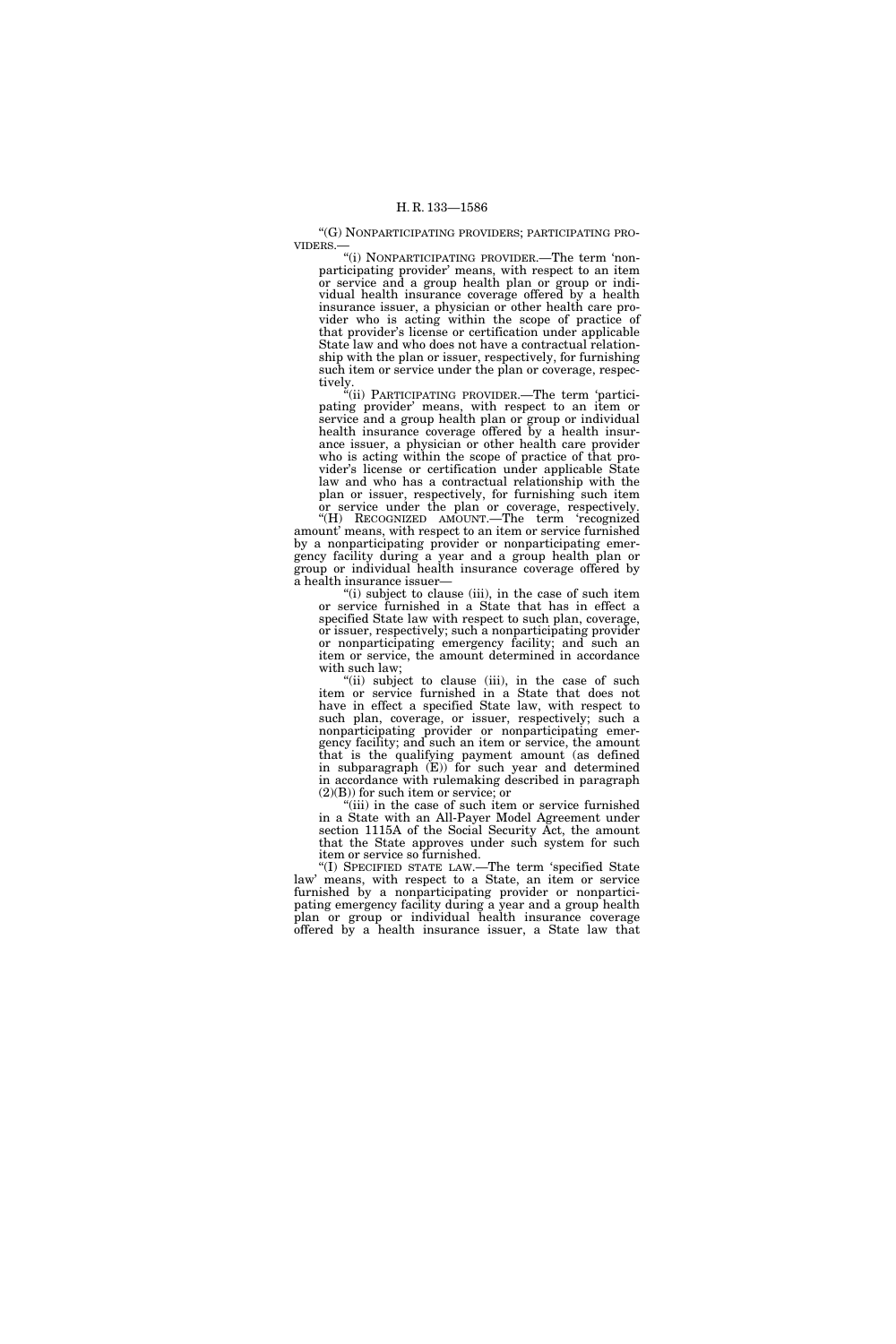"(G) NONPARTICIPATING PROVIDERS; PARTICIPATING PROVIDERS.—

"(i) NONPARTICIPATING PROVIDER.—The term 'nonparticipating provider' means, with respect to an item or service and a group health plan or group or individual health insurance coverage offered by a health insurance issuer, a physician or other health care provider who is acting within the scope of practice of that provider's license or certification under applicable State law and who does not have a contractual relationship with the plan or issuer, respectively, for furnishing such item or service under the plan or coverage, respectively.

"(ii) PARTICIPATING PROVIDER.—The term 'participating provider' means, with respect to an item or service and a group health plan or group or individual health insurance coverage offered by a health insurance issuer, a physician or other health care provider who is acting within the scope of practice of that provider's license or certification under applicable State law and who has a contractual relationship with the plan or issuer, respectively, for furnishing such item or service under the plan or coverage, respectively.

"(H) RECOGNIZED AMOUNT.—The term 'recognized amount' means, with respect to an item or service furnished by a nonparticipating provider or nonparticipating emergency facility during a year and a group health plan or group or individual health insurance coverage offered by a health insurance issuer—

"(i) subject to clause (iii), in the case of such item or service furnished in a State that has in effect a specified State law with respect to such plan, coverage, or issuer, respectively; such a nonparticipating provider or nonparticipating emergency facility; and such an item or service, the amount determined in accordance with such law;

"(ii) subject to clause (iii), in the case of such item or service furnished in a State that does not have in effect a specified State law, with respect to such plan, coverage, or issuer, respectively; such a nonparticipating provider or nonparticipating emergency facility; and such an item or service, the amount that is the qualifying payment amount (as defined in subparagraph (E)) for such year and determined in accordance with rulemaking described in paragraph (2)(B)) for such item or service; or

"(iii) in the case of such item or service furnished in a State with an All-Payer Model Agreement under section 1115A of the Social Security Act, the amount that the State approves under such system for such item or service so furnished.

"(I) SPECIFIED STATE LAW.—The term 'specified State law' means, with respect to a State, an item or service furnished by a nonparticipating provider or nonparticipating emergency facility during a year and a group health plan or group or individual health insurance coverage offered by a health insurance issuer, a State law that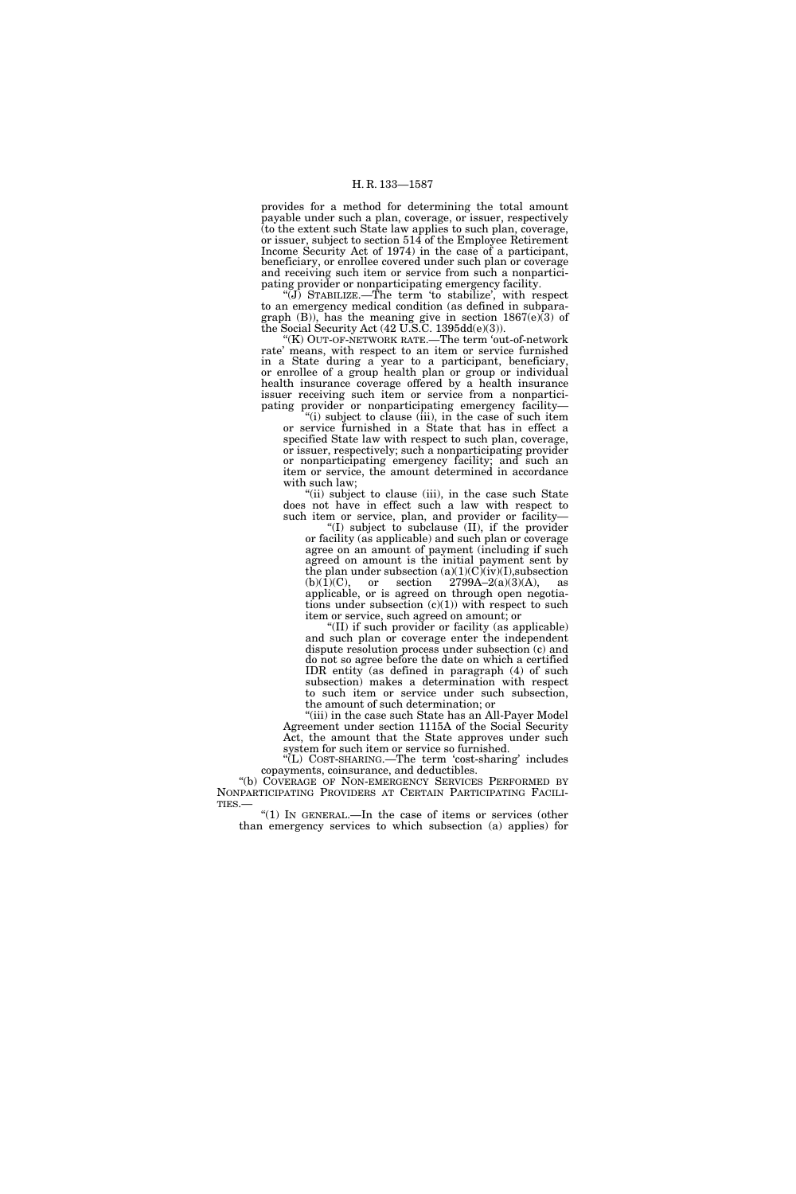provides for a method for determining the total amount payable under such a plan, coverage, or issuer, respectively (to the extent such State law applies to such plan, coverage, or issuer, subject to section 514 of the Employee Retirement Income Security Act of 1974) in the case of a participant, beneficiary, or enrollee covered under such plan or coverage and receiving such item or service from such a nonparticipating provider or nonparticipating emergency facility.

"(J) STABILIZE.—The term 'to stabilize', with respect to an emergency medical condition (as defined in subparagraph (B)), has the meaning give in section 1867(e)(3) of the Social Security Act (42 U.S.C. 1395dd(e)(3)).

"(K) OUT-OF-NETWORK RATE.—The term 'out-of-network rate' means, with respect to an item or service furnished in a State during a year to a participant, beneficiary, or enrollee of a group health plan or group or individual health insurance coverage offered by a health insurance issuer receiving such item or service from a nonparticipating provider or nonparticipating emergency facility—

"(i) subject to clause (iii), in the case of such item or service furnished in a State that has in effect a specified State law with respect to such plan, coverage, or issuer, respectively; such a nonparticipating provider or nonparticipating emergency facility; and such an item or service, the amount determined in accordance with such law;

"(ii) subject to clause (iii), in the case such State does not have in effect such a law with respect to such item or service, plan, and provider or facility—

"(I) subject to subclause (II), if the provider or facility (as applicable) and such plan or coverage agree on an amount of payment (including if such agreed on amount is the initial payment sent by the plan under subsection (a)(1)(C)(iv)(I),subsection (b)(1)(C), or section 2799A–2(a)(3)(A), as applicable, or is agreed on through open negotiations under subsection (c)(1)) with respect to such item or service, such agreed on amount; or

"(II) if such provider or facility (as applicable) and such plan or coverage enter the independent dispute resolution process under subsection (c) and do not so agree before the date on which a certified IDR entity (as defined in paragraph (4) of such subsection) makes a determination with respect to such item or service under such subsection, the amount of such determination; or

"(iii) in the case such State has an All-Payer Model Agreement under section 1115A of the Social Security Act, the amount that the State approves under such system for such item or service so furnished.

"(L) COST-SHARING.—The term 'cost-sharing' includes copayments, coinsurance, and deductibles.

"(b) COVERAGE OF NON-EMERGENCY SERVICES PERFORMED BY NONPARTICIPATING PROVIDERS AT CERTAIN PARTICIPATING FACILITIES.—

"(1) IN GENERAL.—In the case of items or services (other than emergency services to which subsection (a) applies) for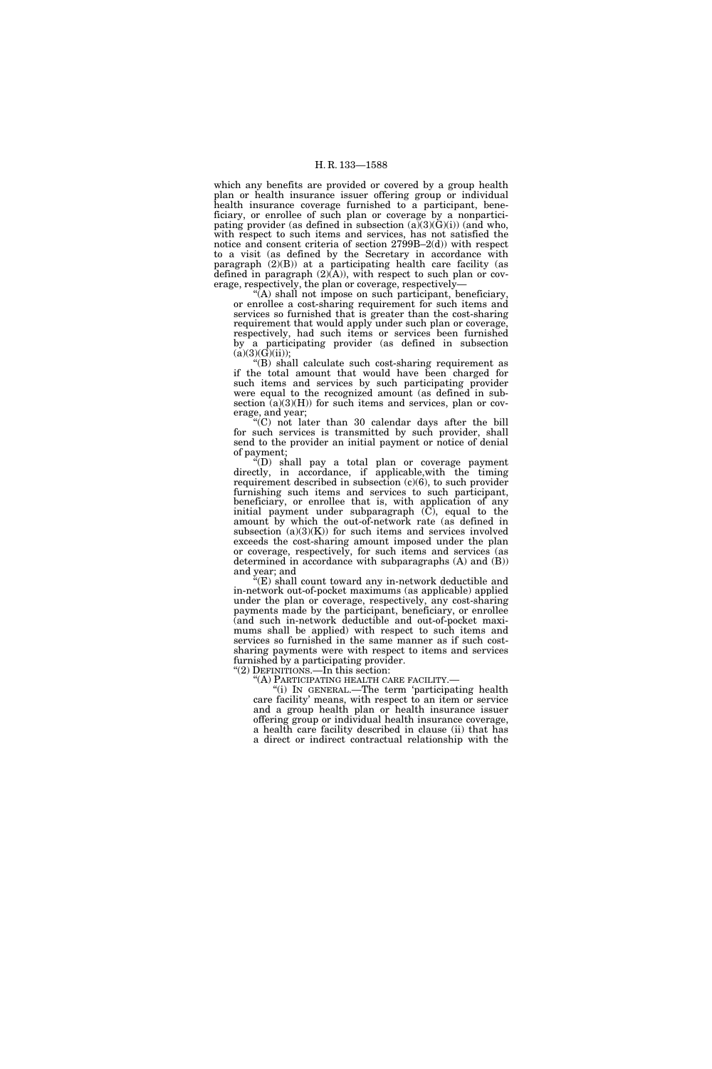which any benefits are provided or covered by a group health plan or health insurance issuer offering group or individual health insurance coverage furnished to a participant, beneficiary, or enrollee of such plan or coverage by a nonparticipating provider (as defined in subsection (a)(3)(G)(i)) (and who, with respect to such items and services, has not satisfied the notice and consent criteria of section 2799B–2(d)) with respect to a visit (as defined by the Secretary in accordance with paragraph (2)(B)) at a participating health care facility (as defined in paragraph (2)(A)), with respect to such plan or coverage, respectively, the plan or coverage, respectively—

"(A) shall not impose on such participant, beneficiary, or enrollee a cost-sharing requirement for such items and services so furnished that is greater than the cost-sharing requirement that would apply under such plan or coverage, respectively, had such items or services been furnished by a participating provider (as defined in subsection (a)(3)(G)(ii));

"(B) shall calculate such cost-sharing requirement as if the total amount that would have been charged for such items and services by such participating provider were equal to the recognized amount (as defined in subsection (a)(3)(H)) for such items and services, plan or coverage, and year;

"(C) not later than 30 calendar days after the bill for such services is transmitted by such provider, shall send to the provider an initial payment or notice of denial of payment;

"(D) shall pay a total plan or coverage payment directly, in accordance, if applicable,with the timing requirement described in subsection (c)(6), to such provider furnishing such items and services to such participant, beneficiary, or enrollee that is, with application of any initial payment under subparagraph (C), equal to the amount by which the out-of-network rate (as defined in subsection (a)(3)(K)) for such items and services involved exceeds the cost-sharing amount imposed under the plan or coverage, respectively, for such items and services (as determined in accordance with subparagraphs (A) and (B)) and year; and

"(E) shall count toward any in-network deductible and in-network out-of-pocket maximums (as applicable) applied under the plan or coverage, respectively, any cost-sharing payments made by the participant, beneficiary, or enrollee (and such in-network deductible and out-of-pocket maximums shall be applied) with respect to such items and services so furnished in the same manner as if such cost-sharing payments were with respect to items and services furnished by a participating provider.

"(2) DEFINITIONS.—In this section:

"(A) PARTICIPATING HEALTH CARE FACILITY.—

"(i) IN GENERAL.—The term 'participating health care facility' means, with respect to an item or service and a group health plan or health insurance issuer offering group or individual health insurance coverage, a health care facility described in clause (ii) that has a direct or indirect contractual relationship with the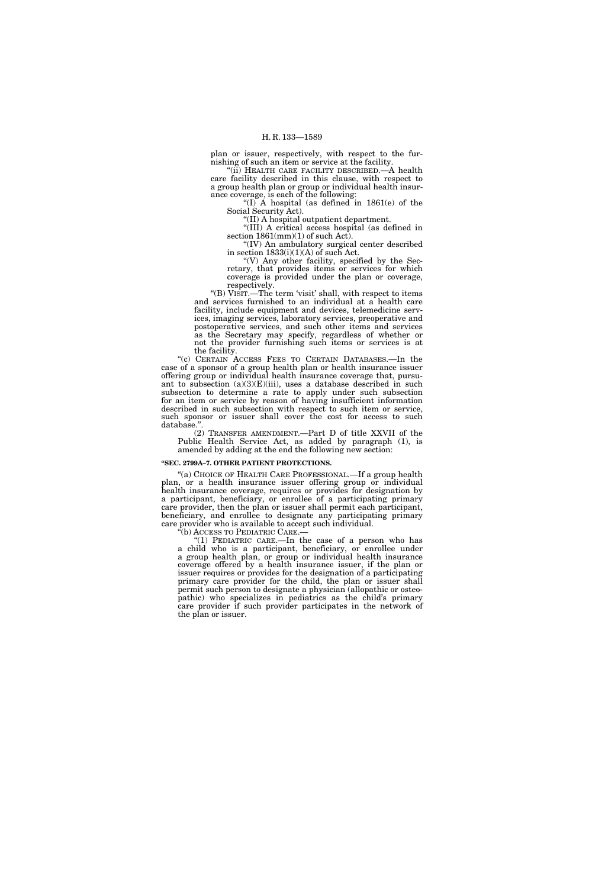plan or issuer, respectively, with respect to the furnishing of such an item or service at the facility.

"(ii) HEALTH CARE FACILITY DESCRIBED.—A health care facility described in this clause, with respect to a group health plan or group or individual health insurance coverage, is each of the following:

"(I) A hospital (as defined in 1861(e) of the Social Security Act).

"(II) A hospital outpatient department.

"(III) A critical access hospital (as defined in section 1861(mm)(1) of such Act).

"(IV) An ambulatory surgical center described in section 1833(i)(1)(A) of such Act.

"(V) Any other facility, specified by the Secretary, that provides items or services for which coverage is provided under the plan or coverage, respectively.

"(B) VISIT.—The term 'visit' shall, with respect to items and services furnished to an individual at a health care facility, include equipment and devices, telemedicine services, imaging services, laboratory services, preoperative and postoperative services, and such other items and services as the Secretary may specify, regardless of whether or not the provider furnishing such items or services is at the facility.

"(c) CERTAIN ACCESS FEES TO CERTAIN DATABASES.—In the case of a sponsor of a group health plan or health insurance issuer offering group or individual health insurance coverage that, pursuant to subsection (a)(3)(E)(iii), uses a database described in such subsection to determine a rate to apply under such subsection for an item or service by reason of having insufficient information described in such subsection with respect to such item or service, such sponsor or issuer shall cover the cost for access to such database.".

(2) TRANSFER AMENDMENT.—Part D of title XXVII of the Public Health Service Act, as added by paragraph (1), is amended by adding at the end the following new section:

**"SEC. 2799A–7. OTHER PATIENT PROTECTIONS.**

"(a) CHOICE OF HEALTH CARE PROFESSIONAL.—If a group health plan, or a health insurance issuer offering group or individual health insurance coverage, requires or provides for designation by a participant, beneficiary, or enrollee of a participating primary care provider, then the plan or issuer shall permit each participant, beneficiary, and enrollee to designate any participating primary care provider who is available to accept such individual.

"(b) ACCESS TO PEDIATRIC CARE.—

"(1) PEDIATRIC CARE.—In the case of a person who has a child who is a participant, beneficiary, or enrollee under a group health plan, or group or individual health insurance coverage offered by a health insurance issuer, if the plan or issuer requires or provides for the designation of a participating primary care provider for the child, the plan or issuer shall permit such person to designate a physician (allopathic or osteopathic) who specializes in pediatrics as the child's primary care provider if such provider participates in the network of the plan or issuer.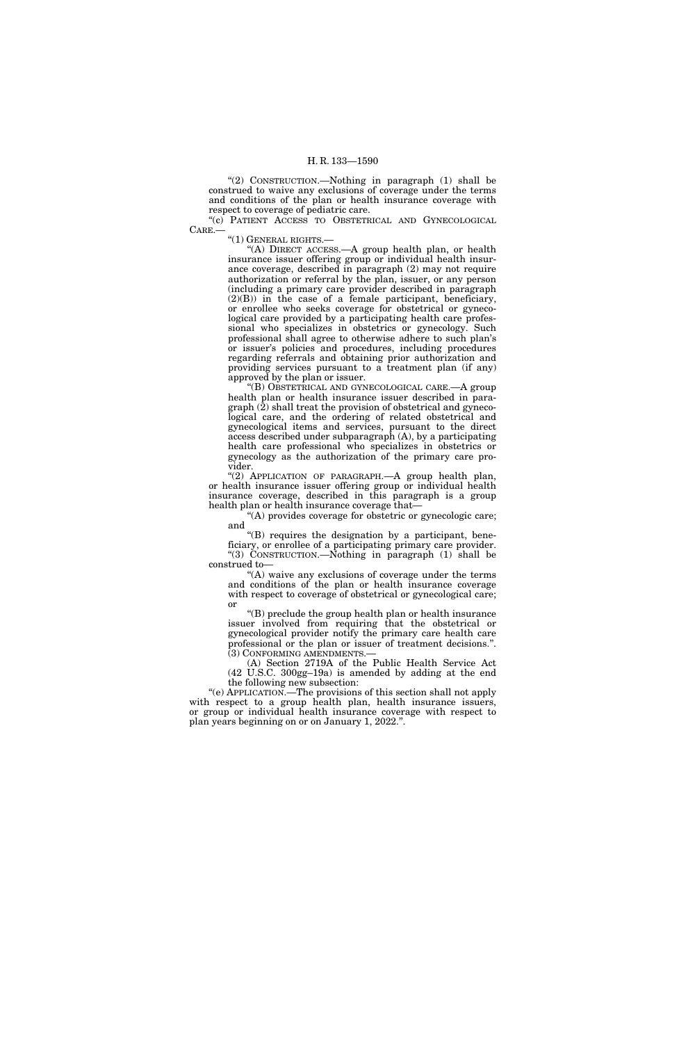"(2) CONSTRUCTION.—Nothing in paragraph (1) shall be construed to waive any exclusions of coverage under the terms and conditions of the plan or health insurance coverage with respect to coverage of pediatric care.

"(c) PATIENT ACCESS TO OBSTETRICAL AND GYNECOLOGICAL CARE.—

"(1) GENERAL RIGHTS.—

"(A) DIRECT ACCESS.—A group health plan, or health insurance issuer offering group or individual health insurance coverage, described in paragraph (2) may not require authorization or referral by the plan, issuer, or any person (including a primary care provider described in paragraph (2)(B)) in the case of a female participant, beneficiary, or enrollee who seeks coverage for obstetrical or gynecological care provided by a participating health care professional who specializes in obstetrics or gynecology. Such professional shall agree to otherwise adhere to such plan's or issuer's policies and procedures, including procedures regarding referrals and obtaining prior authorization and providing services pursuant to a treatment plan (if any) approved by the plan or issuer.

"(B) OBSTETRICAL AND GYNECOLOGICAL CARE.—A group health plan or health insurance issuer described in paragraph (2) shall treat the provision of obstetrical and gynecological care, and the ordering of related obstetrical and gynecological items and services, pursuant to the direct access described under subparagraph (A), by a participating health care professional who specializes in obstetrics or gynecology as the authorization of the primary care provider.

"(2) APPLICATION OF PARAGRAPH.—A group health plan, or health insurance issuer offering group or individual health insurance coverage, described in this paragraph is a group health plan or health insurance coverage that—

"(A) provides coverage for obstetric or gynecologic care; and

"(B) requires the designation by a participant, beneficiary, or enrollee of a participating primary care provider.

"(3) CONSTRUCTION.—Nothing in paragraph (1) shall be construed to—

"(A) waive any exclusions of coverage under the terms and conditions of the plan or health insurance coverage with respect to coverage of obstetrical or gynecological care; or

"(B) preclude the group health plan or health insurance issuer involved from requiring that the obstetrical or gynecological provider notify the primary care health care professional or the plan or issuer of treatment decisions.".

(3) CONFORMING AMENDMENTS.—

(A) Section 2719A of the Public Health Service Act (42 U.S.C. 300gg–19a) is amended by adding at the end the following new subsection:

"(e) APPLICATION.—The provisions of this section shall not apply with respect to a group health plan, health insurance issuers, or group or individual health insurance coverage with respect to plan years beginning on or on January 1, 2022.".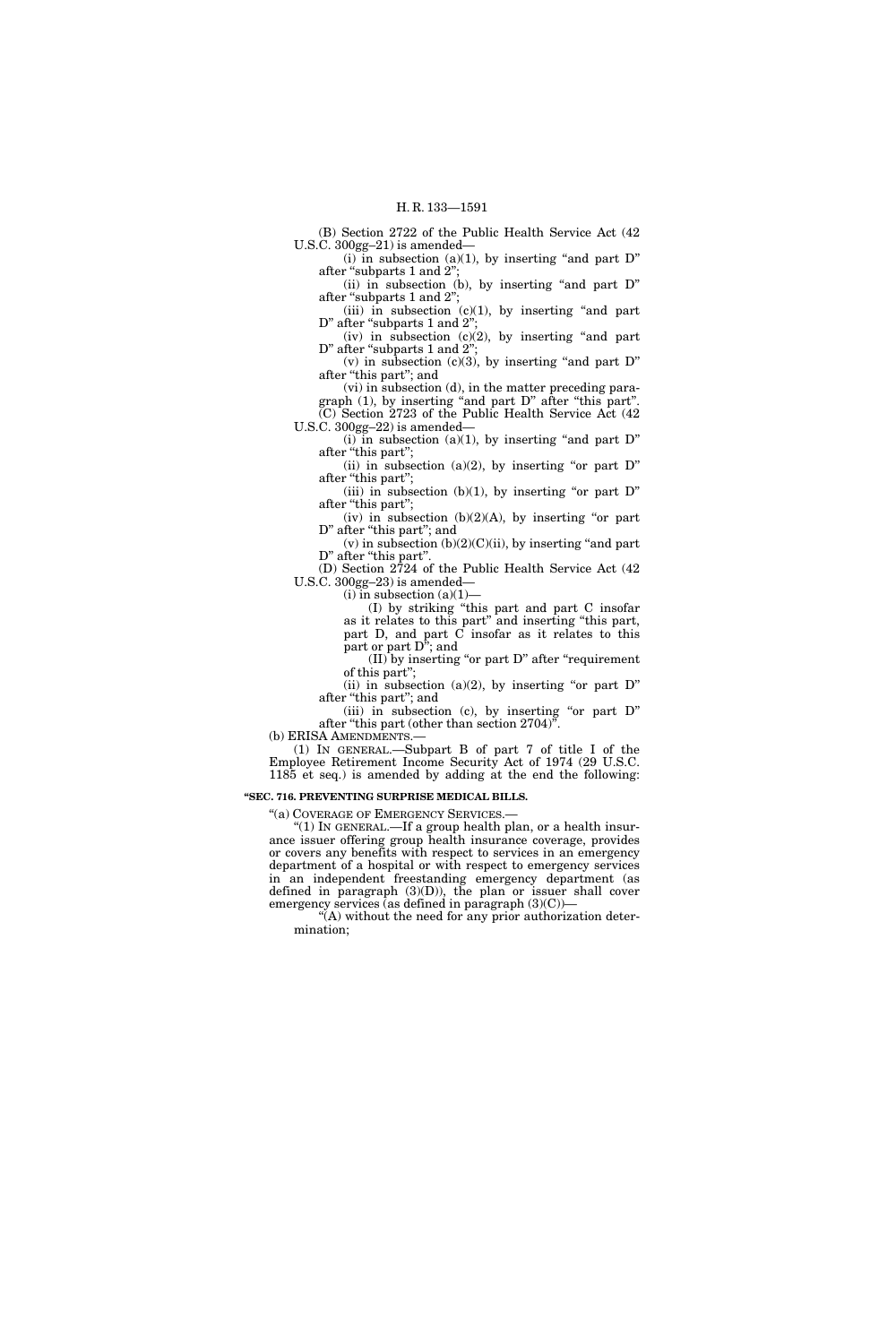(B) Section 2722 of the Public Health Service Act (42 U.S.C. 300gg–21) is amended—

(i) in subsection (a)(1), by inserting "and part D" after "subparts 1 and 2";

(ii) in subsection (b), by inserting "and part D" after "subparts 1 and 2";

(iii) in subsection (c)(1), by inserting "and part D" after "subparts 1 and 2";

(iv) in subsection (c)(2), by inserting "and part D" after "subparts 1 and 2";

(v) in subsection (c)(3), by inserting "and part D" after "this part"; and

(vi) in subsection (d), in the matter preceding paragraph (1), by inserting "and part D" after "this part".

(C) Section 2723 of the Public Health Service Act (42 U.S.C. 300gg–22) is amended—

(i) in subsection (a)(1), by inserting "and part D" after "this part";

(ii) in subsection (a)(2), by inserting "or part D" after "this part";

(iii) in subsection (b)(1), by inserting "or part D" after "this part";

(iv) in subsection (b)(2)(A), by inserting "or part D" after "this part"; and

(v) in subsection (b)(2)(C)(ii), by inserting "and part D" after "this part".

(D) Section 2724 of the Public Health Service Act (42 U.S.C. 300gg–23) is amended—

(i) in subsection (a)(1)—

(I) by striking "this part and part C insofar as it relates to this part" and inserting "this part, part D, and part C insofar as it relates to this part or part D"; and

(II) by inserting "or part D" after "requirement of this part";

(ii) in subsection (a)(2), by inserting "or part D" after "this part"; and

(iii) in subsection (c), by inserting "or part D" after "this part (other than section 2704)".

(b) ERISA AMENDMENTS.—

(1) IN GENERAL.—Subpart B of part 7 of title I of the Employee Retirement Income Security Act of 1974 (29 U.S.C. 1185 et seq.) is amended by adding at the end the following:

**"SEC. 716. PREVENTING SURPRISE MEDICAL BILLS.**

"(a) COVERAGE OF EMERGENCY SERVICES.—

"(1) IN GENERAL.—If a group health plan, or a health insurance issuer offering group health insurance coverage, provides or covers any benefits with respect to services in an emergency department of a hospital or with respect to emergency services in an independent freestanding emergency department (as defined in paragraph (3)(D)), the plan or issuer shall cover emergency services (as defined in paragraph (3)(C))—

"(A) without the need for any prior authorization determination;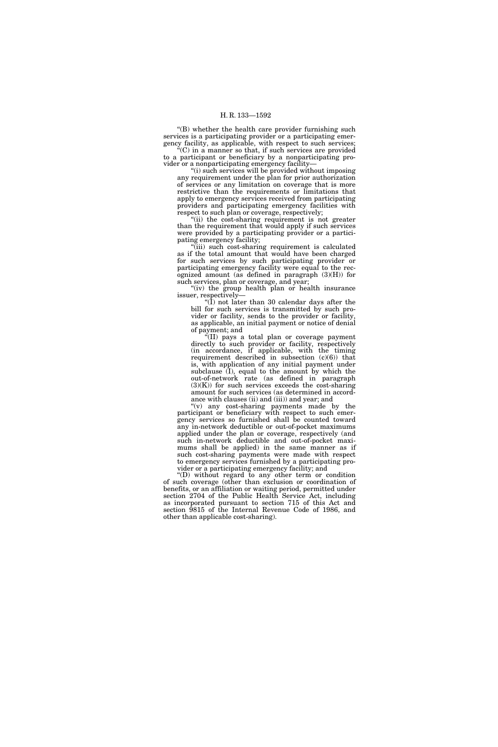"(B) whether the health care provider furnishing such services is a participating provider or a participating emergency facility, as applicable, with respect to such services;

"(C) in a manner so that, if such services are provided to a participant or beneficiary by a nonparticipating provider or a nonparticipating emergency facility—

"(i) such services will be provided without imposing any requirement under the plan for prior authorization of services or any limitation on coverage that is more restrictive than the requirements or limitations that apply to emergency services received from participating providers and participating emergency facilities with respect to such plan or coverage, respectively;

"(ii) the cost-sharing requirement is not greater than the requirement that would apply if such services were provided by a participating provider or a participating emergency facility;

"(iii) such cost-sharing requirement is calculated as if the total amount that would have been charged for such services by such participating provider or participating emergency facility were equal to the recognized amount (as defined in paragraph (3)(H)) for such services, plan or coverage, and year;

"(iv) the group health plan or health insurance issuer, respectively—

"(I) not later than 30 calendar days after the bill for such services is transmitted by such provider or facility, sends to the provider or facility, as applicable, an initial payment or notice of denial of payment; and

"(II) pays a total plan or coverage payment directly to such provider or facility, respectively (in accordance, if applicable, with the timing requirement described in subsection (c)(6)) that is, with application of any initial payment under subclause (I), equal to the amount by which the out-of-network rate (as defined in paragraph (3)(K)) for such services exceeds the cost-sharing amount for such services (as determined in accordance with clauses (ii) and (iii)) and year; and

"(v) any cost-sharing payments made by the participant or beneficiary with respect to such emergency services so furnished shall be counted toward any in-network deductible or out-of-pocket maximums applied under the plan or coverage, respectively (and such in-network deductible and out-of-pocket maximums shall be applied) in the same manner as if such cost-sharing payments were made with respect to emergency services furnished by a participating provider or a participating emergency facility; and

"(D) without regard to any other term or condition of such coverage (other than exclusion or coordination of benefits, or an affiliation or waiting period, permitted under section 2704 of the Public Health Service Act, including as incorporated pursuant to section 715 of this Act and section 9815 of the Internal Revenue Code of 1986, and other than applicable cost-sharing).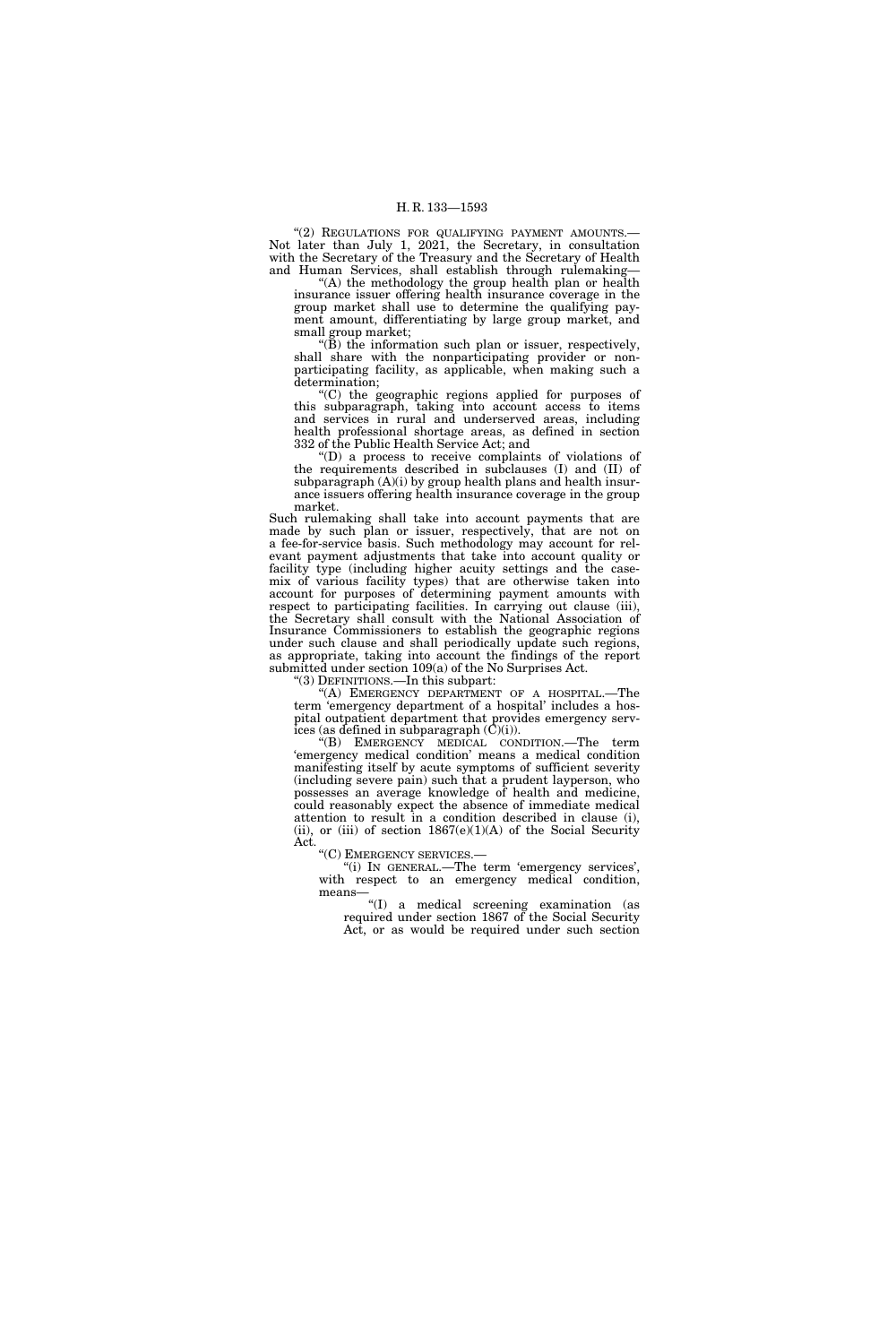"(2) REGULATIONS FOR QUALIFYING PAYMENT AMOUNTS.—Not later than July 1, 2021, the Secretary, in consultation with the Secretary of the Treasury and the Secretary of Health and Human Services, shall establish through rulemaking—

"(A) the methodology the group health plan or health insurance issuer offering health insurance coverage in the group market shall use to determine the qualifying payment amount, differentiating by large group market, and small group market;

"(B) the information such plan or issuer, respectively, shall share with the nonparticipating provider or nonparticipating facility, as applicable, when making such a determination;

"(C) the geographic regions applied for purposes of this subparagraph, taking into account access to items and services in rural and underserved areas, including health professional shortage areas, as defined in section 332 of the Public Health Service Act; and

"(D) a process to receive complaints of violations of the requirements described in subclauses (I) and (II) of subparagraph (A)(i) by group health plans and health insurance issuers offering health insurance coverage in the group market.

Such rulemaking shall take into account payments that are made by such plan or issuer, respectively, that are not on a fee-for-service basis. Such methodology may account for relevant payment adjustments that take into account quality or facility type (including higher acuity settings and the case-mix of various facility types) that are otherwise taken into account for purposes of determining payment amounts with respect to participating facilities. In carrying out clause (iii), the Secretary shall consult with the National Association of Insurance Commissioners to establish the geographic regions under such clause and shall periodically update such regions, as appropriate, taking into account the findings of the report submitted under section 109(a) of the No Surprises Act.

"(3) DEFINITIONS.—In this subpart:

"(A) EMERGENCY DEPARTMENT OF A HOSPITAL.—The term 'emergency department of a hospital' includes a hospital outpatient department that provides emergency services (as defined in subparagraph (C)(i)).

"(B) EMERGENCY MEDICAL CONDITION.—The term 'emergency medical condition' means a medical condition manifesting itself by acute symptoms of sufficient severity (including severe pain) such that a prudent layperson, who possesses an average knowledge of health and medicine, could reasonably expect the absence of immediate medical attention to result in a condition described in clause (i), (ii), or (iii) of section 1867(e)(1)(A) of the Social Security Act.

"(C) EMERGENCY SERVICES.—

"(i) IN GENERAL.—The term 'emergency services', with respect to an emergency medical condition, means—

"(I) a medical screening examination (as required under section 1867 of the Social Security Act, or as would be required under such section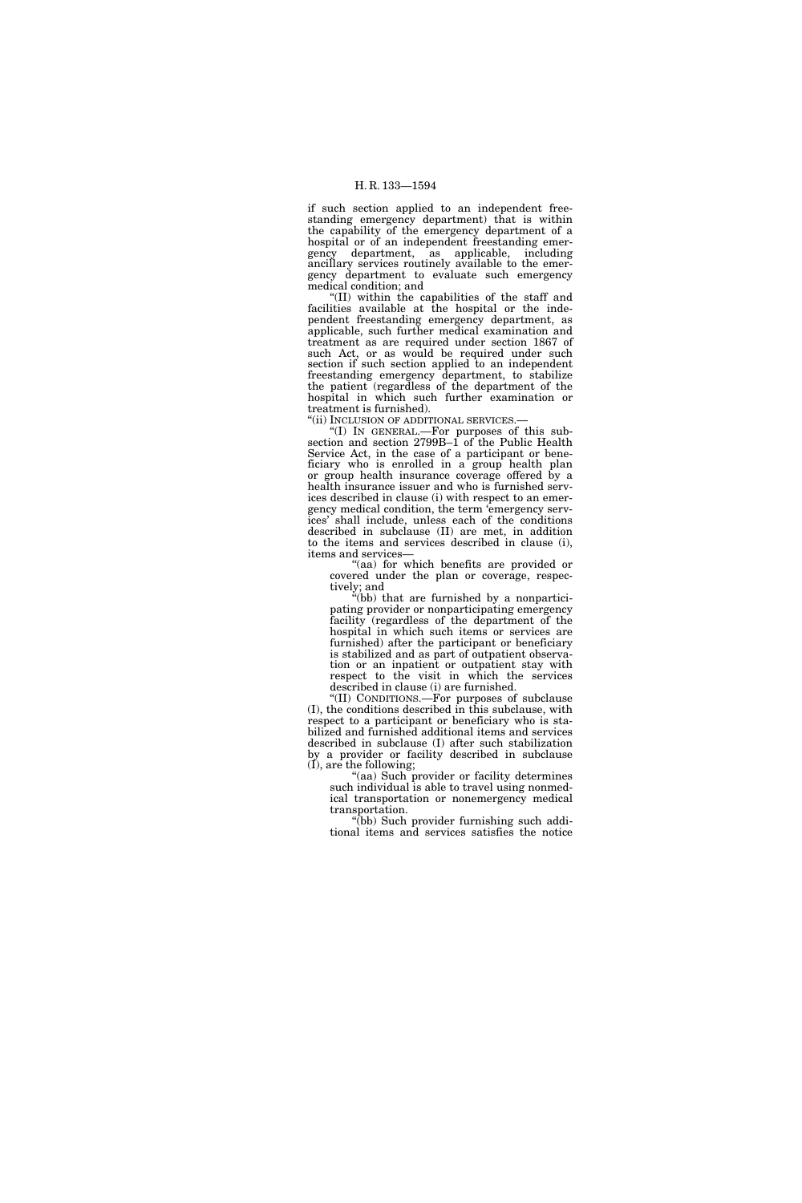if such section applied to an independent freestanding emergency department) that is within the capability of the emergency department of a hospital or of an independent freestanding emergency department, as applicable, including ancillary services routinely available to the emergency department to evaluate such emergency medical condition; and

"(II) within the capabilities of the staff and facilities available at the hospital or the independent freestanding emergency department, as applicable, such further medical examination and treatment as are required under section 1867 of such Act, or as would be required under such section if such section applied to an independent freestanding emergency department, to stabilize the patient (regardless of the department of the hospital in which such further examination or treatment is furnished).

"(ii) INCLUSION OF ADDITIONAL SERVICES.—

"(I) IN GENERAL.—For purposes of this subsection and section 2799B–1 of the Public Health Service Act, in the case of a participant or beneficiary who is enrolled in a group health plan or group health insurance coverage offered by a health insurance issuer and who is furnished services described in clause (i) with respect to an emergency medical condition, the term 'emergency services' shall include, unless each of the conditions described in subclause (II) are met, in addition to the items and services described in clause (i), items and services—

"(aa) for which benefits are provided or covered under the plan or coverage, respectively; and

"(bb) that are furnished by a nonparticipating provider or nonparticipating emergency facility (regardless of the department of the hospital in which such items or services are furnished) after the participant or beneficiary is stabilized and as part of outpatient observation or an inpatient or outpatient stay with respect to the visit in which the services described in clause (i) are furnished.

"(II) CONDITIONS.—For purposes of subclause (I), the conditions described in this subclause, with respect to a participant or beneficiary who is stabilized and furnished additional items and services described in subclause (I) after such stabilization by a provider or facility described in subclause (I), are the following;

"(aa) Such provider or facility determines such individual is able to travel using nonmedical transportation or nonemergency medical transportation.

"(bb) Such provider furnishing such additional items and services satisfies the notice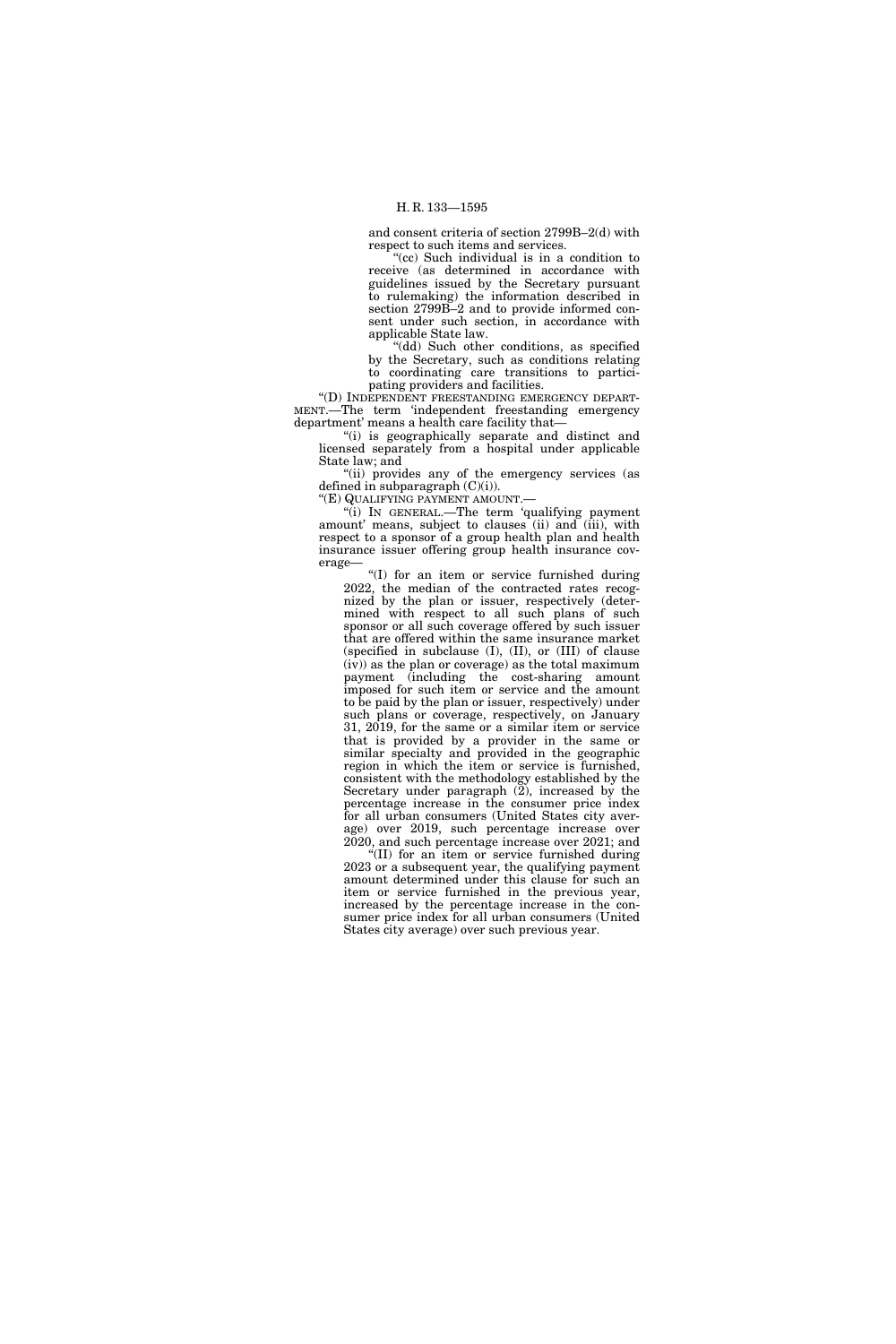and consent criteria of section 2799B–2(d) with respect to such items and services.

"(cc) Such individual is in a condition to receive (as determined in accordance with guidelines issued by the Secretary pursuant to rulemaking) the information described in section 2799B–2 and to provide informed consent under such section, in accordance with applicable State law.

"(dd) Such other conditions, as specified by the Secretary, such as conditions relating to coordinating care transitions to participating providers and facilities.

"(D) INDEPENDENT FREESTANDING EMERGENCY DEPARTMENT.—The term 'independent freestanding emergency department' means a health care facility that—

"(i) is geographically separate and distinct and licensed separately from a hospital under applicable State law; and

"(ii) provides any of the emergency services (as defined in subparagraph (C)(i)).

"(E) QUALIFYING PAYMENT AMOUNT.—

"(i) IN GENERAL.—The term 'qualifying payment amount' means, subject to clauses (ii) and (iii), with respect to a sponsor of a group health plan and health insurance issuer offering group health insurance coverage—

"(I) for an item or service furnished during 2022, the median of the contracted rates recognized by the plan or issuer, respectively (determined with respect to all such plans of such sponsor or all such coverage offered by such issuer that are offered within the same insurance market (specified in subclause (I), (II), or (III) of clause (iv)) as the plan or coverage) as the total maximum payment (including the cost-sharing amount imposed for such item or service and the amount to be paid by the plan or issuer, respectively) under such plans or coverage, respectively, on January 31, 2019, for the same or a similar item or service that is provided by a provider in the same or similar specialty and provided in the geographic region in which the item or service is furnished, consistent with the methodology established by the Secretary under paragraph (2), increased by the percentage increase in the consumer price index for all urban consumers (United States city average) over 2019, such percentage increase over 2020, and such percentage increase over 2021; and

"(II) for an item or service furnished during 2023 or a subsequent year, the qualifying payment amount determined under this clause for such an item or service furnished in the previous year, increased by the percentage increase in the consumer price index for all urban consumers (United States city average) over such previous year.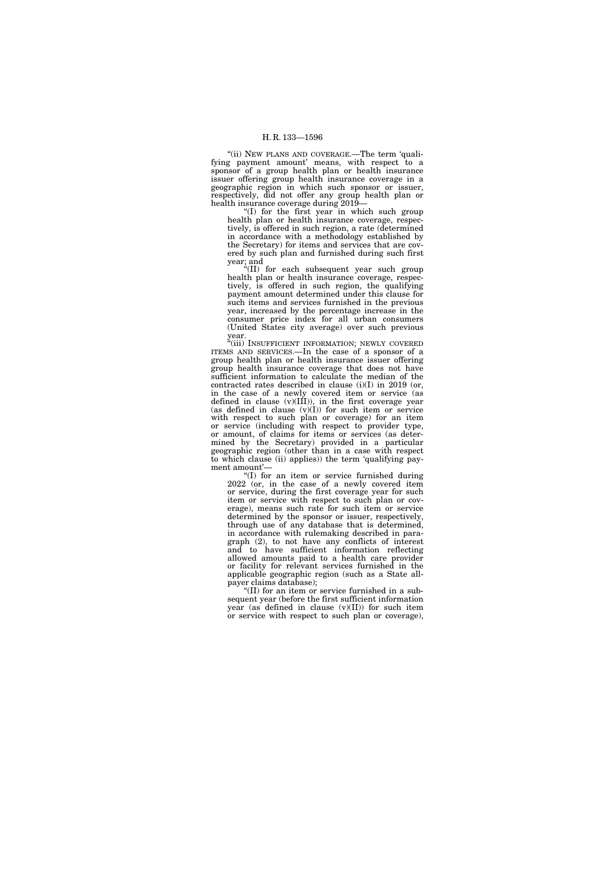"(ii) NEW PLANS AND COVERAGE.—The term 'qualifying payment amount' means, with respect to a sponsor of a group health plan or health insurance issuer offering group health insurance coverage in a geographic region in which such sponsor or issuer, respectively, did not offer any group health plan or health insurance coverage during 2019—

"(I) for the first year in which such group health plan or health insurance coverage, respectively, is offered in such region, a rate (determined in accordance with a methodology established by the Secretary) for items and services that are covered by such plan and furnished during such first year; and

"(II) for each subsequent year such group health plan or health insurance coverage, respectively, is offered in such region, the qualifying payment amount determined under this clause for such items and services furnished in the previous year, increased by the percentage increase in the consumer price index for all urban consumers (United States city average) over such previous year.

"(iii) INSUFFICIENT INFORMATION; NEWLY COVERED ITEMS AND SERVICES.—In the case of a sponsor of a group health plan or health insurance issuer offering group health insurance coverage that does not have sufficient information to calculate the median of the contracted rates described in clause (i)(I) in 2019 (or, in the case of a newly covered item or service (as defined in clause (v)(III)), in the first coverage year (as defined in clause (v)(I)) for such item or service with respect to such plan or coverage) for an item or service (including with respect to provider type, or amount, of claims for items or services (as determined by the Secretary) provided in a particular geographic region (other than in a case with respect to which clause (ii) applies)) the term 'qualifying payment amount'—

"(I) for an item or service furnished during 2022 (or, in the case of a newly covered item or service, during the first coverage year for such item or service with respect to such plan or coverage), means such rate for such item or service determined by the sponsor or issuer, respectively, through use of any database that is determined, in accordance with rulemaking described in paragraph (2), to not have any conflicts of interest and to have sufficient information reflecting allowed amounts paid to a health care provider or facility for relevant services furnished in the applicable geographic region (such as a State all-payer claims database);

"(II) for an item or service furnished in a subsequent year (before the first sufficient information year (as defined in clause (v)(II)) for such item or service with respect to such plan or coverage),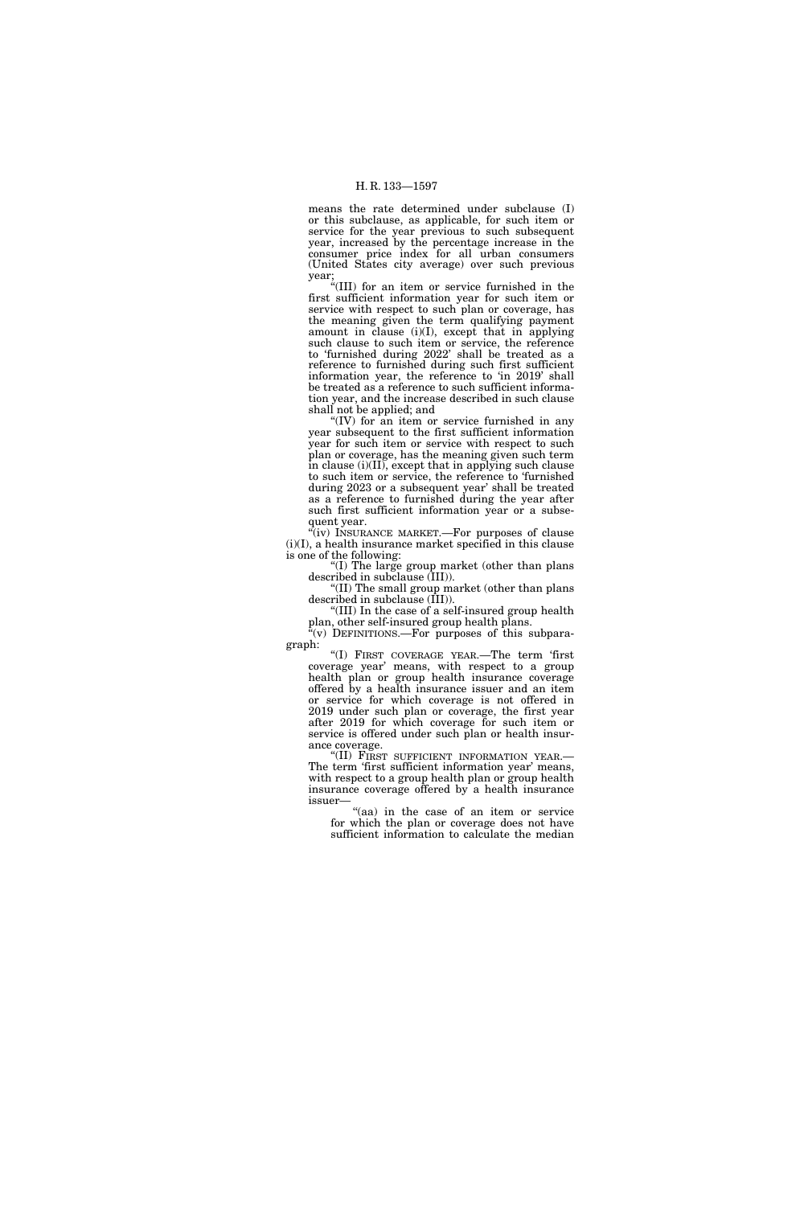means the rate determined under subclause (I) or this subclause, as applicable, for such item or service for the year previous to such subsequent year, increased by the percentage increase in the consumer price index for all urban consumers (United States city average) over such previous year;

"(III) for an item or service furnished in the first sufficient information year for such item or service with respect to such plan or coverage, has the meaning given the term qualifying payment amount in clause (i)(I), except that in applying such clause to such item or service, the reference to 'furnished during 2022' shall be treated as a reference to furnished during such first sufficient information year, the reference to 'in 2019' shall be treated as a reference to such sufficient information year, and the increase described in such clause shall not be applied; and

"(IV) for an item or service furnished in any year subsequent to the first sufficient information year for such item or service with respect to such plan or coverage, has the meaning given such term in clause (i)(II), except that in applying such clause to such item or service, the reference to 'furnished during 2023 or a subsequent year' shall be treated as a reference to furnished during the year after such first sufficient information year or a subsequent year.

"(iv) INSURANCE MARKET.—For purposes of clause (i)(I), a health insurance market specified in this clause is one of the following:

"(I) The large group market (other than plans described in subclause (III)).

"(II) The small group market (other than plans described in subclause (III)).

"(III) In the case of a self-insured group health plan, other self-insured group health plans.

"(v) DEFINITIONS.—For purposes of this subparagraph:

"(I) FIRST COVERAGE YEAR.—The term 'first coverage year' means, with respect to a group health plan or group health insurance coverage offered by a health insurance issuer and an item or service for which coverage is not offered in 2019 under such plan or coverage, the first year after 2019 for which coverage for such item or service is offered under such plan or health insurance coverage.

"(II) FIRST SUFFICIENT INFORMATION YEAR.—The term 'first sufficient information year' means, with respect to a group health plan or group health insurance coverage offered by a health insurance issuer—

"(aa) in the case of an item or service for which the plan or coverage does not have sufficient information to calculate the median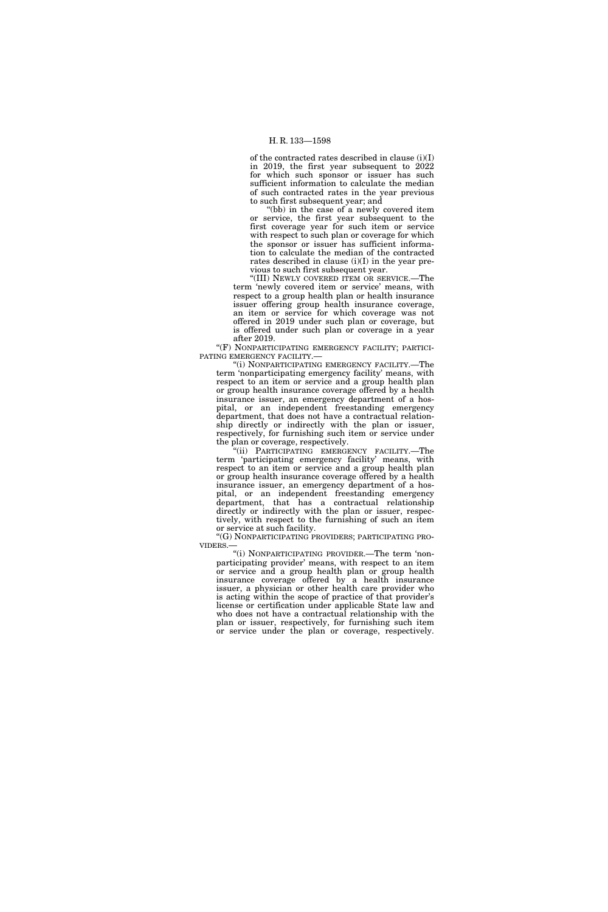of the contracted rates described in clause (i)(I) in 2019, the first year subsequent to 2022 for which such sponsor or issuer has such sufficient information to calculate the median of such contracted rates in the year previous to such first subsequent year; and

"(bb) in the case of a newly covered item or service, the first year subsequent to the first coverage year for such item or service with respect to such plan or coverage for which the sponsor or issuer has sufficient information to calculate the median of the contracted rates described in clause (i)(I) in the year previous to such first subsequent year.

"(III) NEWLY COVERED ITEM OR SERVICE.—The term 'newly covered item or service' means, with respect to a group health plan or health insurance issuer offering group health insurance coverage, an item or service for which coverage was not offered in 2019 under such plan or coverage, but is offered under such plan or coverage in a year after 2019.

"(F) NONPARTICIPATING EMERGENCY FACILITY; PARTICIPATING EMERGENCY FACILITY.—

"(i) NONPARTICIPATING EMERGENCY FACILITY.—The term 'nonparticipating emergency facility' means, with respect to an item or service and a group health plan or group health insurance coverage offered by a health insurance issuer, an emergency department of a hospital, or an independent freestanding emergency department, that does not have a contractual relationship directly or indirectly with the plan or issuer, respectively, for furnishing such item or service under the plan or coverage, respectively.

"(ii) PARTICIPATING EMERGENCY FACILITY.—The term 'participating emergency facility' means, with respect to an item or service and a group health plan or group health insurance coverage offered by a health insurance issuer, an emergency department of a hospital, or an independent freestanding emergency department, that has a contractual relationship directly or indirectly with the plan or issuer, respectively, with respect to the furnishing of such an item or service at such facility.

"(G) NONPARTICIPATING PROVIDERS; PARTICIPATING PROVIDERS.—

"(i) NONPARTICIPATING PROVIDER.—The term 'nonparticipating provider' means, with respect to an item or service and a group health plan or group health insurance coverage offered by a health insurance issuer, a physician or other health care provider who is acting within the scope of practice of that provider's license or certification under applicable State law and who does not have a contractual relationship with the plan or issuer, respectively, for furnishing such item or service under the plan or coverage, respectively.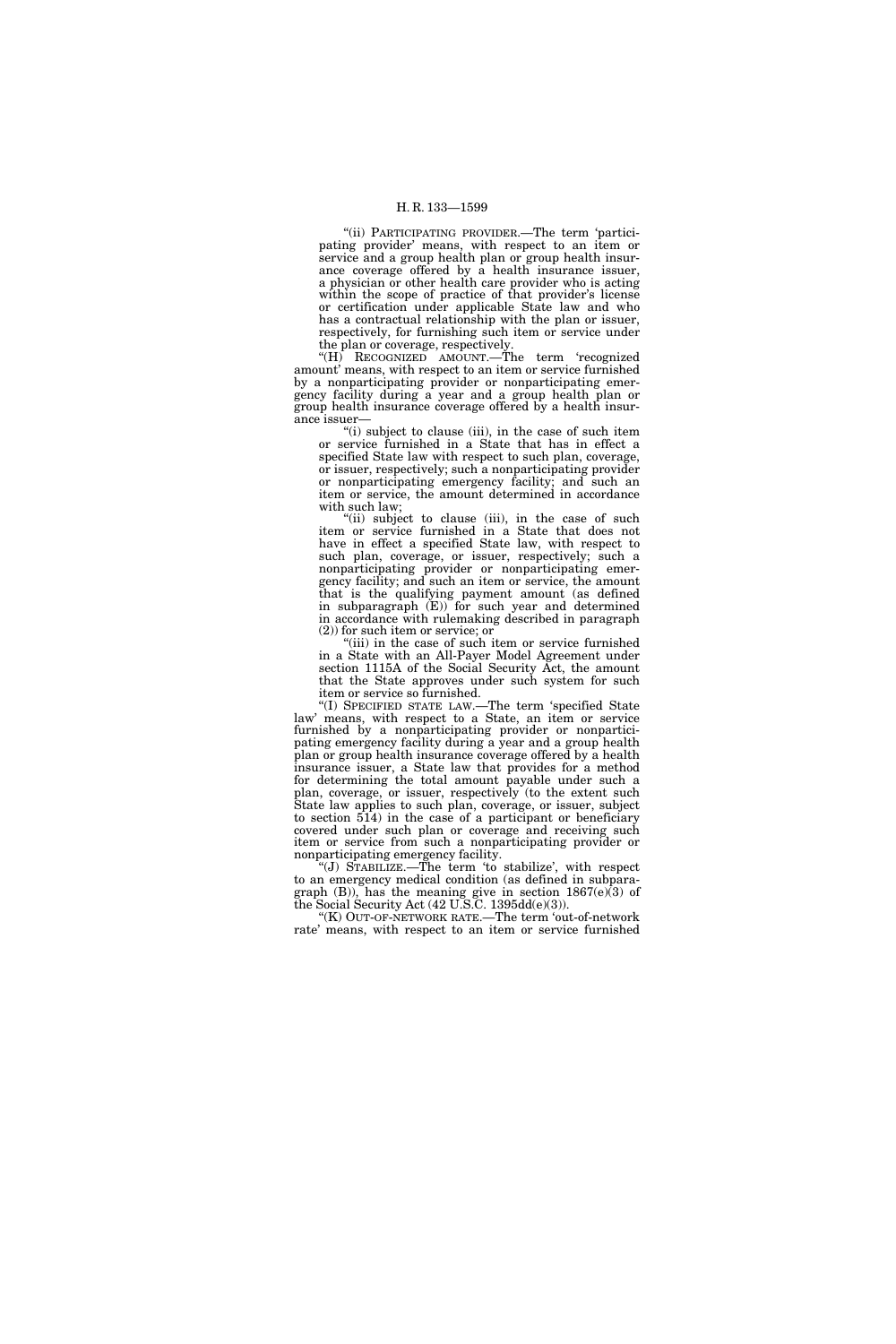"(ii) PARTICIPATING PROVIDER.—The term 'participating provider' means, with respect to an item or service and a group health plan or group health insurance coverage offered by a health insurance issuer, a physician or other health care provider who is acting within the scope of practice of that provider's license or certification under applicable State law and who has a contractual relationship with the plan or issuer, respectively, for furnishing such item or service under the plan or coverage, respectively.

"(H) RECOGNIZED AMOUNT.—The term 'recognized amount' means, with respect to an item or service furnished by a nonparticipating provider or nonparticipating emergency facility during a year and a group health plan or group health insurance coverage offered by a health insurance issuer—

"(i) subject to clause (iii), in the case of such item or service furnished in a State that has in effect a specified State law with respect to such plan, coverage, or issuer, respectively; such a nonparticipating provider or nonparticipating emergency facility; and such an item or service, the amount determined in accordance with such law;

"(ii) subject to clause (iii), in the case of such item or service furnished in a State that does not have in effect a specified State law, with respect to such plan, coverage, or issuer, respectively; such a nonparticipating provider or nonparticipating emergency facility; and such an item or service, the amount that is the qualifying payment amount (as defined in subparagraph (E)) for such year and determined in accordance with rulemaking described in paragraph (2)) for such item or service; or

"(iii) in the case of such item or service furnished in a State with an All-Payer Model Agreement under section 1115A of the Social Security Act, the amount that the State approves under such system for such item or service so furnished.

"(I) SPECIFIED STATE LAW.—The term 'specified State law' means, with respect to a State, an item or service furnished by a nonparticipating provider or nonparticipating emergency facility during a year and a group health plan or group health insurance coverage offered by a health insurance issuer, a State law that provides for a method for determining the total amount payable under such a plan, coverage, or issuer, respectively (to the extent such State law applies to such plan, coverage, or issuer, subject to section 514) in the case of a participant or beneficiary covered under such plan or coverage and receiving such item or service from such a nonparticipating provider or nonparticipating emergency facility.

"(J) STABILIZE.—The term 'to stabilize', with respect to an emergency medical condition (as defined in subparagraph (B)), has the meaning give in section 1867(e)(3) of the Social Security Act (42 U.S.C. 1395dd(e)(3)).

"(K) OUT-OF-NETWORK RATE.—The term 'out-of-network rate' means, with respect to an item or service furnished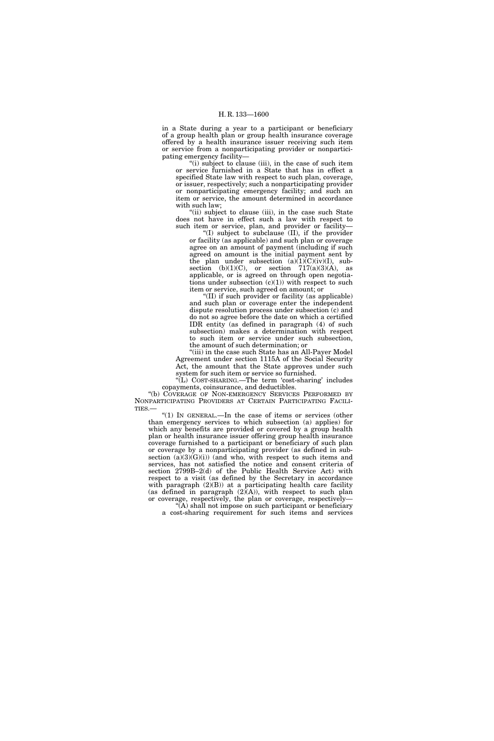in a State during a year to a participant or beneficiary of a group health plan or group health insurance coverage offered by a health insurance issuer receiving such item or service from a nonparticipating provider or nonparticipating emergency facility—

"(i) subject to clause (iii), in the case of such item or service furnished in a State that has in effect a specified State law with respect to such plan, coverage, or issuer, respectively; such a nonparticipating provider or nonparticipating emergency facility; and such an item or service, the amount determined in accordance with such law;

"(ii) subject to clause (iii), in the case such State does not have in effect such a law with respect to such item or service, plan, and provider or facility—

"(I) subject to subclause (II), if the provider or facility (as applicable) and such plan or coverage agree on an amount of payment (including if such agreed on amount is the initial payment sent by the plan under subsection (a)(1)(C)(iv)(I), subsection (b)(1)(C), or section 717(a)(3)(A), as applicable, or is agreed on through open negotiations under subsection (c)(1)) with respect to such item or service, such agreed on amount; or

"(II) if such provider or facility (as applicable) and such plan or coverage enter the independent dispute resolution process under subsection (c) and do not so agree before the date on which a certified IDR entity (as defined in paragraph (4) of such subsection) makes a determination with respect to such item or service under such subsection, the amount of such determination; or

"(iii) in the case such State has an All-Payer Model Agreement under section 1115A of the Social Security Act, the amount that the State approves under such system for such item or service so furnished.

"(L) COST-SHARING.—The term 'cost-sharing' includes copayments, coinsurance, and deductibles.

"(b) COVERAGE OF NON-EMERGENCY SERVICES PERFORMED BY NONPARTICIPATING PROVIDERS AT CERTAIN PARTICIPATING FACILITIES.—

"(1) IN GENERAL.—In the case of items or services (other than emergency services to which subsection (a) applies) for which any benefits are provided or covered by a group health plan or health insurance issuer offering group health insurance coverage furnished to a participant or beneficiary of such plan or coverage by a nonparticipating provider (as defined in subsection (a)(3)(G)(i)) (and who, with respect to such items and services, has not satisfied the notice and consent criteria of section 2799B–2(d) of the Public Health Service Act) with respect to a visit (as defined by the Secretary in accordance with paragraph (2)(B)) at a participating health care facility (as defined in paragraph (2)(A)), with respect to such plan or coverage, respectively, the plan or coverage, respectively—

"(A) shall not impose on such participant or beneficiary a cost-sharing requirement for such items and services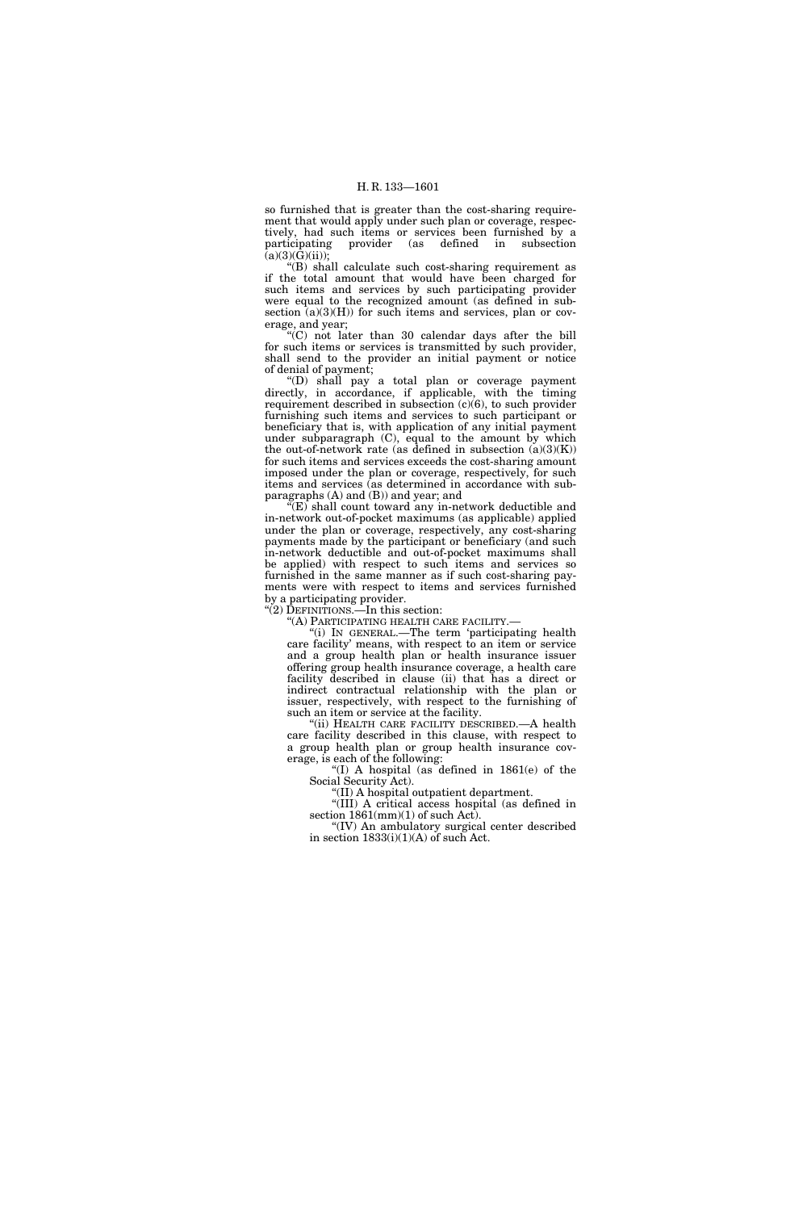so furnished that is greater than the cost-sharing requirement that would apply under such plan or coverage, respectively, had such items or services been furnished by a participating provider (as defined in subsection (a)(3)(G)(ii));

"(B) shall calculate such cost-sharing requirement as if the total amount that would have been charged for such items and services by such participating provider were equal to the recognized amount (as defined in subsection (a)(3)(H)) for such items and services, plan or coverage, and year;

"(C) not later than 30 calendar days after the bill for such items or services is transmitted by such provider, shall send to the provider an initial payment or notice of denial of payment;

"(D) shall pay a total plan or coverage payment directly, in accordance, if applicable, with the timing requirement described in subsection (c)(6), to such provider furnishing such items and services to such participant or beneficiary that is, with application of any initial payment under subparagraph (C), equal to the amount by which the out-of-network rate (as defined in subsection (a)(3)(K)) for such items and services exceeds the cost-sharing amount imposed under the plan or coverage, respectively, for such items and services (as determined in accordance with subparagraphs (A) and (B)) and year; and

"(E) shall count toward any in-network deductible and in-network out-of-pocket maximums (as applicable) applied under the plan or coverage, respectively, any cost-sharing payments made by the participant or beneficiary (and such in-network deductible and out-of-pocket maximums shall be applied) with respect to such items and services so furnished in the same manner as if such cost-sharing payments were with respect to items and services furnished by a participating provider.

"(2) DEFINITIONS.—In this section:

"(A) PARTICIPATING HEALTH CARE FACILITY.—

"(i) IN GENERAL.—The term 'participating health care facility' means, with respect to an item or service and a group health plan or health insurance issuer offering group health insurance coverage, a health care facility described in clause (ii) that has a direct or indirect contractual relationship with the plan or issuer, respectively, with respect to the furnishing of such an item or service at the facility.

"(ii) HEALTH CARE FACILITY DESCRIBED.—A health care facility described in this clause, with respect to a group health plan or group health insurance coverage, is each of the following:

"(I) A hospital (as defined in 1861(e) of the Social Security Act).

"(II) A hospital outpatient department.

"(III) A critical access hospital (as defined in section 1861(mm)(1) of such Act).

"(IV) An ambulatory surgical center described in section 1833(i)(1)(A) of such Act.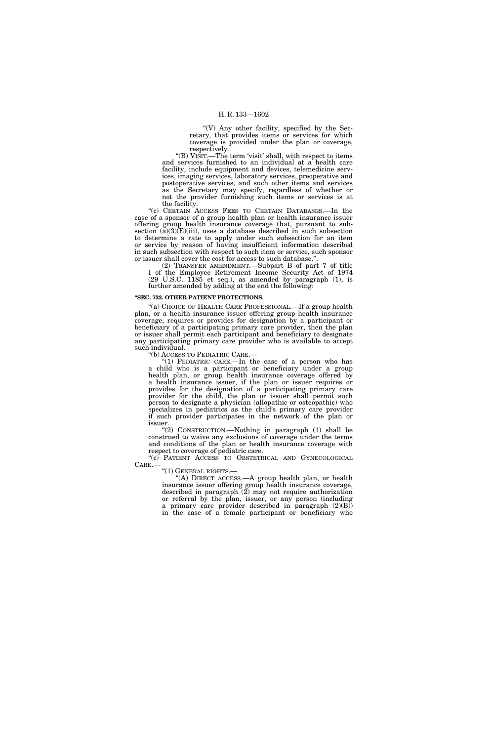"(V) Any other facility, specified by the Secretary, that provides items or services for which coverage is provided under the plan or coverage, respectively.

"(B) VISIT.—The term 'visit' shall, with respect to items and services furnished to an individual at a health care facility, include equipment and devices, telemedicine services, imaging services, laboratory services, preoperative and postoperative services, and such other items and services as the Secretary may specify, regardless of whether or not the provider furnishing such items or services is at the facility.

"(c) CERTAIN ACCESS FEES TO CERTAIN DATABASES.—In the case of a sponsor of a group health plan or health insurance issuer offering group health insurance coverage that, pursuant to subsection (a)(3)(E)(iii), uses a database described in such subsection to determine a rate to apply under such subsection for an item or service by reason of having insufficient information described in such subsection with respect to such item or service, such sponsor or issuer shall cover the cost for access to such database.".

(2) TRANSFER AMENDMENT.—Subpart B of part 7 of title I of the Employee Retirement Income Security Act of 1974 (29 U.S.C. 1185 et seq.), as amended by paragraph (1), is further amended by adding at the end the following:

**"SEC. 722. OTHER PATIENT PROTECTIONS.**

"(a) CHOICE OF HEALTH CARE PROFESSIONAL.—If a group health plan, or a health insurance issuer offering group health insurance coverage, requires or provides for designation by a participant or beneficiary of a participating primary care provider, then the plan or issuer shall permit each participant and beneficiary to designate any participating primary care provider who is available to accept such individual.

"(b) ACCESS TO PEDIATRIC CARE.—

"(1) PEDIATRIC CARE.—In the case of a person who has a child who is a participant or beneficiary under a group health plan, or group health insurance coverage offered by a health insurance issuer, if the plan or issuer requires or provides for the designation of a participating primary care provider for the child, the plan or issuer shall permit such person to designate a physician (allopathic or osteopathic) who specializes in pediatrics as the child's primary care provider if such provider participates in the network of the plan or issuer.

"(2) CONSTRUCTION.—Nothing in paragraph (1) shall be construed to waive any exclusions of coverage under the terms and conditions of the plan or health insurance coverage with respect to coverage of pediatric care.

"(c) PATIENT ACCESS TO OBSTETRICAL AND GYNECOLOGICAL CARE.—

"(1) GENERAL RIGHTS.—

"(A) DIRECT ACCESS.—A group health plan, or health insurance issuer offering group health insurance coverage, described in paragraph (2) may not require authorization or referral by the plan, issuer, or any person (including a primary care provider described in paragraph (2)(B)) in the case of a female participant or beneficiary who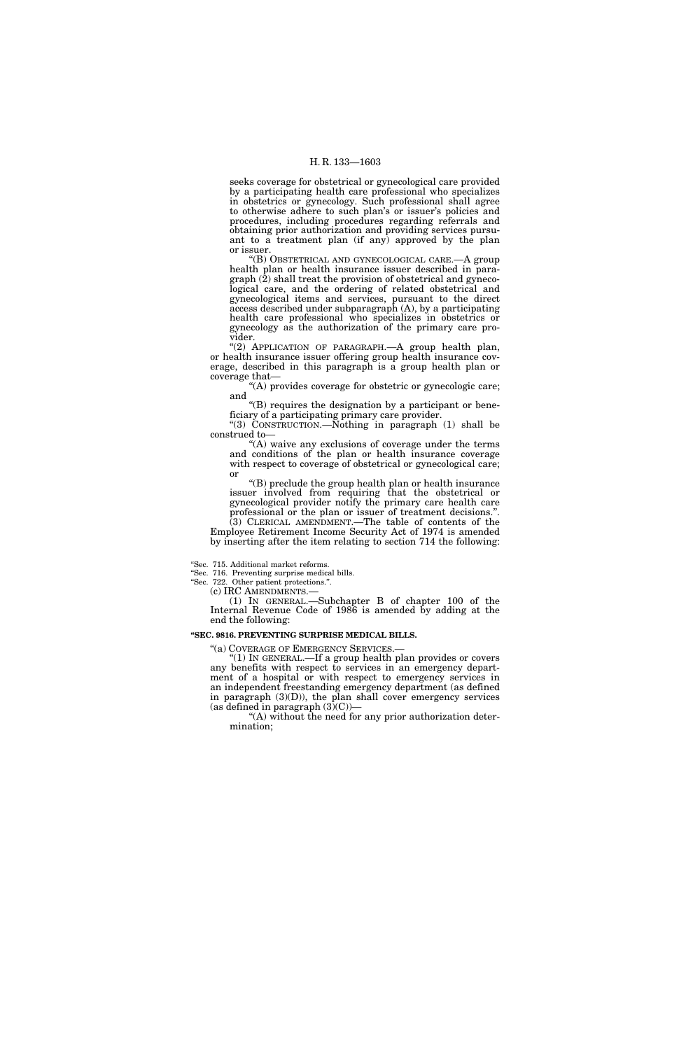seeks coverage for obstetrical or gynecological care provided by a participating health care professional who specializes in obstetrics or gynecology. Such professional shall agree to otherwise adhere to such plan's or issuer's policies and procedures, including procedures regarding referrals and obtaining prior authorization and providing services pursuant to a treatment plan (if any) approved by the plan or issuer.

"(B) OBSTETRICAL AND GYNECOLOGICAL CARE.—A group health plan or health insurance issuer described in paragraph (2) shall treat the provision of obstetrical and gynecological care, and the ordering of related obstetrical and gynecological items and services, pursuant to the direct access described under subparagraph (A), by a participating health care professional who specializes in obstetrics or gynecology as the authorization of the primary care provider.

"(2) APPLICATION OF PARAGRAPH.—A group health plan, or health insurance issuer offering group health insurance coverage, described in this paragraph is a group health plan or coverage that—

"(A) provides coverage for obstetric or gynecologic care; and

"(B) requires the designation by a participant or beneficiary of a participating primary care provider.

"(3) CONSTRUCTION.—Nothing in paragraph (1) shall be construed to—

"(A) waive any exclusions of coverage under the terms and conditions of the plan or health insurance coverage with respect to coverage of obstetrical or gynecological care; or

"(B) preclude the group health plan or health insurance issuer involved from requiring that the obstetrical or gynecological provider notify the primary care health care professional or the plan or issuer of treatment decisions.".

(3) CLERICAL AMENDMENT.—The table of contents of the Employee Retirement Income Security Act of 1974 is amended by inserting after the item relating to section 714 the following:

"Sec. 715. Additional market reforms.
"Sec. 716. Preventing surprise medical bills.
"Sec. 722. Other patient protections.".

(c) IRC AMENDMENTS.—

(1) IN GENERAL.—Subchapter B of chapter 100 of the Internal Revenue Code of 1986 is amended by adding at the end the following:

**"SEC. 9816. PREVENTING SURPRISE MEDICAL BILLS.**

"(a) COVERAGE OF EMERGENCY SERVICES.—

"(1) IN GENERAL.—If a group health plan provides or covers any benefits with respect to services in an emergency department of a hospital or with respect to emergency services in an independent freestanding emergency department (as defined in paragraph (3)(D)), the plan shall cover emergency services (as defined in paragraph (3)(C))—

"(A) without the need for any prior authorization determination;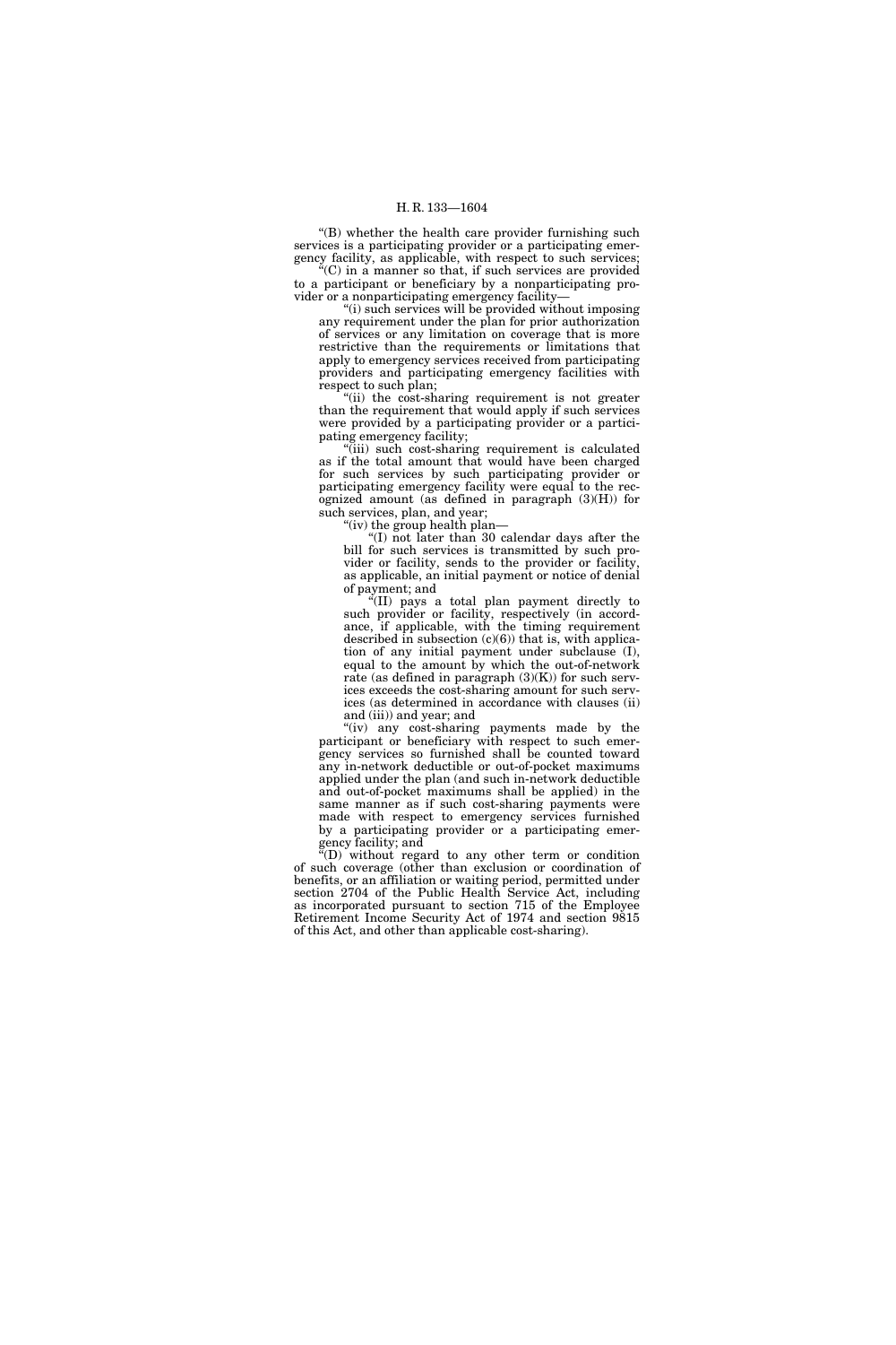"(B) whether the health care provider furnishing such services is a participating provider or a participating emergency facility, as applicable, with respect to such services;

"(C) in a manner so that, if such services are provided to a participant or beneficiary by a nonparticipating provider or a nonparticipating emergency facility—

"(i) such services will be provided without imposing any requirement under the plan for prior authorization of services or any limitation on coverage that is more restrictive than the requirements or limitations that apply to emergency services received from participating providers and participating emergency facilities with respect to such plan;

"(ii) the cost-sharing requirement is not greater than the requirement that would apply if such services were provided by a participating provider or a participating emergency facility;

"(iii) such cost-sharing requirement is calculated as if the total amount that would have been charged for such services by such participating provider or participating emergency facility were equal to the recognized amount (as defined in paragraph (3)(H)) for such services, plan, and year;

"(iv) the group health plan—

"(I) not later than 30 calendar days after the bill for such services is transmitted by such provider or facility, sends to the provider or facility, as applicable, an initial payment or notice of denial of payment; and

"(II) pays a total plan payment directly to such provider or facility, respectively (in accordance, if applicable, with the timing requirement described in subsection (c)(6)) that is, with application of any initial payment under subclause (I), equal to the amount by which the out-of-network rate (as defined in paragraph (3)(K)) for such services exceeds the cost-sharing amount for such services (as determined in accordance with clauses (ii) and (iii)) and year; and

"(iv) any cost-sharing payments made by the participant or beneficiary with respect to such emergency services so furnished shall be counted toward any in-network deductible or out-of-pocket maximums applied under the plan (and such in-network deductible and out-of-pocket maximums shall be applied) in the same manner as if such cost-sharing payments were made with respect to emergency services furnished by a participating provider or a participating emergency facility; and

"(D) without regard to any other term or condition of such coverage (other than exclusion or coordination of benefits, or an affiliation or waiting period, permitted under section 2704 of the Public Health Service Act, including as incorporated pursuant to section 715 of the Employee Retirement Income Security Act of 1974 and section 9815 of this Act, and other than applicable cost-sharing).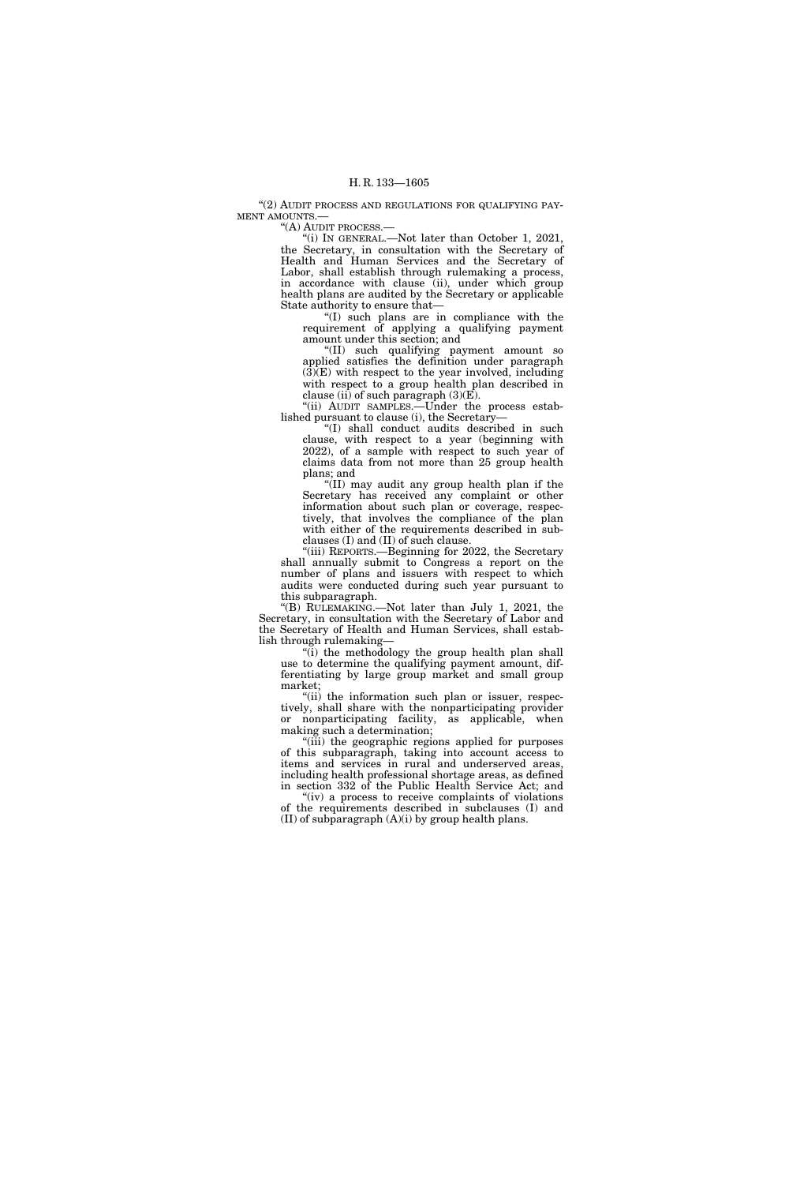"(2) AUDIT PROCESS AND REGULATIONS FOR QUALIFYING PAYMENT AMOUNTS.—

"(A) AUDIT PROCESS.—

"(i) IN GENERAL.—Not later than October 1, 2021, the Secretary, in consultation with the Secretary of Health and Human Services and the Secretary of Labor, shall establish through rulemaking a process, in accordance with clause (ii), under which group health plans are audited by the Secretary or applicable State authority to ensure that—

"(I) such plans are in compliance with the requirement of applying a qualifying payment amount under this section; and

"(II) such qualifying payment amount so applied satisfies the definition under paragraph (3)(E) with respect to the year involved, including with respect to a group health plan described in clause (ii) of such paragraph (3)(E).

"(ii) AUDIT SAMPLES.—Under the process established pursuant to clause (i), the Secretary—

"(I) shall conduct audits described in such clause, with respect to a year (beginning with 2022), of a sample with respect to such year of claims data from not more than 25 group health plans; and

"(II) may audit any group health plan if the Secretary has received any complaint or other information about such plan or coverage, respectively, that involves the compliance of the plan with either of the requirements described in subclauses (I) and (II) of such clause.

"(iii) REPORTS.—Beginning for 2022, the Secretary shall annually submit to Congress a report on the number of plans and issuers with respect to which audits were conducted during such year pursuant to this subparagraph.

"(B) RULEMAKING.—Not later than July 1, 2021, the Secretary, in consultation with the Secretary of Labor and the Secretary of Health and Human Services, shall establish through rulemaking—

"(i) the methodology the group health plan shall use to determine the qualifying payment amount, differentiating by large group market and small group market;

"(ii) the information such plan or issuer, respectively, shall share with the nonparticipating provider or nonparticipating facility, as applicable, when making such a determination;

"(iii) the geographic regions applied for purposes of this subparagraph, taking into account access to items and services in rural and underserved areas, including health professional shortage areas, as defined in section 332 of the Public Health Service Act; and

"(iv) a process to receive complaints of violations of the requirements described in subclauses (I) and (II) of subparagraph (A)(i) by group health plans.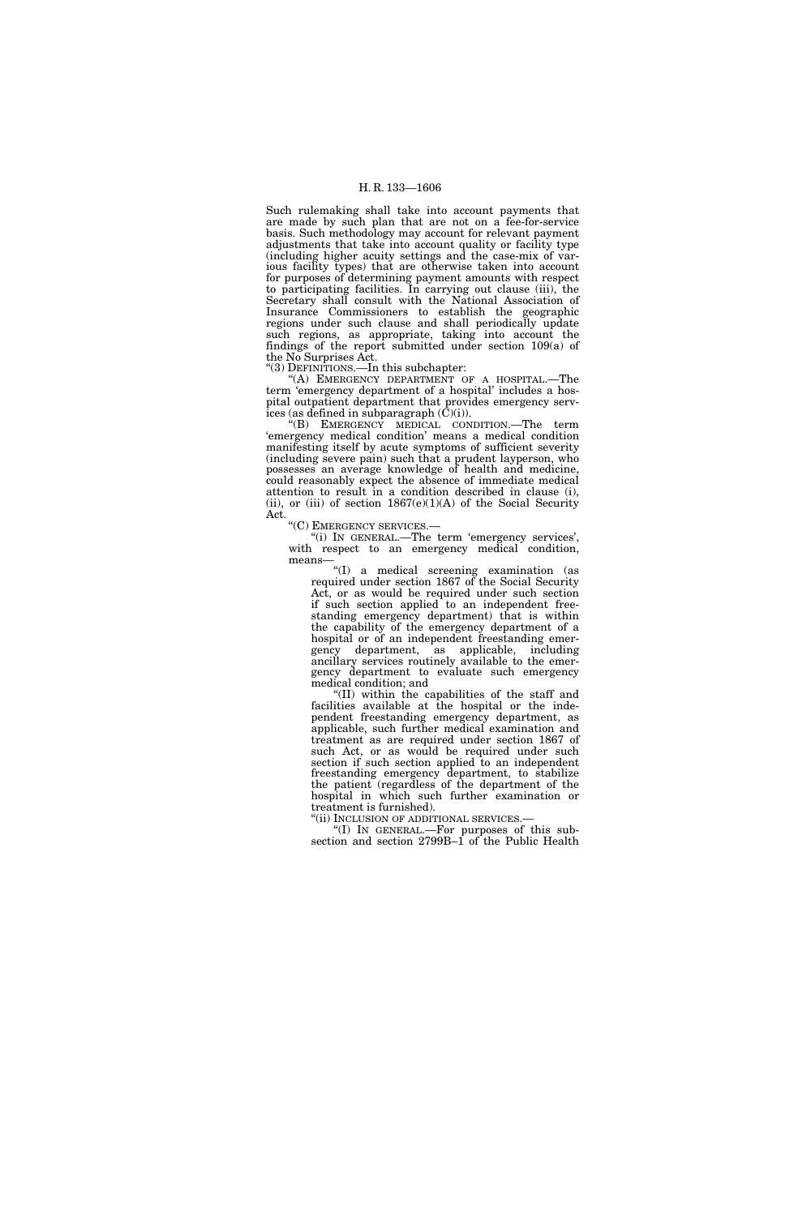Such rulemaking shall take into account payments that are made by such plan that are not on a fee-for-service basis. Such methodology may account for relevant payment adjustments that take into account quality or facility type (including higher acuity settings and the case-mix of various facility types) that are otherwise taken into account for purposes of determining payment amounts with respect to participating facilities. In carrying out clause (iii), the Secretary shall consult with the National Association of Insurance Commissioners to establish the geographic regions under such clause and shall periodically update such regions, as appropriate, taking into account the findings of the report submitted under section 109(a) of the No Surprises Act.

"(3) DEFINITIONS.—In this subchapter:

"(A) EMERGENCY DEPARTMENT OF A HOSPITAL.—The term 'emergency department of a hospital' includes a hospital outpatient department that provides emergency services (as defined in subparagraph (C)(i)).

"(B) EMERGENCY MEDICAL CONDITION.—The term 'emergency medical condition' means a medical condition manifesting itself by acute symptoms of sufficient severity (including severe pain) such that a prudent layperson, who possesses an average knowledge of health and medicine, could reasonably expect the absence of immediate medical attention to result in a condition described in clause (i), (ii), or (iii) of section 1867(e)(1)(A) of the Social Security Act.

"(C) EMERGENCY SERVICES.—

"(i) IN GENERAL.—The term 'emergency services', with respect to an emergency medical condition, means—

"(I) a medical screening examination (as required under section 1867 of the Social Security Act, or as would be required under such section if such section applied to an independent freestanding emergency department) that is within the capability of the emergency department of a hospital or of an independent freestanding emergency department, as applicable, including ancillary services routinely available to the emergency department to evaluate such emergency medical condition; and

"(II) within the capabilities of the staff and facilities available at the hospital or the independent freestanding emergency department, as applicable, such further medical examination and treatment as are required under section 1867 of such Act, or as would be required under such section if such section applied to an independent freestanding emergency department, to stabilize the patient (regardless of the department of the hospital in which such further examination or treatment is furnished).

"(ii) INCLUSION OF ADDITIONAL SERVICES.—

"(I) IN GENERAL.—For purposes of this subsection and section 2799B–1 of the Public Health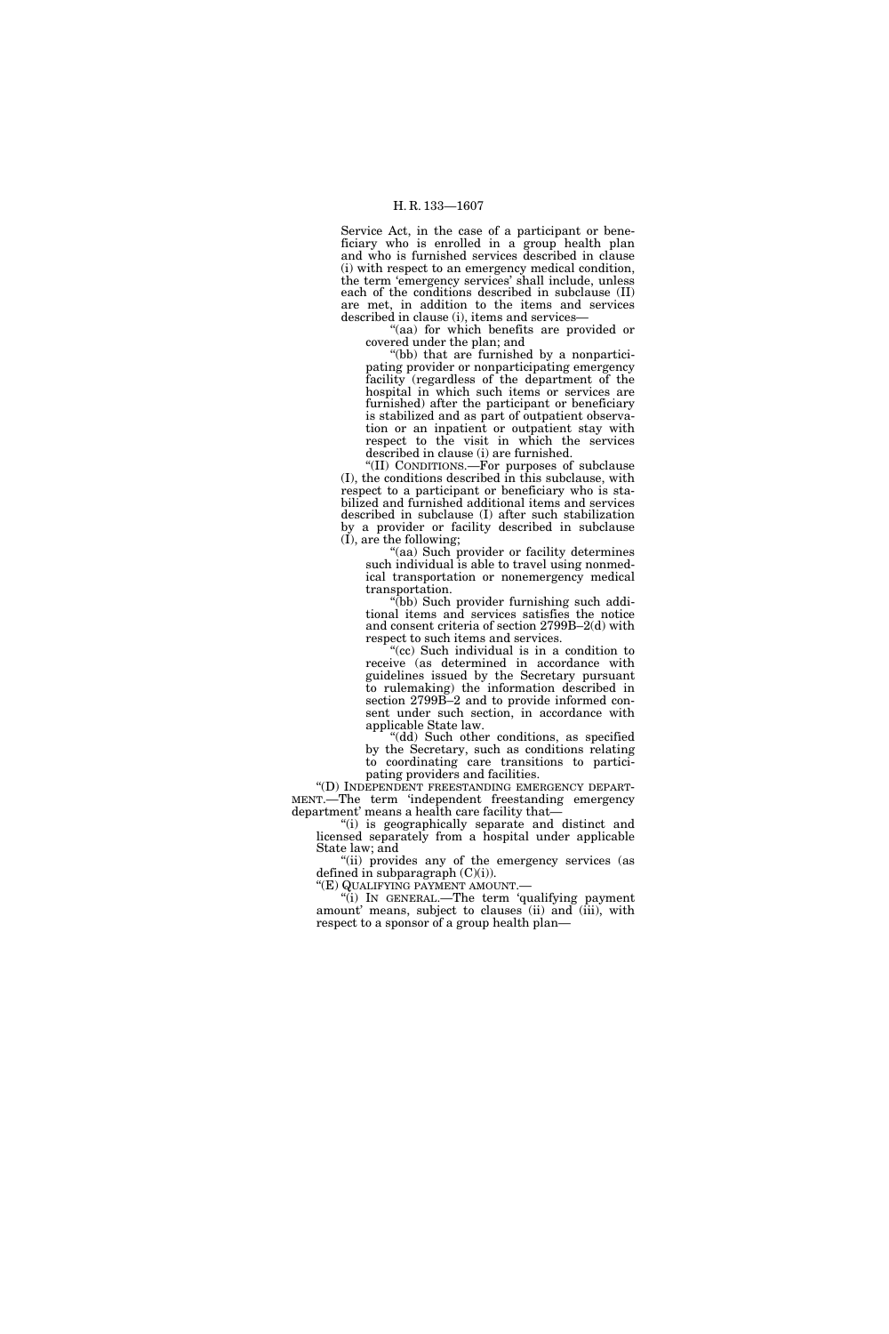Service Act, in the case of a participant or beneficiary who is enrolled in a group health plan and who is furnished services described in clause (i) with respect to an emergency medical condition, the term 'emergency services' shall include, unless each of the conditions described in subclause (II) are met, in addition to the items and services described in clause (i), items and services—

"(aa) for which benefits are provided or covered under the plan; and

"(bb) that are furnished by a nonparticipating provider or nonparticipating emergency facility (regardless of the department of the hospital in which such items or services are furnished) after the participant or beneficiary is stabilized and as part of outpatient observation or an inpatient or outpatient stay with respect to the visit in which the services described in clause (i) are furnished.

"(II) CONDITIONS.—For purposes of subclause (I), the conditions described in this subclause, with respect to a participant or beneficiary who is stabilized and furnished additional items and services described in subclause (I) after such stabilization by a provider or facility described in subclause (I), are the following;

"(aa) Such provider or facility determines such individual is able to travel using nonmedical transportation or nonemergency medical transportation.

"(bb) Such provider furnishing such additional items and services satisfies the notice and consent criteria of section 2799B–2(d) with respect to such items and services.

"(cc) Such individual is in a condition to receive (as determined in accordance with guidelines issued by the Secretary pursuant to rulemaking) the information described in section 2799B–2 and to provide informed consent under such section, in accordance with applicable State law.

"(dd) Such other conditions, as specified by the Secretary, such as conditions relating to coordinating care transitions to participating providers and facilities.

"(D) INDEPENDENT FREESTANDING EMERGENCY DEPARTMENT.—The term 'independent freestanding emergency department' means a health care facility that—

"(i) is geographically separate and distinct and licensed separately from a hospital under applicable State law; and

"(ii) provides any of the emergency services (as defined in subparagraph (C)(i)).

"(E) QUALIFYING PAYMENT AMOUNT.—

"(i) IN GENERAL.—The term 'qualifying payment amount' means, subject to clauses (ii) and (iii), with respect to a sponsor of a group health plan—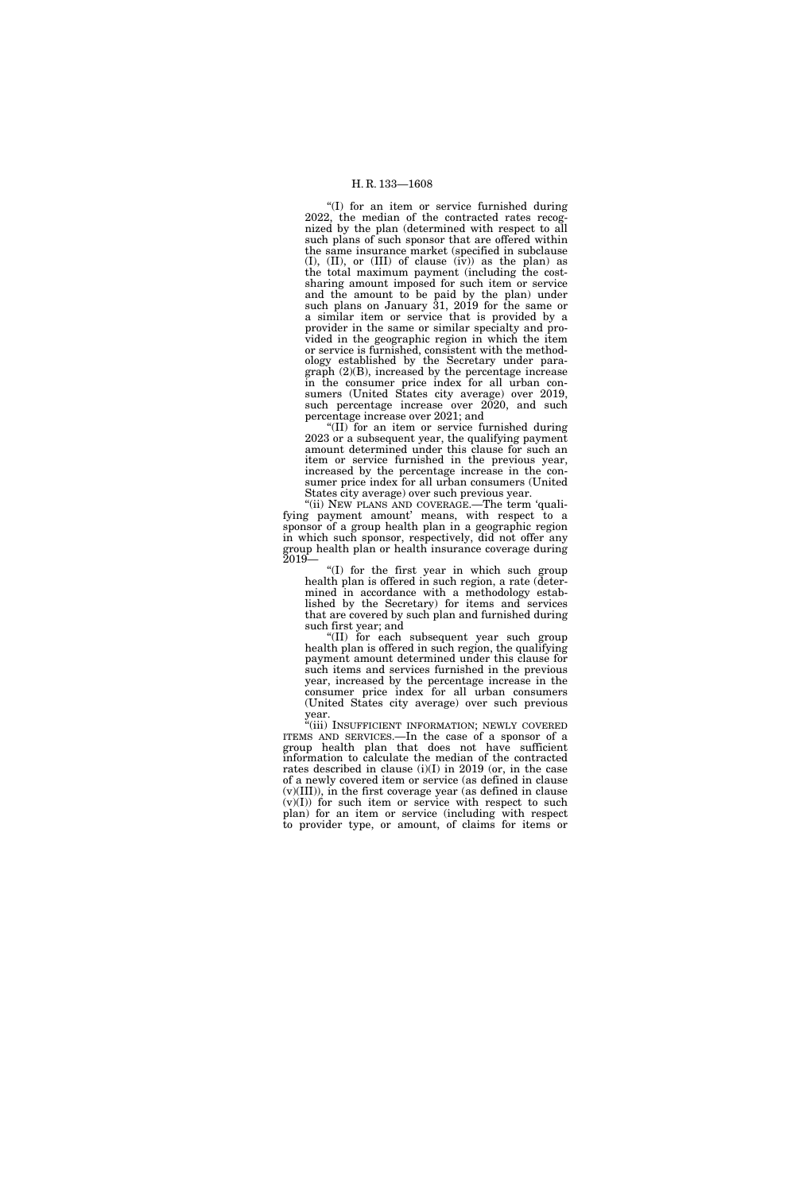"(I) for an item or service furnished during 2022, the median of the contracted rates recognized by the plan (determined with respect to all such plans of such sponsor that are offered within the same insurance market (specified in subclause (I), (II), or (III) of clause (iv)) as the plan) as the total maximum payment (including the cost-sharing amount imposed for such item or service and the amount to be paid by the plan) under such plans on January 31, 2019 for the same or a similar item or service that is provided by a provider in the same or similar specialty and provided in the geographic region in which the item or service is furnished, consistent with the methodology established by the Secretary under paragraph (2)(B), increased by the percentage increase in the consumer price index for all urban consumers (United States city average) over 2019, such percentage increase over 2020, and such percentage increase over 2021; and

"(II) for an item or service furnished during 2023 or a subsequent year, the qualifying payment amount determined under this clause for such an item or service furnished in the previous year, increased by the percentage increase in the consumer price index for all urban consumers (United States city average) over such previous year.

"(ii) NEW PLANS AND COVERAGE.—The term 'qualifying payment amount' means, with respect to a sponsor of a group health plan in a geographic region in which such sponsor, respectively, did not offer any group health plan or health insurance coverage during 2019—

"(I) for the first year in which such group health plan is offered in such region, a rate (determined in accordance with a methodology established by the Secretary) for items and services that are covered by such plan and furnished during such first year; and

"(II) for each subsequent year such group health plan is offered in such region, the qualifying payment amount determined under this clause for such items and services furnished in the previous year, increased by the percentage increase in the consumer price index for all urban consumers (United States city average) over such previous year.

"(iii) INSUFFICIENT INFORMATION; NEWLY COVERED ITEMS AND SERVICES.—In the case of a sponsor of a group health plan that does not have sufficient information to calculate the median of the contracted rates described in clause (i)(I) in 2019 (or, in the case of a newly covered item or service (as defined in clause (v)(III)), in the first coverage year (as defined in clause (v)(I)) for such item or service with respect to such plan) for an item or service (including with respect to provider type, or amount, of claims for items or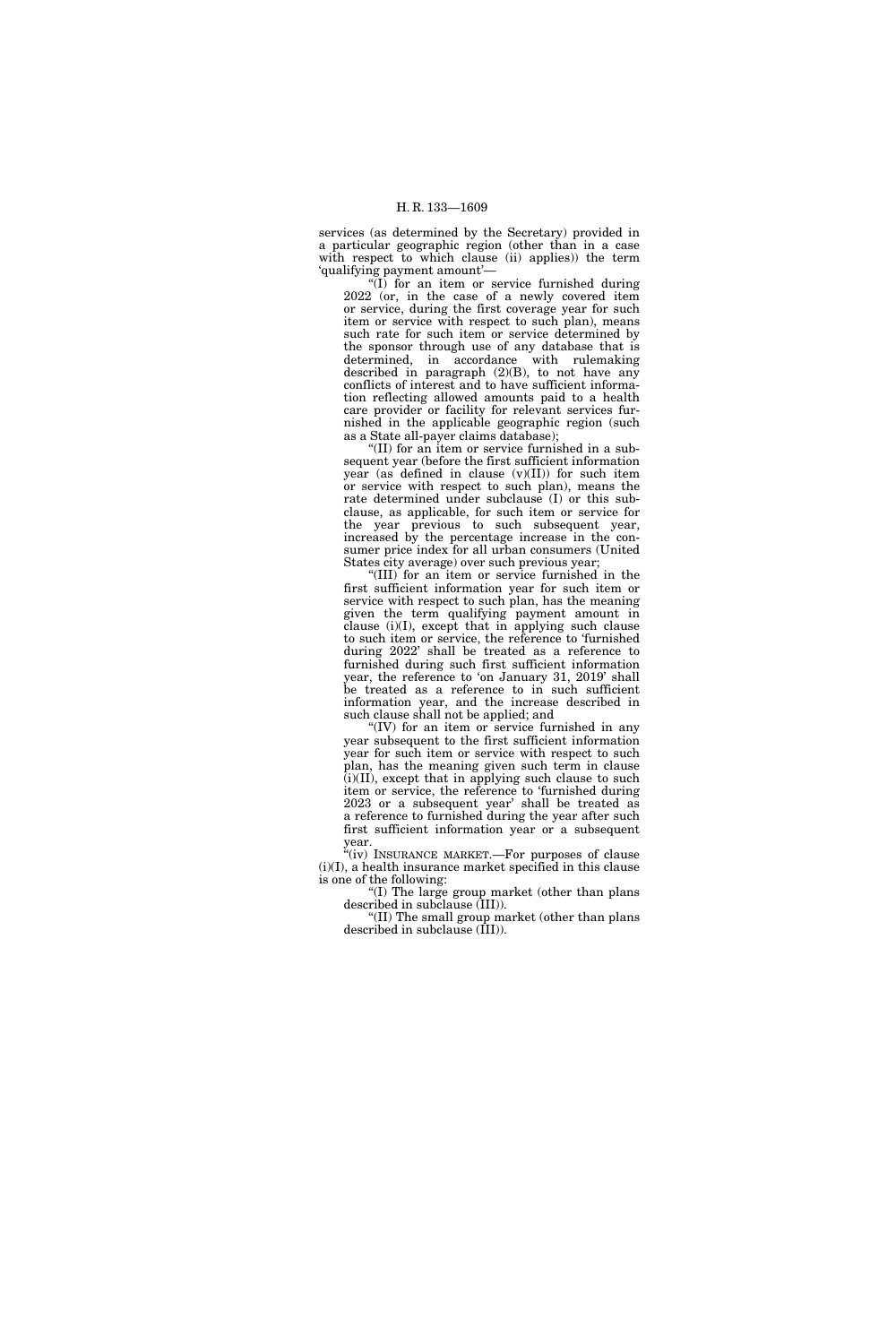services (as determined by the Secretary) provided in a particular geographic region (other than in a case with respect to which clause (ii) applies)) the term 'qualifying payment amount'—

"(I) for an item or service furnished during 2022 (or, in the case of a newly covered item or service, during the first coverage year for such item or service with respect to such plan), means such rate for such item or service determined by the sponsor through use of any database that is determined, in accordance with rulemaking described in paragraph (2)(B), to not have any conflicts of interest and to have sufficient information reflecting allowed amounts paid to a health care provider or facility for relevant services furnished in the applicable geographic region (such as a State all-payer claims database);

"(II) for an item or service furnished in a subsequent year (before the first sufficient information year (as defined in clause (v)(II)) for such item or service with respect to such plan), means the rate determined under subclause (I) or this subclause, as applicable, for such item or service for the year previous to such subsequent year, increased by the percentage increase in the consumer price index for all urban consumers (United States city average) over such previous year;

"(III) for an item or service furnished in the first sufficient information year for such item or service with respect to such plan, has the meaning given the term qualifying payment amount in clause (i)(I), except that in applying such clause to such item or service, the reference to 'furnished during 2022' shall be treated as a reference to furnished during such first sufficient information year, the reference to 'on January 31, 2019' shall be treated as a reference to in such sufficient information year, and the increase described in such clause shall not be applied; and

"(IV) for an item or service furnished in any year subsequent to the first sufficient information year for such item or service with respect to such plan, has the meaning given such term in clause (i)(II), except that in applying such clause to such item or service, the reference to 'furnished during 2023 or a subsequent year' shall be treated as a reference to furnished during the year after such first sufficient information year or a subsequent year.

"(iv) INSURANCE MARKET.—For purposes of clause (i)(I), a health insurance market specified in this clause is one of the following:

"(I) The large group market (other than plans described in subclause (III)).

"(II) The small group market (other than plans described in subclause (III)).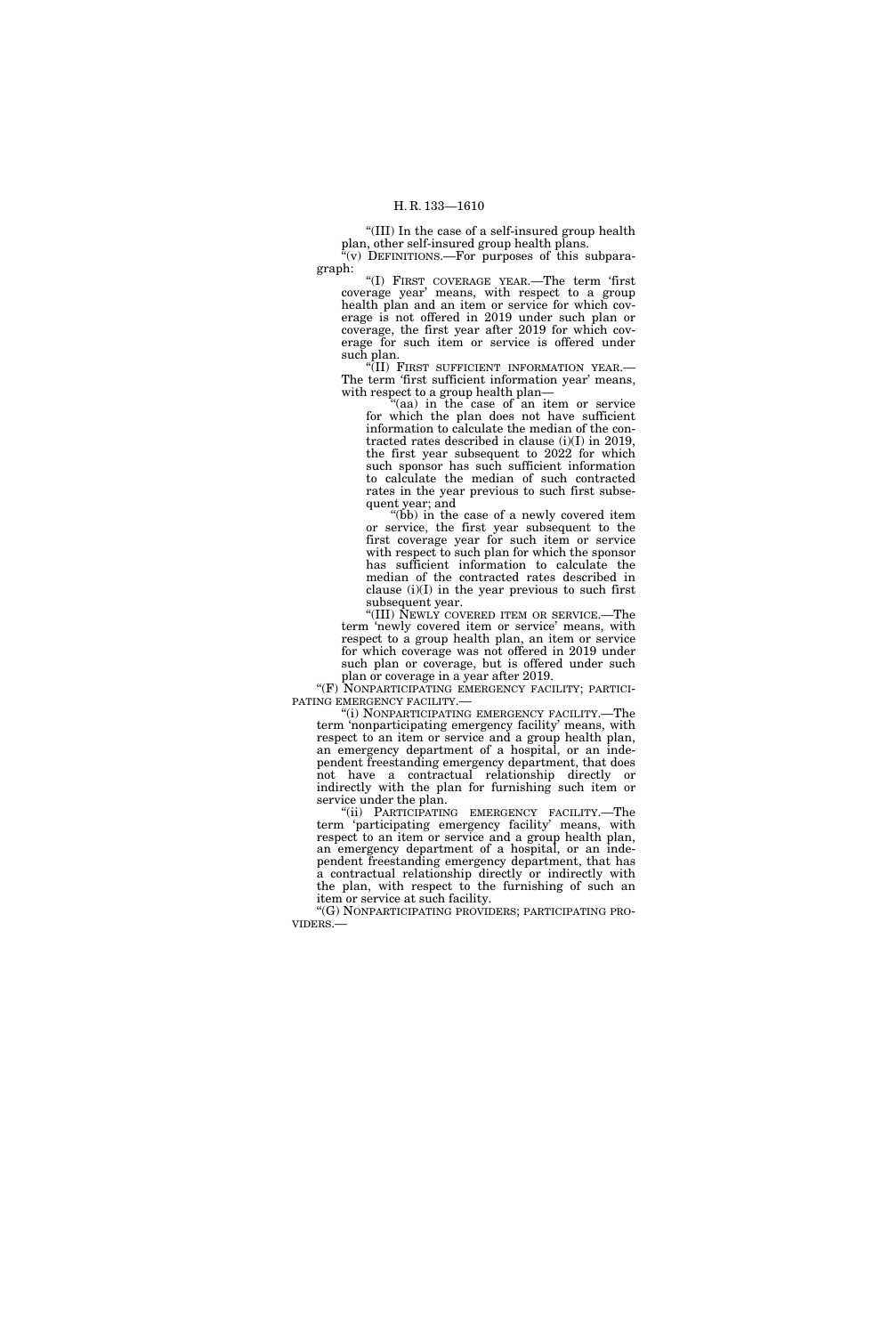"(III) In the case of a self-insured group health plan, other self-insured group health plans.

"(v) DEFINITIONS.—For purposes of this subparagraph:

"(I) FIRST COVERAGE YEAR.—The term 'first coverage year' means, with respect to a group health plan and an item or service for which coverage is not offered in 2019 under such plan or coverage, the first year after 2019 for which coverage for such item or service is offered under such plan.

"(II) FIRST SUFFICIENT INFORMATION YEAR.—The term 'first sufficient information year' means, with respect to a group health plan—

"(aa) in the case of an item or service for which the plan does not have sufficient information to calculate the median of the contracted rates described in clause (i)(I) in 2019, the first year subsequent to 2022 for which such sponsor has such sufficient information to calculate the median of such contracted rates in the year previous to such first subsequent year; and

"(bb) in the case of a newly covered item or service, the first year subsequent to the first coverage year for such item or service with respect to such plan for which the sponsor has sufficient information to calculate the median of the contracted rates described in clause (i)(I) in the year previous to such first subsequent year.

"(III) NEWLY COVERED ITEM OR SERVICE.—The term 'newly covered item or service' means, with respect to a group health plan, an item or service for which coverage was not offered in 2019 under such plan or coverage, but is offered under such plan or coverage in a year after 2019.

"(F) NONPARTICIPATING EMERGENCY FACILITY; PARTICIPATING EMERGENCY FACILITY.—

"(i) NONPARTICIPATING EMERGENCY FACILITY.—The term 'nonparticipating emergency facility' means, with respect to an item or service and a group health plan, an emergency department of a hospital, or an independent freestanding emergency department, that does not have a contractual relationship directly or indirectly with the plan for furnishing such item or service under the plan.

"(ii) PARTICIPATING EMERGENCY FACILITY.—The term 'participating emergency facility' means, with respect to an item or service and a group health plan, an emergency department of a hospital, or an independent freestanding emergency department, that has a contractual relationship directly or indirectly with the plan, with respect to the furnishing of such an item or service at such facility.

"(G) NONPARTICIPATING PROVIDERS; PARTICIPATING PROVIDERS.—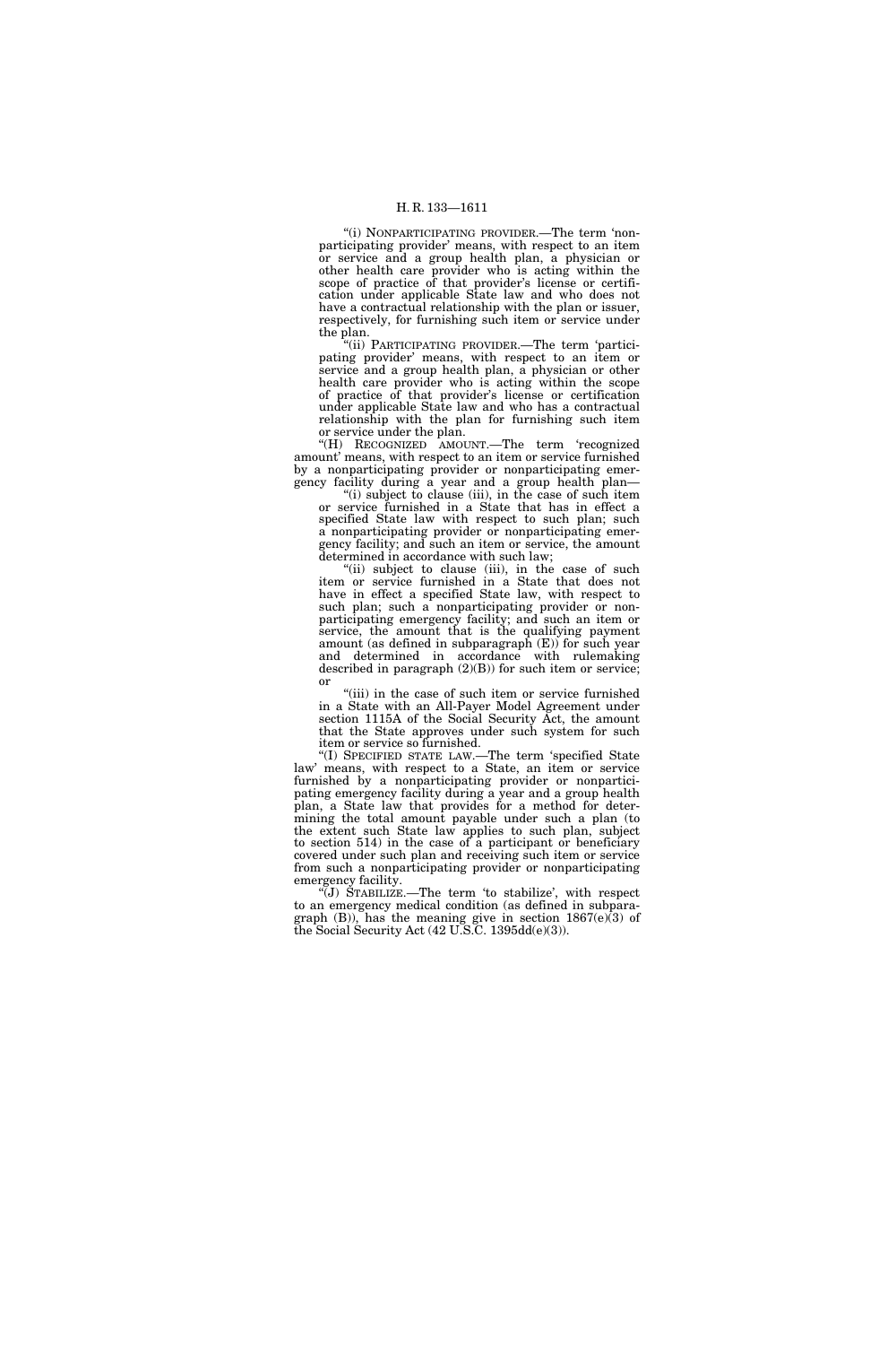"(i) NONPARTICIPATING PROVIDER.—The term 'nonparticipating provider' means, with respect to an item or service and a group health plan, a physician or other health care provider who is acting within the scope of practice of that provider's license or certification under applicable State law and who does not have a contractual relationship with the plan or issuer, respectively, for furnishing such item or service under the plan.

"(ii) PARTICIPATING PROVIDER.—The term 'participating provider' means, with respect to an item or service and a group health plan, a physician or other health care provider who is acting within the scope of practice of that provider's license or certification under applicable State law and who has a contractual relationship with the plan for furnishing such item or service under the plan.

"(H) RECOGNIZED AMOUNT.—The term 'recognized amount' means, with respect to an item or service furnished by a nonparticipating provider or nonparticipating emergency facility during a year and a group health plan—

"(i) subject to clause (iii), in the case of such item or service furnished in a State that has in effect a specified State law with respect to such plan; such a nonparticipating provider or nonparticipating emergency facility; and such an item or service, the amount determined in accordance with such law;

"(ii) subject to clause (iii), in the case of such item or service furnished in a State that does not have in effect a specified State law, with respect to such plan; such a nonparticipating provider or nonparticipating emergency facility; and such an item or service, the amount that is the qualifying payment amount (as defined in subparagraph (E)) for such year and determined in accordance with rulemaking described in paragraph (2)(B)) for such item or service; or

"(iii) in the case of such item or service furnished in a State with an All-Payer Model Agreement under section 1115A of the Social Security Act, the amount that the State approves under such system for such item or service so furnished.

"(I) SPECIFIED STATE LAW.—The term 'specified State law' means, with respect to a State, an item or service furnished by a nonparticipating provider or nonparticipating emergency facility during a year and a group health plan, a State law that provides for a method for determining the total amount payable under such a plan (to the extent such State law applies to such plan, subject to section 514) in the case of a participant or beneficiary covered under such plan and receiving such item or service from such a nonparticipating provider or nonparticipating emergency facility.

"(J) STABILIZE.—The term 'to stabilize', with respect to an emergency medical condition (as defined in subparagraph (B)), has the meaning give in section 1867(e)(3) of the Social Security Act (42 U.S.C. 1395dd(e)(3)).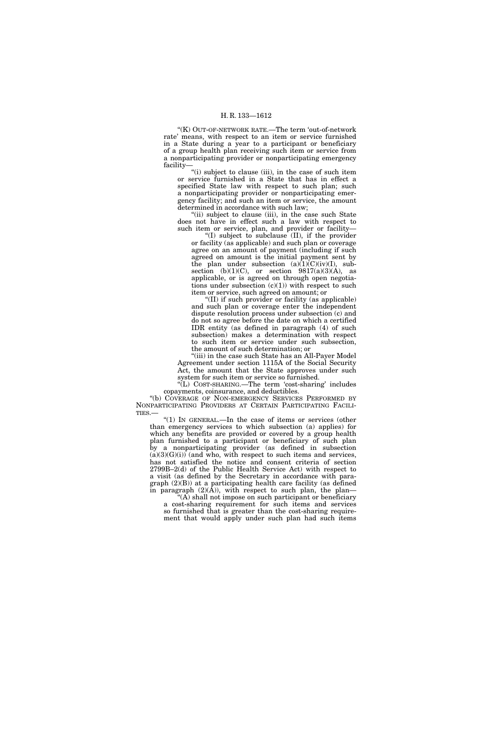"(K) OUT-OF-NETWORK RATE.—The term 'out-of-network rate' means, with respect to an item or service furnished in a State during a year to a participant or beneficiary of a group health plan receiving such item or service from a nonparticipating provider or nonparticipating emergency facility—

"(i) subject to clause (iii), in the case of such item or service furnished in a State that has in effect a specified State law with respect to such plan; such a nonparticipating provider or nonparticipating emergency facility; and such an item or service, the amount determined in accordance with such law;

"(ii) subject to clause (iii), in the case such State does not have in effect such a law with respect to such item or service, plan, and provider or facility—

"(I) subject to subclause (II), if the provider or facility (as applicable) and such plan or coverage agree on an amount of payment (including if such agreed on amount is the initial payment sent by the plan under subsection (a)(1)(C)(iv)(I), subsection (b)(1)(C), or section 9817(a)(3)(A), as applicable, or is agreed on through open negotiations under subsection (c)(1)) with respect to such item or service, such agreed on amount; or

"(II) if such provider or facility (as applicable) and such plan or coverage enter the independent dispute resolution process under subsection (c) and do not so agree before the date on which a certified IDR entity (as defined in paragraph (4) of such subsection) makes a determination with respect to such item or service under such subsection, the amount of such determination; or

"(iii) in the case such State has an All-Payer Model Agreement under section 1115A of the Social Security Act, the amount that the State approves under such system for such item or service so furnished.

"(L) COST-SHARING.—The term 'cost-sharing' includes copayments, coinsurance, and deductibles.

"(b) COVERAGE OF NON-EMERGENCY SERVICES PERFORMED BY NONPARTICIPATING PROVIDERS AT CERTAIN PARTICIPATING FACILITIES.—

"(1) IN GENERAL.—In the case of items or services (other than emergency services to which subsection (a) applies) for which any benefits are provided or covered by a group health plan furnished to a participant or beneficiary of such plan by a nonparticipating provider (as defined in subsection (a)(3)(G)(i)) (and who, with respect to such items and services, has not satisfied the notice and consent criteria of section 2799B–2(d) of the Public Health Service Act) with respect to a visit (as defined by the Secretary in accordance with paragraph (2)(B)) at a participating health care facility (as defined in paragraph (2)(A)), with respect to such plan, the plan—

"(A) shall not impose on such participant or beneficiary a cost-sharing requirement for such items and services so furnished that is greater than the cost-sharing requirement that would apply under such plan had such items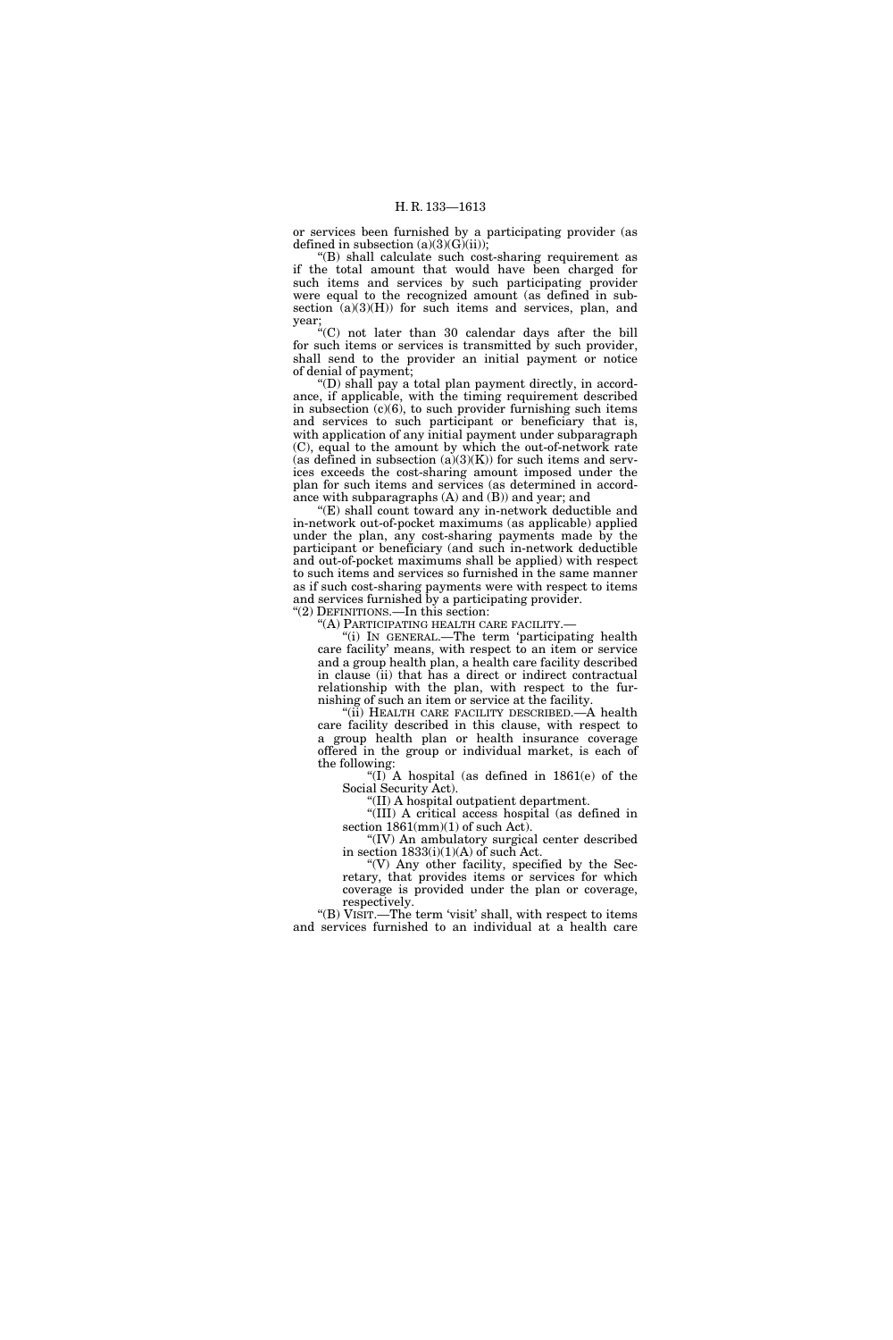or services been furnished by a participating provider (as defined in subsection (a)(3)(G)(ii));

"(B) shall calculate such cost-sharing requirement as if the total amount that would have been charged for such items and services by such participating provider were equal to the recognized amount (as defined in subsection (a)(3)(H)) for such items and services, plan, and year;

"(C) not later than 30 calendar days after the bill for such items or services is transmitted by such provider, shall send to the provider an initial payment or notice of denial of payment;

"(D) shall pay a total plan payment directly, in accordance, if applicable, with the timing requirement described in subsection (c)(6), to such provider furnishing such items and services to such participant or beneficiary that is, with application of any initial payment under subparagraph (C), equal to the amount by which the out-of-network rate (as defined in subsection (a)(3)(K)) for such items and services exceeds the cost-sharing amount imposed under the plan for such items and services (as determined in accordance with subparagraphs (A) and (B)) and year; and

"(E) shall count toward any in-network deductible and in-network out-of-pocket maximums (as applicable) applied under the plan, any cost-sharing payments made by the participant or beneficiary (and such in-network deductible and out-of-pocket maximums shall be applied) with respect to such items and services so furnished in the same manner as if such cost-sharing payments were with respect to items and services furnished by a participating provider.

"(2) DEFINITIONS.—In this section:

"(A) PARTICIPATING HEALTH CARE FACILITY.—

"(i) IN GENERAL.—The term 'participating health care facility' means, with respect to an item or service and a group health plan, a health care facility described in clause (ii) that has a direct or indirect contractual relationship with the plan, with respect to the furnishing of such an item or service at the facility.

"(ii) HEALTH CARE FACILITY DESCRIBED.—A health care facility described in this clause, with respect to a group health plan or health insurance coverage offered in the group or individual market, is each of the following:

"(I) A hospital (as defined in 1861(e) of the Social Security Act).

"(II) A hospital outpatient department.

"(III) A critical access hospital (as defined in section 1861(mm)(1) of such Act).

"(IV) An ambulatory surgical center described in section 1833(i)(1)(A) of such Act.

"(V) Any other facility, specified by the Secretary, that provides items or services for which coverage is provided under the plan or coverage, respectively.

"(B) VISIT.—The term 'visit' shall, with respect to items and services furnished to an individual at a health care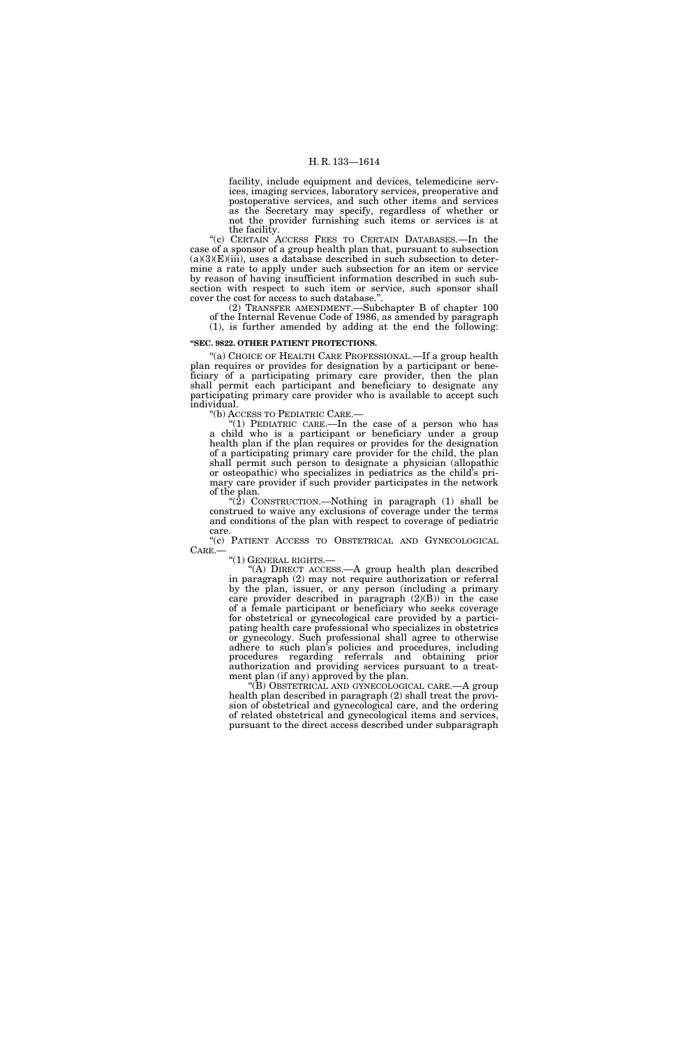facility, include equipment and devices, telemedicine services, imaging services, laboratory services, preoperative and postoperative services, and such other items and services as the Secretary may specify, regardless of whether or not the provider furnishing such items or services is at the facility.

"(c) CERTAIN ACCESS FEES TO CERTAIN DATABASES.—In the case of a sponsor of a group health plan that, pursuant to subsection (a)(3)(E)(iii), uses a database described in such subsection to determine a rate to apply under such subsection for an item or service by reason of having insufficient information described in such subsection with respect to such item or service, such sponsor shall cover the cost for access to such database.".

(2) TRANSFER AMENDMENT.—Subchapter B of chapter 100 of the Internal Revenue Code of 1986, as amended by paragraph (1), is further amended by adding at the end the following:

**"SEC. 9822. OTHER PATIENT PROTECTIONS.**

"(a) CHOICE OF HEALTH CARE PROFESSIONAL.—If a group health plan requires or provides for designation by a participant or beneficiary of a participating primary care provider, then the plan shall permit each participant and beneficiary to designate any participating primary care provider who is available to accept such individual.

"(b) ACCESS TO PEDIATRIC CARE.—

"(1) PEDIATRIC CARE.—In the case of a person who has a child who is a participant or beneficiary under a group health plan if the plan requires or provides for the designation of a participating primary care provider for the child, the plan shall permit such person to designate a physician (allopathic or osteopathic) who specializes in pediatrics as the child's primary care provider if such provider participates in the network of the plan.

"(2) CONSTRUCTION.—Nothing in paragraph (1) shall be construed to waive any exclusions of coverage under the terms and conditions of the plan with respect to coverage of pediatric care.

"(c) PATIENT ACCESS TO OBSTETRICAL AND GYNECOLOGICAL CARE.—

"(1) GENERAL RIGHTS.—

"(A) DIRECT ACCESS.—A group health plan described in paragraph (2) may not require authorization or referral by the plan, issuer, or any person (including a primary care provider described in paragraph (2)(B)) in the case of a female participant or beneficiary who seeks coverage for obstetrical or gynecological care provided by a participating health care professional who specializes in obstetrics or gynecology. Such professional shall agree to otherwise adhere to such plan's policies and procedures, including procedures regarding referrals and obtaining prior authorization and providing services pursuant to a treatment plan (if any) approved by the plan.

"(B) OBSTETRICAL AND GYNECOLOGICAL CARE.—A group health plan described in paragraph (2) shall treat the provision of obstetrical and gynecological care, and the ordering of related obstetrical and gynecological items and services, pursuant to the direct access described under subparagraph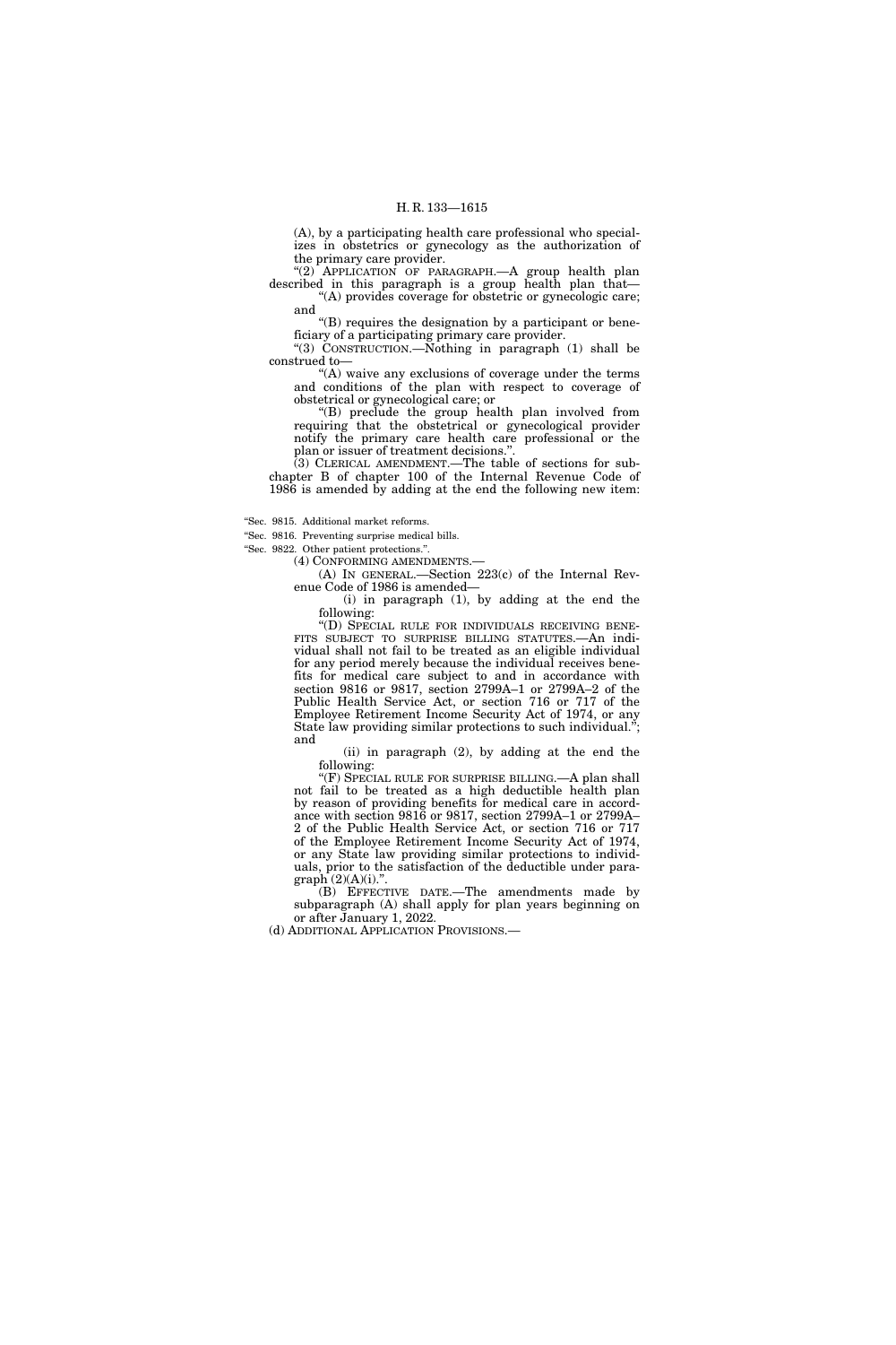(A), by a participating health care professional who specializes in obstetrics or gynecology as the authorization of the primary care provider.

"(2) APPLICATION OF PARAGRAPH.—A group health plan described in this paragraph is a group health plan that—

"(A) provides coverage for obstetric or gynecologic care; and

"(B) requires the designation by a participant or beneficiary of a participating primary care provider.

"(3) CONSTRUCTION.—Nothing in paragraph (1) shall be construed to—

"(A) waive any exclusions of coverage under the terms and conditions of the plan with respect to coverage of obstetrical or gynecological care; or

"(B) preclude the group health plan involved from requiring that the obstetrical or gynecological provider notify the primary care health care professional or the plan or issuer of treatment decisions.".

(3) CLERICAL AMENDMENT.—The table of sections for subchapter B of chapter 100 of the Internal Revenue Code of 1986 is amended by adding at the end the following new item:

"Sec. 9815. Additional market reforms.

"Sec. 9816. Preventing surprise medical bills.

"Sec. 9822. Other patient protections.".

(4) CONFORMING AMENDMENTS.—

(A) IN GENERAL.—Section 223(c) of the Internal Revenue Code of 1986 is amended—

(i) in paragraph (1), by adding at the end the following:

"(D) SPECIAL RULE FOR INDIVIDUALS RECEIVING BENEFITS SUBJECT TO SURPRISE BILLING STATUTES.—An individual shall not fail to be treated as an eligible individual for any period merely because the individual receives benefits for medical care subject to and in accordance with section 9816 or 9817, section 2799A–1 or 2799A–2 of the Public Health Service Act, or section 716 or 717 of the Employee Retirement Income Security Act of 1974, or any State law providing similar protections to such individual."; and

(ii) in paragraph (2), by adding at the end the following:

"(F) SPECIAL RULE FOR SURPRISE BILLING.—A plan shall not fail to be treated as a high deductible health plan by reason of providing benefits for medical care in accordance with section 9816 or 9817, section 2799A–1 or 2799A–2 of the Public Health Service Act, or section 716 or 717 of the Employee Retirement Income Security Act of 1974, or any State law providing similar protections to individuals, prior to the satisfaction of the deductible under paragraph (2)(A)(i).".

(B) EFFECTIVE DATE.—The amendments made by subparagraph (A) shall apply for plan years beginning on or after January 1, 2022.

(d) ADDITIONAL APPLICATION PROVISIONS.—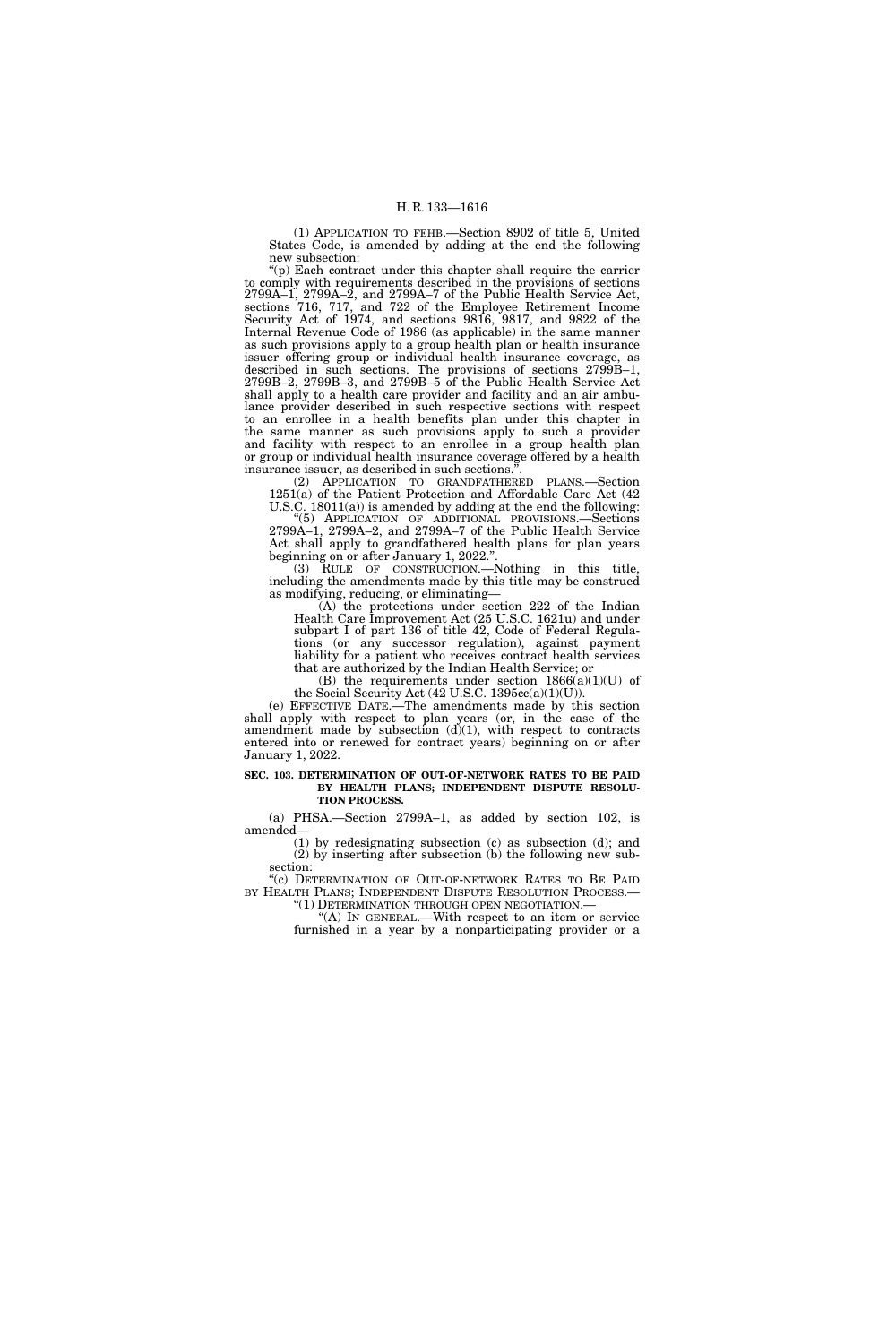(1) APPLICATION TO FEHB.—Section 8902 of title 5, United States Code, is amended by adding at the end the following new subsection:

"(p) Each contract under this chapter shall require the carrier to comply with requirements described in the provisions of sections 2799A–1, 2799A–2, and 2799A–7 of the Public Health Service Act, sections 716, 717, and 722 of the Employee Retirement Income Security Act of 1974, and sections 9816, 9817, and 9822 of the Internal Revenue Code of 1986 (as applicable) in the same manner as such provisions apply to a group health plan or health insurance issuer offering group or individual health insurance coverage, as described in such sections. The provisions of sections 2799B–1, 2799B–2, 2799B–3, and 2799B–5 of the Public Health Service Act shall apply to a health care provider and facility and an air ambulance provider described in such respective sections with respect to an enrollee in a health benefits plan under this chapter in the same manner as such provisions apply to such a provider and facility with respect to an enrollee in a group health plan or group or individual health insurance coverage offered by a health insurance issuer, as described in such sections.".

(2) APPLICATION TO GRANDFATHERED PLANS.—Section 1251(a) of the Patient Protection and Affordable Care Act (42 U.S.C. 18011(a)) is amended by adding at the end the following:

"(5) APPLICATION OF ADDITIONAL PROVISIONS.—Sections 2799A–1, 2799A–2, and 2799A–7 of the Public Health Service Act shall apply to grandfathered health plans for plan years beginning on or after January 1, 2022.".

(3) RULE OF CONSTRUCTION.—Nothing in this title, including the amendments made by this title may be construed as modifying, reducing, or eliminating—

(A) the protections under section 222 of the Indian Health Care Improvement Act (25 U.S.C. 1621u) and under subpart I of part 136 of title 42, Code of Federal Regulations (or any successor regulation), against payment liability for a patient who receives contract health services that are authorized by the Indian Health Service; or

(B) the requirements under section 1866(a)(1)(U) of the Social Security Act (42 U.S.C. 1395cc(a)(1)(U)).

(e) EFFECTIVE DATE.—The amendments made by this section shall apply with respect to plan years (or, in the case of the amendment made by subsection (d)(1), with respect to contracts entered into or renewed for contract years) beginning on or after January 1, 2022.

**SEC. 103. DETERMINATION OF OUT-OF-NETWORK RATES TO BE PAID BY HEALTH PLANS; INDEPENDENT DISPUTE RESOLUTION PROCESS.**

(a) PHSA.—Section 2799A–1, as added by section 102, is amended—

(1) by redesignating subsection (c) as subsection (d); and

(2) by inserting after subsection (b) the following new subsection:

"(c) DETERMINATION OF OUT-OF-NETWORK RATES TO BE PAID BY HEALTH PLANS; INDEPENDENT DISPUTE RESOLUTION PROCESS.—

"(1) DETERMINATION THROUGH OPEN NEGOTIATION.—

"(A) IN GENERAL.—With respect to an item or service furnished in a year by a nonparticipating provider or a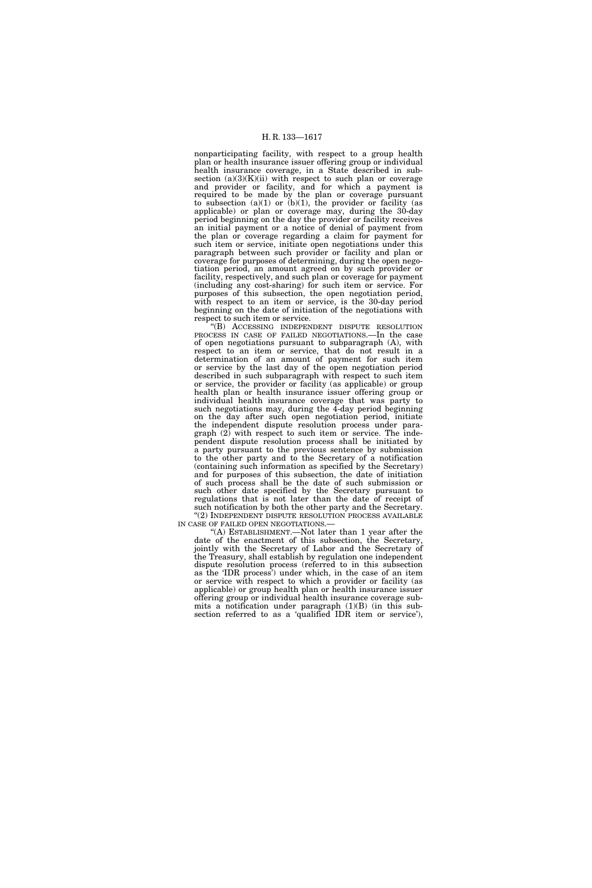nonparticipating facility, with respect to a group health plan or health insurance issuer offering group or individual health insurance coverage, in a State described in subsection (a)(3)(K)(ii) with respect to such plan or coverage and provider or facility, and for which a payment is required to be made by the plan or coverage pursuant to subsection (a)(1) or (b)(1), the provider or facility (as applicable) or plan or coverage may, during the 30-day period beginning on the day the provider or facility receives an initial payment or a notice of denial of payment from the plan or coverage regarding a claim for payment for such item or service, initiate open negotiations under this paragraph between such provider or facility and plan or coverage for purposes of determining, during the open negotiation period, an amount agreed on by such provider or facility, respectively, and such plan or coverage for payment (including any cost-sharing) for such item or service. For purposes of this subsection, the open negotiation period, with respect to an item or service, is the 30-day period beginning on the date of initiation of the negotiations with respect to such item or service.

"(B) ACCESSING INDEPENDENT DISPUTE RESOLUTION PROCESS IN CASE OF FAILED NEGOTIATIONS.—In the case of open negotiations pursuant to subparagraph (A), with respect to an item or service, that do not result in a determination of an amount of payment for such item or service by the last day of the open negotiation period described in such subparagraph with respect to such item or service, the provider or facility (as applicable) or group health plan or health insurance issuer offering group or individual health insurance coverage that was party to such negotiations may, during the 4-day period beginning on the day after such open negotiation period, initiate the independent dispute resolution process under paragraph (2) with respect to such item or service. The independent dispute resolution process shall be initiated by a party pursuant to the previous sentence by submission to the other party and to the Secretary of a notification (containing such information as specified by the Secretary) and for purposes of this subsection, the date of initiation of such process shall be the date of such submission or such other date specified by the Secretary pursuant to regulations that is not later than the date of receipt of such notification by both the other party and the Secretary.

"(2) INDEPENDENT DISPUTE RESOLUTION PROCESS AVAILABLE IN CASE OF FAILED OPEN NEGOTIATIONS.—

"(A) ESTABLISHMENT.—Not later than 1 year after the date of the enactment of this subsection, the Secretary, jointly with the Secretary of Labor and the Secretary of the Treasury, shall establish by regulation one independent dispute resolution process (referred to in this subsection as the 'IDR process') under which, in the case of an item or service with respect to which a provider or facility (as applicable) or group health plan or health insurance issuer offering group or individual health insurance coverage submits a notification under paragraph (1)(B) (in this subsection referred to as a 'qualified IDR item or service'),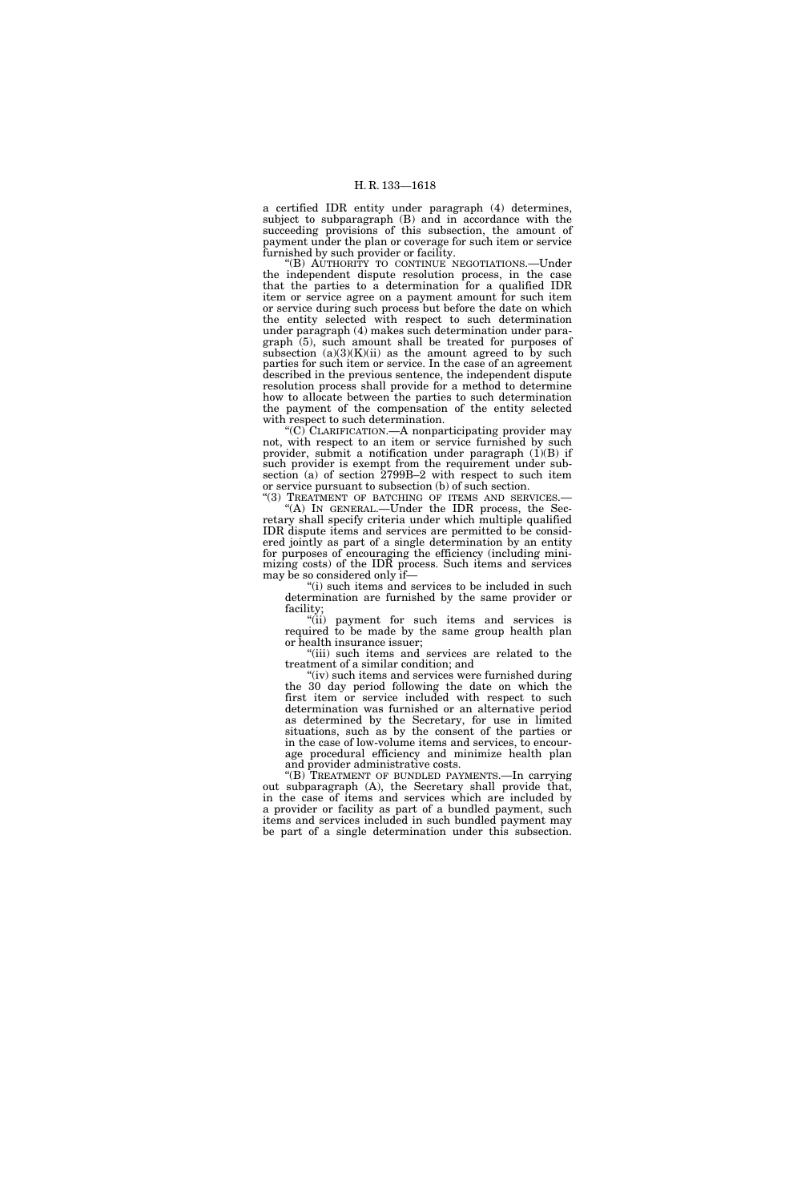a certified IDR entity under paragraph (4) determines, subject to subparagraph (B) and in accordance with the succeeding provisions of this subsection, the amount of payment under the plan or coverage for such item or service furnished by such provider or facility.

"(B) AUTHORITY TO CONTINUE NEGOTIATIONS.—Under the independent dispute resolution process, in the case that the parties to a determination for a qualified IDR item or service agree on a payment amount for such item or service during such process but before the date on which the entity selected with respect to such determination under paragraph (4) makes such determination under paragraph (5), such amount shall be treated for purposes of subsection (a)(3)(K)(ii) as the amount agreed to by such parties for such item or service. In the case of an agreement described in the previous sentence, the independent dispute resolution process shall provide for a method to determine how to allocate between the parties to such determination the payment of the compensation of the entity selected with respect to such determination.

"(C) CLARIFICATION.—A nonparticipating provider may not, with respect to an item or service furnished by such provider, submit a notification under paragraph (1)(B) if such provider is exempt from the requirement under subsection (a) of section 2799B–2 with respect to such item or service pursuant to subsection (b) of such section.

"(3) TREATMENT OF BATCHING OF ITEMS AND SERVICES.—

"(A) IN GENERAL.—Under the IDR process, the Secretary shall specify criteria under which multiple qualified IDR dispute items and services are permitted to be considered jointly as part of a single determination by an entity for purposes of encouraging the efficiency (including minimizing costs) of the IDR process. Such items and services may be so considered only if—

"(i) such items and services to be included in such determination are furnished by the same provider or facility;

"(ii) payment for such items and services is required to be made by the same group health plan or health insurance issuer;

"(iii) such items and services are related to the treatment of a similar condition; and

"(iv) such items and services were furnished during the 30 day period following the date on which the first item or service included with respect to such determination was furnished or an alternative period as determined by the Secretary, for use in limited situations, such as by the consent of the parties or in the case of low-volume items and services, to encourage procedural efficiency and minimize health plan and provider administrative costs.

"(B) TREATMENT OF BUNDLED PAYMENTS.—In carrying out subparagraph (A), the Secretary shall provide that, in the case of items and services which are included by a provider or facility as part of a bundled payment, such items and services included in such bundled payment may be part of a single determination under this subsection.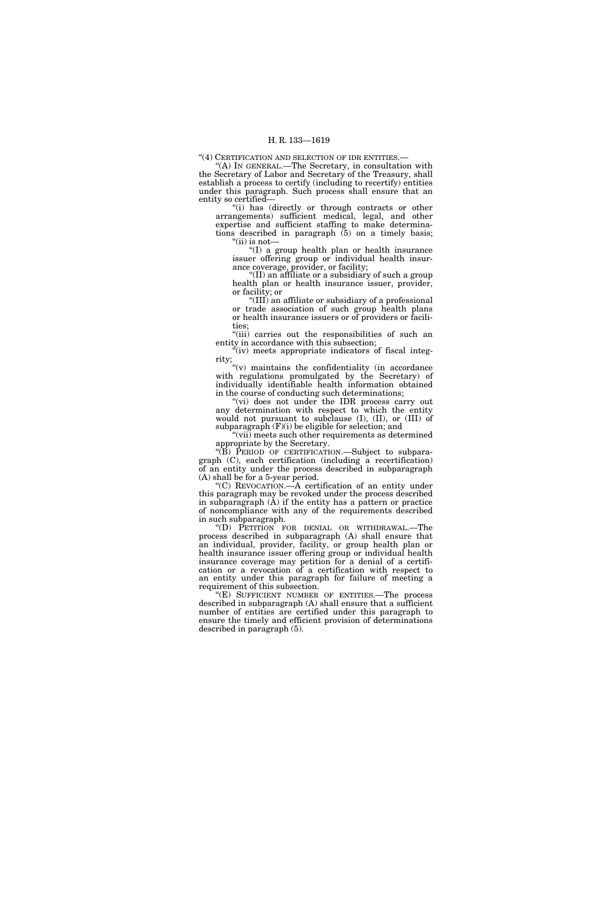"(4) CERTIFICATION AND SELECTION OF IDR ENTITIES.—

"(A) IN GENERAL.—The Secretary, in consultation with the Secretary of Labor and Secretary of the Treasury, shall establish a process to certify (including to recertify) entities under this paragraph. Such process shall ensure that an entity so certified—

"(i) has (directly or through contracts or other arrangements) sufficient medical, legal, and other expertise and sufficient staffing to make determinations described in paragraph (5) on a timely basis;

"(ii) is not—

"(I) a group health plan or health insurance issuer offering group or individual health insurance coverage, provider, or facility;

"(II) an affiliate or a subsidiary of such a group health plan or health insurance issuer, provider, or facility; or

"(III) an affiliate or subsidiary of a professional or trade association of such group health plans or health insurance issuers or of providers or facilities;

"(iii) carries out the responsibilities of such an entity in accordance with this subsection;

"(iv) meets appropriate indicators of fiscal integrity;

"(v) maintains the confidentiality (in accordance with regulations promulgated by the Secretary) of individually identifiable health information obtained in the course of conducting such determinations;

"(vi) does not under the IDR process carry out any determination with respect to which the entity would not pursuant to subclause (I), (II), or (III) of subparagraph (F)(i) be eligible for selection; and

"(vii) meets such other requirements as determined appropriate by the Secretary.

"(B) PERIOD OF CERTIFICATION.—Subject to subparagraph (C), each certification (including a recertification) of an entity under the process described in subparagraph (A) shall be for a 5-year period.

"(C) REVOCATION.—A certification of an entity under this paragraph may be revoked under the process described in subparagraph (A) if the entity has a pattern or practice of noncompliance with any of the requirements described in such subparagraph.

"(D) PETITION FOR DENIAL OR WITHDRAWAL.—The process described in subparagraph (A) shall ensure that an individual, provider, facility, or group health plan or health insurance issuer offering group or individual health insurance coverage may petition for a denial of a certification or a revocation of a certification with respect to an entity under this paragraph for failure of meeting a requirement of this subsection.

"(E) SUFFICIENT NUMBER OF ENTITIES.—The process described in subparagraph (A) shall ensure that a sufficient number of entities are certified under this paragraph to ensure the timely and efficient provision of determinations described in paragraph (5).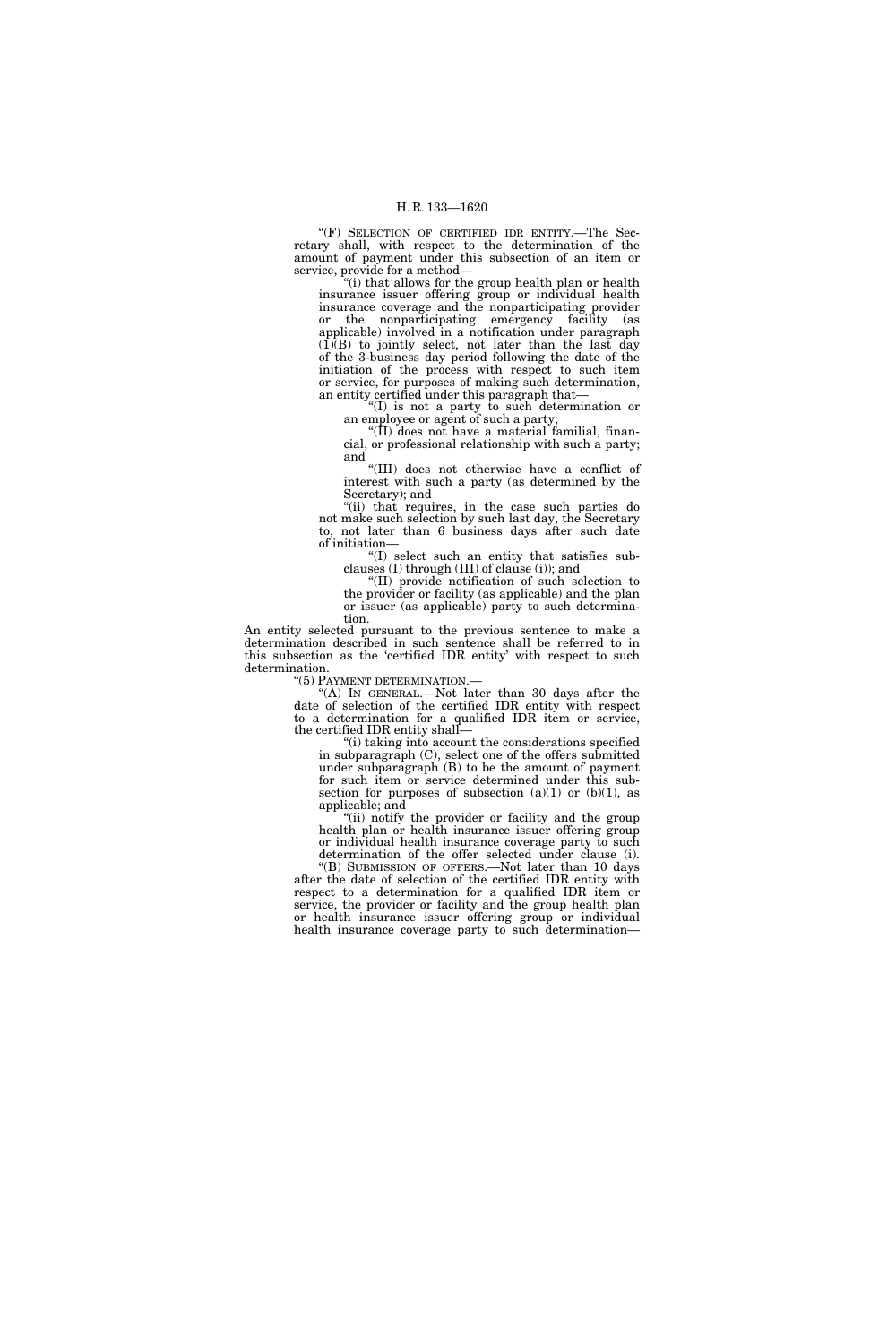"(F) SELECTION OF CERTIFIED IDR ENTITY.—The Secretary shall, with respect to the determination of the amount of payment under this subsection of an item or service, provide for a method—

"(i) that allows for the group health plan or health insurance issuer offering group or individual health insurance coverage and the nonparticipating provider or the nonparticipating emergency facility (as applicable) involved in a notification under paragraph (1)(B) to jointly select, not later than the last day of the 3-business day period following the date of the initiation of the process with respect to such item or service, for purposes of making such determination, an entity certified under this paragraph that—

"(I) is not a party to such determination or an employee or agent of such a party;

"(II) does not have a material familial, financial, or professional relationship with such a party; and

"(III) does not otherwise have a conflict of interest with such a party (as determined by the Secretary); and

"(ii) that requires, in the case such parties do not make such selection by such last day, the Secretary to, not later than 6 business days after such date of initiation—

"(I) select such an entity that satisfies subclauses (I) through (III) of clause (i)); and

"(II) provide notification of such selection to the provider or facility (as applicable) and the plan or issuer (as applicable) party to such determination.

An entity selected pursuant to the previous sentence to make a determination described in such sentence shall be referred to in this subsection as the 'certified IDR entity' with respect to such determination.

"(5) PAYMENT DETERMINATION.—

"(A) IN GENERAL.—Not later than 30 days after the date of selection of the certified IDR entity with respect to a determination for a qualified IDR item or service, the certified IDR entity shall—

"(i) taking into account the considerations specified in subparagraph (C), select one of the offers submitted under subparagraph (B) to be the amount of payment for such item or service determined under this subsection for purposes of subsection (a)(1) or (b)(1), as applicable; and

"(ii) notify the provider or facility and the group health plan or health insurance issuer offering group or individual health insurance coverage party to such determination of the offer selected under clause (i).

"(B) SUBMISSION OF OFFERS.—Not later than 10 days after the date of selection of the certified IDR entity with respect to a determination for a qualified IDR item or service, the provider or facility and the group health plan or health insurance issuer offering group or individual health insurance coverage party to such determination—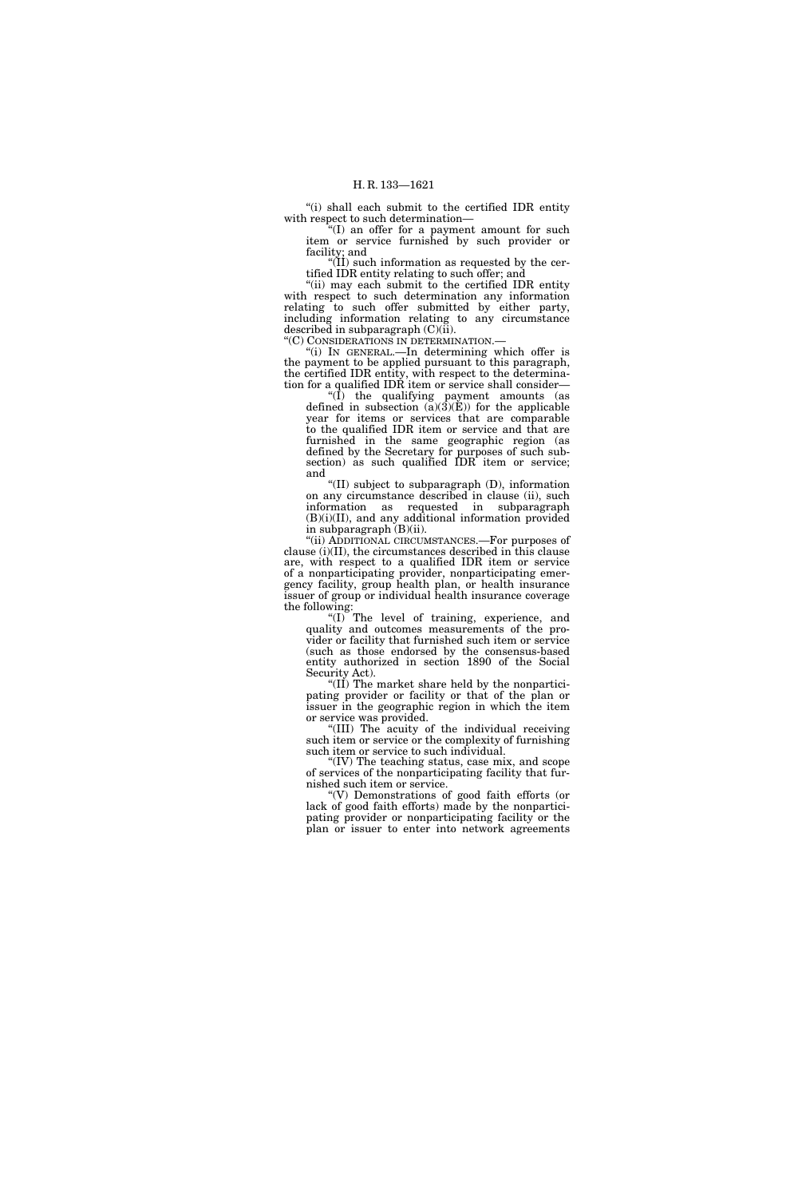"(i) shall each submit to the certified IDR entity with respect to such determination—

"(I) an offer for a payment amount for such item or service furnished by such provider or facility; and

"(II) such information as requested by the certified IDR entity relating to such offer; and

"(ii) may each submit to the certified IDR entity with respect to such determination any information relating to such offer submitted by either party, including information relating to any circumstance described in subparagraph (C)(ii).

"(C) CONSIDERATIONS IN DETERMINATION.—

"(i) IN GENERAL.—In determining which offer is the payment to be applied pursuant to this paragraph, the certified IDR entity, with respect to the determination for a qualified IDR item or service shall consider—

"(I) the qualifying payment amounts (as defined in subsection (a)(3)(E)) for the applicable year for items or services that are comparable to the qualified IDR item or service and that are furnished in the same geographic region (as defined by the Secretary for purposes of such subsection) as such qualified IDR item or service; and

"(II) subject to subparagraph (D), information on any circumstance described in clause (ii), such information as requested in subparagraph (B)(i)(II), and any additional information provided in subparagraph (B)(ii).

"(ii) ADDITIONAL CIRCUMSTANCES.—For purposes of clause (i)(II), the circumstances described in this clause are, with respect to a qualified IDR item or service of a nonparticipating provider, nonparticipating emergency facility, group health plan, or health insurance issuer of group or individual health insurance coverage the following:

"(I) The level of training, experience, and quality and outcomes measurements of the provider or facility that furnished such item or service (such as those endorsed by the consensus-based entity authorized in section 1890 of the Social Security Act).

"(II) The market share held by the nonparticipating provider or facility or that of the plan or issuer in the geographic region in which the item or service was provided.

"(III) The acuity of the individual receiving such item or service or the complexity of furnishing such item or service to such individual.

"(IV) The teaching status, case mix, and scope of services of the nonparticipating facility that furnished such item or service.

"(V) Demonstrations of good faith efforts (or lack of good faith efforts) made by the nonparticipating provider or nonparticipating facility or the plan or issuer to enter into network agreements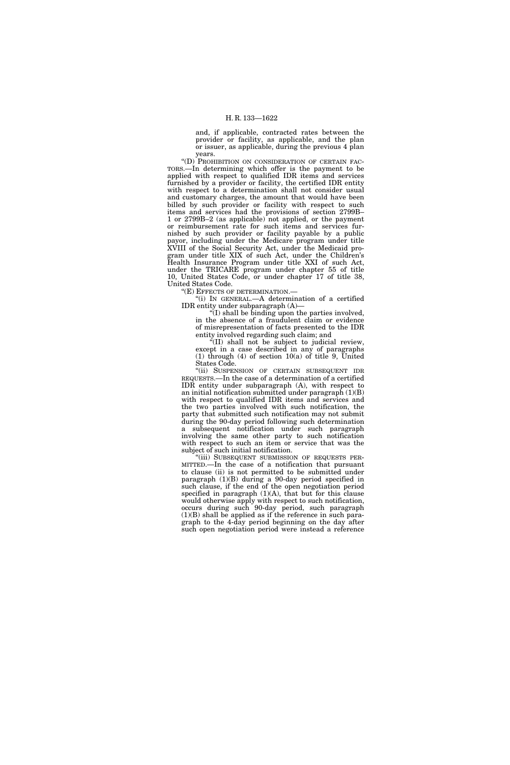and, if applicable, contracted rates between the provider or facility, as applicable, and the plan or issuer, as applicable, during the previous 4 plan years.

"(D) PROHIBITION ON CONSIDERATION OF CERTAIN FACTORS.—In determining which offer is the payment to be applied with respect to qualified IDR items and services furnished by a provider or facility, the certified IDR entity with respect to a determination shall not consider usual and customary charges, the amount that would have been billed by such provider or facility with respect to such items and services had the provisions of section 2799B–1 or 2799B–2 (as applicable) not applied, or the payment or reimbursement rate for such items and services furnished by such provider or facility payable by a public payor, including under the Medicare program under title XVIII of the Social Security Act, under the Medicaid program under title XIX of such Act, under the Children's Health Insurance Program under title XXI of such Act, under the TRICARE program under chapter 55 of title 10, United States Code, or under chapter 17 of title 38, United States Code.

"(E) EFFECTS OF DETERMINATION.—

"(i) IN GENERAL.—A determination of a certified IDR entity under subparagraph (A)—

"(I) shall be binding upon the parties involved, in the absence of a fraudulent claim or evidence of misrepresentation of facts presented to the IDR entity involved regarding such claim; and

"(II) shall not be subject to judicial review, except in a case described in any of paragraphs (1) through (4) of section 10(a) of title 9, United States Code.

"(ii) SUSPENSION OF CERTAIN SUBSEQUENT IDR REQUESTS.—In the case of a determination of a certified IDR entity under subparagraph (A), with respect to an initial notification submitted under paragraph (1)(B) with respect to qualified IDR items and services and the two parties involved with such notification, the party that submitted such notification may not submit during the 90-day period following such determination a subsequent notification under such paragraph involving the same other party to such notification with respect to such an item or service that was the subject of such initial notification.

"(iii) SUBSEQUENT SUBMISSION OF REQUESTS PERMITTED.—In the case of a notification that pursuant to clause (ii) is not permitted to be submitted under paragraph (1)(B) during a 90-day period specified in such clause, if the end of the open negotiation period specified in paragraph (1)(A), that but for this clause would otherwise apply with respect to such notification, occurs during such 90-day period, such paragraph (1)(B) shall be applied as if the reference in such paragraph to the 4-day period beginning on the day after such open negotiation period were instead a reference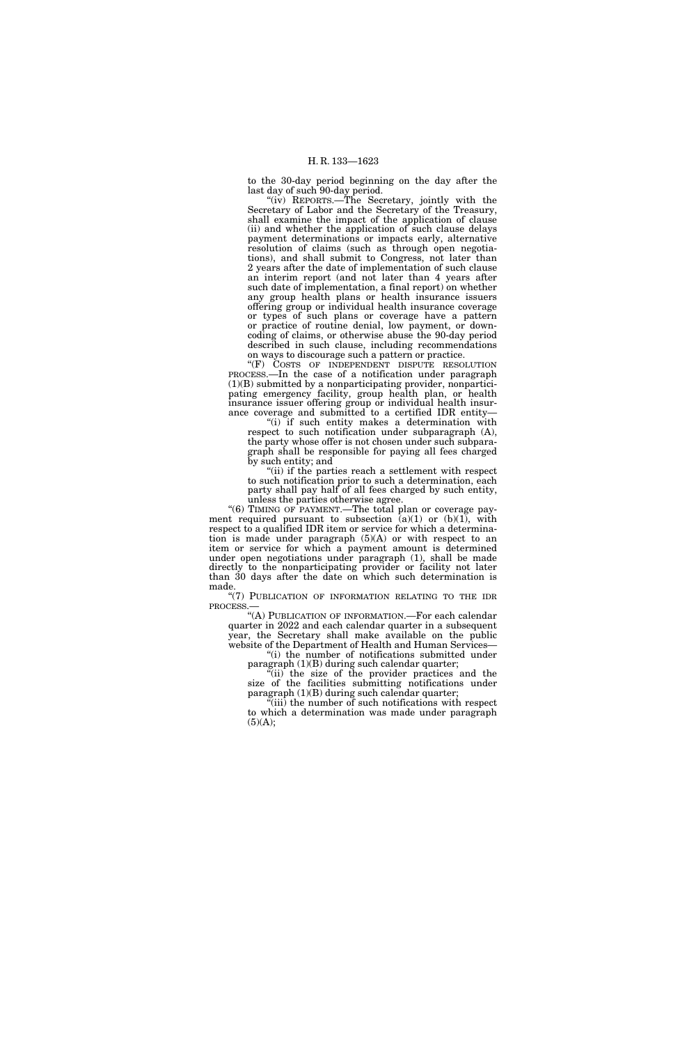to the 30-day period beginning on the day after the last day of such 90-day period.

"(iv) REPORTS.—The Secretary, jointly with the Secretary of Labor and the Secretary of the Treasury, shall examine the impact of the application of clause (ii) and whether the application of such clause delays payment determinations or impacts early, alternative resolution of claims (such as through open negotiations), and shall submit to Congress, not later than 2 years after the date of implementation of such clause an interim report (and not later than 4 years after such date of implementation, a final report) on whether any group health plans or health insurance issuers offering group or individual health insurance coverage or types of such plans or coverage have a pattern or practice of routine denial, low payment, or downcoding of claims, or otherwise abuse the 90-day period described in such clause, including recommendations on ways to discourage such a pattern or practice.

"(F) COSTS OF INDEPENDENT DISPUTE RESOLUTION PROCESS.—In the case of a notification under paragraph (1)(B) submitted by a nonparticipating provider, nonparticipating emergency facility, group health plan, or health insurance issuer offering group or individual health insurance coverage and submitted to a certified IDR entity—

"(i) if such entity makes a determination with respect to such notification under subparagraph (A), the party whose offer is not chosen under such subparagraph shall be responsible for paying all fees charged by such entity; and

"(ii) if the parties reach a settlement with respect to such notification prior to such a determination, each party shall pay half of all fees charged by such entity, unless the parties otherwise agree.

"(6) TIMING OF PAYMENT.—The total plan or coverage payment required pursuant to subsection (a)(1) or (b)(1), with respect to a qualified IDR item or service for which a determination is made under paragraph (5)(A) or with respect to an item or service for which a payment amount is determined under open negotiations under paragraph (1), shall be made directly to the nonparticipating provider or facility not later than 30 days after the date on which such determination is made.

"(7) PUBLICATION OF INFORMATION RELATING TO THE IDR PROCESS.—

"(A) PUBLICATION OF INFORMATION.—For each calendar quarter in 2022 and each calendar quarter in a subsequent year, the Secretary shall make available on the public website of the Department of Health and Human Services—

"(i) the number of notifications submitted under paragraph (1)(B) during such calendar quarter;

"(ii) the size of the provider practices and the size of the facilities submitting notifications under paragraph (1)(B) during such calendar quarter;

"(iii) the number of such notifications with respect to which a determination was made under paragraph (5)(A);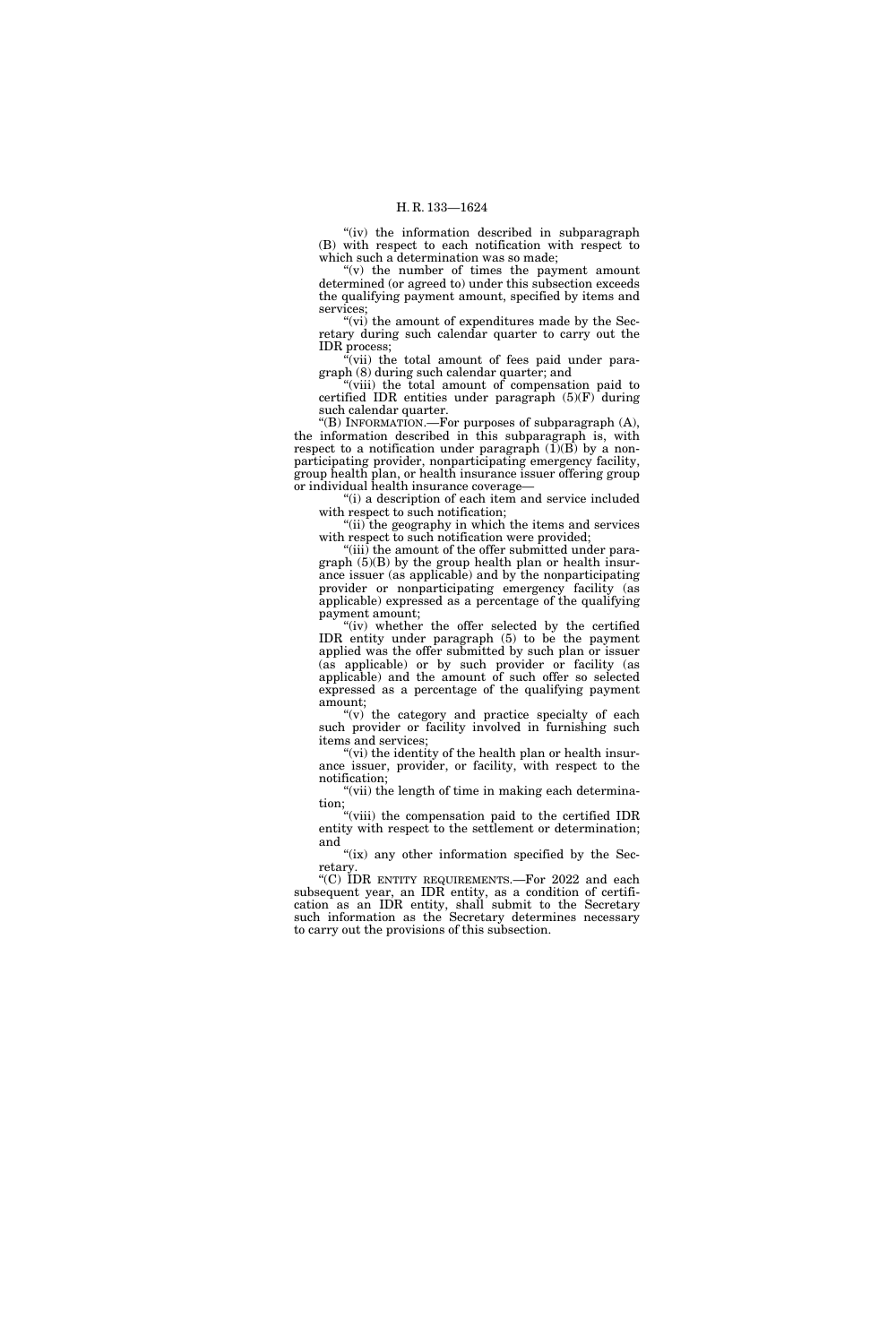"(iv) the information described in subparagraph (B) with respect to each notification with respect to which such a determination was so made;

"(v) the number of times the payment amount determined (or agreed to) under this subsection exceeds the qualifying payment amount, specified by items and services;

"(vi) the amount of expenditures made by the Secretary during such calendar quarter to carry out the IDR process;

"(vii) the total amount of fees paid under paragraph (8) during such calendar quarter; and

"(viii) the total amount of compensation paid to certified IDR entities under paragraph (5)(F) during such calendar quarter.

"(B) INFORMATION.—For purposes of subparagraph (A), the information described in this subparagraph is, with respect to a notification under paragraph (1)(B) by a nonparticipating provider, nonparticipating emergency facility, group health plan, or health insurance issuer offering group or individual health insurance coverage—

"(i) a description of each item and service included with respect to such notification;

"(ii) the geography in which the items and services with respect to such notification were provided;

"(iii) the amount of the offer submitted under paragraph (5)(B) by the group health plan or health insurance issuer (as applicable) and by the nonparticipating provider or nonparticipating emergency facility (as applicable) expressed as a percentage of the qualifying payment amount;

"(iv) whether the offer selected by the certified IDR entity under paragraph (5) to be the payment applied was the offer submitted by such plan or issuer (as applicable) or by such provider or facility (as applicable) and the amount of such offer so selected expressed as a percentage of the qualifying payment amount;

"(v) the category and practice specialty of each such provider or facility involved in furnishing such items and services;

"(vi) the identity of the health plan or health insurance issuer, provider, or facility, with respect to the notification;

"(vii) the length of time in making each determination;

"(viii) the compensation paid to the certified IDR entity with respect to the settlement or determination; and

"(ix) any other information specified by the Secretary.

"(C) IDR ENTITY REQUIREMENTS.—For 2022 and each subsequent year, an IDR entity, as a condition of certification as an IDR entity, shall submit to the Secretary such information as the Secretary determines necessary to carry out the provisions of this subsection.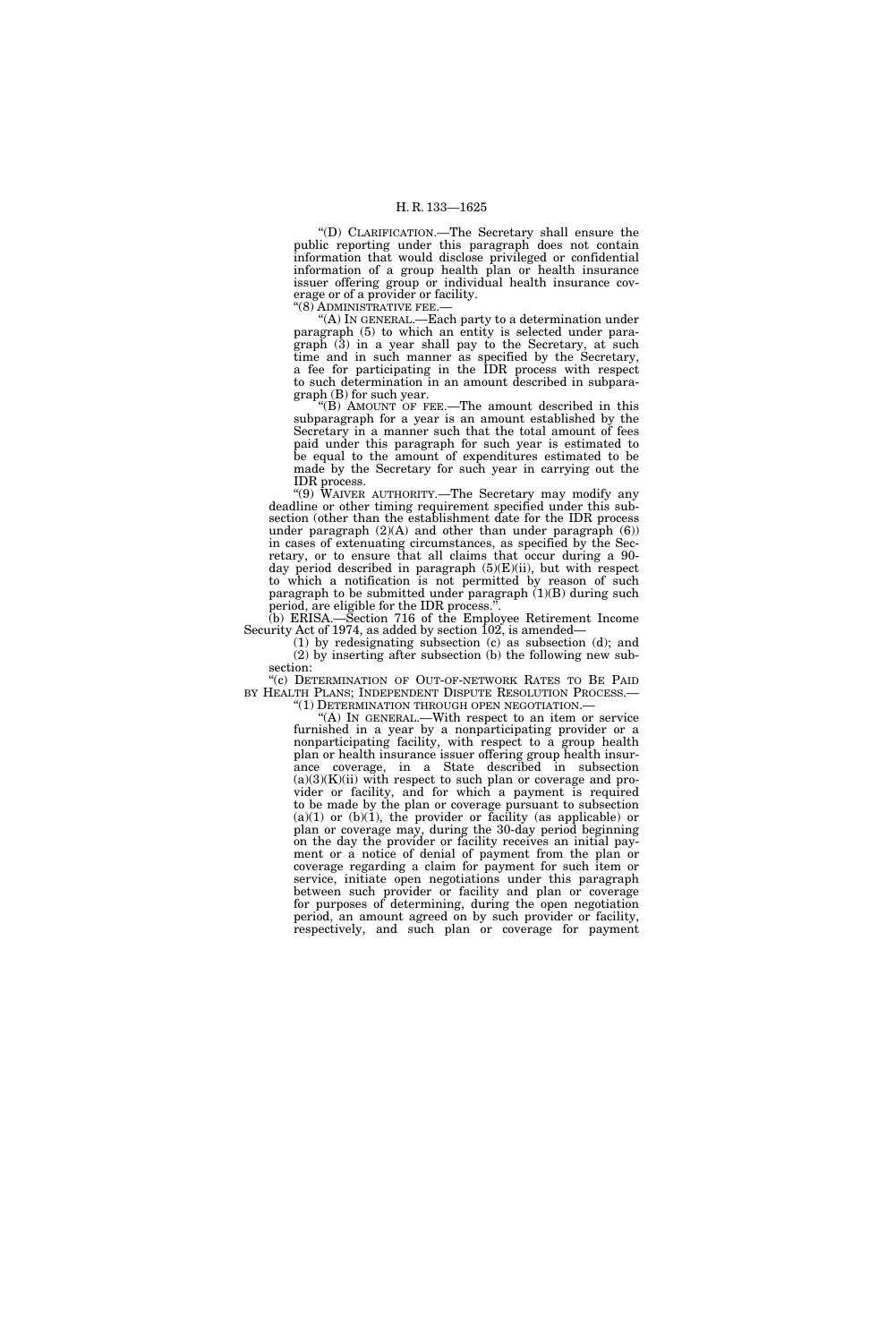"(D) CLARIFICATION.—The Secretary shall ensure the public reporting under this paragraph does not contain information that would disclose privileged or confidential information of a group health plan or health insurance issuer offering group or individual health insurance coverage or of a provider or facility.

"(8) ADMINISTRATIVE FEE.—

"(A) IN GENERAL.—Each party to a determination under paragraph (5) to which an entity is selected under paragraph (3) in a year shall pay to the Secretary, at such time and in such manner as specified by the Secretary, a fee for participating in the IDR process with respect to such determination in an amount described in subparagraph (B) for such year.

"(B) AMOUNT OF FEE.—The amount described in this subparagraph for a year is an amount established by the Secretary in a manner such that the total amount of fees paid under this paragraph for such year is estimated to be equal to the amount of expenditures estimated to be made by the Secretary for such year in carrying out the IDR process.

"(9) WAIVER AUTHORITY.—The Secretary may modify any deadline or other timing requirement specified under this subsection (other than the establishment date for the IDR process under paragraph (2)(A) and other than under paragraph (6)) in cases of extenuating circumstances, as specified by the Secretary, or to ensure that all claims that occur during a 90-day period described in paragraph (5)(E)(ii), but with respect to which a notification is not permitted by reason of such paragraph to be submitted under paragraph (1)(B) during such period, are eligible for the IDR process.".

(b) ERISA.—Section 716 of the Employee Retirement Income Security Act of 1974, as added by section 102, is amended—

(1) by redesignating subsection (c) as subsection (d); and

(2) by inserting after subsection (b) the following new subsection:

"(c) DETERMINATION OF OUT-OF-NETWORK RATES TO BE PAID BY HEALTH PLANS; INDEPENDENT DISPUTE RESOLUTION PROCESS.—

"(1) DETERMINATION THROUGH OPEN NEGOTIATION.—

"(A) IN GENERAL.—With respect to an item or service furnished in a year by a nonparticipating provider or a nonparticipating facility, with respect to a group health plan or health insurance issuer offering group health insurance coverage, in a State described in subsection (a)(3)(K)(ii) with respect to such plan or coverage and provider or facility, and for which a payment is required to be made by the plan or coverage pursuant to subsection (a)(1) or (b)(1), the provider or facility (as applicable) or plan or coverage may, during the 30-day period beginning on the day the provider or facility receives an initial payment or a notice of denial of payment from the plan or coverage regarding a claim for payment for such item or service, initiate open negotiations under this paragraph between such provider or facility and plan or coverage for purposes of determining, during the open negotiation period, an amount agreed on by such provider or facility, respectively, and such plan or coverage for payment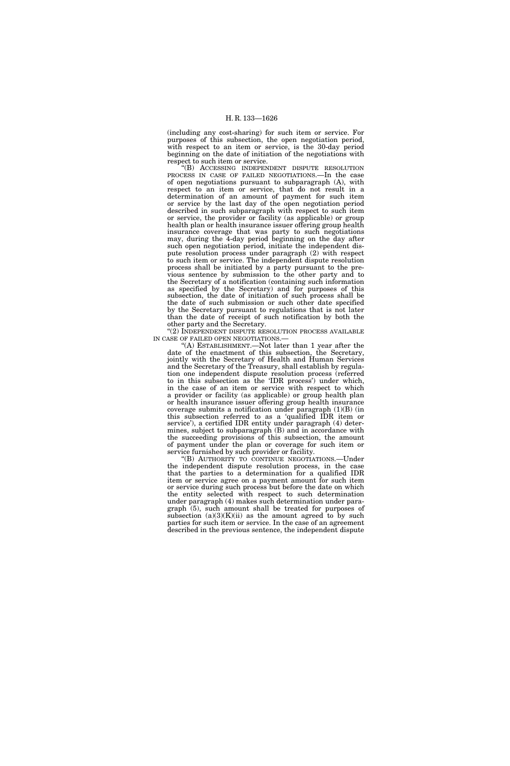(including any cost-sharing) for such item or service. For purposes of this subsection, the open negotiation period, with respect to an item or service, is the 30-day period beginning on the date of initiation of the negotiations with respect to such item or service.

"(B) ACCESSING INDEPENDENT DISPUTE RESOLUTION PROCESS IN CASE OF FAILED NEGOTIATIONS.—In the case of open negotiations pursuant to subparagraph (A), with respect to an item or service, that do not result in a determination of an amount of payment for such item or service by the last day of the open negotiation period described in such subparagraph with respect to such item or service, the provider or facility (as applicable) or group health plan or health insurance issuer offering group health insurance coverage that was party to such negotiations may, during the 4-day period beginning on the day after such open negotiation period, initiate the independent dispute resolution process under paragraph (2) with respect to such item or service. The independent dispute resolution process shall be initiated by a party pursuant to the previous sentence by submission to the other party and to the Secretary of a notification (containing such information as specified by the Secretary) and for purposes of this subsection, the date of initiation of such process shall be the date of such submission or such other date specified by the Secretary pursuant to regulations that is not later than the date of receipt of such notification by both the other party and the Secretary.

"(2) INDEPENDENT DISPUTE RESOLUTION PROCESS AVAILABLE IN CASE OF FAILED OPEN NEGOTIATIONS.—

"(A) ESTABLISHMENT.—Not later than 1 year after the date of the enactment of this subsection, the Secretary, jointly with the Secretary of Health and Human Services and the Secretary of the Treasury, shall establish by regulation one independent dispute resolution process (referred to in this subsection as the 'IDR process') under which, in the case of an item or service with respect to which a provider or facility (as applicable) or group health plan or health insurance issuer offering group health insurance coverage submits a notification under paragraph (1)(B) (in this subsection referred to as a 'qualified IDR item or service'), a certified IDR entity under paragraph (4) determines, subject to subparagraph (B) and in accordance with the succeeding provisions of this subsection, the amount of payment under the plan or coverage for such item or service furnished by such provider or facility.

"(B) AUTHORITY TO CONTINUE NEGOTIATIONS.—Under the independent dispute resolution process, in the case that the parties to a determination for a qualified IDR item or service agree on a payment amount for such item or service during such process but before the date on which the entity selected with respect to such determination under paragraph (4) makes such determination under paragraph (5), such amount shall be treated for purposes of subsection (a)(3)(K)(ii) as the amount agreed to by such parties for such item or service. In the case of an agreement described in the previous sentence, the independent dispute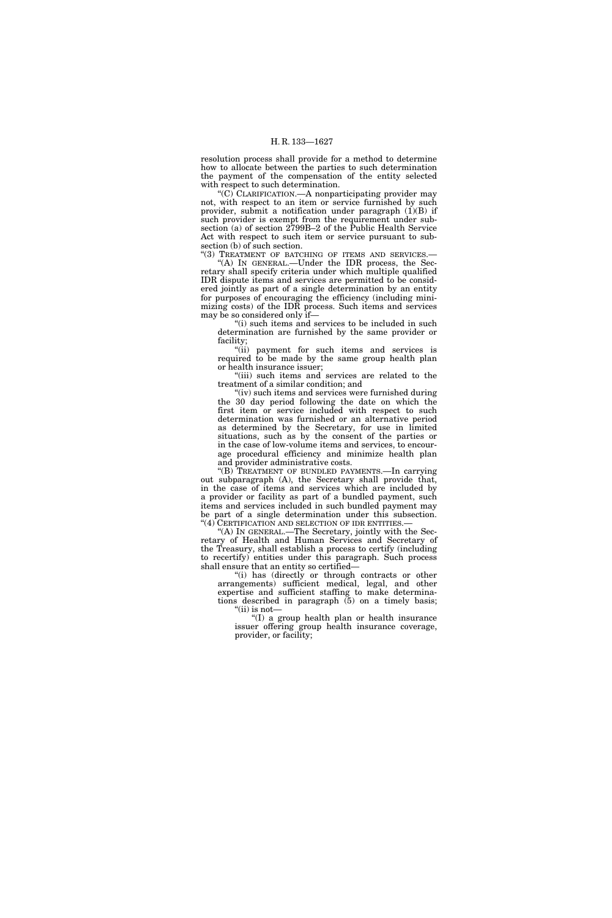resolution process shall provide for a method to determine how to allocate between the parties to such determination the payment of the compensation of the entity selected with respect to such determination.

"(C) CLARIFICATION.—A nonparticipating provider may not, with respect to an item or service furnished by such provider, submit a notification under paragraph (1)(B) if such provider is exempt from the requirement under subsection (a) of section 2799B–2 of the Public Health Service Act with respect to such item or service pursuant to subsection (b) of such section.

"(3) TREATMENT OF BATCHING OF ITEMS AND SERVICES.—

"(A) IN GENERAL.—Under the IDR process, the Secretary shall specify criteria under which multiple qualified IDR dispute items and services are permitted to be considered jointly as part of a single determination by an entity for purposes of encouraging the efficiency (including minimizing costs) of the IDR process. Such items and services may be so considered only if—

"(i) such items and services to be included in such determination are furnished by the same provider or facility;

"(ii) payment for such items and services is required to be made by the same group health plan or health insurance issuer;

"(iii) such items and services are related to the treatment of a similar condition; and

"(iv) such items and services were furnished during the 30 day period following the date on which the first item or service included with respect to such determination was furnished or an alternative period as determined by the Secretary, for use in limited situations, such as by the consent of the parties or in the case of low-volume items and services, to encourage procedural efficiency and minimize health plan and provider administrative costs.

"(B) TREATMENT OF BUNDLED PAYMENTS.—In carrying out subparagraph (A), the Secretary shall provide that, in the case of items and services which are included by a provider or facility as part of a bundled payment, such items and services included in such bundled payment may be part of a single determination under this subsection.

"(4) CERTIFICATION AND SELECTION OF IDR ENTITIES.—

"(A) IN GENERAL.—The Secretary, jointly with the Secretary of Health and Human Services and Secretary of the Treasury, shall establish a process to certify (including to recertify) entities under this paragraph. Such process shall ensure that an entity so certified—

"(i) has (directly or through contracts or other arrangements) sufficient medical, legal, and other expertise and sufficient staffing to make determinations described in paragraph (5) on a timely basis;

"(ii) is not—

"(I) a group health plan or health insurance issuer offering group health insurance coverage, provider, or facility;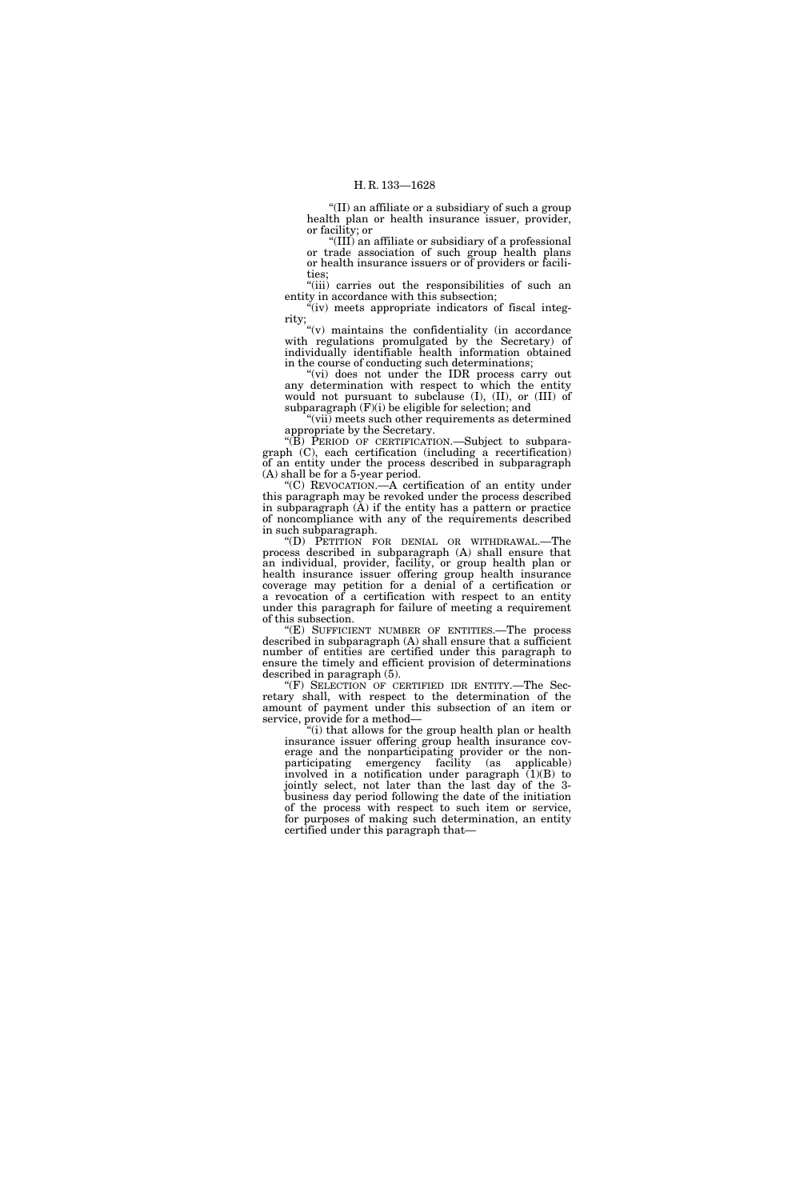"(II) an affiliate or a subsidiary of such a group health plan or health insurance issuer, provider, or facility; or

"(III) an affiliate or subsidiary of a professional or trade association of such group health plans or health insurance issuers or of providers or facilities;

"(iii) carries out the responsibilities of such an entity in accordance with this subsection;

"(iv) meets appropriate indicators of fiscal integrity;

"(v) maintains the confidentiality (in accordance with regulations promulgated by the Secretary) of individually identifiable health information obtained in the course of conducting such determinations;

"(vi) does not under the IDR process carry out any determination with respect to which the entity would not pursuant to subclause (I), (II), or (III) of subparagraph (F)(i) be eligible for selection; and

"(vii) meets such other requirements as determined appropriate by the Secretary.

"(B) PERIOD OF CERTIFICATION.—Subject to subparagraph (C), each certification (including a recertification) of an entity under the process described in subparagraph (A) shall be for a 5-year period.

"(C) REVOCATION.—A certification of an entity under this paragraph may be revoked under the process described in subparagraph (A) if the entity has a pattern or practice of noncompliance with any of the requirements described in such subparagraph.

"(D) PETITION FOR DENIAL OR WITHDRAWAL.—The process described in subparagraph (A) shall ensure that an individual, provider, facility, or group health plan or health insurance issuer offering group health insurance coverage may petition for a denial of a certification or a revocation of a certification with respect to an entity under this paragraph for failure of meeting a requirement of this subsection.

"(E) SUFFICIENT NUMBER OF ENTITIES.—The process described in subparagraph (A) shall ensure that a sufficient number of entities are certified under this paragraph to ensure the timely and efficient provision of determinations described in paragraph (5).

"(F) SELECTION OF CERTIFIED IDR ENTITY.—The Secretary shall, with respect to the determination of the amount of payment under this subsection of an item or service, provide for a method—

"(i) that allows for the group health plan or health insurance issuer offering group health insurance coverage and the nonparticipating provider or the nonparticipating emergency facility (as applicable) involved in a notification under paragraph (1)(B) to jointly select, not later than the last day of the 3-business day period following the date of the initiation of the process with respect to such item or service, for purposes of making such determination, an entity certified under this paragraph that—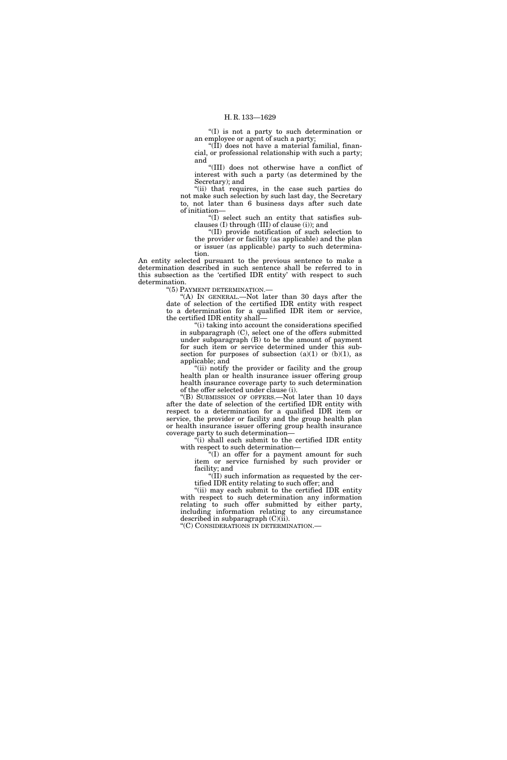"(I) is not a party to such determination or an employee or agent of such a party;

"(II) does not have a material familial, financial, or professional relationship with such a party; and

"(III) does not otherwise have a conflict of interest with such a party (as determined by the Secretary); and

"(ii) that requires, in the case such parties do not make such selection by such last day, the Secretary to, not later than 6 business days after such date of initiation—

"(I) select such an entity that satisfies subclauses (I) through (III) of clause (i); and

"(II) provide notification of such selection to the provider or facility (as applicable) and the plan or issuer (as applicable) party to such determination.

An entity selected pursuant to the previous sentence to make a determination described in such sentence shall be referred to in this subsection as the 'certified IDR entity' with respect to such determination.

"(5) PAYMENT DETERMINATION.—

"(A) IN GENERAL.—Not later than 30 days after the date of selection of the certified IDR entity with respect to a determination for a qualified IDR item or service, the certified IDR entity shall—

"(i) taking into account the considerations specified in subparagraph (C), select one of the offers submitted under subparagraph (B) to be the amount of payment for such item or service determined under this subsection for purposes of subsection (a)(1) or (b)(1), as applicable; and

"(ii) notify the provider or facility and the group health plan or health insurance issuer offering group health insurance coverage party to such determination of the offer selected under clause (i).

"(B) SUBMISSION OF OFFERS.—Not later than 10 days after the date of selection of the certified IDR entity with respect to a determination for a qualified IDR item or service, the provider or facility and the group health plan or health insurance issuer offering group health insurance coverage party to such determination—

"(i) shall each submit to the certified IDR entity with respect to such determination—

"(I) an offer for a payment amount for such item or service furnished by such provider or facility; and

"(II) such information as requested by the certified IDR entity relating to such offer; and

"(ii) may each submit to the certified IDR entity with respect to such determination any information relating to such offer submitted by either party, including information relating to any circumstance described in subparagraph (C)(ii).

"(C) CONSIDERATIONS IN DETERMINATION.—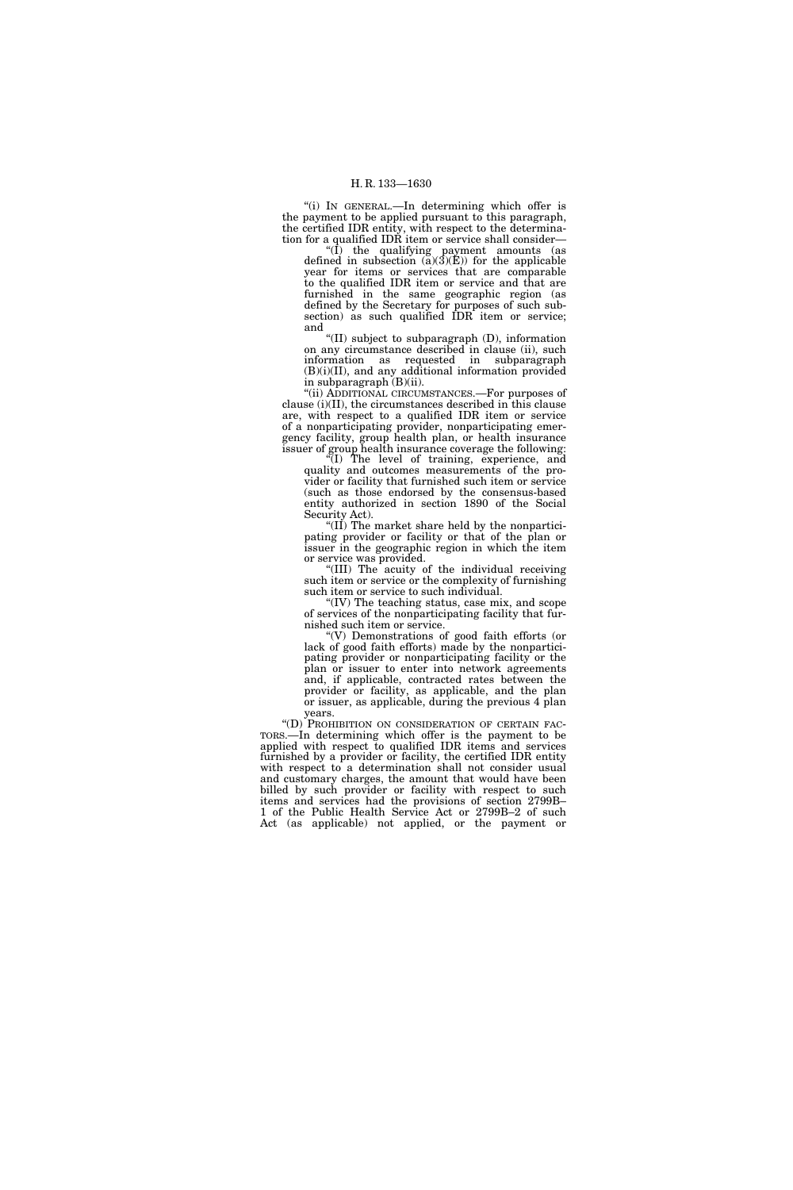"(i) IN GENERAL.—In determining which offer is the payment to be applied pursuant to this paragraph, the certified IDR entity, with respect to the determination for a qualified IDR item or service shall consider—

"(I) the qualifying payment amounts (as defined in subsection (a)(3)(E)) for the applicable year for items or services that are comparable to the qualified IDR item or service and that are furnished in the same geographic region (as defined by the Secretary for purposes of such subsection) as such qualified IDR item or service; and

"(II) subject to subparagraph (D), information on any circumstance described in clause (ii), such information as requested in subparagraph (B)(i)(II), and any additional information provided in subparagraph (B)(ii).

"(ii) ADDITIONAL CIRCUMSTANCES.—For purposes of clause (i)(II), the circumstances described in this clause are, with respect to a qualified IDR item or service of a nonparticipating provider, nonparticipating emergency facility, group health plan, or health insurance issuer of group health insurance coverage the following:

"(I) The level of training, experience, and quality and outcomes measurements of the provider or facility that furnished such item or service (such as those endorsed by the consensus-based entity authorized in section 1890 of the Social Security Act).

"(II) The market share held by the nonparticipating provider or facility or that of the plan or issuer in the geographic region in which the item or service was provided.

"(III) The acuity of the individual receiving such item or service or the complexity of furnishing such item or service to such individual.

"(IV) The teaching status, case mix, and scope of services of the nonparticipating facility that furnished such item or service.

"(V) Demonstrations of good faith efforts (or lack of good faith efforts) made by the nonparticipating provider or nonparticipating facility or the plan or issuer to enter into network agreements and, if applicable, contracted rates between the provider or facility, as applicable, and the plan or issuer, as applicable, during the previous 4 plan years.

"(D) PROHIBITION ON CONSIDERATION OF CERTAIN FACTORS.—In determining which offer is the payment to be applied with respect to qualified IDR items and services furnished by a provider or facility, the certified IDR entity with respect to a determination shall not consider usual and customary charges, the amount that would have been billed by such provider or facility with respect to such items and services had the provisions of section 2799B–1 of the Public Health Service Act or 2799B–2 of such Act (as applicable) not applied, or the payment or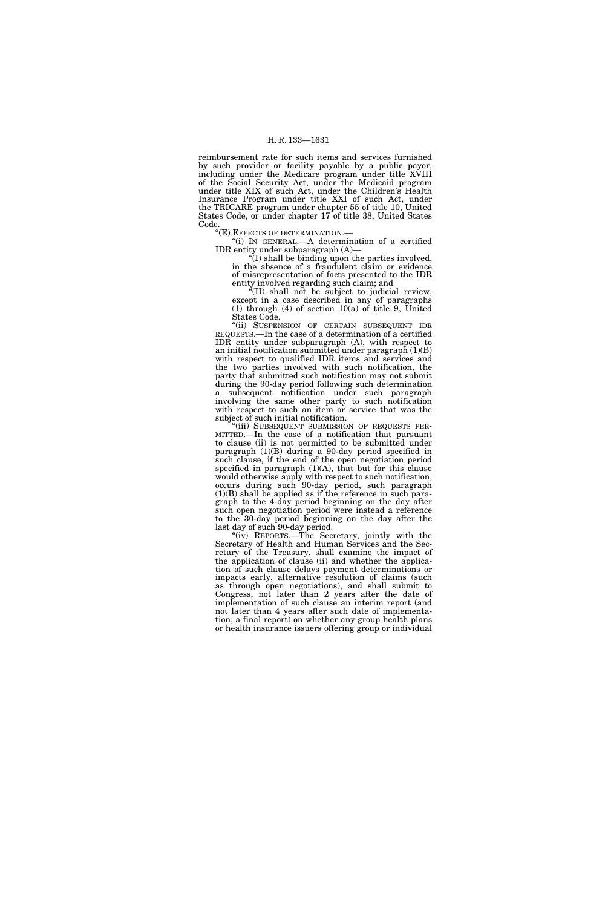reimbursement rate for such items and services furnished by such provider or facility payable by a public payor, including under the Medicare program under title XVIII of the Social Security Act, under the Medicaid program under title XIX of such Act, under the Children's Health Insurance Program under title XXI of such Act, under the TRICARE program under chapter 55 of title 10, United States Code, or under chapter 17 of title 38, United States Code.

"(E) EFFECTS OF DETERMINATION.—

"(i) IN GENERAL.—A determination of a certified IDR entity under subparagraph (A)—

"(I) shall be binding upon the parties involved, in the absence of a fraudulent claim or evidence of misrepresentation of facts presented to the IDR entity involved regarding such claim; and

"(II) shall not be subject to judicial review, except in a case described in any of paragraphs (1) through (4) of section 10(a) of title 9, United States Code.

"(ii) SUSPENSION OF CERTAIN SUBSEQUENT IDR REQUESTS.—In the case of a determination of a certified IDR entity under subparagraph (A), with respect to an initial notification submitted under paragraph (1)(B) with respect to qualified IDR items and services and the two parties involved with such notification, the party that submitted such notification may not submit during the 90-day period following such determination a subsequent notification under such paragraph involving the same other party to such notification with respect to such an item or service that was the subject of such initial notification.

"(iii) SUBSEQUENT SUBMISSION OF REQUESTS PERMITTED.—In the case of a notification that pursuant to clause (ii) is not permitted to be submitted under paragraph (1)(B) during a 90-day period specified in such clause, if the end of the open negotiation period specified in paragraph (1)(A), that but for this clause would otherwise apply with respect to such notification, occurs during such 90-day period, such paragraph (1)(B) shall be applied as if the reference in such paragraph to the 4-day period beginning on the day after such open negotiation period were instead a reference to the 30-day period beginning on the day after the last day of such 90-day period.

"(iv) REPORTS.—The Secretary, jointly with the Secretary of Health and Human Services and the Secretary of the Treasury, shall examine the impact of the application of clause (ii) and whether the application of such clause delays payment determinations or impacts early, alternative resolution of claims (such as through open negotiations), and shall submit to Congress, not later than 2 years after the date of implementation of such clause an interim report (and not later than 4 years after such date of implementation, a final report) on whether any group health plans or health insurance issuers offering group or individual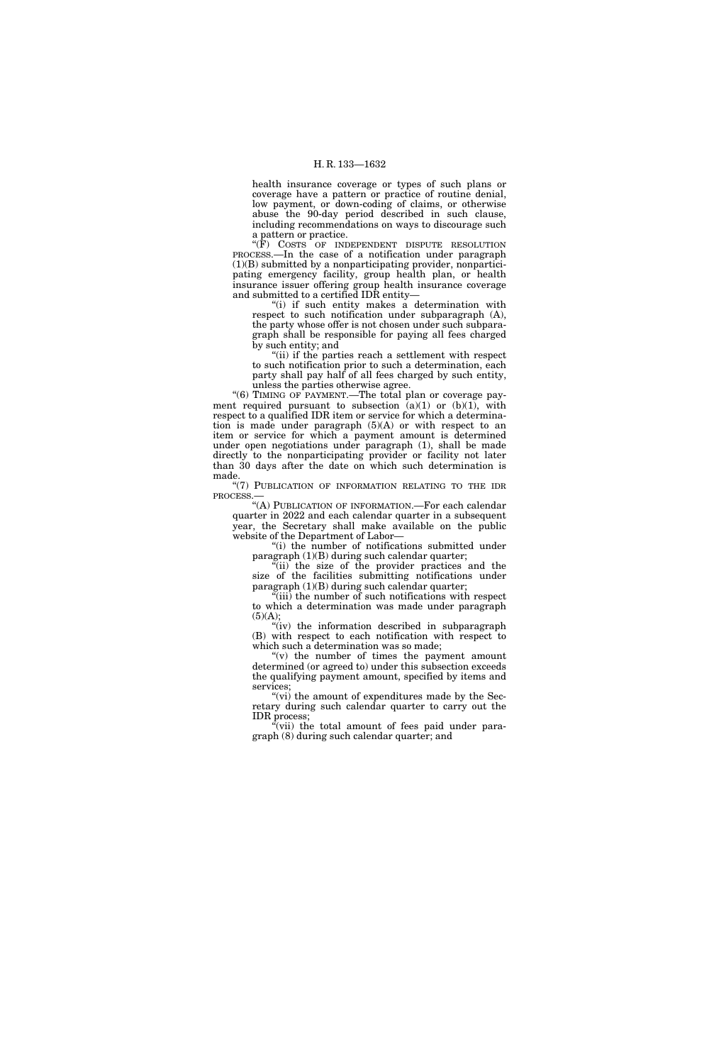health insurance coverage or types of such plans or coverage have a pattern or practice of routine denial, low payment, or down-coding of claims, or otherwise abuse the 90-day period described in such clause, including recommendations on ways to discourage such a pattern or practice.

"(F) COSTS OF INDEPENDENT DISPUTE RESOLUTION PROCESS.—In the case of a notification under paragraph (1)(B) submitted by a nonparticipating provider, nonparticipating emergency facility, group health plan, or health insurance issuer offering group health insurance coverage and submitted to a certified IDR entity—

"(i) if such entity makes a determination with respect to such notification under subparagraph (A), the party whose offer is not chosen under such subparagraph shall be responsible for paying all fees charged by such entity; and

"(ii) if the parties reach a settlement with respect to such notification prior to such a determination, each party shall pay half of all fees charged by such entity, unless the parties otherwise agree.

"(6) TIMING OF PAYMENT.—The total plan or coverage payment required pursuant to subsection (a)(1) or (b)(1), with respect to a qualified IDR item or service for which a determination is made under paragraph (5)(A) or with respect to an item or service for which a payment amount is determined under open negotiations under paragraph (1), shall be made directly to the nonparticipating provider or facility not later than 30 days after the date on which such determination is made.

"(7) PUBLICATION OF INFORMATION RELATING TO THE IDR PROCESS.—

"(A) PUBLICATION OF INFORMATION.—For each calendar quarter in 2022 and each calendar quarter in a subsequent year, the Secretary shall make available on the public website of the Department of Labor—

"(i) the number of notifications submitted under paragraph (1)(B) during such calendar quarter;

"(ii) the size of the provider practices and the size of the facilities submitting notifications under paragraph (1)(B) during such calendar quarter;

"(iii) the number of such notifications with respect to which a determination was made under paragraph (5)(A);

"(iv) the information described in subparagraph (B) with respect to each notification with respect to which such a determination was so made;

"(v) the number of times the payment amount determined (or agreed to) under this subsection exceeds the qualifying payment amount, specified by items and services;

"(vi) the amount of expenditures made by the Secretary during such calendar quarter to carry out the IDR process;

"(vii) the total amount of fees paid under paragraph (8) during such calendar quarter; and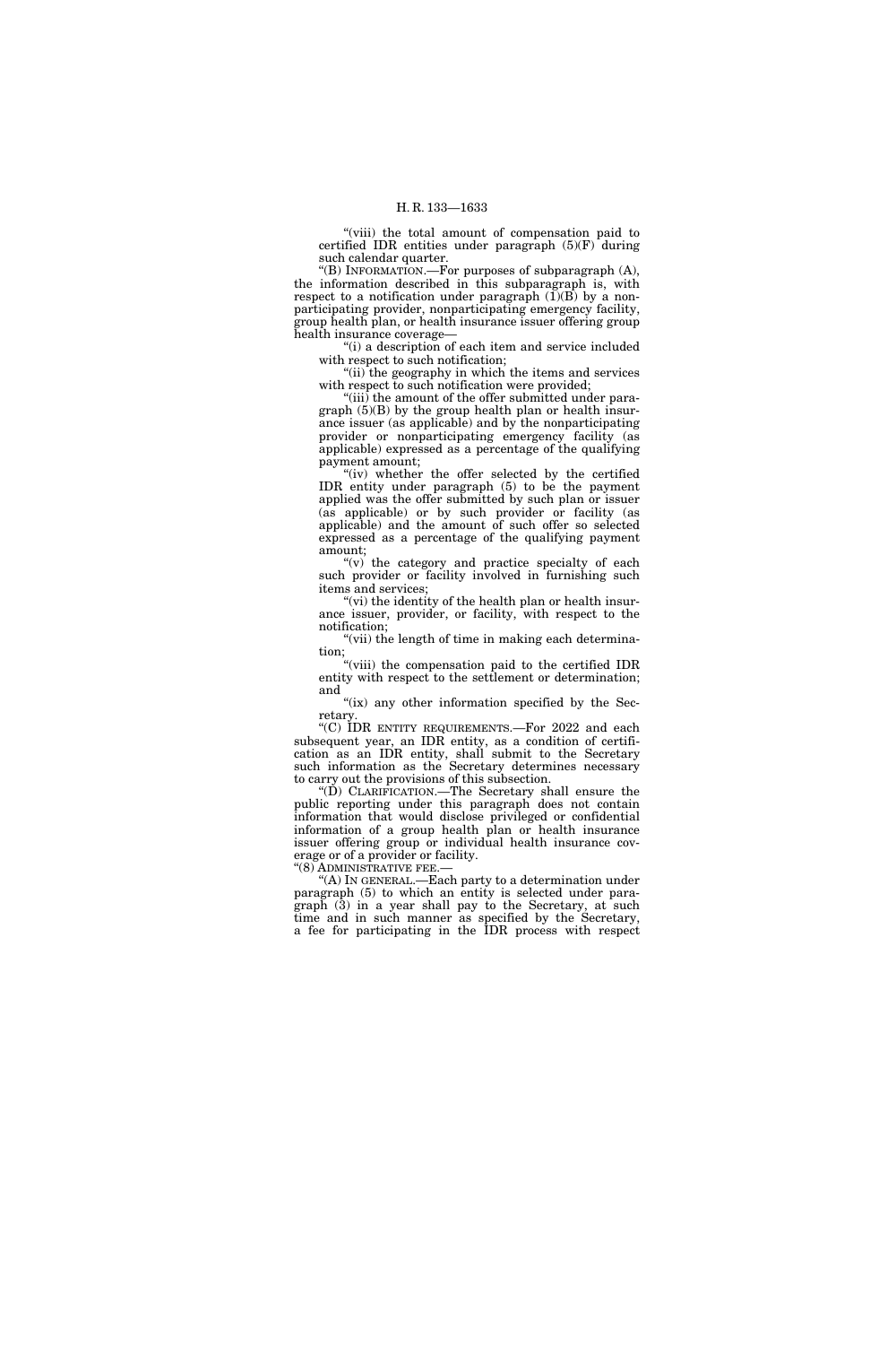"(viii) the total amount of compensation paid to certified IDR entities under paragraph (5)(F) during such calendar quarter.

"(B) INFORMATION.—For purposes of subparagraph (A), the information described in this subparagraph is, with respect to a notification under paragraph (1)(B) by a nonparticipating provider, nonparticipating emergency facility, group health plan, or health insurance issuer offering group health insurance coverage—

"(i) a description of each item and service included with respect to such notification;

"(ii) the geography in which the items and services with respect to such notification were provided;

"(iii) the amount of the offer submitted under paragraph (5)(B) by the group health plan or health insurance issuer (as applicable) and by the nonparticipating provider or nonparticipating emergency facility (as applicable) expressed as a percentage of the qualifying payment amount;

"(iv) whether the offer selected by the certified IDR entity under paragraph (5) to be the payment applied was the offer submitted by such plan or issuer (as applicable) or by such provider or facility (as applicable) and the amount of such offer so selected expressed as a percentage of the qualifying payment amount;

"(v) the category and practice specialty of each such provider or facility involved in furnishing such items and services;

"(vi) the identity of the health plan or health insurance issuer, provider, or facility, with respect to the notification;

"(vii) the length of time in making each determination;

"(viii) the compensation paid to the certified IDR entity with respect to the settlement or determination; and

"(ix) any other information specified by the Secretary.

"(C) IDR ENTITY REQUIREMENTS.—For 2022 and each subsequent year, an IDR entity, as a condition of certification as an IDR entity, shall submit to the Secretary such information as the Secretary determines necessary to carry out the provisions of this subsection.

"(D) CLARIFICATION.—The Secretary shall ensure the public reporting under this paragraph does not contain information that would disclose privileged or confidential information of a group health plan or health insurance issuer offering group or individual health insurance coverage or of a provider or facility.

"(8) ADMINISTRATIVE FEE.—

"(A) IN GENERAL.—Each party to a determination under paragraph (5) to which an entity is selected under paragraph (3) in a year shall pay to the Secretary, at such time and in such manner as specified by the Secretary, a fee for participating in the IDR process with respect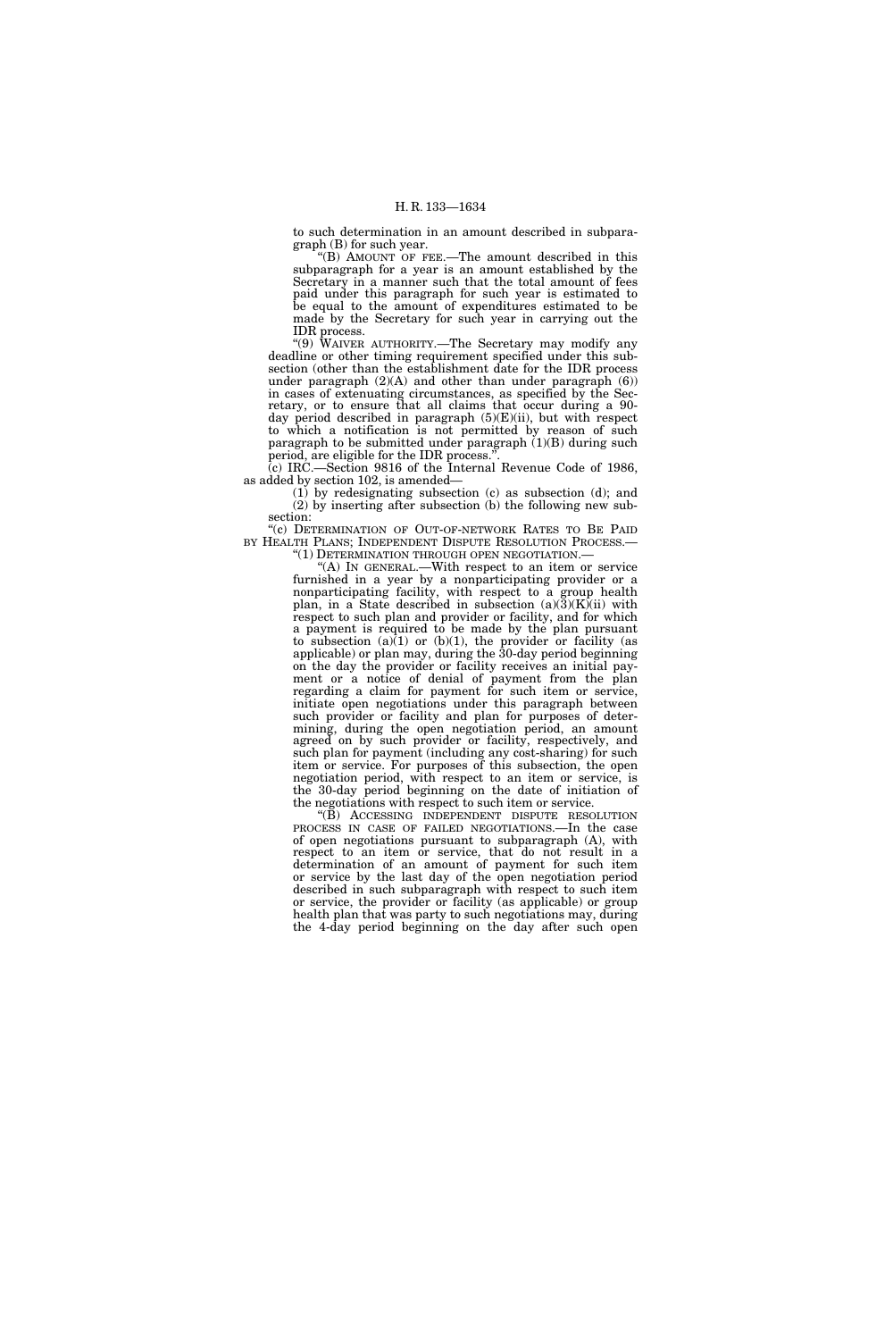to such determination in an amount described in subparagraph (B) for such year.

"(B) AMOUNT OF FEE.—The amount described in this subparagraph for a year is an amount established by the Secretary in a manner such that the total amount of fees paid under this paragraph for such year is estimated to be equal to the amount of expenditures estimated to be made by the Secretary for such year in carrying out the IDR process.

"(9) WAIVER AUTHORITY.—The Secretary may modify any deadline or other timing requirement specified under this subsection (other than the establishment date for the IDR process under paragraph (2)(A) and other than under paragraph (6)) in cases of extenuating circumstances, as specified by the Secretary, or to ensure that all claims that occur during a 90-day period described in paragraph (5)(E)(ii), but with respect to which a notification is not permitted by reason of such paragraph to be submitted under paragraph (1)(B) during such period, are eligible for the IDR process.".

(c) IRC.—Section 9816 of the Internal Revenue Code of 1986, as added by section 102, is amended—

(1) by redesignating subsection (c) as subsection (d); and

(2) by inserting after subsection (b) the following new subsection:

"(c) DETERMINATION OF OUT-OF-NETWORK RATES TO BE PAID BY HEALTH PLANS; INDEPENDENT DISPUTE RESOLUTION PROCESS.—

"(1) DETERMINATION THROUGH OPEN NEGOTIATION.—

"(A) IN GENERAL.—With respect to an item or service furnished in a year by a nonparticipating provider or a nonparticipating facility, with respect to a group health plan, in a State described in subsection (a)(3)(K)(ii) with respect to such plan and provider or facility, and for which a payment is required to be made by the plan pursuant to subsection (a)(1) or (b)(1), the provider or facility (as applicable) or plan may, during the 30-day period beginning on the day the provider or facility receives an initial payment or a notice of denial of payment from the plan regarding a claim for payment for such item or service, initiate open negotiations under this paragraph between such provider or facility and plan for purposes of determining, during the open negotiation period, an amount agreed on by such provider or facility, respectively, and such plan for payment (including any cost-sharing) for such item or service. For purposes of this subsection, the open negotiation period, with respect to an item or service, is the 30-day period beginning on the date of initiation of the negotiations with respect to such item or service.

"(B) ACCESSING INDEPENDENT DISPUTE RESOLUTION PROCESS IN CASE OF FAILED NEGOTIATIONS.—In the case of open negotiations pursuant to subparagraph (A), with respect to an item or service, that do not result in a determination of an amount of payment for such item or service by the last day of the open negotiation period described in such subparagraph with respect to such item or service, the provider or facility (as applicable) or group health plan that was party to such negotiations may, during the 4-day period beginning on the day after such open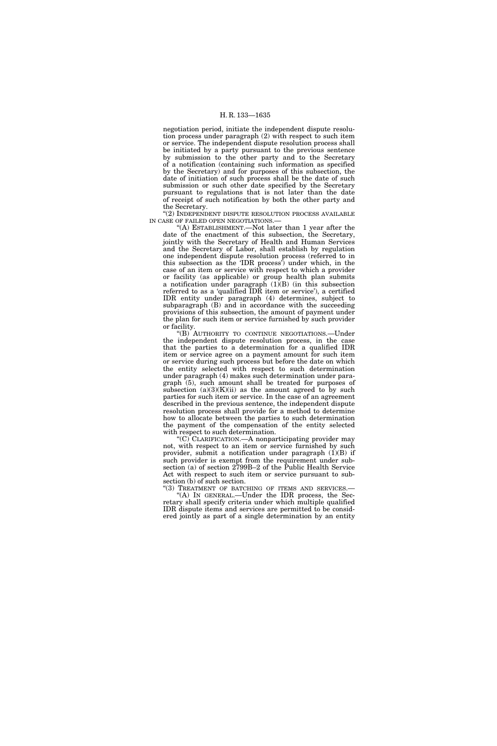negotiation period, initiate the independent dispute resolution process under paragraph (2) with respect to such item or service. The independent dispute resolution process shall be initiated by a party pursuant to the previous sentence by submission to the other party and to the Secretary of a notification (containing such information as specified by the Secretary) and for purposes of this subsection, the date of initiation of such process shall be the date of such submission or such other date specified by the Secretary pursuant to regulations that is not later than the date of receipt of such notification by both the other party and the Secretary.

"(2) INDEPENDENT DISPUTE RESOLUTION PROCESS AVAILABLE IN CASE OF FAILED OPEN NEGOTIATIONS.—

"(A) ESTABLISHMENT.—Not later than 1 year after the date of the enactment of this subsection, the Secretary, jointly with the Secretary of Health and Human Services and the Secretary of Labor, shall establish by regulation one independent dispute resolution process (referred to in this subsection as the 'IDR process') under which, in the case of an item or service with respect to which a provider or facility (as applicable) or group health plan submits a notification under paragraph (1)(B) (in this subsection referred to as a 'qualified IDR item or service'), a certified IDR entity under paragraph (4) determines, subject to subparagraph (B) and in accordance with the succeeding provisions of this subsection, the amount of payment under the plan for such item or service furnished by such provider or facility.

"(B) AUTHORITY TO CONTINUE NEGOTIATIONS.—Under the independent dispute resolution process, in the case that the parties to a determination for a qualified IDR item or service agree on a payment amount for such item or service during such process but before the date on which the entity selected with respect to such determination under paragraph (4) makes such determination under paragraph (5), such amount shall be treated for purposes of subsection (a)(3)(K)(ii) as the amount agreed to by such parties for such item or service. In the case of an agreement described in the previous sentence, the independent dispute resolution process shall provide for a method to determine how to allocate between the parties to such determination the payment of the compensation of the entity selected with respect to such determination.

"(C) CLARIFICATION.—A nonparticipating provider may not, with respect to an item or service furnished by such provider, submit a notification under paragraph (1)(B) if such provider is exempt from the requirement under subsection (a) of section 2799B–2 of the Public Health Service Act with respect to such item or service pursuant to subsection (b) of such section.

"(3) TREATMENT OF BATCHING OF ITEMS AND SERVICES.—

"(A) IN GENERAL.—Under the IDR process, the Secretary shall specify criteria under which multiple qualified IDR dispute items and services are permitted to be considered jointly as part of a single determination by an entity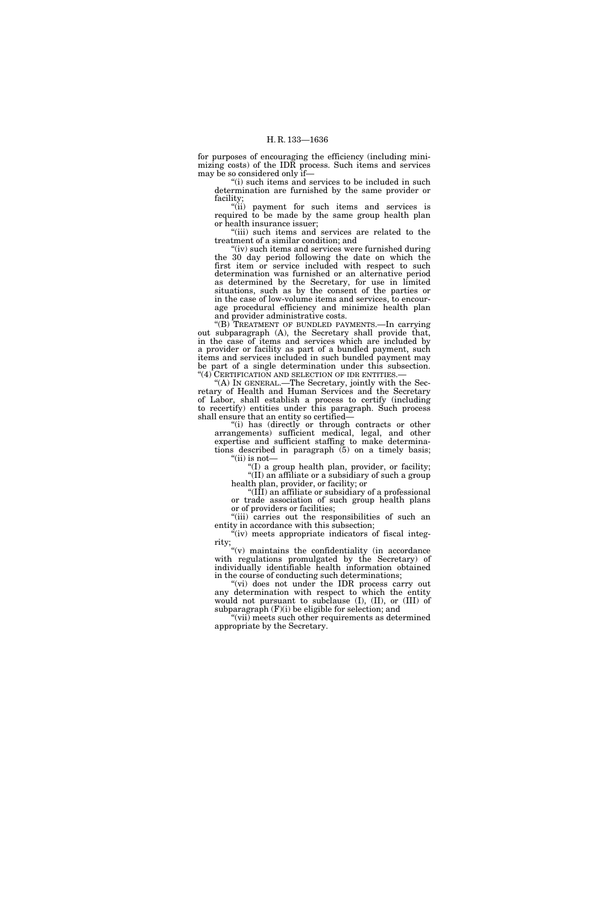for purposes of encouraging the efficiency (including minimizing costs) of the IDR process. Such items and services may be so considered only if—

"(i) such items and services to be included in such determination are furnished by the same provider or facility;

"(ii) payment for such items and services is required to be made by the same group health plan or health insurance issuer;

"(iii) such items and services are related to the treatment of a similar condition; and

"(iv) such items and services were furnished during the 30 day period following the date on which the first item or service included with respect to such determination was furnished or an alternative period as determined by the Secretary, for use in limited situations, such as by the consent of the parties or in the case of low-volume items and services, to encourage procedural efficiency and minimize health plan and provider administrative costs.

"(B) TREATMENT OF BUNDLED PAYMENTS.—In carrying out subparagraph (A), the Secretary shall provide that, in the case of items and services which are included by a provider or facility as part of a bundled payment, such items and services included in such bundled payment may be part of a single determination under this subsection.

"(4) CERTIFICATION AND SELECTION OF IDR ENTITIES.—

"(A) IN GENERAL.—The Secretary, jointly with the Secretary of Health and Human Services and the Secretary of Labor, shall establish a process to certify (including to recertify) entities under this paragraph. Such process shall ensure that an entity so certified—

"(i) has (directly or through contracts or other arrangements) sufficient medical, legal, and other expertise and sufficient staffing to make determinations described in paragraph (5) on a timely basis;

"(ii) is not—

"(I) a group health plan, provider, or facility;

"(II) an affiliate or a subsidiary of such a group health plan, provider, or facility; or

"(III) an affiliate or subsidiary of a professional or trade association of such group health plans or of providers or facilities;

"(iii) carries out the responsibilities of such an entity in accordance with this subsection;

"(iv) meets appropriate indicators of fiscal integrity;

"(v) maintains the confidentiality (in accordance with regulations promulgated by the Secretary) of individually identifiable health information obtained in the course of conducting such determinations;

"(vi) does not under the IDR process carry out any determination with respect to which the entity would not pursuant to subclause (I), (II), or (III) of subparagraph (F)(i) be eligible for selection; and

"(vii) meets such other requirements as determined appropriate by the Secretary.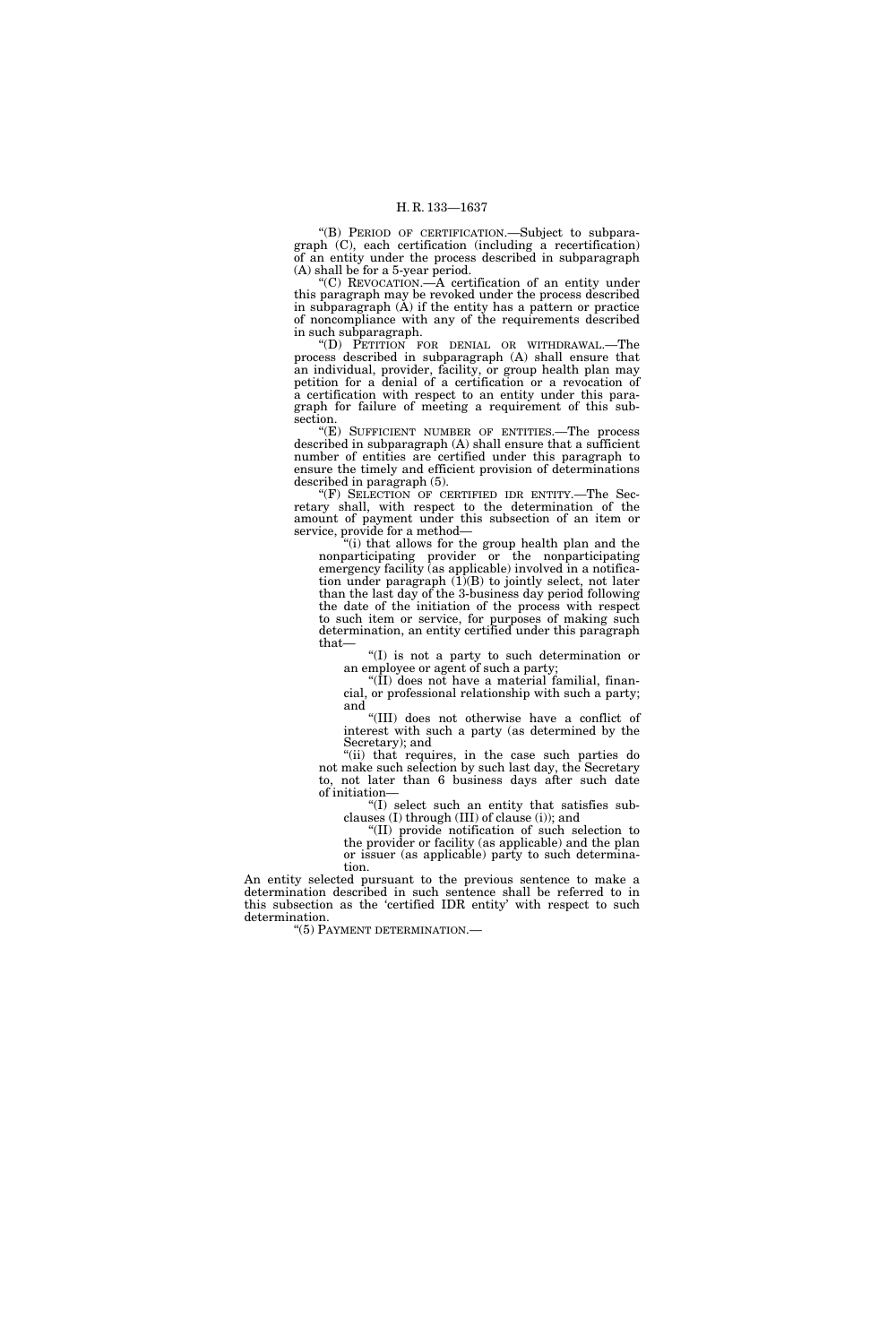"(B) PERIOD OF CERTIFICATION.—Subject to subparagraph (C), each certification (including a recertification) of an entity under the process described in subparagraph (A) shall be for a 5-year period.

"(C) REVOCATION.—A certification of an entity under this paragraph may be revoked under the process described in subparagraph (A) if the entity has a pattern or practice of noncompliance with any of the requirements described in such subparagraph.

"(D) PETITION FOR DENIAL OR WITHDRAWAL.—The process described in subparagraph (A) shall ensure that an individual, provider, facility, or group health plan may petition for a denial of a certification or a revocation of a certification with respect to an entity under this paragraph for failure of meeting a requirement of this subsection.

"(E) SUFFICIENT NUMBER OF ENTITIES.—The process described in subparagraph (A) shall ensure that a sufficient number of entities are certified under this paragraph to ensure the timely and efficient provision of determinations described in paragraph (5).

"(F) SELECTION OF CERTIFIED IDR ENTITY.—The Secretary shall, with respect to the determination of the amount of payment under this subsection of an item or service, provide for a method—

"(i) that allows for the group health plan and the nonparticipating provider or the nonparticipating emergency facility (as applicable) involved in a notification under paragraph (1)(B) to jointly select, not later than the last day of the 3-business day period following the date of the initiation of the process with respect to such item or service, for purposes of making such determination, an entity certified under this paragraph that—

"(I) is not a party to such determination or an employee or agent of such a party;

"(II) does not have a material familial, financial, or professional relationship with such a party; and

"(III) does not otherwise have a conflict of interest with such a party (as determined by the Secretary); and

"(ii) that requires, in the case such parties do not make such selection by such last day, the Secretary to, not later than 6 business days after such date of initiation—

"(I) select such an entity that satisfies subclauses (I) through (III) of clause (i)); and

"(II) provide notification of such selection to the provider or facility (as applicable) and the plan or issuer (as applicable) party to such determination.

An entity selected pursuant to the previous sentence to make a determination described in such sentence shall be referred to in this subsection as the 'certified IDR entity' with respect to such determination.

"(5) PAYMENT DETERMINATION.—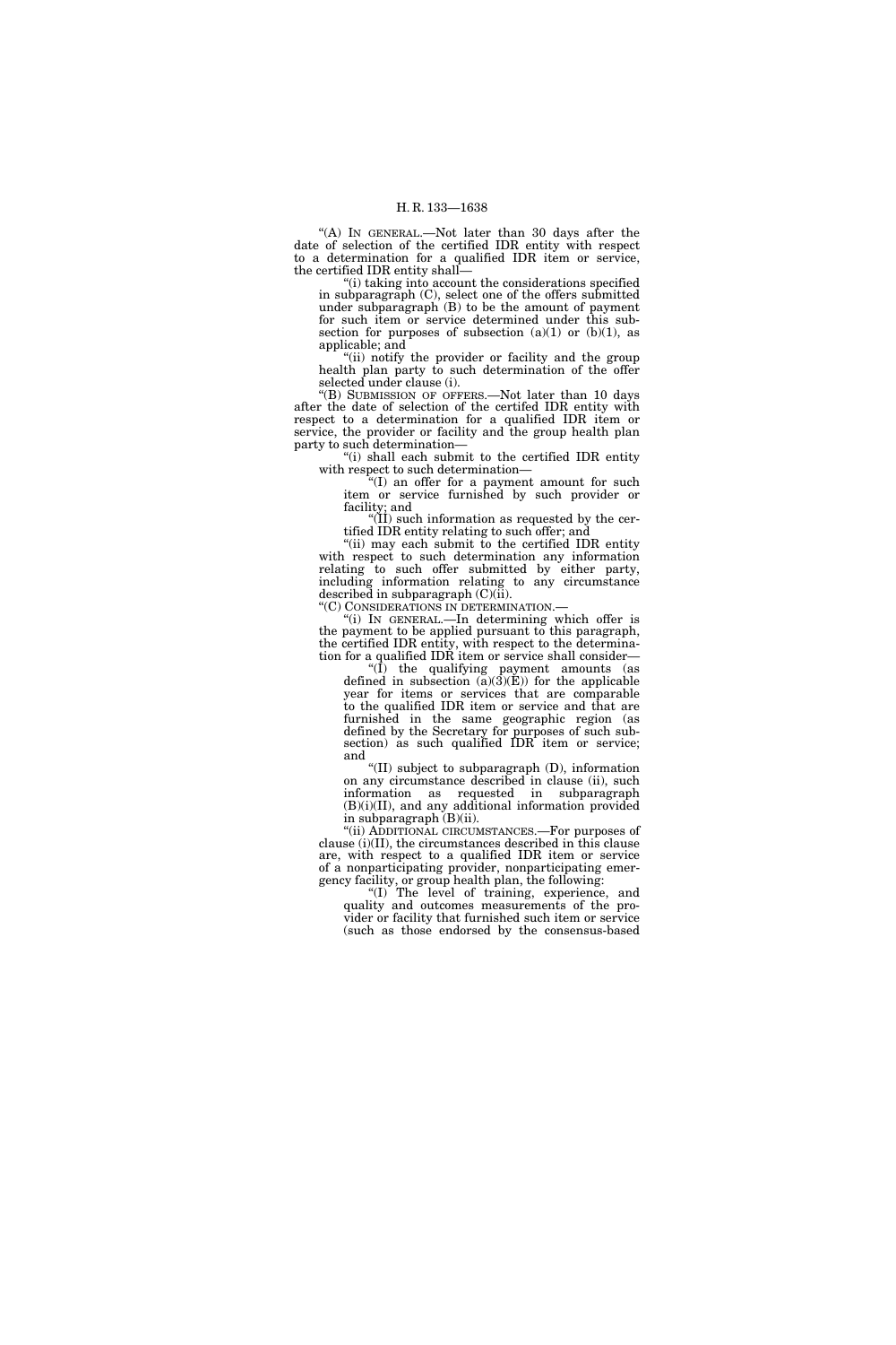"(A) IN GENERAL.—Not later than 30 days after the date of selection of the certified IDR entity with respect to a determination for a qualified IDR item or service, the certified IDR entity shall—

"(i) taking into account the considerations specified in subparagraph (C), select one of the offers submitted under subparagraph (B) to be the amount of payment for such item or service determined under this subsection for purposes of subsection (a)(1) or (b)(1), as applicable; and

"(ii) notify the provider or facility and the group health plan party to such determination of the offer selected under clause (i).

"(B) SUBMISSION OF OFFERS.—Not later than 10 days after the date of selection of the certifed IDR entity with respect to a determination for a qualified IDR item or service, the provider or facility and the group health plan party to such determination—

"(i) shall each submit to the certified IDR entity with respect to such determination—

"(I) an offer for a payment amount for such item or service furnished by such provider or facility; and

"(II) such information as requested by the certified IDR entity relating to such offer; and

"(ii) may each submit to the certified IDR entity with respect to such determination any information relating to such offer submitted by either party, including information relating to any circumstance described in subparagraph (C)(ii).

"(C) CONSIDERATIONS IN DETERMINATION.—

"(i) IN GENERAL.—In determining which offer is the payment to be applied pursuant to this paragraph, the certified IDR entity, with respect to the determination for a qualified IDR item or service shall consider—

"(I) the qualifying payment amounts (as defined in subsection (a)(3)(E)) for the applicable year for items or services that are comparable to the qualified IDR item or service and that are furnished in the same geographic region (as defined by the Secretary for purposes of such subsection) as such qualified IDR item or service; and

"(II) subject to subparagraph (D), information on any circumstance described in clause (ii), such information as requested in subparagraph (B)(i)(II), and any additional information provided in subparagraph (B)(ii).

"(ii) ADDITIONAL CIRCUMSTANCES.—For purposes of clause (i)(II), the circumstances described in this clause are, with respect to a qualified IDR item or service of a nonparticipating provider, nonparticipating emergency facility, or group health plan, the following:

"(I) The level of training, experience, and quality and outcomes measurements of the provider or facility that furnished such item or service (such as those endorsed by the consensus-based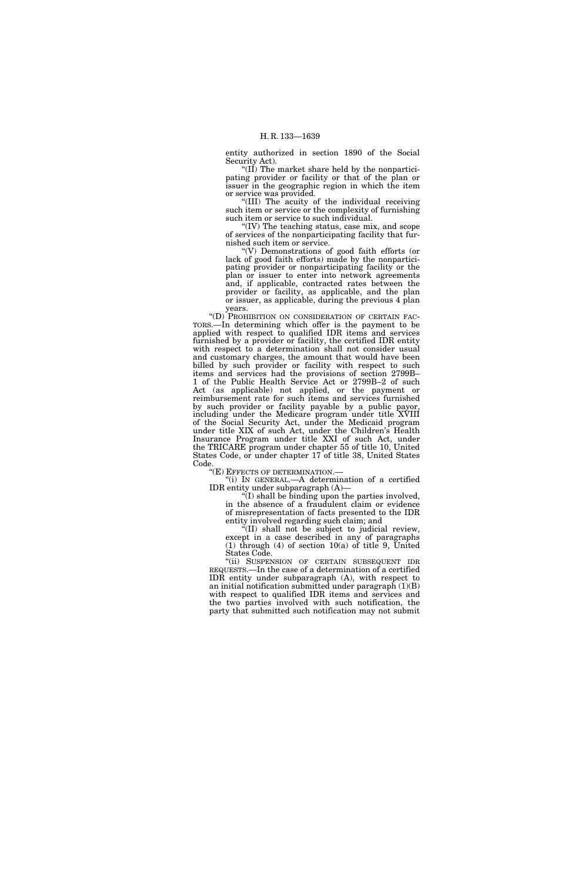entity authorized in section 1890 of the Social Security Act).

"(II) The market share held by the nonparticipating provider or facility or that of the plan or issuer in the geographic region in which the item or service was provided.

"(III) The acuity of the individual receiving such item or service or the complexity of furnishing such item or service to such individual.

"(IV) The teaching status, case mix, and scope of services of the nonparticipating facility that furnished such item or service.

"(V) Demonstrations of good faith efforts (or lack of good faith efforts) made by the nonparticipating provider or nonparticipating facility or the plan or issuer to enter into network agreements and, if applicable, contracted rates between the provider or facility, as applicable, and the plan or issuer, as applicable, during the previous 4 plan years.

"(D) PROHIBITION ON CONSIDERATION OF CERTAIN FACTORS.—In determining which offer is the payment to be applied with respect to qualified IDR items and services furnished by a provider or facility, the certified IDR entity with respect to a determination shall not consider usual and customary charges, the amount that would have been billed by such provider or facility with respect to such items and services had the provisions of section 2799B–1 of the Public Health Service Act or 2799B–2 of such Act (as applicable) not applied, or the payment or reimbursement rate for such items and services furnished by such provider or facility payable by a public payor, including under the Medicare program under title XVIII of the Social Security Act, under the Medicaid program under title XIX of such Act, under the Children's Health Insurance Program under title XXI of such Act, under the TRICARE program under chapter 55 of title 10, United States Code, or under chapter 17 of title 38, United States Code.

"(E) EFFECTS OF DETERMINATION.—

"(i) IN GENERAL.—A determination of a certified IDR entity under subparagraph (A)—

"(I) shall be binding upon the parties involved, in the absence of a fraudulent claim or evidence of misrepresentation of facts presented to the IDR entity involved regarding such claim; and

"(II) shall not be subject to judicial review, except in a case described in any of paragraphs (1) through (4) of section 10(a) of title 9, United States Code.

"(ii) SUSPENSION OF CERTAIN SUBSEQUENT IDR REQUESTS.—In the case of a determination of a certified IDR entity under subparagraph (A), with respect to an initial notification submitted under paragraph (1)(B) with respect to qualified IDR items and services and the two parties involved with such notification, the party that submitted such notification may not submit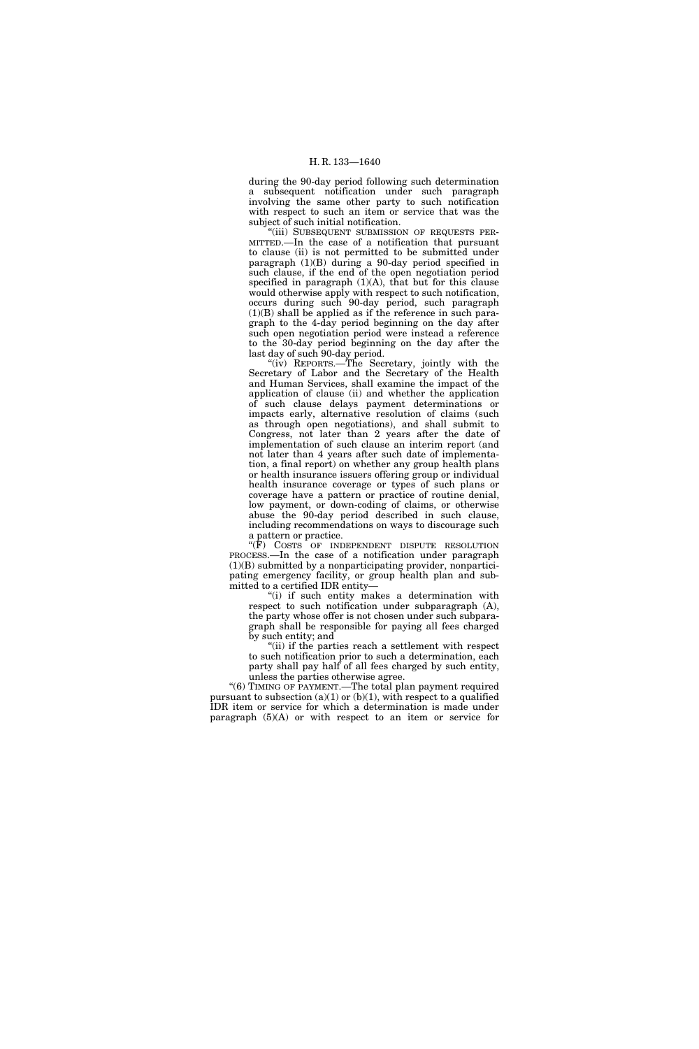during the 90-day period following such determination a subsequent notification under such paragraph involving the same other party to such notification with respect to such an item or service that was the subject of such initial notification.

"(iii) SUBSEQUENT SUBMISSION OF REQUESTS PERMITTED.—In the case of a notification that pursuant to clause (ii) is not permitted to be submitted under paragraph (1)(B) during a 90-day period specified in such clause, if the end of the open negotiation period specified in paragraph (1)(A), that but for this clause would otherwise apply with respect to such notification, occurs during such 90-day period, such paragraph (1)(B) shall be applied as if the reference in such paragraph to the 4-day period beginning on the day after such open negotiation period were instead a reference to the 30-day period beginning on the day after the last day of such 90-day period.

"(iv) REPORTS.—The Secretary, jointly with the Secretary of Labor and the Secretary of the Health and Human Services, shall examine the impact of the application of clause (ii) and whether the application of such clause delays payment determinations or impacts early, alternative resolution of claims (such as through open negotiations), and shall submit to Congress, not later than 2 years after the date of implementation of such clause an interim report (and not later than 4 years after such date of implementation, a final report) on whether any group health plans or health insurance issuers offering group or individual health insurance coverage or types of such plans or coverage have a pattern or practice of routine denial, low payment, or down-coding of claims, or otherwise abuse the 90-day period described in such clause, including recommendations on ways to discourage such a pattern or practice.

"(F) COSTS OF INDEPENDENT DISPUTE RESOLUTION PROCESS.—In the case of a notification under paragraph (1)(B) submitted by a nonparticipating provider, nonparticipating emergency facility, or group health plan and submitted to a certified IDR entity—

"(i) if such entity makes a determination with respect to such notification under subparagraph (A), the party whose offer is not chosen under such subparagraph shall be responsible for paying all fees charged by such entity; and

"(ii) if the parties reach a settlement with respect to such notification prior to such a determination, each party shall pay half of all fees charged by such entity, unless the parties otherwise agree.

"(6) TIMING OF PAYMENT.—The total plan payment required pursuant to subsection (a)(1) or (b)(1), with respect to a qualified IDR item or service for which a determination is made under paragraph (5)(A) or with respect to an item or service for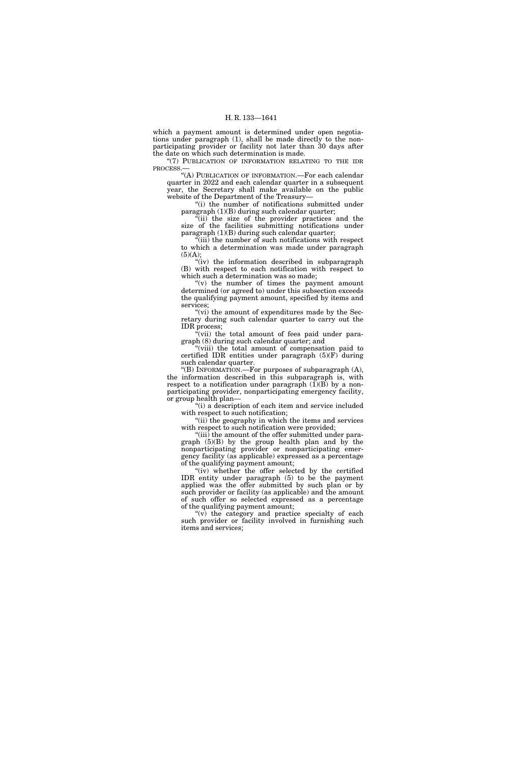which a payment amount is determined under open negotiations under paragraph (1), shall be made directly to the nonparticipating provider or facility not later than 30 days after the date on which such determination is made.

"(7) PUBLICATION OF INFORMATION RELATING TO THE IDR PROCESS.—

"(A) PUBLICATION OF INFORMATION.—For each calendar quarter in 2022 and each calendar quarter in a subsequent year, the Secretary shall make available on the public website of the Department of the Treasury—

"(i) the number of notifications submitted under paragraph (1)(B) during such calendar quarter;

"(ii) the size of the provider practices and the size of the facilities submitting notifications under paragraph (1)(B) during such calendar quarter;

"(iii) the number of such notifications with respect to which a determination was made under paragraph (5)(A);

"(iv) the information described in subparagraph (B) with respect to each notification with respect to which such a determination was so made;

"(v) the number of times the payment amount determined (or agreed to) under this subsection exceeds the qualifying payment amount, specified by items and services;

"(vi) the amount of expenditures made by the Secretary during such calendar quarter to carry out the IDR process;

"(vii) the total amount of fees paid under paragraph (8) during such calendar quarter; and

"(viii) the total amount of compensation paid to certified IDR entities under paragraph (5)(F) during such calendar quarter.

"(B) INFORMATION.—For purposes of subparagraph (A), the information described in this subparagraph is, with respect to a notification under paragraph (1)(B) by a nonparticipating provider, nonparticipating emergency facility, or group health plan—

"(i) a description of each item and service included with respect to such notification;

"(ii) the geography in which the items and services with respect to such notification were provided;

"(iii) the amount of the offer submitted under paragraph (5)(B) by the group health plan and by the nonparticipating provider or nonparticipating emergency facility (as applicable) expressed as a percentage of the qualifying payment amount;

"(iv) whether the offer selected by the certified IDR entity under paragraph (5) to be the payment applied was the offer submitted by such plan or by such provider or facility (as applicable) and the amount of such offer so selected expressed as a percentage of the qualifying payment amount;

"(v) the category and practice specialty of each such provider or facility involved in furnishing such items and services;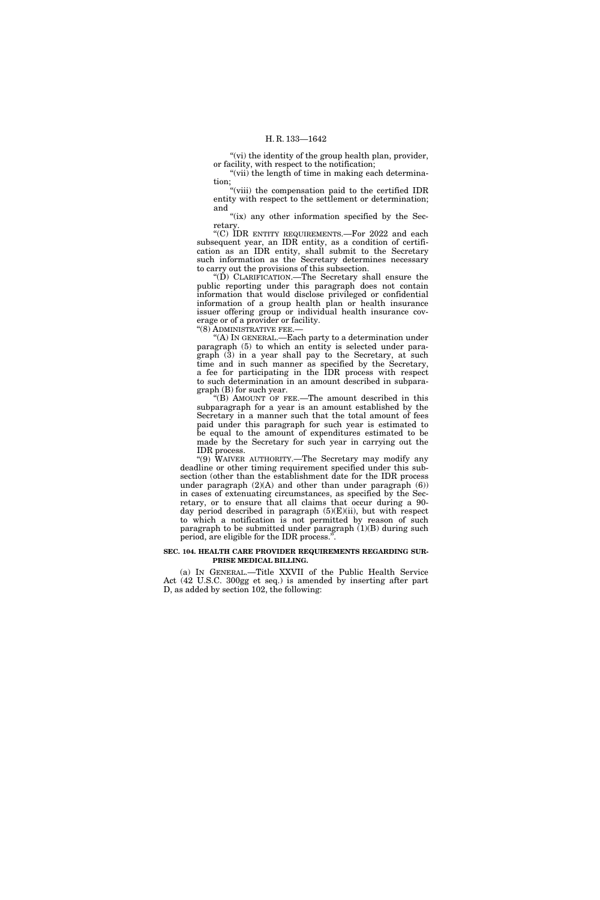"(vi) the identity of the group health plan, provider, or facility, with respect to the notification;

"(vii) the length of time in making each determination;

"(viii) the compensation paid to the certified IDR entity with respect to the settlement or determination; and

"(ix) any other information specified by the Secretary.

"(C) IDR ENTITY REQUIREMENTS.—For 2022 and each subsequent year, an IDR entity, as a condition of certification as an IDR entity, shall submit to the Secretary such information as the Secretary determines necessary to carry out the provisions of this subsection.

"(D) CLARIFICATION.—The Secretary shall ensure the public reporting under this paragraph does not contain information that would disclose privileged or confidential information of a group health plan or health insurance issuer offering group or individual health insurance coverage or of a provider or facility.

"(8) ADMINISTRATIVE FEE.—

"(A) IN GENERAL.—Each party to a determination under paragraph (5) to which an entity is selected under paragraph (3) in a year shall pay to the Secretary, at such time and in such manner as specified by the Secretary, a fee for participating in the IDR process with respect to such determination in an amount described in subparagraph (B) for such year.

"(B) AMOUNT OF FEE.—The amount described in this subparagraph for a year is an amount established by the Secretary in a manner such that the total amount of fees paid under this paragraph for such year is estimated to be equal to the amount of expenditures estimated to be made by the Secretary for such year in carrying out the IDR process.

"(9) WAIVER AUTHORITY.—The Secretary may modify any deadline or other timing requirement specified under this subsection (other than the establishment date for the IDR process under paragraph (2)(A) and other than under paragraph (6)) in cases of extenuating circumstances, as specified by the Secretary, or to ensure that all claims that occur during a 90-day period described in paragraph (5)(E)(ii), but with respect to which a notification is not permitted by reason of such paragraph to be submitted under paragraph (1)(B) during such period, are eligible for the IDR process.".

**SEC. 104. HEALTH CARE PROVIDER REQUIREMENTS REGARDING SURPRISE MEDICAL BILLING.**

(a) IN GENERAL.—Title XXVII of the Public Health Service Act (42 U.S.C. 300gg et seq.) is amended by inserting after part D, as added by section 102, the following: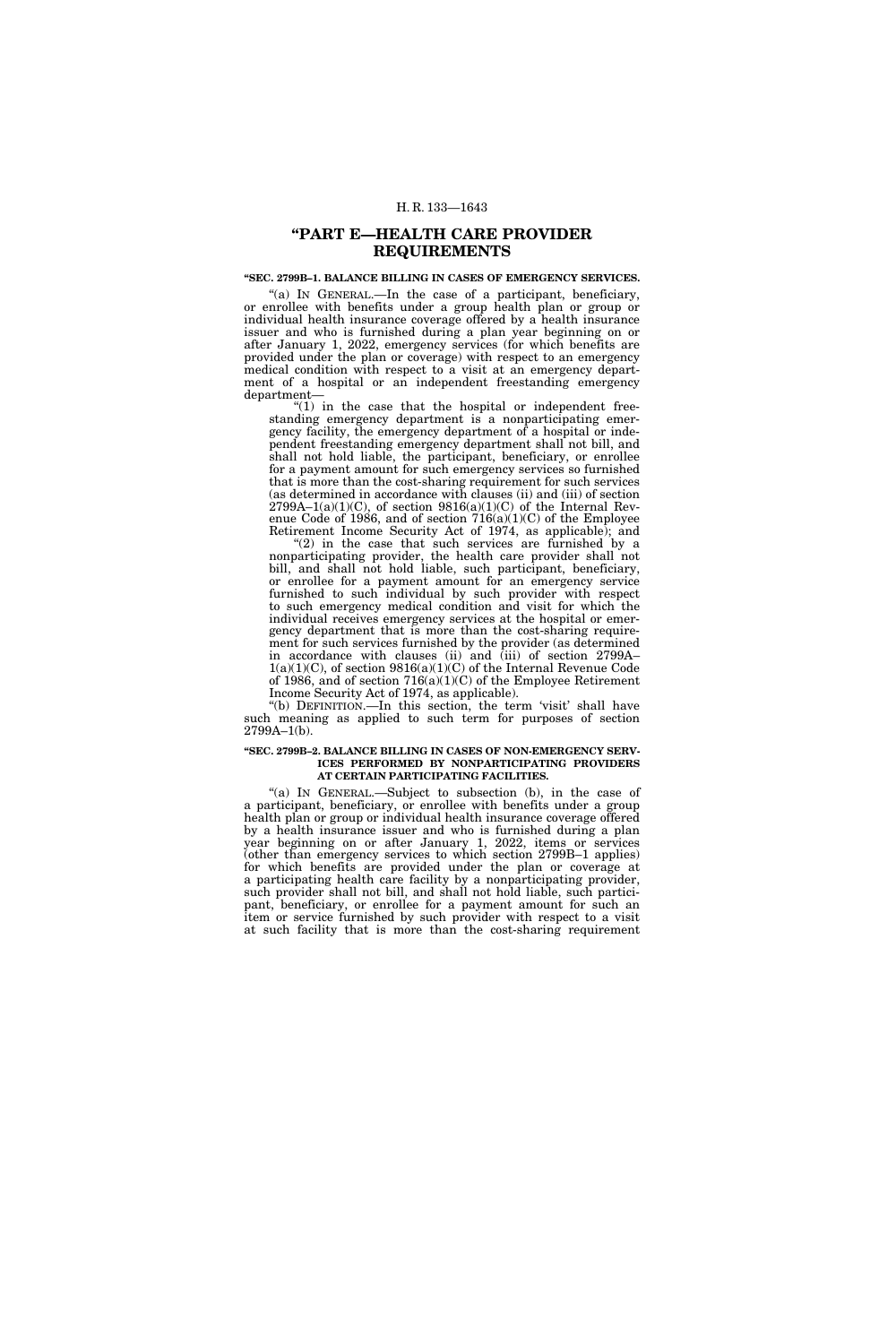# "PART E—HEALTH CARE PROVIDER REQUIREMENTS

**"SEC. 2799B–1. BALANCE BILLING IN CASES OF EMERGENCY SERVICES.**

"(a) IN GENERAL.—In the case of a participant, beneficiary, or enrollee with benefits under a group health plan or group or individual health insurance coverage offered by a health insurance issuer and who is furnished during a plan year beginning on or after January 1, 2022, emergency services (for which benefits are provided under the plan or coverage) with respect to an emergency medical condition with respect to a visit at an emergency department of a hospital or an independent freestanding emergency department—

"(1) in the case that the hospital or independent freestanding emergency department is a nonparticipating emergency facility, the emergency department of a hospital or independent freestanding emergency department shall not bill, and shall not hold liable, the participant, beneficiary, or enrollee for a payment amount for such emergency services so furnished that is more than the cost-sharing requirement for such services (as determined in accordance with clauses (ii) and (iii) of section 2799A–1(a)(1)(C), of section 9816(a)(1)(C) of the Internal Revenue Code of 1986, and of section 716(a)(1)(C) of the Employee Retirement Income Security Act of 1974, as applicable); and

"(2) in the case that such services are furnished by a nonparticipating provider, the health care provider shall not bill, and shall not hold liable, such participant, beneficiary, or enrollee for a payment amount for an emergency service furnished to such individual by such provider with respect to such emergency medical condition and visit for which the individual receives emergency services at the hospital or emergency department that is more than the cost-sharing requirement for such services furnished by the provider (as determined in accordance with clauses (ii) and (iii) of section 2799A–1(a)(1)(C), of section 9816(a)(1)(C) of the Internal Revenue Code of 1986, and of section 716(a)(1)(C) of the Employee Retirement Income Security Act of 1974, as applicable).

"(b) DEFINITION.—In this section, the term 'visit' shall have such meaning as applied to such term for purposes of section 2799A–1(b).

**"SEC. 2799B–2. BALANCE BILLING IN CASES OF NON-EMERGENCY SERVICES PERFORMED BY NONPARTICIPATING PROVIDERS AT CERTAIN PARTICIPATING FACILITIES.**

"(a) IN GENERAL.—Subject to subsection (b), in the case of a participant, beneficiary, or enrollee with benefits under a group health plan or group or individual health insurance coverage offered by a health insurance issuer and who is furnished during a plan year beginning on or after January 1, 2022, items or services (other than emergency services to which section 2799B–1 applies) for which benefits are provided under the plan or coverage at a participating health care facility by a nonparticipating provider, such provider shall not bill, and shall not hold liable, such participant, beneficiary, or enrollee for a payment amount for such an item or service furnished by such provider with respect to a visit at such facility that is more than the cost-sharing requirement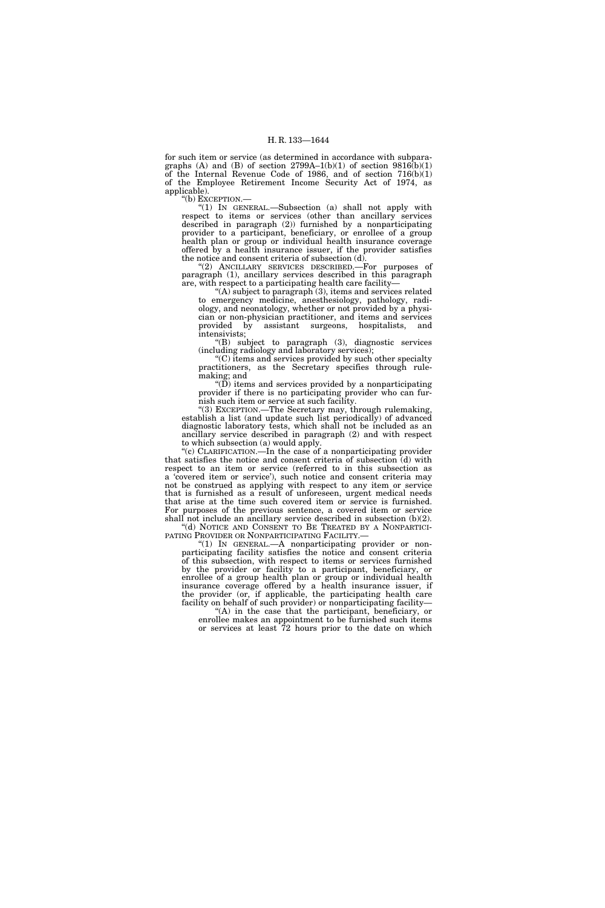for such item or service (as determined in accordance with subparagraphs (A) and (B) of section 2799A–1(b)(1) of section 9816(b)(1) of the Internal Revenue Code of 1986, and of section 716(b)(1) of the Employee Retirement Income Security Act of 1974, as applicable).

"(b) EXCEPTION.—

"(1) IN GENERAL.—Subsection (a) shall not apply with respect to items or services (other than ancillary services described in paragraph (2)) furnished by a nonparticipating provider to a participant, beneficiary, or enrollee of a group health plan or group or individual health insurance coverage offered by a health insurance issuer, if the provider satisfies the notice and consent criteria of subsection (d).

"(2) ANCILLARY SERVICES DESCRIBED.—For purposes of paragraph (1), ancillary services described in this paragraph are, with respect to a participating health care facility—

"(A) subject to paragraph (3), items and services related to emergency medicine, anesthesiology, pathology, radiology, and neonatology, whether or not provided by a physician or non-physician practitioner, and items and services provided by assistant surgeons, hospitalists, and intensivists;

"(B) subject to paragraph (3), diagnostic services (including radiology and laboratory services);

"(C) items and services provided by such other specialty practitioners, as the Secretary specifies through rulemaking; and

"(D) items and services provided by a nonparticipating provider if there is no participating provider who can furnish such item or service at such facility.

"(3) EXCEPTION.—The Secretary may, through rulemaking, establish a list (and update such list periodically) of advanced diagnostic laboratory tests, which shall not be included as an ancillary service described in paragraph (2) and with respect to which subsection (a) would apply.

"(c) CLARIFICATION.—In the case of a nonparticipating provider that satisfies the notice and consent criteria of subsection (d) with respect to an item or service (referred to in this subsection as a 'covered item or service'), such notice and consent criteria may not be construed as applying with respect to any item or service that is furnished as a result of unforeseen, urgent medical needs that arise at the time such covered item or service is furnished. For purposes of the previous sentence, a covered item or service shall not include an ancillary service described in subsection (b)(2).

"(d) NOTICE AND CONSENT TO BE TREATED BY A NONPARTICIPATING PROVIDER OR NONPARTICIPATING FACILITY.—

"(1) IN GENERAL.—A nonparticipating provider or nonparticipating facility satisfies the notice and consent criteria of this subsection, with respect to items or services furnished by the provider or facility to a participant, beneficiary, or enrollee of a group health plan or group or individual health insurance coverage offered by a health insurance issuer, if the provider (or, if applicable, the participating health care facility on behalf of such provider) or nonparticipating facility—

"(A) in the case that the participant, beneficiary, or enrollee makes an appointment to be furnished such items or services at least 72 hours prior to the date on which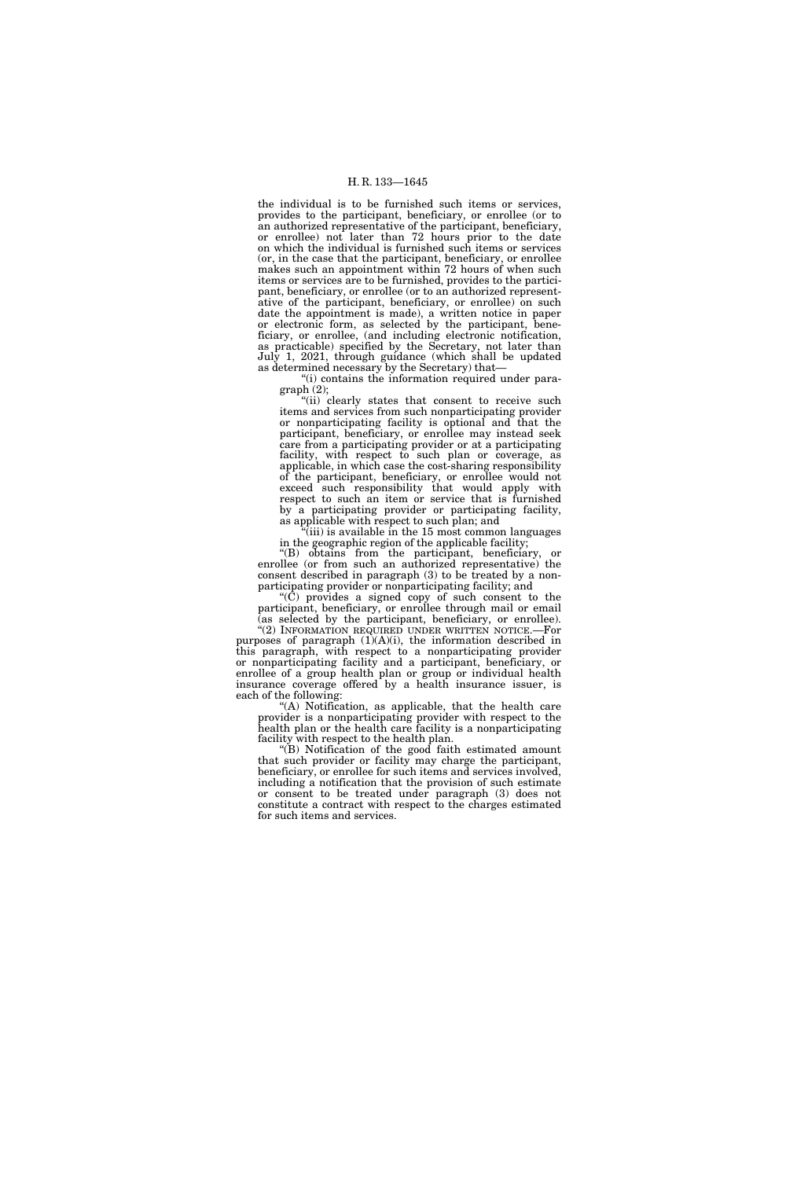the individual is to be furnished such items or services, provides to the participant, beneficiary, or enrollee (or to an authorized representative of the participant, beneficiary, or enrollee) not later than 72 hours prior to the date on which the individual is furnished such items or services (or, in the case that the participant, beneficiary, or enrollee makes such an appointment within 72 hours of when such items or services are to be furnished, provides to the participant, beneficiary, or enrollee (or to an authorized representative of the participant, beneficiary, or enrollee) on such date the appointment is made), a written notice in paper or electronic form, as selected by the participant, beneficiary, or enrollee, (and including electronic notification, as practicable) specified by the Secretary, not later than July 1, 2021, through guidance (which shall be updated as determined necessary by the Secretary) that—

"(i) contains the information required under paragraph (2);

"(ii) clearly states that consent to receive such items and services from such nonparticipating provider or nonparticipating facility is optional and that the participant, beneficiary, or enrollee may instead seek care from a participating provider or at a participating facility, with respect to such plan or coverage, as applicable, in which case the cost-sharing responsibility of the participant, beneficiary, or enrollee would not exceed such responsibility that would apply with respect to such an item or service that is furnished by a participating provider or participating facility, as applicable with respect to such plan; and

"(iii) is available in the 15 most common languages in the geographic region of the applicable facility;

"(B) obtains from the participant, beneficiary, or enrollee (or from such an authorized representative) the consent described in paragraph (3) to be treated by a nonparticipating provider or nonparticipating facility; and

"(C) provides a signed copy of such consent to the participant, beneficiary, or enrollee through mail or email (as selected by the participant, beneficiary, or enrollee).

"(2) INFORMATION REQUIRED UNDER WRITTEN NOTICE.—For purposes of paragraph (1)(A)(i), the information described in this paragraph, with respect to a nonparticipating provider or nonparticipating facility and a participant, beneficiary, or enrollee of a group health plan or group or individual health insurance coverage offered by a health insurance issuer, is each of the following:

"(A) Notification, as applicable, that the health care provider is a nonparticipating provider with respect to the health plan or the health care facility is a nonparticipating facility with respect to the health plan.

"(B) Notification of the good faith estimated amount that such provider or facility may charge the participant, beneficiary, or enrollee for such items and services involved, including a notification that the provision of such estimate or consent to be treated under paragraph (3) does not constitute a contract with respect to the charges estimated for such items and services.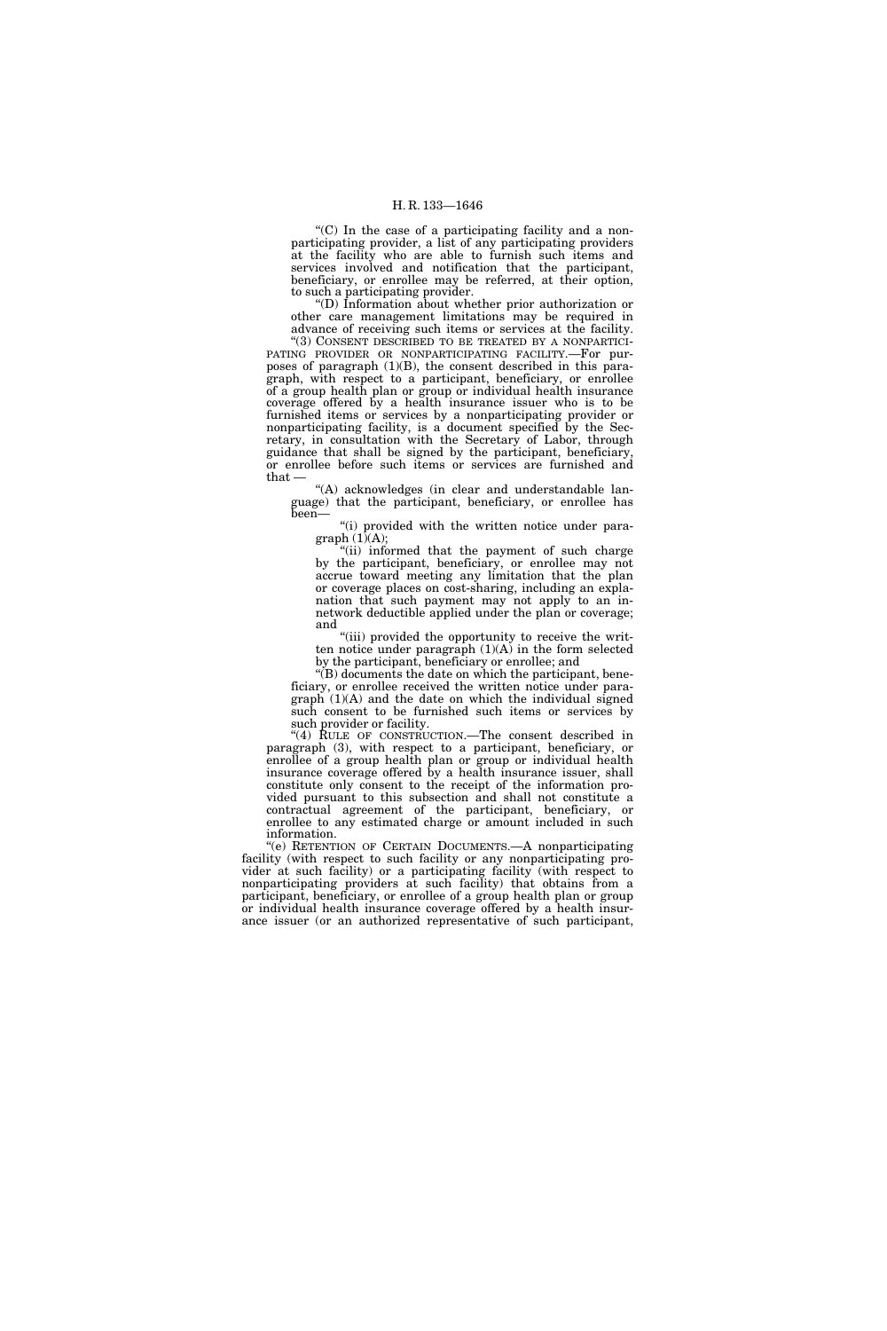"(C) In the case of a participating facility and a nonparticipating provider, a list of any participating providers at the facility who are able to furnish such items and services involved and notification that the participant, beneficiary, or enrollee may be referred, at their option, to such a participating provider.

"(D) Information about whether prior authorization or other care management limitations may be required in advance of receiving such items or services at the facility.

"(3) CONSENT DESCRIBED TO BE TREATED BY A NONPARTICIPATING PROVIDER OR NONPARTICIPATING FACILITY.—For purposes of paragraph (1)(B), the consent described in this paragraph, with respect to a participant, beneficiary, or enrollee of a group health plan or group or individual health insurance coverage offered by a health insurance issuer who is to be furnished items or services by a nonparticipating provider or nonparticipating facility, is a document specified by the Secretary, in consultation with the Secretary of Labor, through guidance that shall be signed by the participant, beneficiary, or enrollee before such items or services are furnished and that —

"(A) acknowledges (in clear and understandable language) that the participant, beneficiary, or enrollee has been—

"(i) provided with the written notice under paragraph (1)(A);

"(ii) informed that the payment of such charge by the participant, beneficiary, or enrollee may not accrue toward meeting any limitation that the plan or coverage places on cost-sharing, including an explanation that such payment may not apply to an in-network deductible applied under the plan or coverage; and

"(iii) provided the opportunity to receive the written notice under paragraph (1)(A) in the form selected by the participant, beneficiary or enrollee; and

"(B) documents the date on which the participant, beneficiary, or enrollee received the written notice under paragraph (1)(A) and the date on which the individual signed such consent to be furnished such items or services by such provider or facility.

"(4) RULE OF CONSTRUCTION.—The consent described in paragraph (3), with respect to a participant, beneficiary, or enrollee of a group health plan or group or individual health insurance coverage offered by a health insurance issuer, shall constitute only consent to the receipt of the information provided pursuant to this subsection and shall not constitute a contractual agreement of the participant, beneficiary, or enrollee to any estimated charge or amount included in such information.

"(e) RETENTION OF CERTAIN DOCUMENTS.—A nonparticipating facility (with respect to such facility or any nonparticipating provider at such facility) or a participating facility (with respect to nonparticipating providers at such facility) that obtains from a participant, beneficiary, or enrollee of a group health plan or group or individual health insurance coverage offered by a health insurance issuer (or an authorized representative of such participant,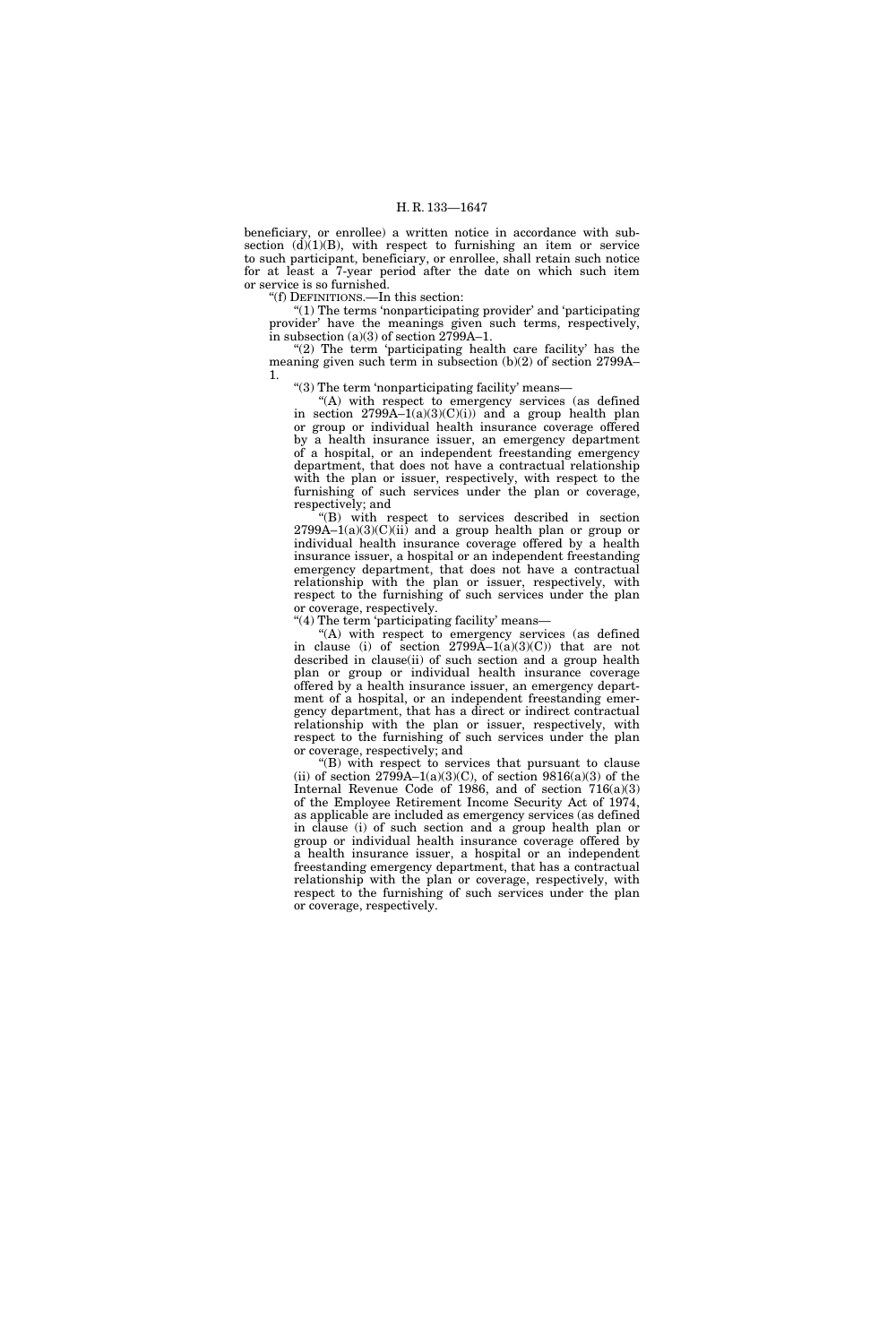beneficiary, or enrollee) a written notice in accordance with subsection (d)(1)(B), with respect to furnishing an item or service to such participant, beneficiary, or enrollee, shall retain such notice for at least a 7-year period after the date on which such item or service is so furnished.

"(f) DEFINITIONS.—In this section:

"(1) The terms 'nonparticipating provider' and 'participating provider' have the meanings given such terms, respectively, in subsection (a)(3) of section 2799A–1.

"(2) The term 'participating health care facility' has the meaning given such term in subsection (b)(2) of section 2799A–1.

"(3) The term 'nonparticipating facility' means—

"(A) with respect to emergency services (as defined in section 2799A–1(a)(3)(C)(i)) and a group health plan or group or individual health insurance coverage offered by a health insurance issuer, an emergency department of a hospital, or an independent freestanding emergency department, that does not have a contractual relationship with the plan or issuer, respectively, with respect to the furnishing of such services under the plan or coverage, respectively; and

"(B) with respect to services described in section 2799A–1(a)(3)(C)(ii) and a group health plan or group or individual health insurance coverage offered by a health insurance issuer, a hospital or an independent freestanding emergency department, that does not have a contractual relationship with the plan or issuer, respectively, with respect to the furnishing of such services under the plan or coverage, respectively.

"(4) The term 'participating facility' means—

"(A) with respect to emergency services (as defined in clause (i) of section 2799A–1(a)(3)(C)) that are not described in clause(ii) of such section and a group health plan or group or individual health insurance coverage offered by a health insurance issuer, an emergency department of a hospital, or an independent freestanding emergency department, that has a direct or indirect contractual relationship with the plan or issuer, respectively, with respect to the furnishing of such services under the plan or coverage, respectively; and

"(B) with respect to services that pursuant to clause (ii) of section 2799A–1(a)(3)(C), of section 9816(a)(3) of the Internal Revenue Code of 1986, and of section 716(a)(3) of the Employee Retirement Income Security Act of 1974, as applicable are included as emergency services (as defined in clause (i) of such section and a group health plan or group or individual health insurance coverage offered by a health insurance issuer, a hospital or an independent freestanding emergency department, that has a contractual relationship with the plan or coverage, respectively, with respect to the furnishing of such services under the plan or coverage, respectively.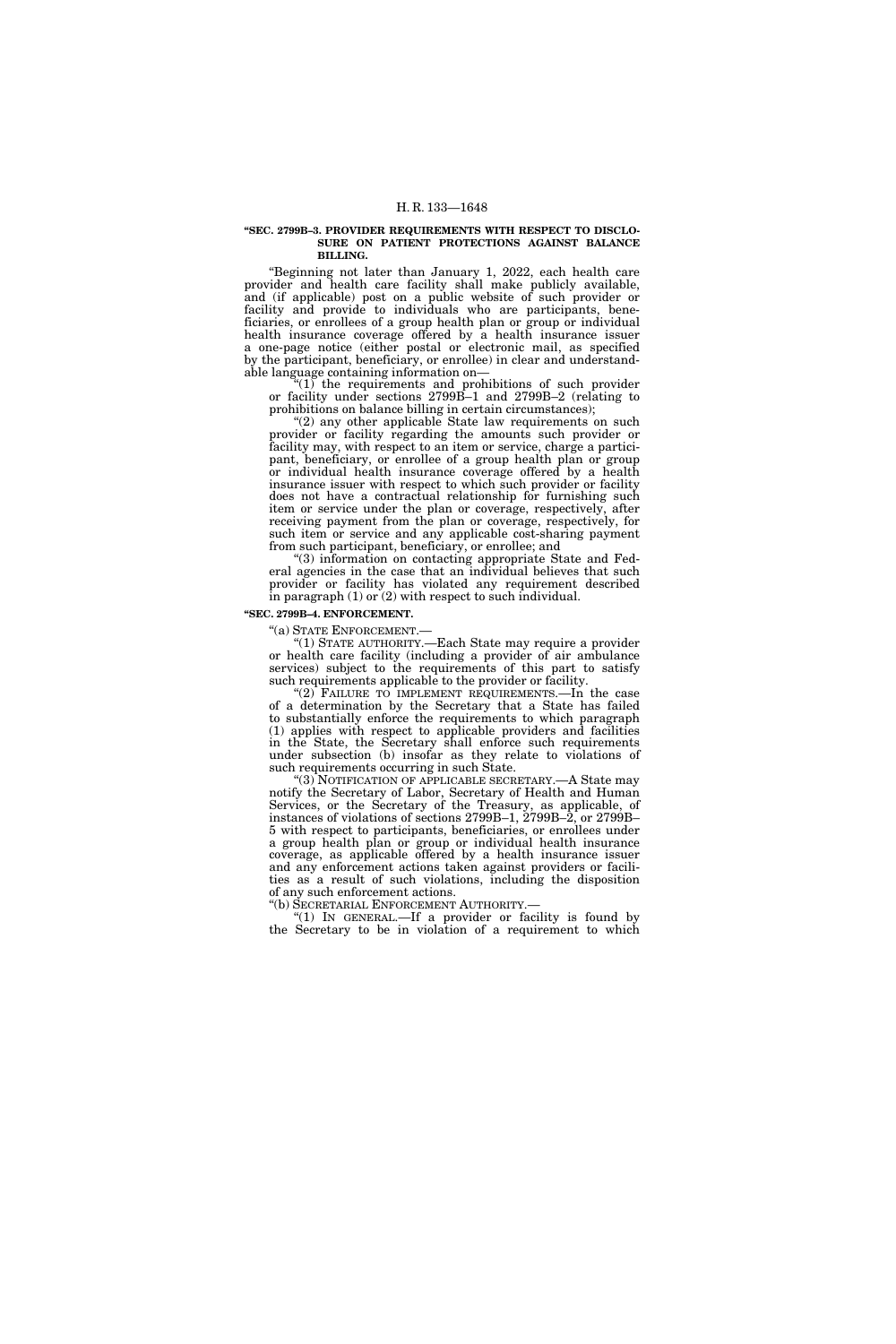**"SEC. 2799B–3. PROVIDER REQUIREMENTS WITH RESPECT TO DISCLOSURE ON PATIENT PROTECTIONS AGAINST BALANCE BILLING.**

"Beginning not later than January 1, 2022, each health care provider and health care facility shall make publicly available, and (if applicable) post on a public website of such provider or facility and provide to individuals who are participants, beneficiaries, or enrollees of a group health plan or group or individual health insurance coverage offered by a health insurance issuer a one-page notice (either postal or electronic mail, as specified by the participant, beneficiary, or enrollee) in clear and understandable language containing information on—

"(1) the requirements and prohibitions of such provider or facility under sections 2799B–1 and 2799B–2 (relating to prohibitions on balance billing in certain circumstances);

"(2) any other applicable State law requirements on such provider or facility regarding the amounts such provider or facility may, with respect to an item or service, charge a participant, beneficiary, or enrollee of a group health plan or group or individual health insurance coverage offered by a health insurance issuer with respect to which such provider or facility does not have a contractual relationship for furnishing such item or service under the plan or coverage, respectively, after receiving payment from the plan or coverage, respectively, for such item or service and any applicable cost-sharing payment from such participant, beneficiary, or enrollee; and

"(3) information on contacting appropriate State and Federal agencies in the case that an individual believes that such provider or facility has violated any requirement described in paragraph (1) or (2) with respect to such individual.

**"SEC. 2799B–4. ENFORCEMENT.**

"(a) STATE ENFORCEMENT.—

"(1) STATE AUTHORITY.—Each State may require a provider or health care facility (including a provider of air ambulance services) subject to the requirements of this part to satisfy such requirements applicable to the provider or facility.

"(2) FAILURE TO IMPLEMENT REQUIREMENTS.—In the case of a determination by the Secretary that a State has failed to substantially enforce the requirements to which paragraph (1) applies with respect to applicable providers and facilities in the State, the Secretary shall enforce such requirements under subsection (b) insofar as they relate to violations of such requirements occurring in such State.

"(3) NOTIFICATION OF APPLICABLE SECRETARY.—A State may notify the Secretary of Labor, Secretary of Health and Human Services, or the Secretary of the Treasury, as applicable, of instances of violations of sections 2799B–1, 2799B–2, or 2799B–5 with respect to participants, beneficiaries, or enrollees under a group health plan or group or individual health insurance coverage, as applicable offered by a health insurance issuer and any enforcement actions taken against providers or facilities as a result of such violations, including the disposition of any such enforcement actions.

"(b) SECRETARIAL ENFORCEMENT AUTHORITY.—

"(1) IN GENERAL.—If a provider or facility is found by the Secretary to be in violation of a requirement to which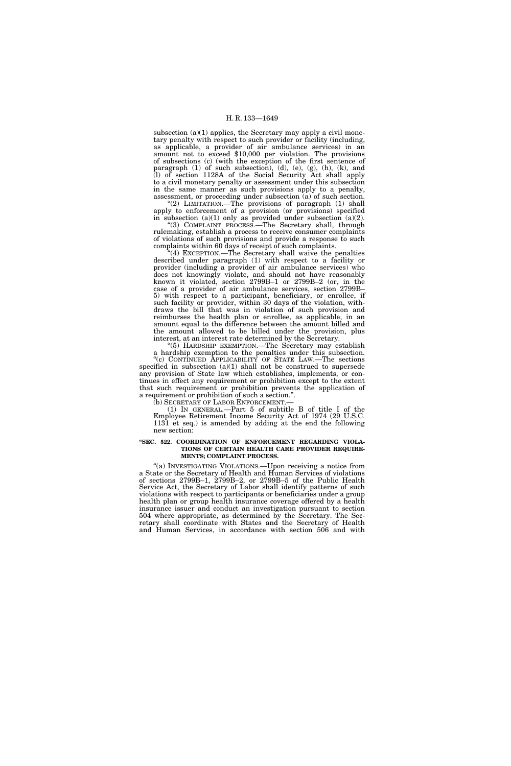subsection (a)(1) applies, the Secretary may apply a civil monetary penalty with respect to such provider or facility (including, as applicable, a provider of air ambulance services) in an amount not to exceed $10,000 per violation. The provisions of subsections (c) (with the exception of the first sentence of paragraph (1) of such subsection), (d), (e), (g), (h), (k), and (l) of section 1128A of the Social Security Act shall apply to a civil monetary penalty or assessment under this subsection in the same manner as such provisions apply to a penalty, assessment, or proceeding under subsection (a) of such section.

"(2) LIMITATION.—The provisions of paragraph (1) shall apply to enforcement of a provision (or provisions) specified in subsection (a)(1) only as provided under subsection (a)(2).

"(3) COMPLAINT PROCESS.—The Secretary shall, through rulemaking, establish a process to receive consumer complaints of violations of such provisions and provide a response to such complaints within 60 days of receipt of such complaints.

"(4) EXCEPTION.—The Secretary shall waive the penalties described under paragraph (1) with respect to a facility or provider (including a provider of air ambulance services) who does not knowingly violate, and should not have reasonably known it violated, section 2799B–1 or 2799B–2 (or, in the case of a provider of air ambulance services, section 2799B–5) with respect to a participant, beneficiary, or enrollee, if such facility or provider, within 30 days of the violation, withdraws the bill that was in violation of such provision and reimburses the health plan or enrollee, as applicable, in an amount equal to the difference between the amount billed and the amount allowed to be billed under the provision, plus interest, at an interest rate determined by the Secretary.

"(5) HARDSHIP EXEMPTION.—The Secretary may establish a hardship exemption to the penalties under this subsection.

"(c) CONTINUED APPLICABILITY OF STATE LAW.—The sections specified in subsection (a)(1) shall not be construed to supersede any provision of State law which establishes, implements, or continues in effect any requirement or prohibition except to the extent that such requirement or prohibition prevents the application of a requirement or prohibition of such a section.".

(b) SECRETARY OF LABOR ENFORCEMENT.—

(1) IN GENERAL.—Part 5 of subtitle B of title I of the Employee Retirement Income Security Act of 1974 (29 U.S.C. 1131 et seq.) is amended by adding at the end the following new section:

**"SEC. 522. COORDINATION OF ENFORCEMENT REGARDING VIOLATIONS OF CERTAIN HEALTH CARE PROVIDER REQUIREMENTS; COMPLAINT PROCESS.**

"(a) INVESTIGATING VIOLATIONS.—Upon receiving a notice from a State or the Secretary of Health and Human Services of violations of sections 2799B–1, 2799B–2, or 2799B–5 of the Public Health Service Act, the Secretary of Labor shall identify patterns of such violations with respect to participants or beneficiaries under a group health plan or group health insurance coverage offered by a health insurance issuer and conduct an investigation pursuant to section 504 where appropriate, as determined by the Secretary. The Secretary shall coordinate with States and the Secretary of Health and Human Services, in accordance with section 506 and with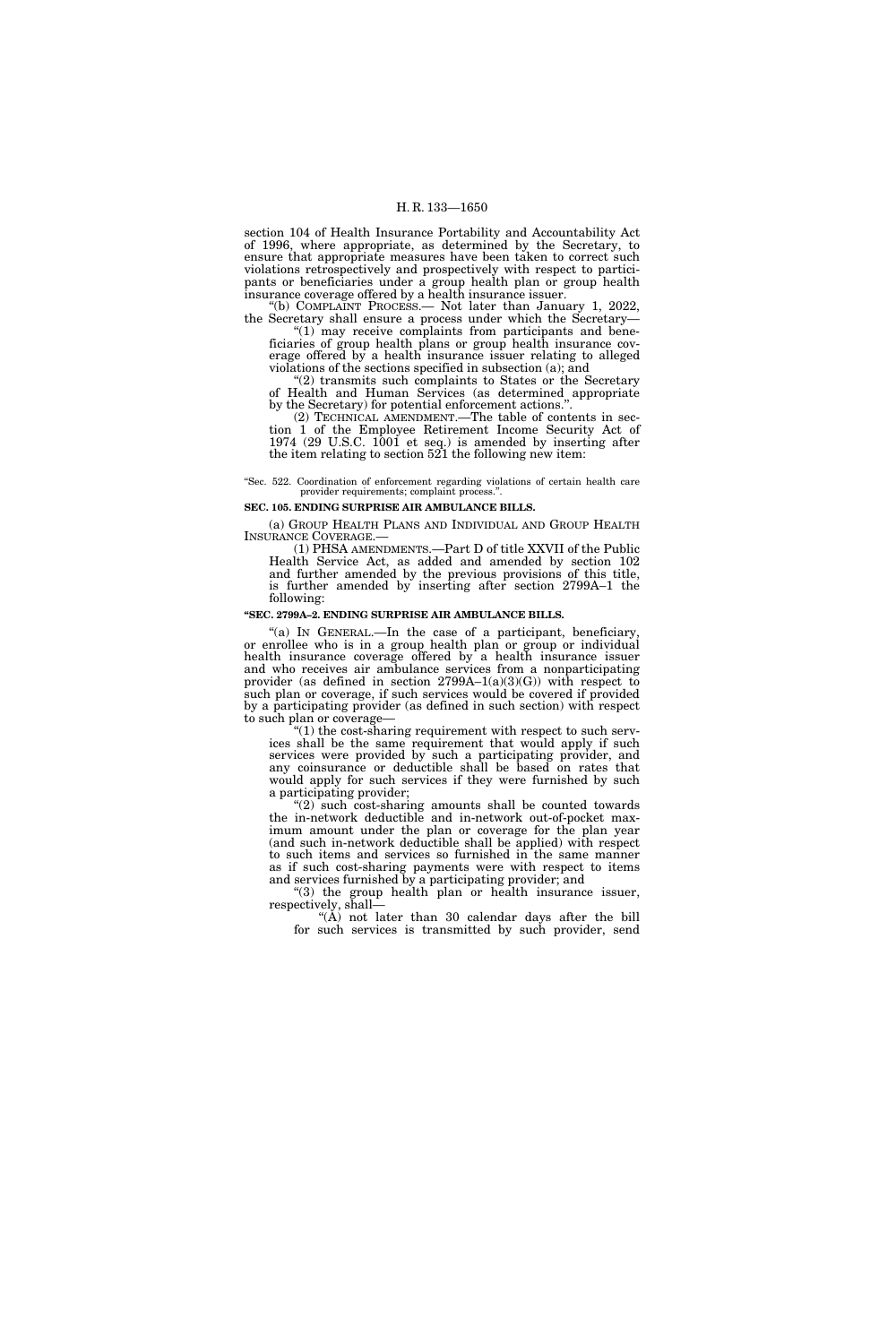section 104 of Health Insurance Portability and Accountability Act of 1996, where appropriate, as determined by the Secretary, to ensure that appropriate measures have been taken to correct such violations retrospectively and prospectively with respect to participants or beneficiaries under a group health plan or group health insurance coverage offered by a health insurance issuer.

"(b) COMPLAINT PROCESS.— Not later than January 1, 2022, the Secretary shall ensure a process under which the Secretary—

"(1) may receive complaints from participants and beneficiaries of group health plans or group health insurance coverage offered by a health insurance issuer relating to alleged violations of the sections specified in subsection (a); and

"(2) transmits such complaints to States or the Secretary of Health and Human Services (as determined appropriate by the Secretary) for potential enforcement actions.".

(2) TECHNICAL AMENDMENT.—The table of contents in section 1 of the Employee Retirement Income Security Act of 1974 (29 U.S.C. 1001 et seq.) is amended by inserting after the item relating to section 521 the following new item:

"Sec. 522. Coordination of enforcement regarding violations of certain health care provider requirements; complaint process.".

**SEC. 105. ENDING SURPRISE AIR AMBULANCE BILLS.**

(a) GROUP HEALTH PLANS AND INDIVIDUAL AND GROUP HEALTH INSURANCE COVERAGE.—

(1) PHSA AMENDMENTS.—Part D of title XXVII of the Public Health Service Act, as added and amended by section 102 and further amended by the previous provisions of this title, is further amended by inserting after section 2799A–1 the following:

**"SEC. 2799A–2. ENDING SURPRISE AIR AMBULANCE BILLS.**

"(a) IN GENERAL.—In the case of a participant, beneficiary, or enrollee who is in a group health plan or group or individual health insurance coverage offered by a health insurance issuer and who receives air ambulance services from a nonparticipating provider (as defined in section 2799A–1(a)(3)(G)) with respect to such plan or coverage, if such services would be covered if provided by a participating provider (as defined in such section) with respect to such plan or coverage—

"(1) the cost-sharing requirement with respect to such services shall be the same requirement that would apply if such services were provided by such a participating provider, and any coinsurance or deductible shall be based on rates that would apply for such services if they were furnished by such a participating provider;

"(2) such cost-sharing amounts shall be counted towards the in-network deductible and in-network out-of-pocket maximum amount under the plan or coverage for the plan year (and such in-network deductible shall be applied) with respect to such items and services so furnished in the same manner as if such cost-sharing payments were with respect to items and services furnished by a participating provider; and

"(3) the group health plan or health insurance issuer, respectively, shall—

"(A) not later than 30 calendar days after the bill for such services is transmitted by such provider, send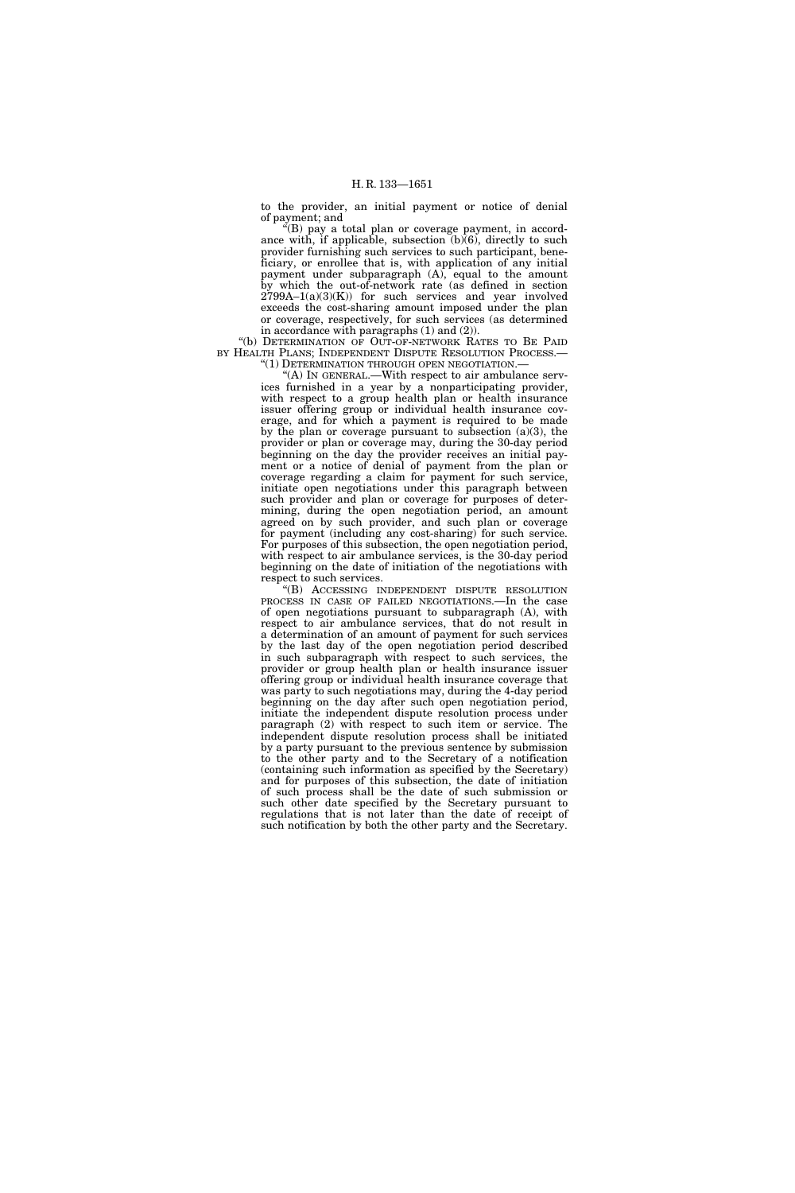to the provider, an initial payment or notice of denial of payment; and

"(B) pay a total plan or coverage payment, in accordance with, if applicable, subsection (b)(6), directly to such provider furnishing such services to such participant, beneficiary, or enrollee that is, with application of any initial payment under subparagraph (A), equal to the amount by which the out-of-network rate (as defined in section 2799A–1(a)(3)(K)) for such services and year involved exceeds the cost-sharing amount imposed under the plan or coverage, respectively, for such services (as determined in accordance with paragraphs (1) and (2)).

"(b) DETERMINATION OF OUT-OF-NETWORK RATES TO BE PAID BY HEALTH PLANS; INDEPENDENT DISPUTE RESOLUTION PROCESS.—

"(1) DETERMINATION THROUGH OPEN NEGOTIATION.—

"(A) IN GENERAL.—With respect to air ambulance services furnished in a year by a nonparticipating provider, with respect to a group health plan or health insurance issuer offering group or individual health insurance coverage, and for which a payment is required to be made by the plan or coverage pursuant to subsection (a)(3), the provider or plan or coverage may, during the 30-day period beginning on the day the provider receives an initial payment or a notice of denial of payment from the plan or coverage regarding a claim for payment for such service, initiate open negotiations under this paragraph between such provider and plan or coverage for purposes of determining, during the open negotiation period, an amount agreed on by such provider, and such plan or coverage for payment (including any cost-sharing) for such service. For purposes of this subsection, the open negotiation period, with respect to air ambulance services, is the 30-day period beginning on the date of initiation of the negotiations with respect to such services.

"(B) ACCESSING INDEPENDENT DISPUTE RESOLUTION PROCESS IN CASE OF FAILED NEGOTIATIONS.—In the case of open negotiations pursuant to subparagraph (A), with respect to air ambulance services, that do not result in a determination of an amount of payment for such services by the last day of the open negotiation period described in such subparagraph with respect to such services, the provider or group health plan or health insurance issuer offering group or individual health insurance coverage that was party to such negotiations may, during the 4-day period beginning on the day after such open negotiation period, initiate the independent dispute resolution process under paragraph (2) with respect to such item or service. The independent dispute resolution process shall be initiated by a party pursuant to the previous sentence by submission to the other party and to the Secretary of a notification (containing such information as specified by the Secretary) and for purposes of this subsection, the date of initiation of such process shall be the date of such submission or such other date specified by the Secretary pursuant to regulations that is not later than the date of receipt of such notification by both the other party and the Secretary.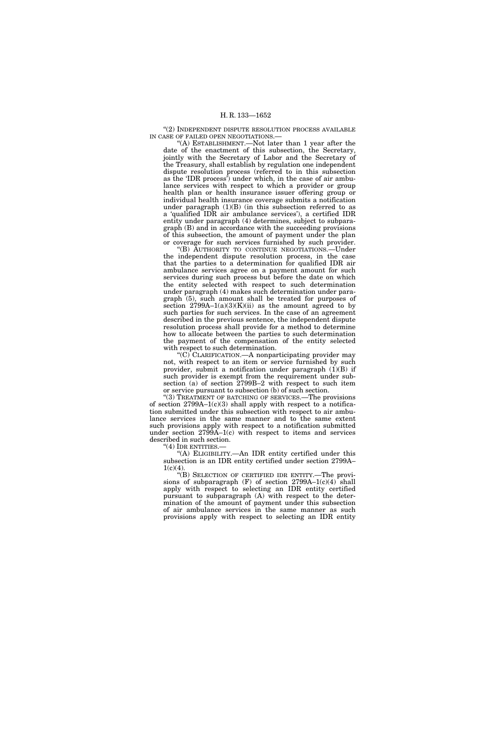"(2) INDEPENDENT DISPUTE RESOLUTION PROCESS AVAILABLE IN CASE OF FAILED OPEN NEGOTIATIONS.—

"(A) ESTABLISHMENT.—Not later than 1 year after the date of the enactment of this subsection, the Secretary, jointly with the Secretary of Labor and the Secretary of the Treasury, shall establish by regulation one independent dispute resolution process (referred to in this subsection as the 'IDR process') under which, in the case of air ambulance services with respect to which a provider or group health plan or health insurance issuer offering group or individual health insurance coverage submits a notification under paragraph (1)(B) (in this subsection referred to as a 'qualified IDR air ambulance services'), a certified IDR entity under paragraph (4) determines, subject to subparagraph (B) and in accordance with the succeeding provisions of this subsection, the amount of payment under the plan or coverage for such services furnished by such provider.

"(B) AUTHORITY TO CONTINUE NEGOTIATIONS.—Under the independent dispute resolution process, in the case that the parties to a determination for qualified IDR air ambulance services agree on a payment amount for such services during such process but before the date on which the entity selected with respect to such determination under paragraph (4) makes such determination under paragraph (5), such amount shall be treated for purposes of section 2799A–1(a)(3)(K)(ii) as the amount agreed to by such parties for such services. In the case of an agreement described in the previous sentence, the independent dispute resolution process shall provide for a method to determine how to allocate between the parties to such determination the payment of the compensation of the entity selected with respect to such determination.

"(C) CLARIFICATION.—A nonparticipating provider may not, with respect to an item or service furnished by such provider, submit a notification under paragraph (1)(B) if such provider is exempt from the requirement under subsection (a) of section 2799B–2 with respect to such item or service pursuant to subsection (b) of such section.

"(3) TREATMENT OF BATCHING OF SERVICES.—The provisions of section 2799A–1(c)(3) shall apply with respect to a notification submitted under this subsection with respect to air ambulance services in the same manner and to the same extent such provisions apply with respect to a notification submitted under section 2799A–1(c) with respect to items and services described in such section.

"(4) IDR ENTITIES.—

"(A) ELIGIBILITY.—An IDR entity certified under this subsection is an IDR entity certified under section 2799A–1(c)(4).

"(B) SELECTION OF CERTIFIED IDR ENTITY.—The provisions of subparagraph (F) of section 2799A–1(c)(4) shall apply with respect to selecting an IDR entity certified pursuant to subparagraph (A) with respect to the determination of the amount of payment under this subsection of air ambulance services in the same manner as such provisions apply with respect to selecting an IDR entity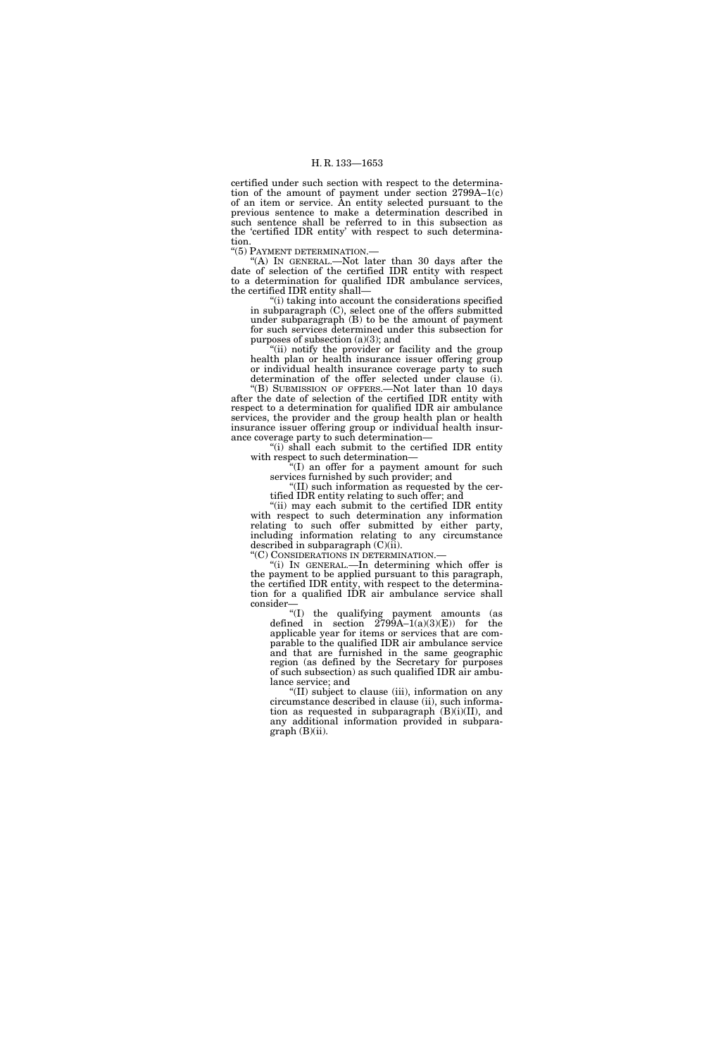certified under such section with respect to the determination of the amount of payment under section 2799A–1(c) of an item or service. An entity selected pursuant to the previous sentence to make a determination described in such sentence shall be referred to in this subsection as the 'certified IDR entity' with respect to such determination.

"(5) PAYMENT DETERMINATION.—

"(A) IN GENERAL.—Not later than 30 days after the date of selection of the certified IDR entity with respect to a determination for qualified IDR ambulance services, the certified IDR entity shall—

"(i) taking into account the considerations specified in subparagraph (C), select one of the offers submitted under subparagraph (B) to be the amount of payment for such services determined under this subsection for purposes of subsection (a)(3); and

"(ii) notify the provider or facility and the group health plan or health insurance issuer offering group or individual health insurance coverage party to such determination of the offer selected under clause (i).

"(B) SUBMISSION OF OFFERS.—Not later than 10 days after the date of selection of the certified IDR entity with respect to a determination for qualified IDR air ambulance services, the provider and the group health plan or health insurance issuer offering group or individual health insurance coverage party to such determination—

"(i) shall each submit to the certified IDR entity with respect to such determination—

"(I) an offer for a payment amount for such services furnished by such provider; and

"(II) such information as requested by the certified IDR entity relating to such offer; and

"(ii) may each submit to the certified IDR entity with respect to such determination any information relating to such offer submitted by either party, including information relating to any circumstance described in subparagraph (C)(ii).

"(C) CONSIDERATIONS IN DETERMINATION.—

"(i) IN GENERAL.—In determining which offer is the payment to be applied pursuant to this paragraph, the certified IDR entity, with respect to the determination for a qualified IDR air ambulance service shall consider—

"(I) the qualifying payment amounts (as defined in section 2799A–1(a)(3)(E)) for the applicable year for items or services that are comparable to the qualified IDR air ambulance service and that are furnished in the same geographic region (as defined by the Secretary for purposes of such subsection) as such qualified IDR air ambulance service; and

"(II) subject to clause (iii), information on any circumstance described in clause (ii), such information as requested in subparagraph (B)(i)(II), and any additional information provided in subparagraph (B)(ii).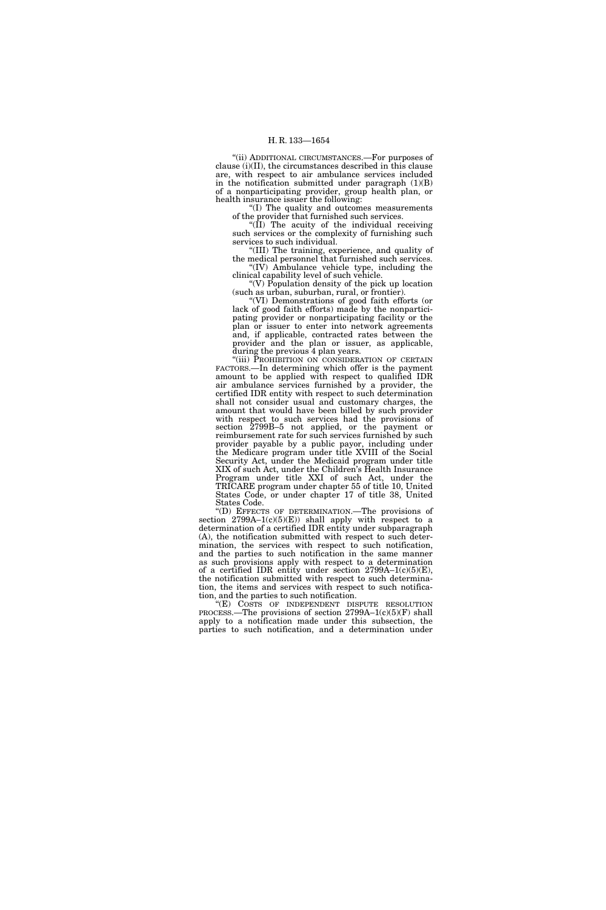"(ii) ADDITIONAL CIRCUMSTANCES.—For purposes of clause (i)(II), the circumstances described in this clause are, with respect to air ambulance services included in the notification submitted under paragraph (1)(B) of a nonparticipating provider, group health plan, or health insurance issuer the following:

"(I) The quality and outcomes measurements of the provider that furnished such services.

"(II) The acuity of the individual receiving such services or the complexity of furnishing such services to such individual.

"(III) The training, experience, and quality of the medical personnel that furnished such services.

"(IV) Ambulance vehicle type, including the clinical capability level of such vehicle.

"(V) Population density of the pick up location (such as urban, suburban, rural, or frontier).

"(VI) Demonstrations of good faith efforts (or lack of good faith efforts) made by the nonparticipating provider or nonparticipating facility or the plan or issuer to enter into network agreements and, if applicable, contracted rates between the provider and the plan or issuer, as applicable, during the previous 4 plan years.

"(iii) PROHIBITION ON CONSIDERATION OF CERTAIN FACTORS.—In determining which offer is the payment amount to be applied with respect to qualified IDR air ambulance services furnished by a provider, the certified IDR entity with respect to such determination shall not consider usual and customary charges, the amount that would have been billed by such provider with respect to such services had the provisions of section 2799B–5 not applied, or the payment or reimbursement rate for such services furnished by such provider payable by a public payor, including under the Medicare program under title XVIII of the Social Security Act, under the Medicaid program under title XIX of such Act, under the Children's Health Insurance Program under title XXI of such Act, under the TRICARE program under chapter 55 of title 10, United States Code, or under chapter 17 of title 38, United States Code.

"(D) EFFECTS OF DETERMINATION.—The provisions of section 2799A–1(c)(5)(E)) shall apply with respect to a determination of a certified IDR entity under subparagraph (A), the notification submitted with respect to such determination, the services with respect to such notification, and the parties to such notification in the same manner as such provisions apply with respect to a determination of a certified IDR entity under section 2799A–1(c)(5)(E), the notification submitted with respect to such determination, the items and services with respect to such notification, and the parties to such notification.

"(E) COSTS OF INDEPENDENT DISPUTE RESOLUTION PROCESS.—The provisions of section 2799A–1(c)(5)(F) shall apply to a notification made under this subsection, the parties to such notification, and a determination under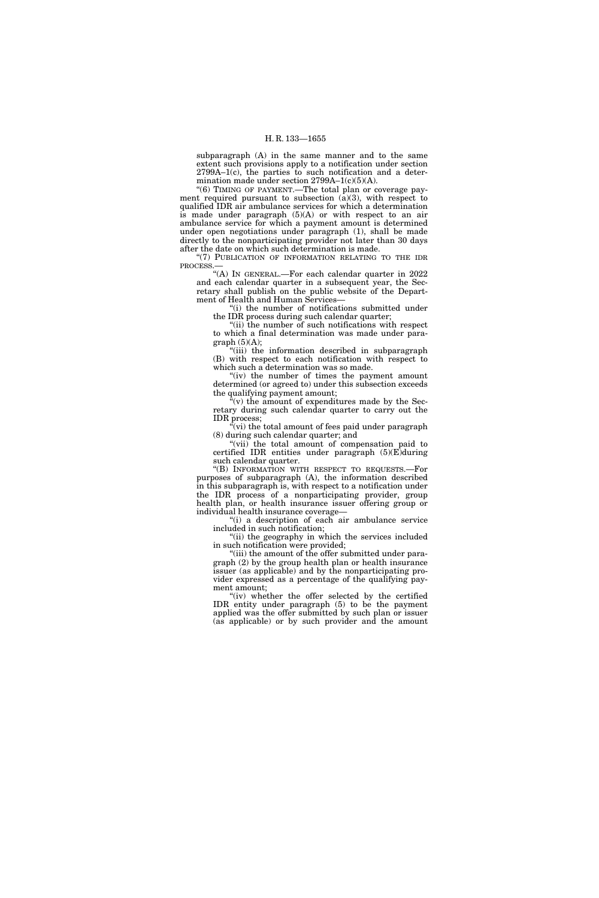subparagraph (A) in the same manner and to the same extent such provisions apply to a notification under section 2799A–1(c), the parties to such notification and a determination made under section 2799A–1(c)(5)(A).

“(6) TIMING OF PAYMENT.—The total plan or coverage payment required pursuant to subsection (a)(3), with respect to qualified IDR air ambulance services for which a determination is made under paragraph (5)(A) or with respect to an air ambulance service for which a payment amount is determined under open negotiations under paragraph (1), shall be made directly to the nonparticipating provider not later than 30 days after the date on which such determination is made.

“(7) PUBLICATION OF INFORMATION RELATING TO THE IDR PROCESS.—

“(A) IN GENERAL.—For each calendar quarter in 2022 and each calendar quarter in a subsequent year, the Secretary shall publish on the public website of the Department of Health and Human Services—

“(i) the number of notifications submitted under the IDR process during such calendar quarter;

“(ii) the number of such notifications with respect to which a final determination was made under paragraph (5)(A);

“(iii) the information described in subparagraph (B) with respect to each notification with respect to which such a determination was so made.

“(iv) the number of times the payment amount determined (or agreed to) under this subsection exceeds the qualifying payment amount;

“(v) the amount of expenditures made by the Secretary during such calendar quarter to carry out the IDR process;

“(vi) the total amount of fees paid under paragraph (8) during such calendar quarter; and

“(vii) the total amount of compensation paid to certified IDR entities under paragraph (5)(E)during such calendar quarter.

“(B) INFORMATION WITH RESPECT TO REQUESTS.—For purposes of subparagraph (A), the information described in this subparagraph is, with respect to a notification under the IDR process of a nonparticipating provider, group health plan, or health insurance issuer offering group or individual health insurance coverage—

“(i) a description of each air ambulance service included in such notification;

“(ii) the geography in which the services included in such notification were provided;

“(iii) the amount of the offer submitted under paragraph (2) by the group health plan or health insurance issuer (as applicable) and by the nonparticipating provider expressed as a percentage of the qualifying payment amount;

“(iv) whether the offer selected by the certified IDR entity under paragraph (5) to be the payment applied was the offer submitted by such plan or issuer (as applicable) or by such provider and the amount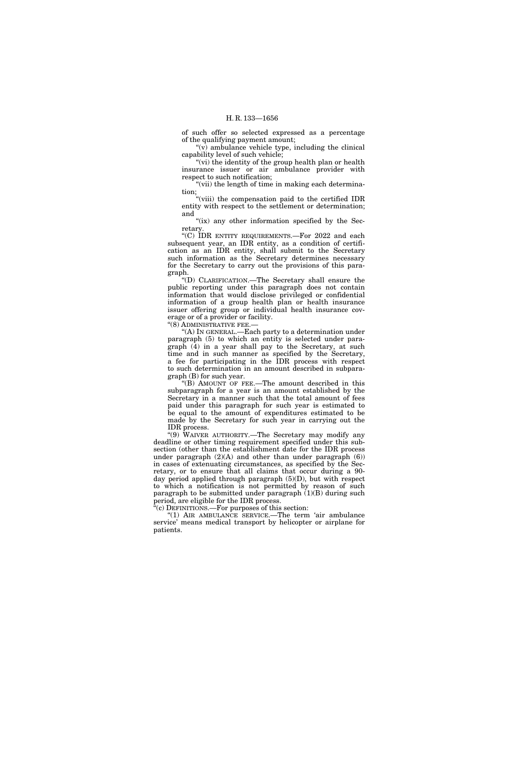of such offer so selected expressed as a percentage of the qualifying payment amount;

"(v) ambulance vehicle type, including the clinical capability level of such vehicle;

"(vi) the identity of the group health plan or health insurance issuer or air ambulance provider with respect to such notification;

"(vii) the length of time in making each determination;

"(viii) the compensation paid to the certified IDR entity with respect to the settlement or determination; and

"(ix) any other information specified by the Secretary.

"(C) IDR ENTITY REQUIREMENTS.—For 2022 and each subsequent year, an IDR entity, as a condition of certification as an IDR entity, shall submit to the Secretary such information as the Secretary determines necessary for the Secretary to carry out the provisions of this paragraph.

"(D) CLARIFICATION.—The Secretary shall ensure the public reporting under this paragraph does not contain information that would disclose privileged or confidential information of a group health plan or health insurance issuer offering group or individual health insurance coverage or of a provider or facility.

"(8) ADMINISTRATIVE FEE.—

"(A) IN GENERAL.—Each party to a determination under paragraph (5) to which an entity is selected under paragraph (4) in a year shall pay to the Secretary, at such time and in such manner as specified by the Secretary, a fee for participating in the IDR process with respect to such determination in an amount described in subparagraph (B) for such year.

"(B) AMOUNT OF FEE.—The amount described in this subparagraph for a year is an amount established by the Secretary in a manner such that the total amount of fees paid under this paragraph for such year is estimated to be equal to the amount of expenditures estimated to be made by the Secretary for such year in carrying out the IDR process.

"(9) WAIVER AUTHORITY.—The Secretary may modify any deadline or other timing requirement specified under this subsection (other than the establishment date for the IDR process under paragraph (2)(A) and other than under paragraph (6)) in cases of extenuating circumstances, as specified by the Secretary, or to ensure that all claims that occur during a 90-day period applied through paragraph (5)(D), but with respect to which a notification is not permitted by reason of such paragraph to be submitted under paragraph (1)(B) during such period, are eligible for the IDR process.

"(c) DEFINITIONS.—For purposes of this section:

"(1) AIR AMBULANCE SERVICE.—The term 'air ambulance service' means medical transport by helicopter or airplane for patients.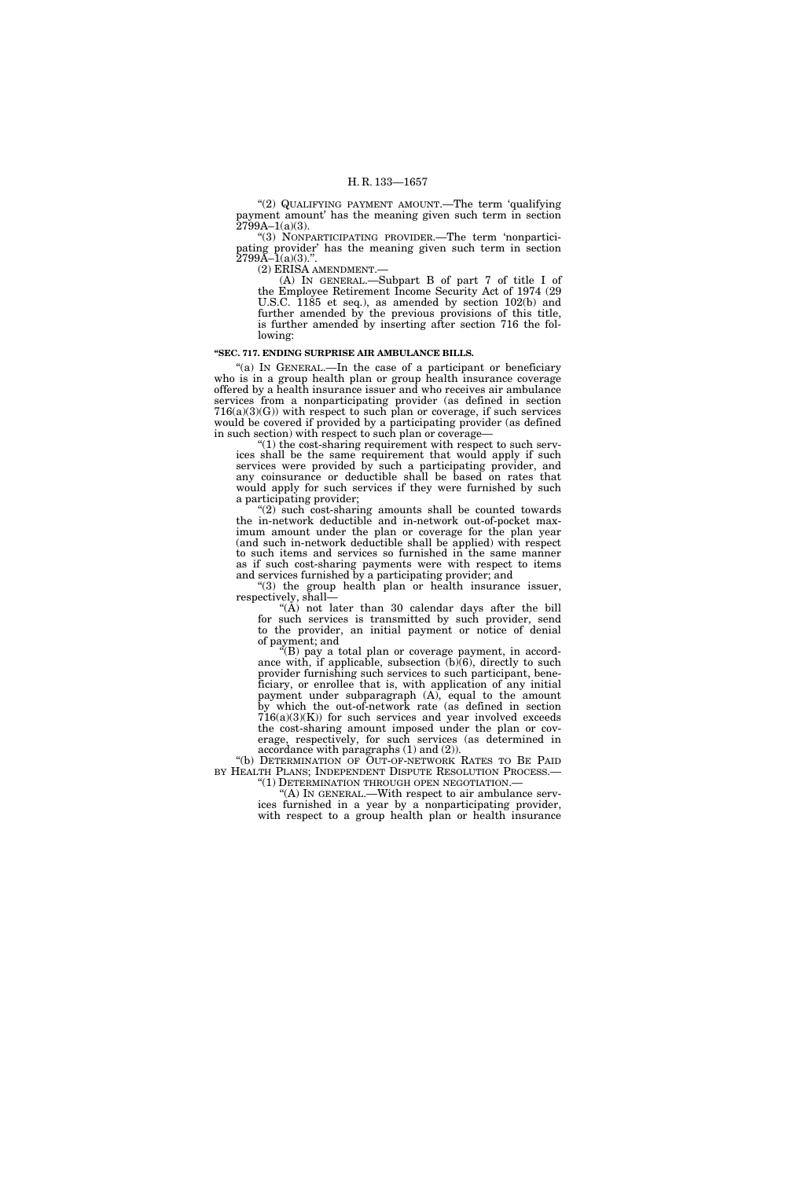"(2) QUALIFYING PAYMENT AMOUNT.—The term 'qualifying payment amount' has the meaning given such term in section 2799A–1(a)(3).

"(3) NONPARTICIPATING PROVIDER.—The term 'nonparticipating provider' has the meaning given such term in section 2799A–1(a)(3).".

(2) ERISA AMENDMENT.—

(A) IN GENERAL.—Subpart B of part 7 of title I of the Employee Retirement Income Security Act of 1974 (29 U.S.C. 1185 et seq.), as amended by section 102(b) and further amended by the previous provisions of this title, is further amended by inserting after section 716 the following:

**"SEC. 717. ENDING SURPRISE AIR AMBULANCE BILLS.**

"(a) IN GENERAL.—In the case of a participant or beneficiary who is in a group health plan or group health insurance coverage offered by a health insurance issuer and who receives air ambulance services from a nonparticipating provider (as defined in section 716(a)(3)(G)) with respect to such plan or coverage, if such services would be covered if provided by a participating provider (as defined in such section) with respect to such plan or coverage—

"(1) the cost-sharing requirement with respect to such services shall be the same requirement that would apply if such services were provided by such a participating provider, and any coinsurance or deductible shall be based on rates that would apply for such services if they were furnished by such a participating provider;

"(2) such cost-sharing amounts shall be counted towards the in-network deductible and in-network out-of-pocket maximum amount under the plan or coverage for the plan year (and such in-network deductible shall be applied) with respect to such items and services so furnished in the same manner as if such cost-sharing payments were with respect to items and services furnished by a participating provider; and

"(3) the group health plan or health insurance issuer, respectively, shall—

"(A) not later than 30 calendar days after the bill for such services is transmitted by such provider, send to the provider, an initial payment or notice of denial of payment; and

"(B) pay a total plan or coverage payment, in accordance with, if applicable, subsection (b)(6), directly to such provider furnishing such services to such participant, beneficiary, or enrollee that is, with application of any initial payment under subparagraph (A), equal to the amount by which the out-of-network rate (as defined in section 716(a)(3)(K)) for such services and year involved exceeds the cost-sharing amount imposed under the plan or coverage, respectively, for such services (as determined in accordance with paragraphs (1) and (2)).

"(b) DETERMINATION OF OUT-OF-NETWORK RATES TO BE PAID BY HEALTH PLANS; INDEPENDENT DISPUTE RESOLUTION PROCESS.—

"(1) DETERMINATION THROUGH OPEN NEGOTIATION.—

"(A) IN GENERAL.—With respect to air ambulance services furnished in a year by a nonparticipating provider, with respect to a group health plan or health insurance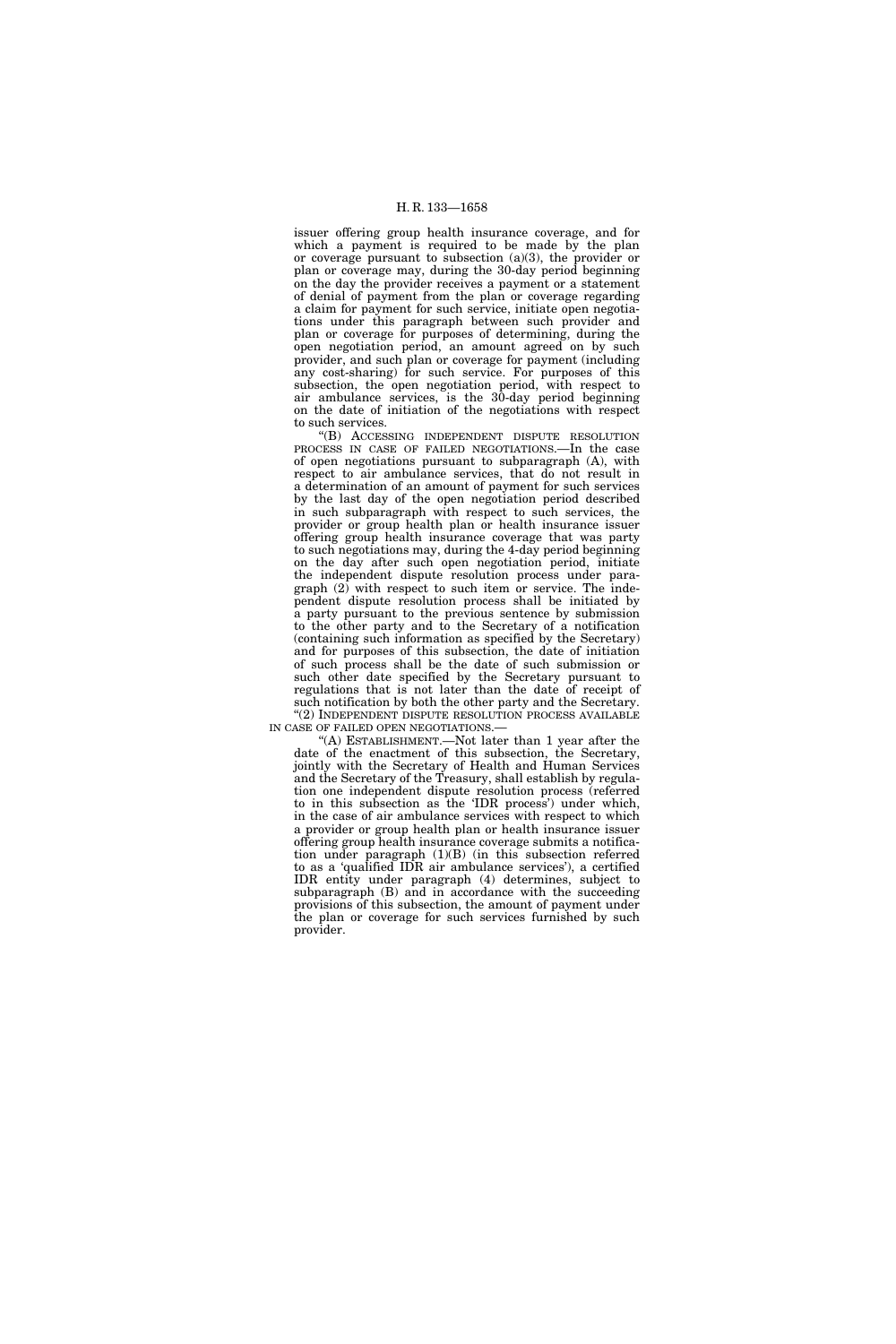issuer offering group health insurance coverage, and for which a payment is required to be made by the plan or coverage pursuant to subsection (a)(3), the provider or plan or coverage may, during the 30-day period beginning on the day the provider receives a payment or a statement of denial of payment from the plan or coverage regarding a claim for payment for such service, initiate open negotiations under this paragraph between such provider and plan or coverage for purposes of determining, during the open negotiation period, an amount agreed on by such provider, and such plan or coverage for payment (including any cost-sharing) for such service. For purposes of this subsection, the open negotiation period, with respect to air ambulance services, is the 30-day period beginning on the date of initiation of the negotiations with respect to such services.

"(B) ACCESSING INDEPENDENT DISPUTE RESOLUTION PROCESS IN CASE OF FAILED NEGOTIATIONS.—In the case of open negotiations pursuant to subparagraph (A), with respect to air ambulance services, that do not result in a determination of an amount of payment for such services by the last day of the open negotiation period described in such subparagraph with respect to such services, the provider or group health plan or health insurance issuer offering group health insurance coverage that was party to such negotiations may, during the 4-day period beginning on the day after such open negotiation period, initiate the independent dispute resolution process under paragraph (2) with respect to such item or service. The independent dispute resolution process shall be initiated by a party pursuant to the previous sentence by submission to the other party and to the Secretary of a notification (containing such information as specified by the Secretary) and for purposes of this subsection, the date of initiation of such process shall be the date of such submission or such other date specified by the Secretary pursuant to regulations that is not later than the date of receipt of such notification by both the other party and the Secretary.

"(2) INDEPENDENT DISPUTE RESOLUTION PROCESS AVAILABLE IN CASE OF FAILED OPEN NEGOTIATIONS.—

"(A) ESTABLISHMENT.—Not later than 1 year after the date of the enactment of this subsection, the Secretary, jointly with the Secretary of Health and Human Services and the Secretary of the Treasury, shall establish by regulation one independent dispute resolution process (referred to in this subsection as the 'IDR process') under which, in the case of air ambulance services with respect to which a provider or group health plan or health insurance issuer offering group health insurance coverage submits a notification under paragraph (1)(B) (in this subsection referred to as a 'qualified IDR air ambulance services'), a certified IDR entity under paragraph (4) determines, subject to subparagraph (B) and in accordance with the succeeding provisions of this subsection, the amount of payment under the plan or coverage for such services furnished by such provider.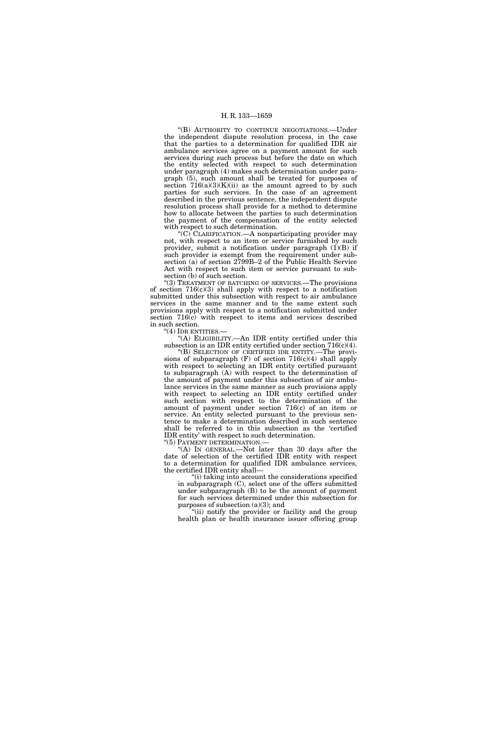"(B) AUTHORITY TO CONTINUE NEGOTIATIONS.—Under the independent dispute resolution process, in the case that the parties to a determination for qualified IDR air ambulance services agree on a payment amount for such services during such process but before the date on which the entity selected with respect to such determination under paragraph (4) makes such determination under paragraph (5), such amount shall be treated for purposes of section 716(a)(3)(K)(ii) as the amount agreed to by such parties for such services. In the case of an agreement described in the previous sentence, the independent dispute resolution process shall provide for a method to determine how to allocate between the parties to such determination the payment of the compensation of the entity selected with respect to such determination.

"(C) CLARIFICATION.—A nonparticipating provider may not, with respect to an item or service furnished by such provider, submit a notification under paragraph (1)(B) if such provider is exempt from the requirement under subsection (a) of section 2799B–2 of the Public Health Service Act with respect to such item or service pursuant to subsection (b) of such section.

"(3) TREATMENT OF BATCHING OF SERVICES.—The provisions of section 716(c)(3) shall apply with respect to a notification submitted under this subsection with respect to air ambulance services in the same manner and to the same extent such provisions apply with respect to a notification submitted under section 716(c) with respect to items and services described in such section.

"(4) IDR ENTITIES.—

"(A) ELIGIBILITY.—An IDR entity certified under this subsection is an IDR entity certified under section 716(c)(4).

"(B) SELECTION OF CERTIFIED IDR ENTITY.—The provisions of subparagraph (F) of section 716(c)(4) shall apply with respect to selecting an IDR entity certified pursuant to subparagraph (A) with respect to the determination of the amount of payment under this subsection of air ambulance services in the same manner as such provisions apply with respect to selecting an IDR entity certified under such section with respect to the determination of the amount of payment under section 716(c) of an item or service. An entity selected pursuant to the previous sentence to make a determination described in such sentence shall be referred to in this subsection as the 'certified IDR entity' with respect to such determination.

"(5) PAYMENT DETERMINATION.—

"(A) IN GENERAL.—Not later than 30 days after the date of selection of the certified IDR entity with respect to a determination for qualified IDR ambulance services, the certified IDR entity shall—

"(i) taking into account the considerations specified in subparagraph (C), select one of the offers submitted under subparagraph (B) to be the amount of payment for such services determined under this subsection for purposes of subsection (a)(3); and

"(ii) notify the provider or facility and the group health plan or health insurance issuer offering group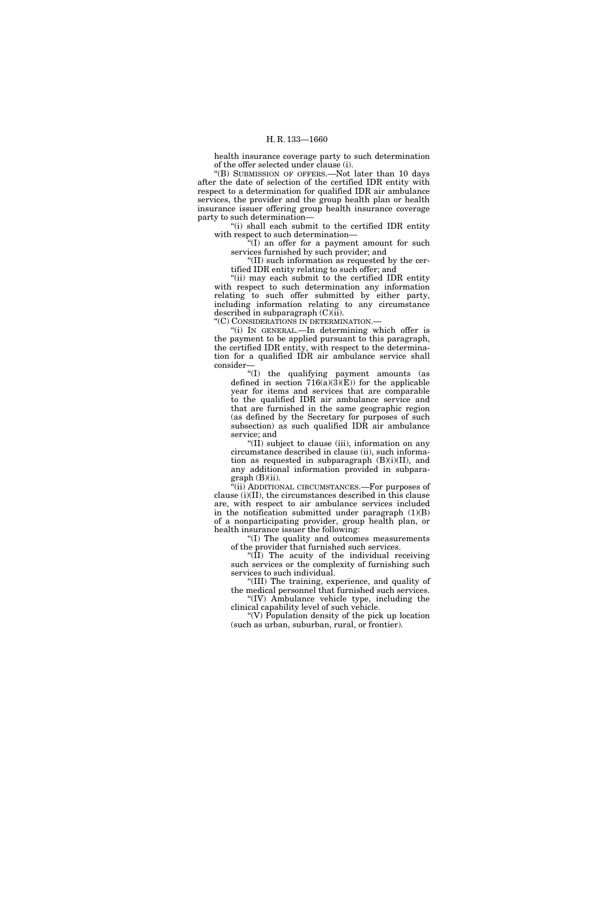health insurance coverage party to such determination of the offer selected under clause (i).

"(B) SUBMISSION OF OFFERS.—Not later than 10 days after the date of selection of the certified IDR entity with respect to a determination for qualified IDR air ambulance services, the provider and the group health plan or health insurance issuer offering group health insurance coverage party to such determination—

"(i) shall each submit to the certified IDR entity with respect to such determination—

"(I) an offer for a payment amount for such services furnished by such provider; and

"(II) such information as requested by the certified IDR entity relating to such offer; and

"(ii) may each submit to the certified IDR entity with respect to such determination any information relating to such offer submitted by either party, including information relating to any circumstance described in subparagraph (C)(ii).

"(C) CONSIDERATIONS IN DETERMINATION.—

"(i) IN GENERAL.—In determining which offer is the payment to be applied pursuant to this paragraph, the certified IDR entity, with respect to the determination for a qualified IDR air ambulance service shall consider—

"(I) the qualifying payment amounts (as defined in section 716(a)(3)(E)) for the applicable year for items and services that are comparable to the qualified IDR air ambulance service and that are furnished in the same geographic region (as defined by the Secretary for purposes of such subsection) as such qualified IDR air ambulance service; and

"(II) subject to clause (iii), information on any circumstance described in clause (ii), such information as requested in subparagraph (B)(i)(II), and any additional information provided in subparagraph (B)(ii).

"(ii) ADDITIONAL CIRCUMSTANCES.—For purposes of clause (i)(II), the circumstances described in this clause are, with respect to air ambulance services included in the notification submitted under paragraph (1)(B) of a nonparticipating provider, group health plan, or health insurance issuer the following:

"(I) The quality and outcomes measurements of the provider that furnished such services.

"(II) The acuity of the individual receiving such services or the complexity of furnishing such services to such individual.

"(III) The training, experience, and quality of the medical personnel that furnished such services.

"(IV) Ambulance vehicle type, including the clinical capability level of such vehicle.

"(V) Population density of the pick up location (such as urban, suburban, rural, or frontier).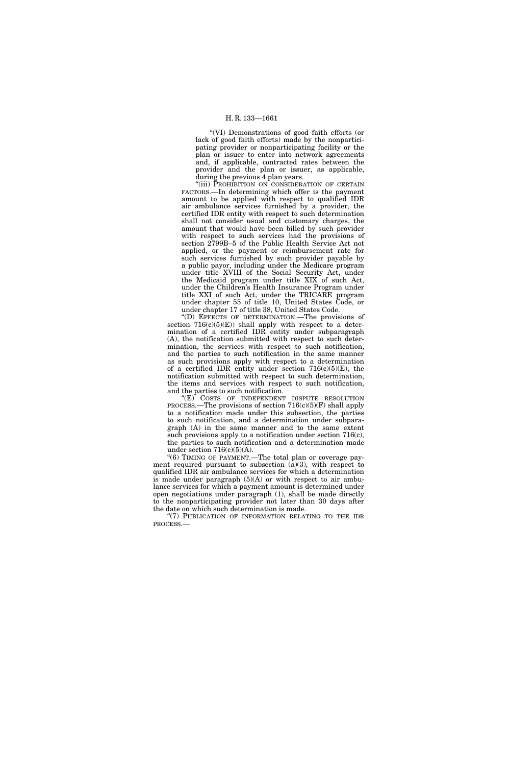"(VI) Demonstrations of good faith efforts (or lack of good faith efforts) made by the nonparticipating provider or nonparticipating facility or the plan or issuer to enter into network agreements and, if applicable, contracted rates between the provider and the plan or issuer, as applicable, during the previous 4 plan years.

"(iii) PROHIBITION ON CONSIDERATION OF CERTAIN FACTORS.—In determining which offer is the payment amount to be applied with respect to qualified IDR air ambulance services furnished by a provider, the certified IDR entity with respect to such determination shall not consider usual and customary charges, the amount that would have been billed by such provider with respect to such services had the provisions of section 2799B–5 of the Public Health Service Act not applied, or the payment or reimbursement rate for such services furnished by such provider payable by a public payor, including under the Medicare program under title XVIII of the Social Security Act, under the Medicaid program under title XIX of such Act, under the Children's Health Insurance Program under title XXI of such Act, under the TRICARE program under chapter 55 of title 10, United States Code, or under chapter 17 of title 38, United States Code.

"(D) EFFECTS OF DETERMINATION.—The provisions of section 716(c)(5)(E)) shall apply with respect to a determination of a certified IDR entity under subparagraph (A), the notification submitted with respect to such determination, the services with respect to such notification, and the parties to such notification in the same manner as such provisions apply with respect to a determination of a certified IDR entity under section 716(c)(5)(E), the notification submitted with respect to such determination, the items and services with respect to such notification, and the parties to such notification.

"(E) COSTS OF INDEPENDENT DISPUTE RESOLUTION PROCESS.—The provisions of section 716(c)(5)(F) shall apply to a notification made under this subsection, the parties to such notification, and a determination under subparagraph (A) in the same manner and to the same extent such provisions apply to a notification under section 716(c), the parties to such notification and a determination made under section 716(c)(5)(A).

"(6) TIMING OF PAYMENT.—The total plan or coverage payment required pursuant to subsection (a)(3), with respect to qualified IDR air ambulance services for which a determination is made under paragraph (5)(A) or with respect to air ambulance services for which a payment amount is determined under open negotiations under paragraph (1), shall be made directly to the nonparticipating provider not later than 30 days after the date on which such determination is made.

"(7) PUBLICATION OF INFORMATION RELATING TO THE IDR PROCESS.—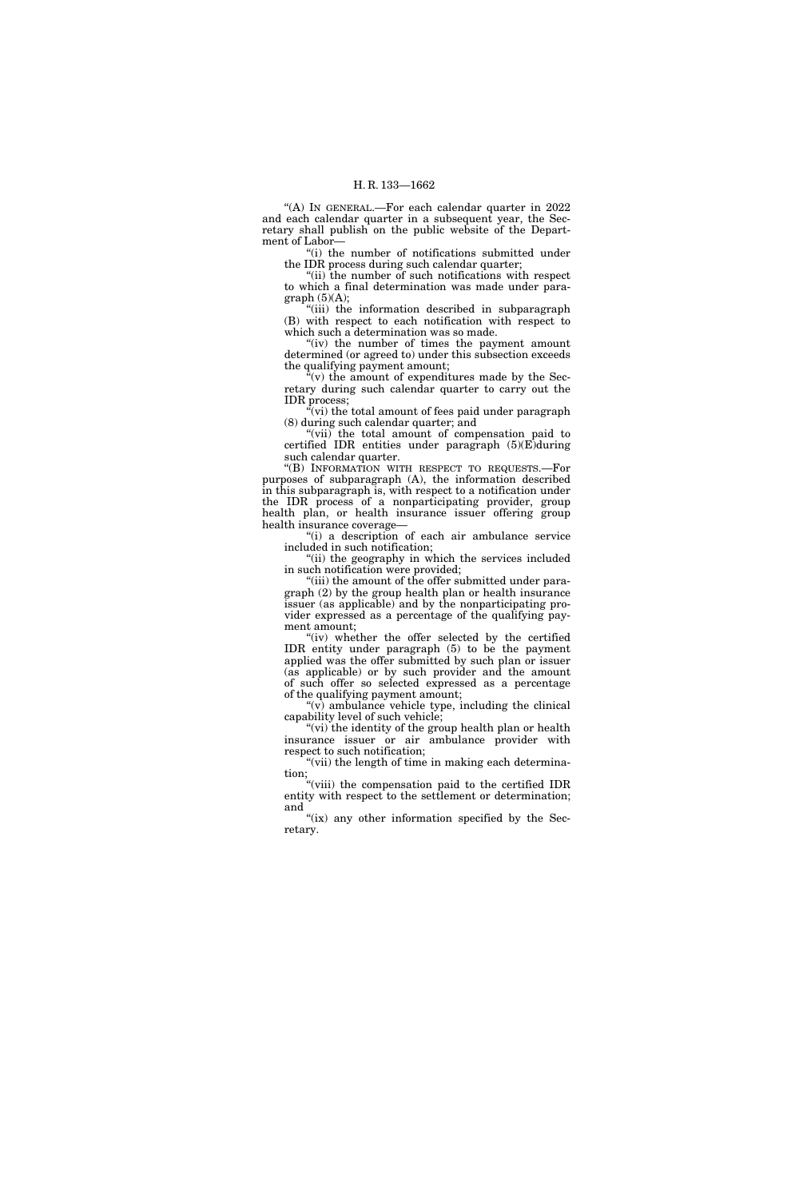“(A) IN GENERAL.—For each calendar quarter in 2022 and each calendar quarter in a subsequent year, the Secretary shall publish on the public website of the Department of Labor—

“(i) the number of notifications submitted under the IDR process during such calendar quarter;

“(ii) the number of such notifications with respect to which a final determination was made under paragraph (5)(A);

“(iii) the information described in subparagraph (B) with respect to each notification with respect to which such a determination was so made.

“(iv) the number of times the payment amount determined (or agreed to) under this subsection exceeds the qualifying payment amount;

“(v) the amount of expenditures made by the Secretary during such calendar quarter to carry out the IDR process;

“(vi) the total amount of fees paid under paragraph (8) during such calendar quarter; and

“(vii) the total amount of compensation paid to certified IDR entities under paragraph (5)(E)during such calendar quarter.

“(B) INFORMATION WITH RESPECT TO REQUESTS.—For purposes of subparagraph (A), the information described in this subparagraph is, with respect to a notification under the IDR process of a nonparticipating provider, group health plan, or health insurance issuer offering group health insurance coverage—

“(i) a description of each air ambulance service included in such notification;

“(ii) the geography in which the services included in such notification were provided;

“(iii) the amount of the offer submitted under paragraph (2) by the group health plan or health insurance issuer (as applicable) and by the nonparticipating provider expressed as a percentage of the qualifying payment amount;

“(iv) whether the offer selected by the certified IDR entity under paragraph (5) to be the payment applied was the offer submitted by such plan or issuer (as applicable) or by such provider and the amount of such offer so selected expressed as a percentage of the qualifying payment amount;

“(v) ambulance vehicle type, including the clinical capability level of such vehicle;

“(vi) the identity of the group health plan or health insurance issuer or air ambulance provider with respect to such notification;

“(vii) the length of time in making each determination;

“(viii) the compensation paid to the certified IDR entity with respect to the settlement or determination; and

“(ix) any other information specified by the Secretary.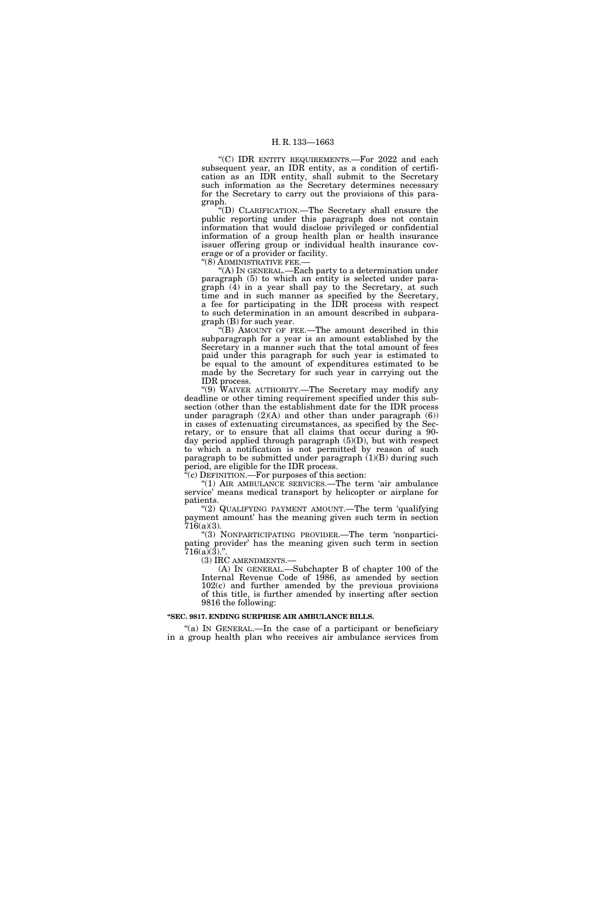"(C) IDR ENTITY REQUIREMENTS.—For 2022 and each subsequent year, an IDR entity, as a condition of certification as an IDR entity, shall submit to the Secretary such information as the Secretary determines necessary for the Secretary to carry out the provisions of this paragraph.

"(D) CLARIFICATION.—The Secretary shall ensure the public reporting under this paragraph does not contain information that would disclose privileged or confidential information of a group health plan or health insurance issuer offering group or individual health insurance coverage or of a provider or facility.

"(8) ADMINISTRATIVE FEE.—

"(A) IN GENERAL.—Each party to a determination under paragraph (5) to which an entity is selected under paragraph (4) in a year shall pay to the Secretary, at such time and in such manner as specified by the Secretary, a fee for participating in the IDR process with respect to such determination in an amount described in subparagraph (B) for such year.

"(B) AMOUNT OF FEE.—The amount described in this subparagraph for a year is an amount established by the Secretary in a manner such that the total amount of fees paid under this paragraph for such year is estimated to be equal to the amount of expenditures estimated to be made by the Secretary for such year in carrying out the IDR process.

"(9) WAIVER AUTHORITY.—The Secretary may modify any deadline or other timing requirement specified under this subsection (other than the establishment date for the IDR process under paragraph (2)(A) and other than under paragraph (6)) in cases of extenuating circumstances, as specified by the Secretary, or to ensure that all claims that occur during a 90-day period applied through paragraph (5)(D), but with respect to which a notification is not permitted by reason of such paragraph to be submitted under paragraph (1)(B) during such period, are eligible for the IDR process.

"(c) DEFINITION.—For purposes of this section:

"(1) AIR AMBULANCE SERVICES.—The term 'air ambulance service' means medical transport by helicopter or airplane for patients.

"(2) QUALIFYING PAYMENT AMOUNT.—The term 'qualifying payment amount' has the meaning given such term in section 716(a)(3).

"(3) NONPARTICIPATING PROVIDER.—The term 'nonparticipating provider' has the meaning given such term in section 716(a)(3).".

(3) IRC AMENDMENTS.—

(A) IN GENERAL.—Subchapter B of chapter 100 of the Internal Revenue Code of 1986, as amended by section 102(c) and further amended by the previous provisions of this title, is further amended by inserting after section 9816 the following:

**"SEC. 9817. ENDING SURPRISE AIR AMBULANCE BILLS.**

"(a) IN GENERAL.—In the case of a participant or beneficiary in a group health plan who receives air ambulance services from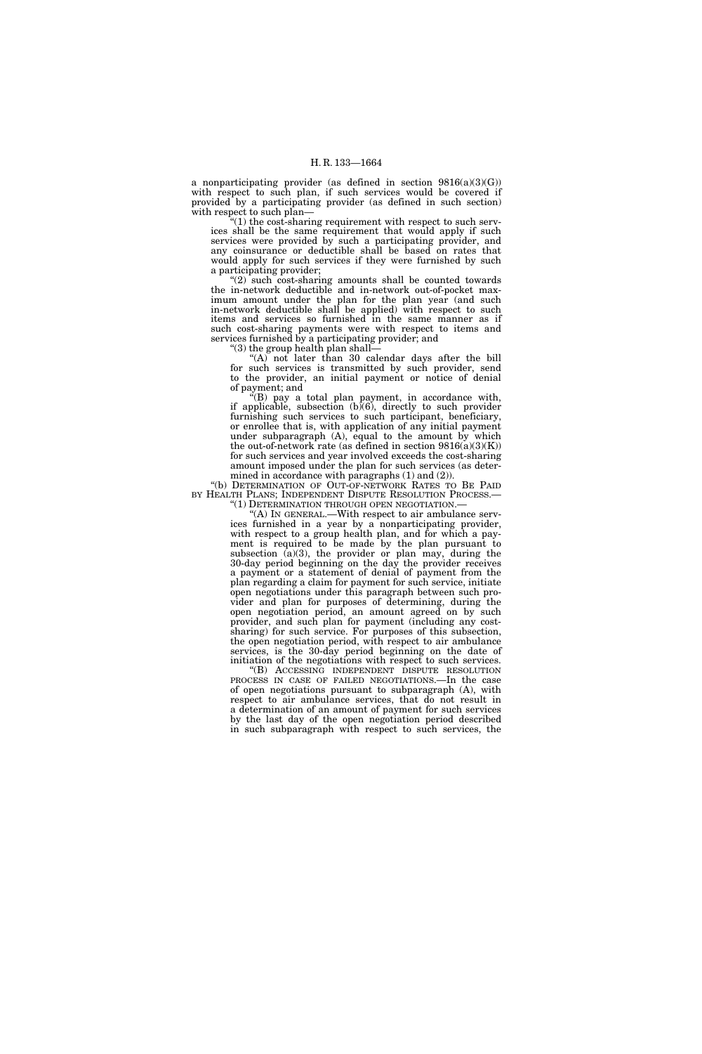a nonparticipating provider (as defined in section 9816(a)(3)(G)) with respect to such plan, if such services would be covered if provided by a participating provider (as defined in such section) with respect to such plan—

"(1) the cost-sharing requirement with respect to such services shall be the same requirement that would apply if such services were provided by such a participating provider, and any coinsurance or deductible shall be based on rates that would apply for such services if they were furnished by such a participating provider;

"(2) such cost-sharing amounts shall be counted towards the in-network deductible and in-network out-of-pocket maximum amount under the plan for the plan year (and such in-network deductible shall be applied) with respect to such items and services so furnished in the same manner as if such cost-sharing payments were with respect to items and services furnished by a participating provider; and

"(3) the group health plan shall—

"(A) not later than 30 calendar days after the bill for such services is transmitted by such provider, send to the provider, an initial payment or notice of denial of payment; and

"(B) pay a total plan payment, in accordance with, if applicable, subsection (b)(6), directly to such provider furnishing such services to such participant, beneficiary, or enrollee that is, with application of any initial payment under subparagraph (A), equal to the amount by which the out-of-network rate (as defined in section 9816(a)(3)(K)) for such services and year involved exceeds the cost-sharing amount imposed under the plan for such services (as determined in accordance with paragraphs (1) and (2)).

"(b) DETERMINATION OF OUT-OF-NETWORK RATES TO BE PAID BY HEALTH PLANS; INDEPENDENT DISPUTE RESOLUTION PROCESS.—

"(1) DETERMINATION THROUGH OPEN NEGOTIATION.—

"(A) IN GENERAL.—With respect to air ambulance services furnished in a year by a nonparticipating provider, with respect to a group health plan, and for which a payment is required to be made by the plan pursuant to subsection (a)(3), the provider or plan may, during the 30-day period beginning on the day the provider receives a payment or a statement of denial of payment from the plan regarding a claim for payment for such service, initiate open negotiations under this paragraph between such provider and plan for purposes of determining, during the open negotiation period, an amount agreed on by such provider, and such plan for payment (including any cost-sharing) for such service. For purposes of this subsection, the open negotiation period, with respect to air ambulance services, is the 30-day period beginning on the date of initiation of the negotiations with respect to such services.

"(B) ACCESSING INDEPENDENT DISPUTE RESOLUTION PROCESS IN CASE OF FAILED NEGOTIATIONS.—In the case of open negotiations pursuant to subparagraph (A), with respect to air ambulance services, that do not result in a determination of an amount of payment for such services by the last day of the open negotiation period described in such subparagraph with respect to such services, the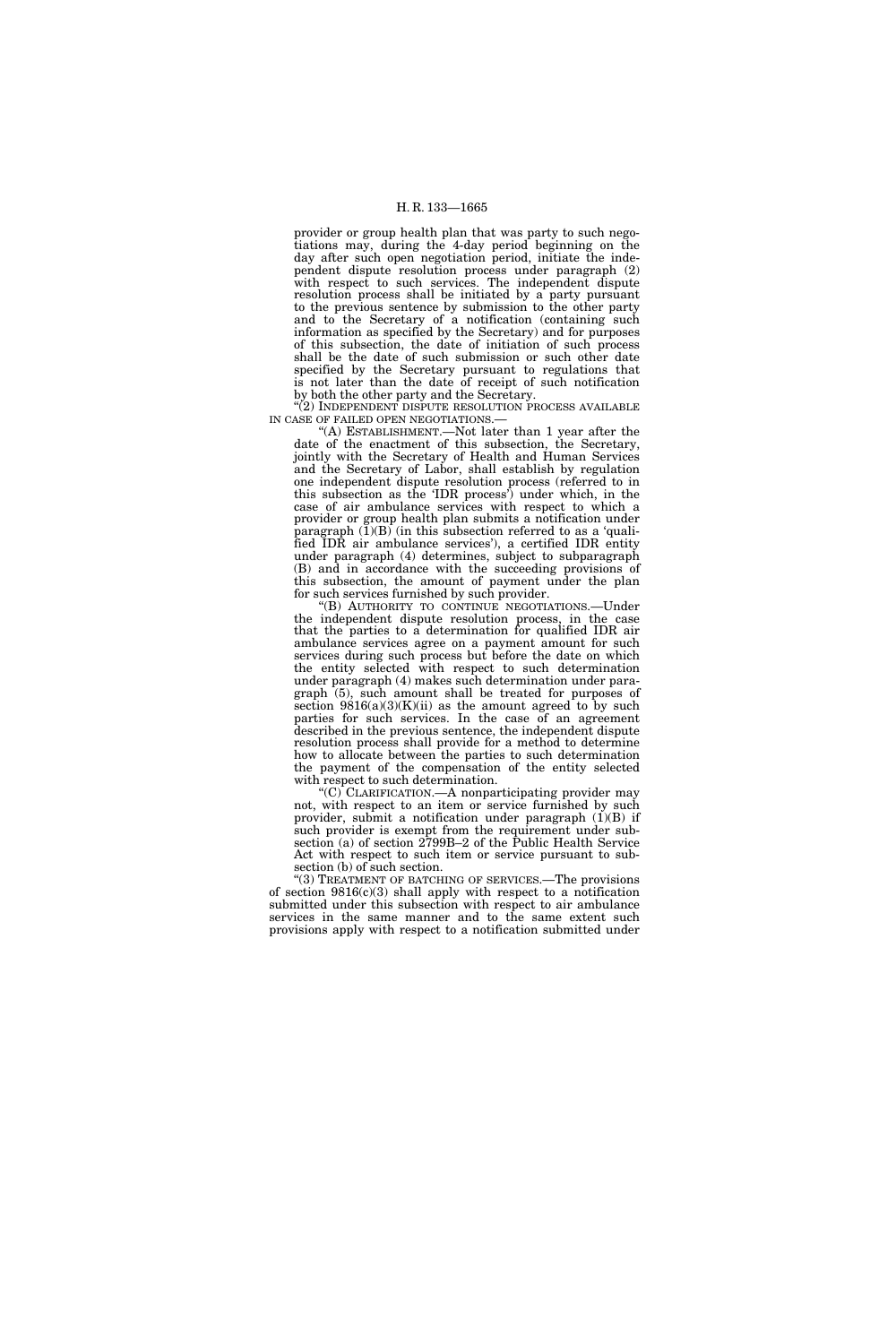provider or group health plan that was party to such negotiations may, during the 4-day period beginning on the day after such open negotiation period, initiate the independent dispute resolution process under paragraph (2) with respect to such services. The independent dispute resolution process shall be initiated by a party pursuant to the previous sentence by submission to the other party and to the Secretary of a notification (containing such information as specified by the Secretary) and for purposes of this subsection, the date of initiation of such process shall be the date of such submission or such other date specified by the Secretary pursuant to regulations that is not later than the date of receipt of such notification by both the other party and the Secretary.

"(2) INDEPENDENT DISPUTE RESOLUTION PROCESS AVAILABLE IN CASE OF FAILED OPEN NEGOTIATIONS.—

"(A) ESTABLISHMENT.—Not later than 1 year after the date of the enactment of this subsection, the Secretary, jointly with the Secretary of Health and Human Services and the Secretary of Labor, shall establish by regulation one independent dispute resolution process (referred to in this subsection as the 'IDR process') under which, in the case of air ambulance services with respect to which a provider or group health plan submits a notification under paragraph (1)(B) (in this subsection referred to as a 'qualified IDR air ambulance services'), a certified IDR entity under paragraph (4) determines, subject to subparagraph (B) and in accordance with the succeeding provisions of this subsection, the amount of payment under the plan for such services furnished by such provider.

"(B) AUTHORITY TO CONTINUE NEGOTIATIONS.—Under the independent dispute resolution process, in the case that the parties to a determination for qualified IDR air ambulance services agree on a payment amount for such services during such process but before the date on which the entity selected with respect to such determination under paragraph (4) makes such determination under paragraph (5), such amount shall be treated for purposes of section 9816(a)(3)(K)(ii) as the amount agreed to by such parties for such services. In the case of an agreement described in the previous sentence, the independent dispute resolution process shall provide for a method to determine how to allocate between the parties to such determination the payment of the compensation of the entity selected with respect to such determination.

"(C) CLARIFICATION.—A nonparticipating provider may not, with respect to an item or service furnished by such provider, submit a notification under paragraph (1)(B) if such provider is exempt from the requirement under subsection (a) of section 2799B–2 of the Public Health Service Act with respect to such item or service pursuant to subsection (b) of such section.

"(3) TREATMENT OF BATCHING OF SERVICES.—The provisions of section 9816(c)(3) shall apply with respect to a notification submitted under this subsection with respect to air ambulance services in the same manner and to the same extent such provisions apply with respect to a notification submitted under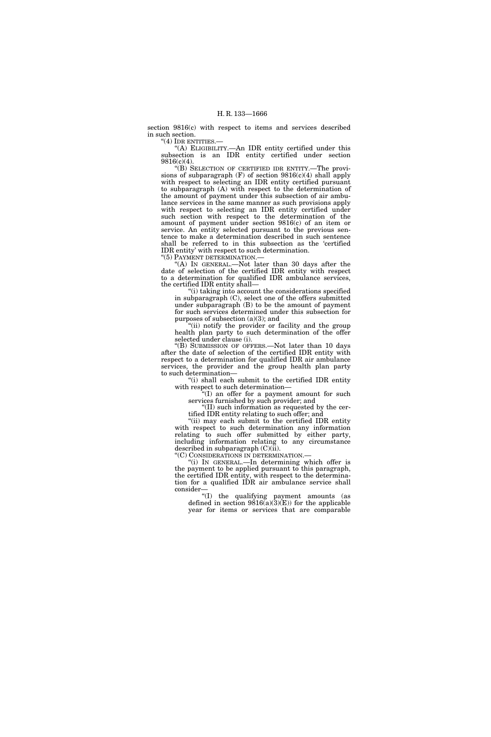section 9816(c) with respect to items and services described in such section.

"(4) IDR ENTITIES.—

"(A) ELIGIBILITY.—An IDR entity certified under this subsection is an IDR entity certified under section 9816(c)(4).

"(B) SELECTION OF CERTIFIED IDR ENTITY.—The provisions of subparagraph (F) of section 9816(c)(4) shall apply with respect to selecting an IDR entity certified pursuant to subparagraph (A) with respect to the determination of the amount of payment under this subsection of air ambulance services in the same manner as such provisions apply with respect to selecting an IDR entity certified under such section with respect to the determination of the amount of payment under section 9816(c) of an item or service. An entity selected pursuant to the previous sentence to make a determination described in such sentence shall be referred to in this subsection as the 'certified IDR entity' with respect to such determination.

"(5) PAYMENT DETERMINATION.—

"(A) IN GENERAL.—Not later than 30 days after the date of selection of the certified IDR entity with respect to a determination for qualified IDR ambulance services, the certified IDR entity shall—

"(i) taking into account the considerations specified in subparagraph (C), select one of the offers submitted under subparagraph (B) to be the amount of payment for such services determined under this subsection for purposes of subsection (a)(3); and

"(ii) notify the provider or facility and the group health plan party to such determination of the offer selected under clause (i).

"(B) SUBMISSION OF OFFERS.—Not later than 10 days after the date of selection of the certified IDR entity with respect to a determination for qualified IDR air ambulance services, the provider and the group health plan party to such determination—

"(i) shall each submit to the certified IDR entity with respect to such determination—

"(I) an offer for a payment amount for such services furnished by such provider; and

"(II) such information as requested by the certified IDR entity relating to such offer; and

"(ii) may each submit to the certified IDR entity with respect to such determination any information relating to such offer submitted by either party, including information relating to any circumstance described in subparagraph (C)(ii).

"(C) CONSIDERATIONS IN DETERMINATION.—

"(i) IN GENERAL.—In determining which offer is the payment to be applied pursuant to this paragraph, the certified IDR entity, with respect to the determination for a qualified IDR air ambulance service shall consider—

"(I) the qualifying payment amounts (as defined in section 9816(a)(3)(E)) for the applicable year for items or services that are comparable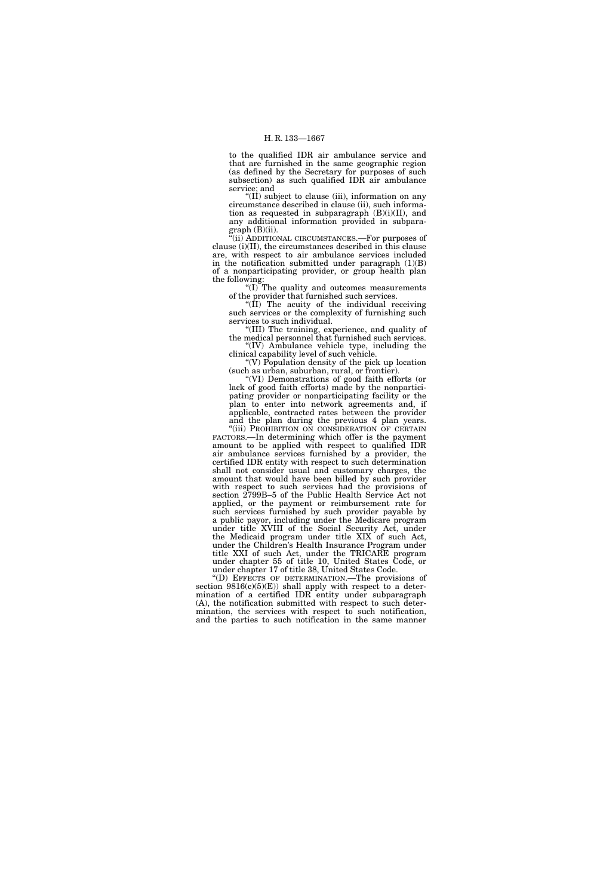to the qualified IDR air ambulance service and that are furnished in the same geographic region (as defined by the Secretary for purposes of such subsection) as such qualified IDR air ambulance service; and

"(II) subject to clause (iii), information on any circumstance described in clause (ii), such information as requested in subparagraph (B)(i)(II), and any additional information provided in subparagraph (B)(ii).

"(ii) ADDITIONAL CIRCUMSTANCES.—For purposes of clause (i)(II), the circumstances described in this clause are, with respect to air ambulance services included in the notification submitted under paragraph (1)(B) of a nonparticipating provider, or group health plan the following:

"(I) The quality and outcomes measurements of the provider that furnished such services.

"(II) The acuity of the individual receiving such services or the complexity of furnishing such services to such individual.

"(III) The training, experience, and quality of the medical personnel that furnished such services.

"(IV) Ambulance vehicle type, including the clinical capability level of such vehicle.

"(V) Population density of the pick up location (such as urban, suburban, rural, or frontier).

"(VI) Demonstrations of good faith efforts (or lack of good faith efforts) made by the nonparticipating provider or nonparticipating facility or the plan to enter into network agreements and, if applicable, contracted rates between the provider and the plan during the previous 4 plan years.

"(iii) PROHIBITION ON CONSIDERATION OF CERTAIN FACTORS.—In determining which offer is the payment amount to be applied with respect to qualified IDR air ambulance services furnished by a provider, the certified IDR entity with respect to such determination shall not consider usual and customary charges, the amount that would have been billed by such provider with respect to such services had the provisions of section 2799B–5 of the Public Health Service Act not applied, or the payment or reimbursement rate for such services furnished by such provider payable by a public payor, including under the Medicare program under title XVIII of the Social Security Act, under the Medicaid program under title XIX of such Act, under the Children's Health Insurance Program under title XXI of such Act, under the TRICARE program under chapter 55 of title 10, United States Code, or under chapter 17 of title 38, United States Code.

"(D) EFFECTS OF DETERMINATION.—The provisions of section 9816(c)(5)(E)) shall apply with respect to a determination of a certified IDR entity under subparagraph (A), the notification submitted with respect to such determination, the services with respect to such notification, and the parties to such notification in the same manner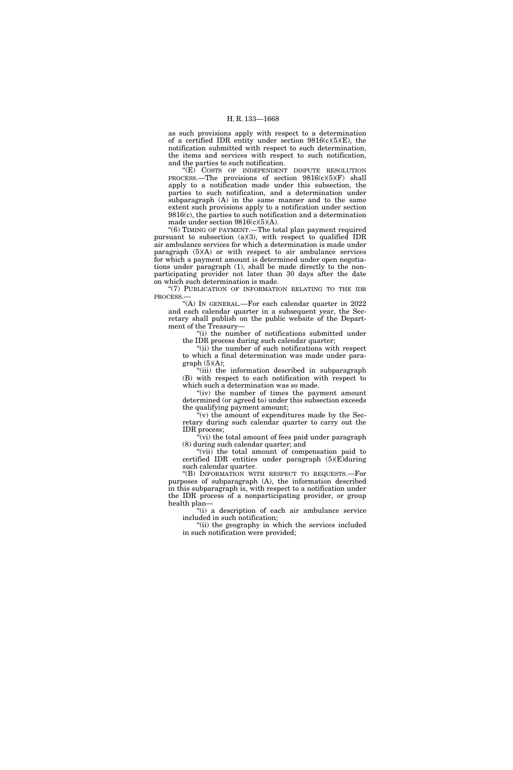as such provisions apply with respect to a determination of a certified IDR entity under section 9816(c)(5)(E), the notification submitted with respect to such determination, the items and services with respect to such notification, and the parties to such notification.

"(E) COSTS OF INDEPENDENT DISPUTE RESOLUTION PROCESS.—The provisions of section 9816(c)(5)(F) shall apply to a notification made under this subsection, the parties to such notification, and a determination under subparagraph (A) in the same manner and to the same extent such provisions apply to a notification under section 9816(c), the parties to such notification and a determination made under section 9816(c)(5)(A).

"(6) TIMING OF PAYMENT.—The total plan payment required pursuant to subsection (a)(3), with respect to qualified IDR air ambulance services for which a determination is made under paragraph (5)(A) or with respect to air ambulance services for which a payment amount is determined under open negotiations under paragraph (1), shall be made directly to the nonparticipating provider not later than 30 days after the date on which such determination is made.

"(7) PUBLICATION OF INFORMATION RELATING TO THE IDR PROCESS.—

"(A) IN GENERAL.—For each calendar quarter in 2022 and each calendar quarter in a subsequent year, the Secretary shall publish on the public website of the Department of the Treasury—

"(i) the number of notifications submitted under the IDR process during such calendar quarter;

"(ii) the number of such notifications with respect to which a final determination was made under paragraph (5)(A);

"(iii) the information described in subparagraph (B) with respect to each notification with respect to which such a determination was so made.

"(iv) the number of times the payment amount determined (or agreed to) under this subsection exceeds the qualifying payment amount;

"(v) the amount of expenditures made by the Secretary during such calendar quarter to carry out the IDR process;

"(vi) the total amount of fees paid under paragraph (8) during such calendar quarter; and

"(vii) the total amount of compensation paid to certified IDR entities under paragraph (5)(E)during such calendar quarter.

"(B) INFORMATION WITH RESPECT TO REQUESTS.—For purposes of subparagraph (A), the information described in this subparagraph is, with respect to a notification under the IDR process of a nonparticipating provider, or group health plan—

"(i) a description of each air ambulance service included in such notification;

"(ii) the geography in which the services included in such notification were provided;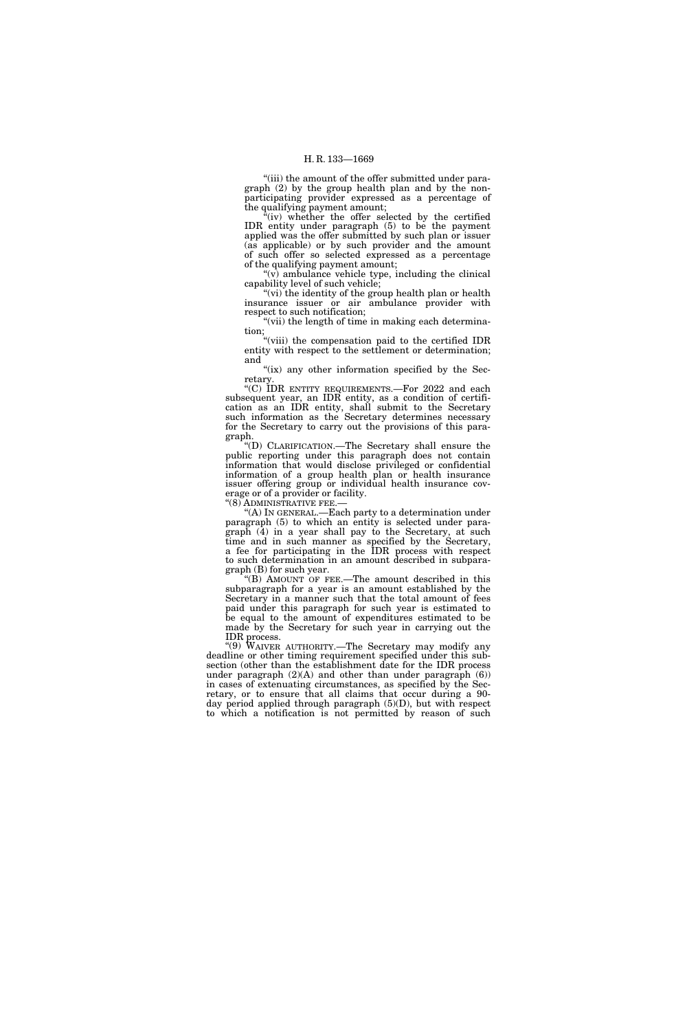"(iii) the amount of the offer submitted under paragraph (2) by the group health plan and by the nonparticipating provider expressed as a percentage of the qualifying payment amount;

"(iv) whether the offer selected by the certified IDR entity under paragraph (5) to be the payment applied was the offer submitted by such plan or issuer (as applicable) or by such provider and the amount of such offer so selected expressed as a percentage of the qualifying payment amount;

"(v) ambulance vehicle type, including the clinical capability level of such vehicle;

"(vi) the identity of the group health plan or health insurance issuer or air ambulance provider with respect to such notification;

"(vii) the length of time in making each determination;

"(viii) the compensation paid to the certified IDR entity with respect to the settlement or determination; and

"(ix) any other information specified by the Secretary.

"(C) IDR ENTITY REQUIREMENTS.—For 2022 and each subsequent year, an IDR entity, as a condition of certification as an IDR entity, shall submit to the Secretary such information as the Secretary determines necessary for the Secretary to carry out the provisions of this paragraph.

"(D) CLARIFICATION.—The Secretary shall ensure the public reporting under this paragraph does not contain information that would disclose privileged or confidential information of a group health plan or health insurance issuer offering group or individual health insurance coverage or of a provider or facility.

"(8) ADMINISTRATIVE FEE.—

"(A) IN GENERAL.—Each party to a determination under paragraph (5) to which an entity is selected under paragraph (4) in a year shall pay to the Secretary, at such time and in such manner as specified by the Secretary, a fee for participating in the IDR process with respect to such determination in an amount described in subparagraph (B) for such year.

"(B) AMOUNT OF FEE.—The amount described in this subparagraph for a year is an amount established by the Secretary in a manner such that the total amount of fees paid under this paragraph for such year is estimated to be equal to the amount of expenditures estimated to be made by the Secretary for such year in carrying out the IDR process.

"(9) WAIVER AUTHORITY.—The Secretary may modify any deadline or other timing requirement specified under this subsection (other than the establishment date for the IDR process under paragraph (2)(A) and other than under paragraph (6)) in cases of extenuating circumstances, as specified by the Secretary, or to ensure that all claims that occur during a 90-day period applied through paragraph (5)(D), but with respect to which a notification is not permitted by reason of such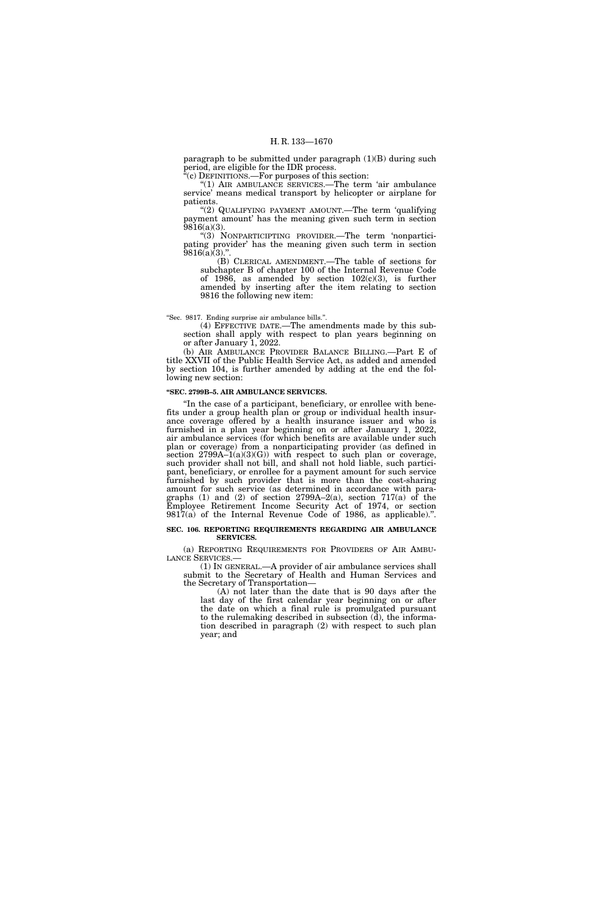paragraph to be submitted under paragraph (1)(B) during such period, are eligible for the IDR process.

"(c) DEFINITIONS.—For purposes of this section:

"(1) AIR AMBULANCE SERVICES.—The term 'air ambulance service' means medical transport by helicopter or airplane for patients.

"(2) QUALIFYING PAYMENT AMOUNT.—The term 'qualifying payment amount' has the meaning given such term in section 9816(a)(3).

"(3) NONPARTICIPTING PROVIDER.—The term 'nonparticipating provider' has the meaning given such term in section 9816(a)(3).".

(B) CLERICAL AMENDMENT.—The table of sections for subchapter B of chapter 100 of the Internal Revenue Code of 1986, as amended by section 102(c)(3), is further amended by inserting after the item relating to section 9816 the following new item:

"Sec. 9817. Ending surprise air ambulance bills.".

(4) EFFECTIVE DATE.—The amendments made by this subsection shall apply with respect to plan years beginning on or after January 1, 2022.

(b) AIR AMBULANCE PROVIDER BALANCE BILLING.—Part E of title XXVII of the Public Health Service Act, as added and amended by section 104, is further amended by adding at the end the following new section:

**"SEC. 2799B–5. AIR AMBULANCE SERVICES.**

"In the case of a participant, beneficiary, or enrollee with benefits under a group health plan or group or individual health insurance coverage offered by a health insurance issuer and who is furnished in a plan year beginning on or after January 1, 2022, air ambulance services (for which benefits are available under such plan or coverage) from a nonparticipating provider (as defined in section 2799A–1(a)(3)(G)) with respect to such plan or coverage, such provider shall not bill, and shall not hold liable, such participant, beneficiary, or enrollee for a payment amount for such service furnished by such provider that is more than the cost-sharing amount for such service (as determined in accordance with paragraphs (1) and (2) of section 2799A–2(a), section 717(a) of the Employee Retirement Income Security Act of 1974, or section 9817(a) of the Internal Revenue Code of 1986, as applicable).".

**SEC. 106. REPORTING REQUIREMENTS REGARDING AIR AMBULANCE SERVICES.**

(a) REPORTING REQUIREMENTS FOR PROVIDERS OF AIR AMBULANCE SERVICES.—

(1) IN GENERAL.—A provider of air ambulance services shall submit to the Secretary of Health and Human Services and the Secretary of Transportation—

(A) not later than the date that is 90 days after the last day of the first calendar year beginning on or after the date on which a final rule is promulgated pursuant to the rulemaking described in subsection (d), the information described in paragraph (2) with respect to such plan year; and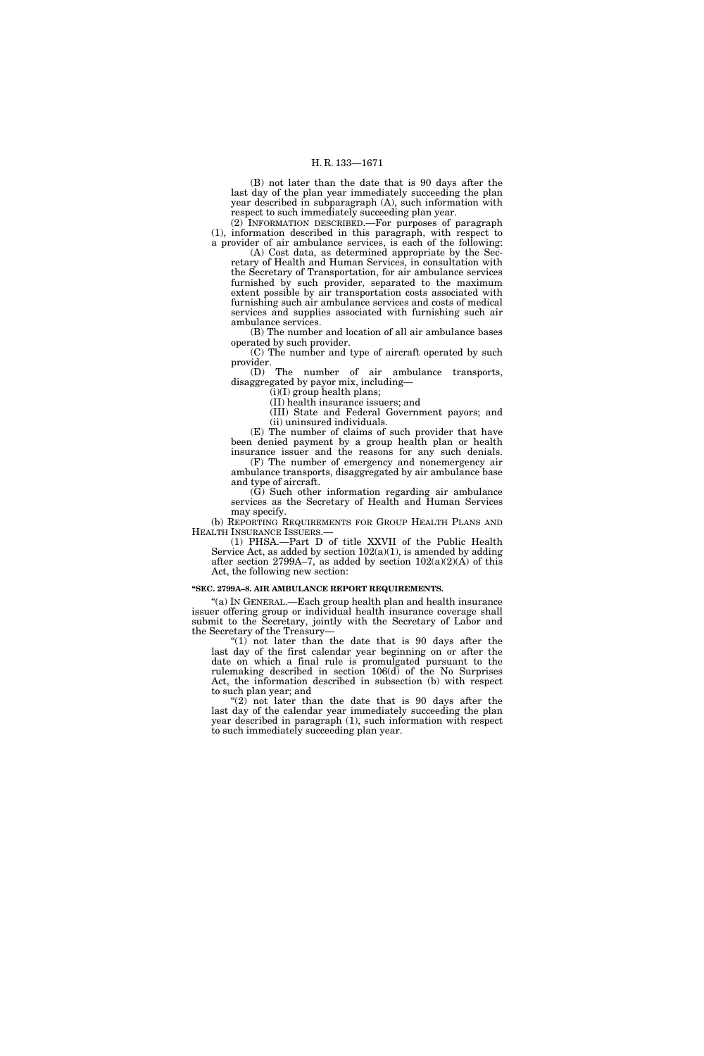(B) not later than the date that is 90 days after the last day of the plan year immediately succeeding the plan year described in subparagraph (A), such information with respect to such immediately succeeding plan year.

(2) INFORMATION DESCRIBED.—For purposes of paragraph (1), information described in this paragraph, with respect to a provider of air ambulance services, is each of the following:

(A) Cost data, as determined appropriate by the Secretary of Health and Human Services, in consultation with the Secretary of Transportation, for air ambulance services furnished by such provider, separated to the maximum extent possible by air transportation costs associated with furnishing such air ambulance services and costs of medical services and supplies associated with furnishing such air ambulance services.

(B) The number and location of all air ambulance bases operated by such provider.

(C) The number and type of aircraft operated by such provider.

(D) The number of air ambulance transports, disaggregated by payor mix, including—

(i)(I) group health plans;

(II) health insurance issuers; and

(III) State and Federal Government payors; and

(ii) uninsured individuals.

(E) The number of claims of such provider that have been denied payment by a group health plan or health insurance issuer and the reasons for any such denials.

(F) The number of emergency and nonemergency air ambulance transports, disaggregated by air ambulance base and type of aircraft.

(G) Such other information regarding air ambulance services as the Secretary of Health and Human Services may specify.

(b) REPORTING REQUIREMENTS FOR GROUP HEALTH PLANS AND HEALTH INSURANCE ISSUERS.—

(1) PHSA.—Part D of title XXVII of the Public Health Service Act, as added by section 102(a)(1), is amended by adding after section 2799A–7, as added by section 102(a)(2)(A) of this Act, the following new section:

**"SEC. 2799A–8. AIR AMBULANCE REPORT REQUIREMENTS.**

"(a) IN GENERAL.—Each group health plan and health insurance issuer offering group or individual health insurance coverage shall submit to the Secretary, jointly with the Secretary of Labor and the Secretary of the Treasury—

"(1) not later than the date that is 90 days after the last day of the first calendar year beginning on or after the date on which a final rule is promulgated pursuant to the rulemaking described in section 106(d) of the No Surprises Act, the information described in subsection (b) with respect to such plan year; and

"(2) not later than the date that is 90 days after the last day of the calendar year immediately succeeding the plan year described in paragraph (1), such information with respect to such immediately succeeding plan year.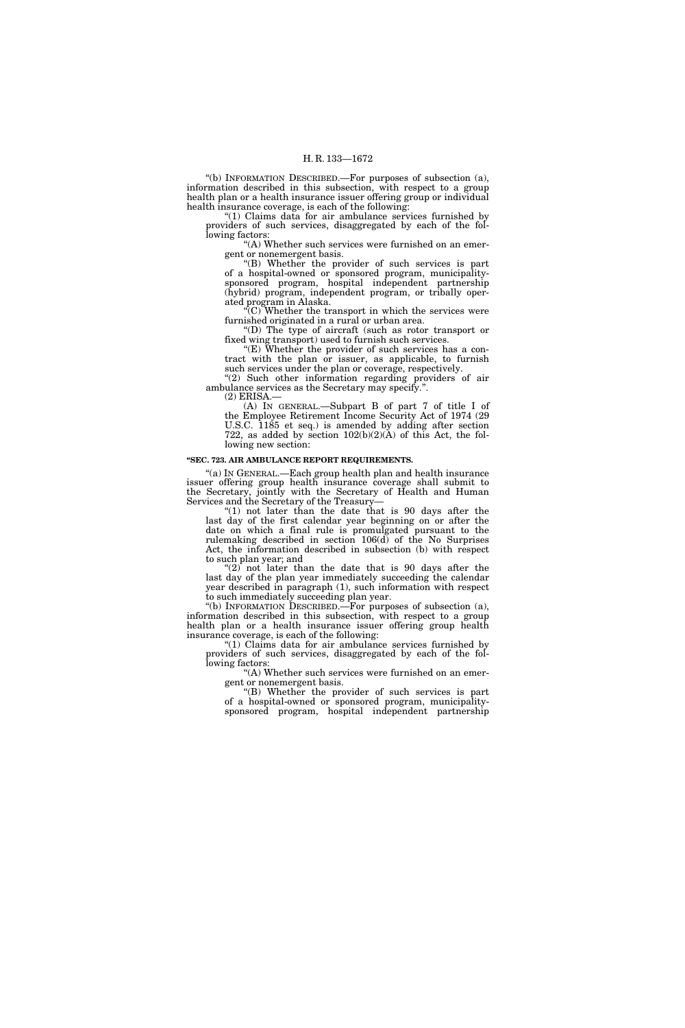"(b) INFORMATION DESCRIBED.—For purposes of subsection (a), information described in this subsection, with respect to a group health plan or a health insurance issuer offering group or individual health insurance coverage, is each of the following:

"(1) Claims data for air ambulance services furnished by providers of such services, disaggregated by each of the following factors:

"(A) Whether such services were furnished on an emergent or nonemergent basis.

"(B) Whether the provider of such services is part of a hospital-owned or sponsored program, municipality-sponsored program, hospital independent partnership (hybrid) program, independent program, or tribally operated program in Alaska.

"(C) Whether the transport in which the services were furnished originated in a rural or urban area.

"(D) The type of aircraft (such as rotor transport or fixed wing transport) used to furnish such services.

"(E) Whether the provider of such services has a contract with the plan or issuer, as applicable, to furnish such services under the plan or coverage, respectively.

"(2) Such other information regarding providers of air ambulance services as the Secretary may specify.".

(2) ERISA.—

(A) IN GENERAL.—Subpart B of part 7 of title I of the Employee Retirement Income Security Act of 1974 (29 U.S.C. 1185 et seq.) is amended by adding after section 722, as added by section 102(b)(2)(A) of this Act, the following new section:

**"SEC. 723. AIR AMBULANCE REPORT REQUIREMENTS.**

"(a) IN GENERAL.—Each group health plan and health insurance issuer offering group health insurance coverage shall submit to the Secretary, jointly with the Secretary of Health and Human Services and the Secretary of the Treasury—

"(1) not later than the date that is 90 days after the last day of the first calendar year beginning on or after the date on which a final rule is promulgated pursuant to the rulemaking described in section 106(d) of the No Surprises Act, the information described in subsection (b) with respect to such plan year; and

"(2) not later than the date that is 90 days after the last day of the plan year immediately succeeding the calendar year described in paragraph (1), such information with respect to such immediately succeeding plan year.

"(b) INFORMATION DESCRIBED.—For purposes of subsection (a), information described in this subsection, with respect to a group health plan or a health insurance issuer offering group health insurance coverage, is each of the following:

"(1) Claims data for air ambulance services furnished by providers of such services, disaggregated by each of the following factors:

"(A) Whether such services were furnished on an emergent or nonemergent basis.

"(B) Whether the provider of such services is part of a hospital-owned or sponsored program, municipality-sponsored program, hospital independent partnership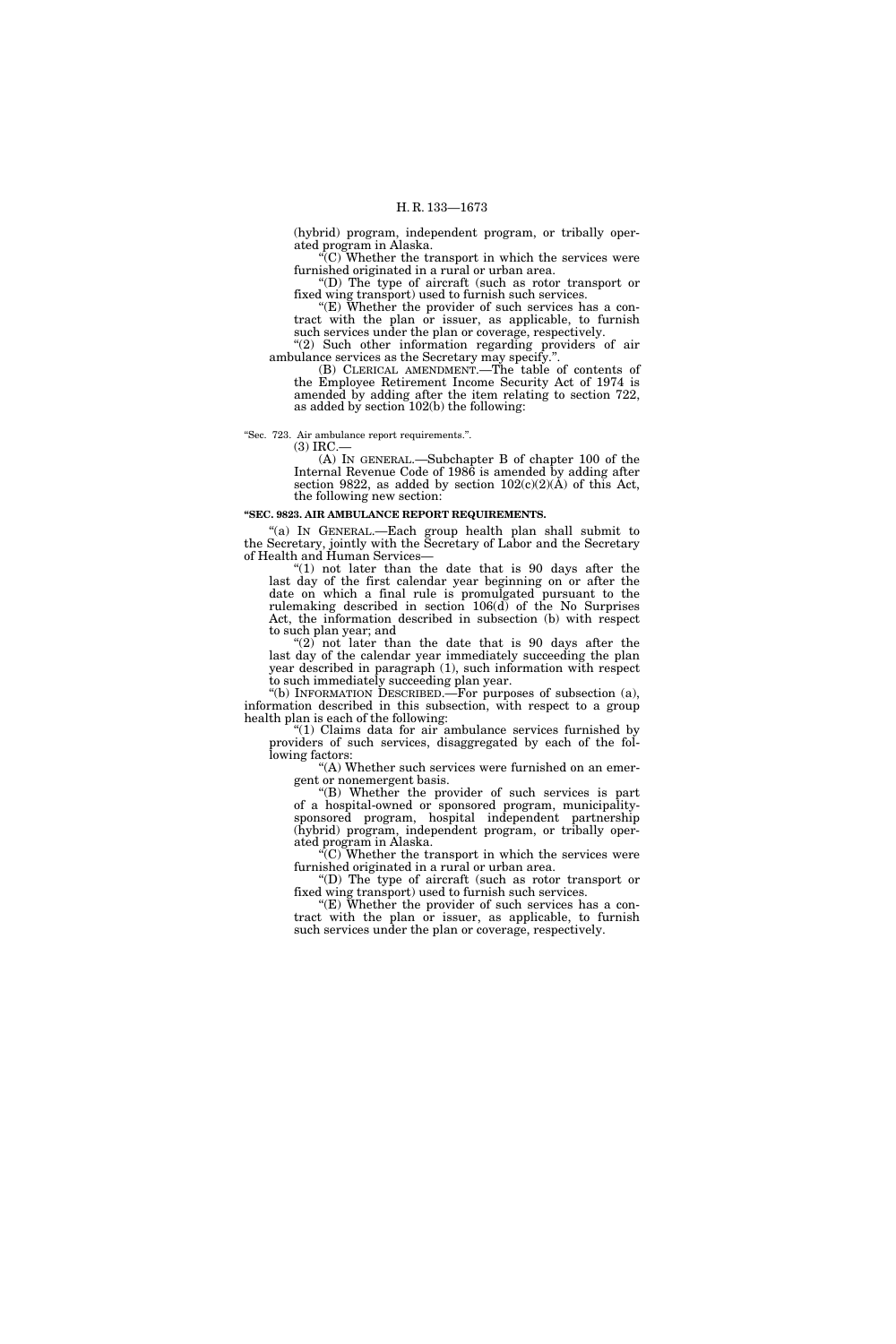(hybrid) program, independent program, or tribally operated program in Alaska.

"(C) Whether the transport in which the services were furnished originated in a rural or urban area.

"(D) The type of aircraft (such as rotor transport or fixed wing transport) used to furnish such services.

"(E) Whether the provider of such services has a contract with the plan or issuer, as applicable, to furnish such services under the plan or coverage, respectively.

"(2) Such other information regarding providers of air ambulance services as the Secretary may specify.".

(B) CLERICAL AMENDMENT.—The table of contents of the Employee Retirement Income Security Act of 1974 is amended by adding after the item relating to section 722, as added by section 102(b) the following:

"Sec. 723. Air ambulance report requirements.".

(3) IRC.—

(A) IN GENERAL.—Subchapter B of chapter 100 of the Internal Revenue Code of 1986 is amended by adding after section 9822, as added by section 102(c)(2)(A) of this Act, the following new section:

**"SEC. 9823. AIR AMBULANCE REPORT REQUIREMENTS.**

"(a) IN GENERAL.—Each group health plan shall submit to the Secretary, jointly with the Secretary of Labor and the Secretary of Health and Human Services—

"(1) not later than the date that is 90 days after the last day of the first calendar year beginning on or after the date on which a final rule is promulgated pursuant to the rulemaking described in section 106(d) of the No Surprises Act, the information described in subsection (b) with respect to such plan year; and

"(2) not later than the date that is 90 days after the last day of the calendar year immediately succeeding the plan year described in paragraph (1), such information with respect to such immediately succeeding plan year.

"(b) INFORMATION DESCRIBED.—For purposes of subsection (a), information described in this subsection, with respect to a group health plan is each of the following:

"(1) Claims data for air ambulance services furnished by providers of such services, disaggregated by each of the following factors:

"(A) Whether such services were furnished on an emergent or nonemergent basis.

"(B) Whether the provider of such services is part of a hospital-owned or sponsored program, municipality-sponsored program, hospital independent partnership (hybrid) program, independent program, or tribally operated program in Alaska.

"(C) Whether the transport in which the services were furnished originated in a rural or urban area.

"(D) The type of aircraft (such as rotor transport or fixed wing transport) used to furnish such services.

"(E) Whether the provider of such services has a contract with the plan or issuer, as applicable, to furnish such services under the plan or coverage, respectively.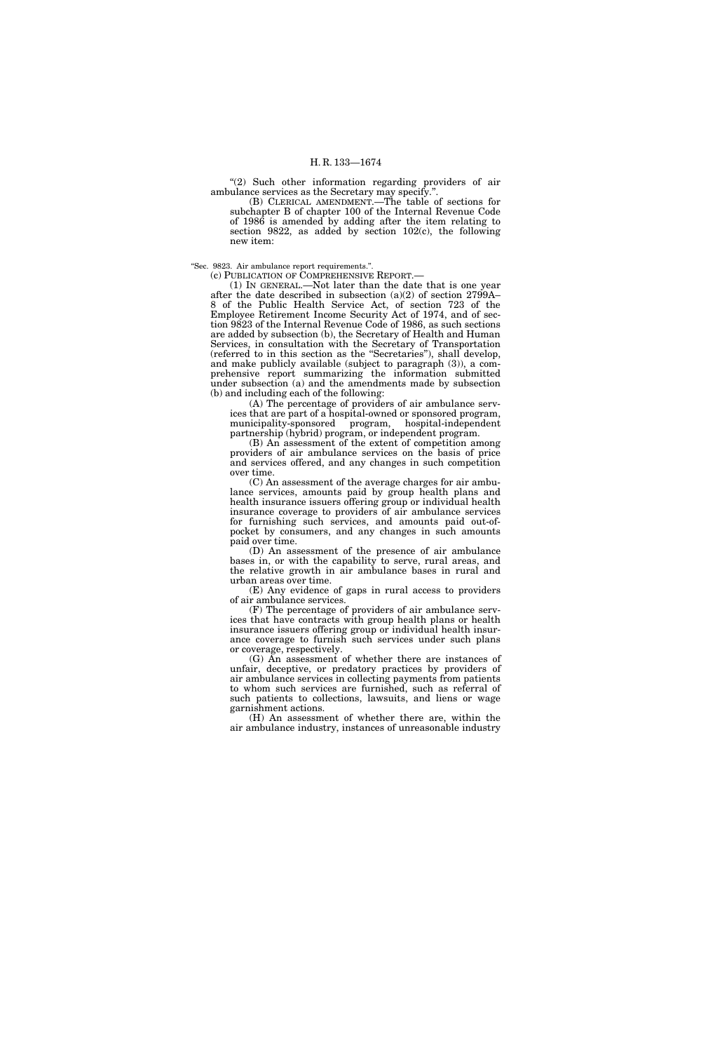"(2) Such other information regarding providers of air ambulance services as the Secretary may specify.".

(B) CLERICAL AMENDMENT.—The table of sections for subchapter B of chapter 100 of the Internal Revenue Code of 1986 is amended by adding after the item relating to section 9822, as added by section 102(c), the following new item:

"Sec. 9823. Air ambulance report requirements.".

(c) PUBLICATION OF COMPREHENSIVE REPORT.—

(1) IN GENERAL.—Not later than the date that is one year after the date described in subsection (a)(2) of section 2799A–8 of the Public Health Service Act, of section 723 of the Employee Retirement Income Security Act of 1974, and of section 9823 of the Internal Revenue Code of 1986, as such sections are added by subsection (b), the Secretary of Health and Human Services, in consultation with the Secretary of Transportation (referred to in this section as the "Secretaries"), shall develop, and make publicly available (subject to paragraph (3)), a comprehensive report summarizing the information submitted under subsection (a) and the amendments made by subsection (b) and including each of the following:

(A) The percentage of providers of air ambulance services that are part of a hospital-owned or sponsored program, municipality-sponsored program, hospital-independent partnership (hybrid) program, or independent program.

(B) An assessment of the extent of competition among providers of air ambulance services on the basis of price and services offered, and any changes in such competition over time.

(C) An assessment of the average charges for air ambulance services, amounts paid by group health plans and health insurance issuers offering group or individual health insurance coverage to providers of air ambulance services for furnishing such services, and amounts paid out-of-pocket by consumers, and any changes in such amounts paid over time.

(D) An assessment of the presence of air ambulance bases in, or with the capability to serve, rural areas, and the relative growth in air ambulance bases in rural and urban areas over time.

(E) Any evidence of gaps in rural access to providers of air ambulance services.

(F) The percentage of providers of air ambulance services that have contracts with group health plans or health insurance issuers offering group or individual health insurance coverage to furnish such services under such plans or coverage, respectively.

(G) An assessment of whether there are instances of unfair, deceptive, or predatory practices by providers of air ambulance services in collecting payments from patients to whom such services are furnished, such as referral of such patients to collections, lawsuits, and liens or wage garnishment actions.

(H) An assessment of whether there are, within the air ambulance industry, instances of unreasonable industry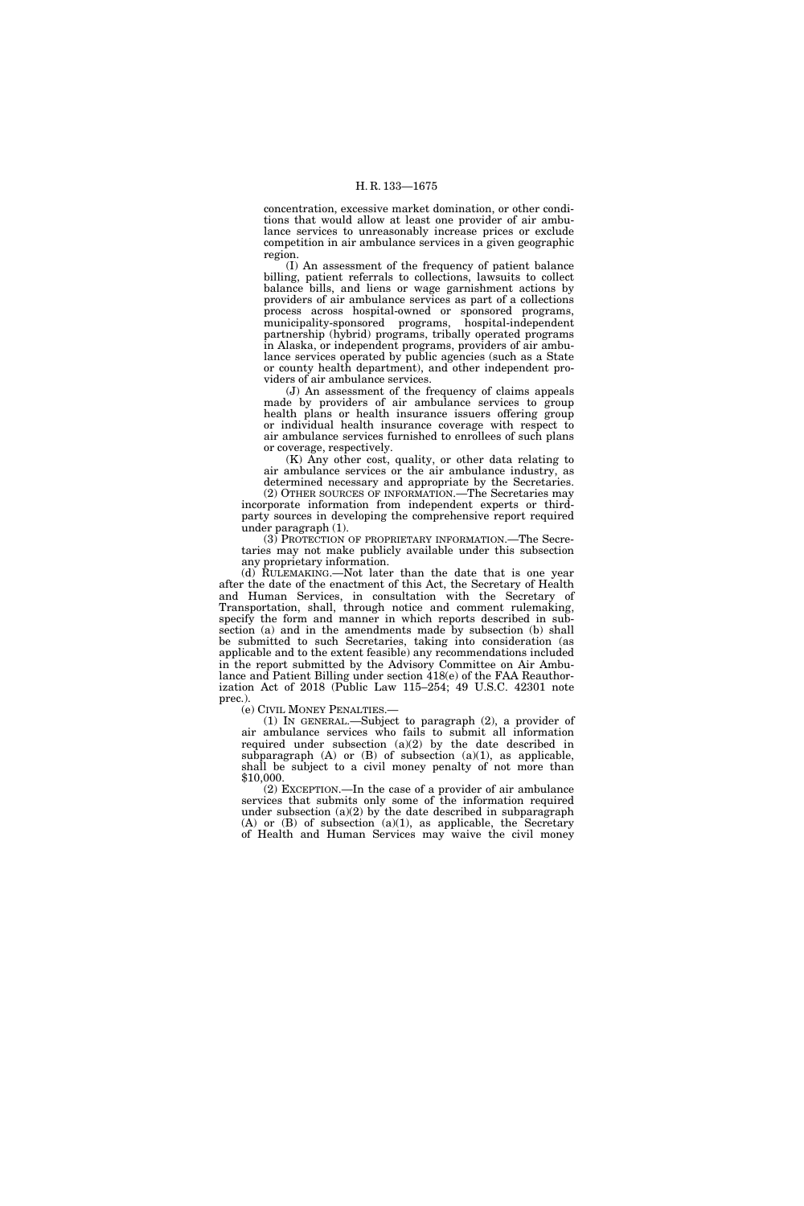concentration, excessive market domination, or other conditions that would allow at least one provider of air ambulance services to unreasonably increase prices or exclude competition in air ambulance services in a given geographic region.

(I) An assessment of the frequency of patient balance billing, patient referrals to collections, lawsuits to collect balance bills, and liens or wage garnishment actions by providers of air ambulance services as part of a collections process across hospital-owned or sponsored programs, municipality-sponsored programs, hospital-independent partnership (hybrid) programs, tribally operated programs in Alaska, or independent programs, providers of air ambulance services operated by public agencies (such as a State or county health department), and other independent providers of air ambulance services.

(J) An assessment of the frequency of claims appeals made by providers of air ambulance services to group health plans or health insurance issuers offering group or individual health insurance coverage with respect to air ambulance services furnished to enrollees of such plans or coverage, respectively.

(K) Any other cost, quality, or other data relating to air ambulance services or the air ambulance industry, as determined necessary and appropriate by the Secretaries.

(2) OTHER SOURCES OF INFORMATION.—The Secretaries may incorporate information from independent experts or third-party sources in developing the comprehensive report required under paragraph (1).

(3) PROTECTION OF PROPRIETARY INFORMATION.—The Secretaries may not make publicly available under this subsection any proprietary information.

(d) RULEMAKING.—Not later than the date that is one year after the date of the enactment of this Act, the Secretary of Health and Human Services, in consultation with the Secretary of Transportation, shall, through notice and comment rulemaking, specify the form and manner in which reports described in subsection (a) and in the amendments made by subsection (b) shall be submitted to such Secretaries, taking into consideration (as applicable and to the extent feasible) any recommendations included in the report submitted by the Advisory Committee on Air Ambulance and Patient Billing under section 418(e) of the FAA Reauthorization Act of 2018 (Public Law 115–254; 49 U.S.C. 42301 note prec.).

(e) CIVIL MONEY PENALTIES.—

(1) IN GENERAL.—Subject to paragraph (2), a provider of air ambulance services who fails to submit all information required under subsection (a)(2) by the date described in subparagraph (A) or (B) of subsection (a)(1), as applicable, shall be subject to a civil money penalty of not more than $10,000.

(2) EXCEPTION.—In the case of a provider of air ambulance services that submits only some of the information required under subsection (a)(2) by the date described in subparagraph (A) or (B) of subsection (a)(1), as applicable, the Secretary of Health and Human Services may waive the civil money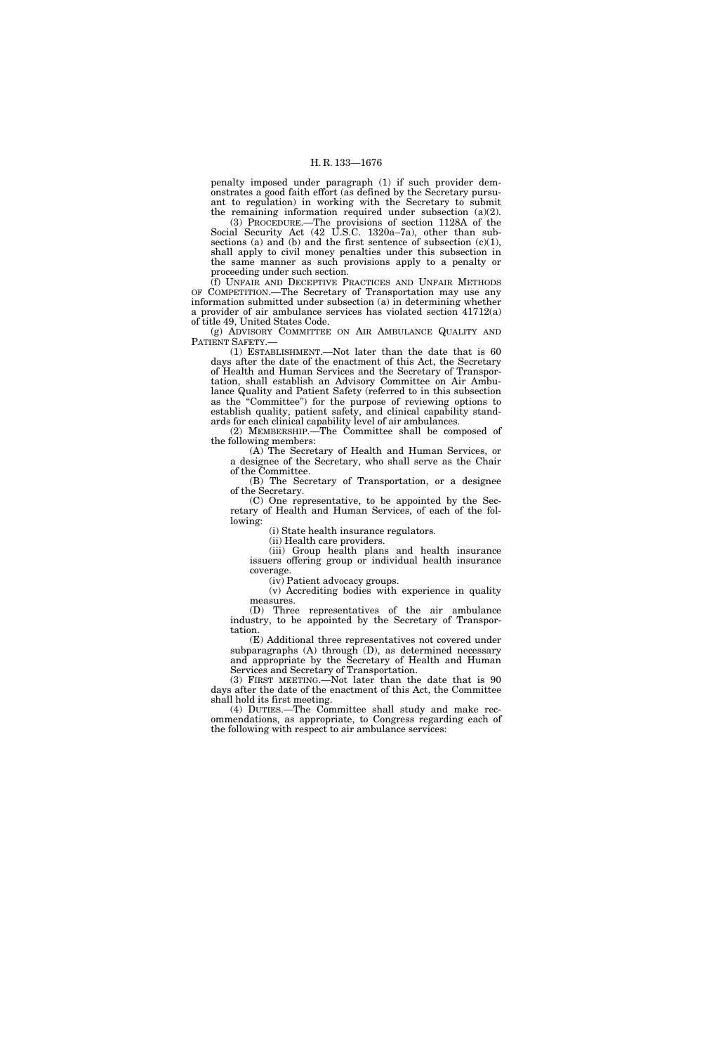penalty imposed under paragraph (1) if such provider demonstrates a good faith effort (as defined by the Secretary pursuant to regulation) in working with the Secretary to submit the remaining information required under subsection (a)(2).

(3) PROCEDURE.—The provisions of section 1128A of the Social Security Act (42 U.S.C. 1320a–7a), other than subsections (a) and (b) and the first sentence of subsection (c)(1), shall apply to civil money penalties under this subsection in the same manner as such provisions apply to a penalty or proceeding under such section.

(f) UNFAIR AND DECEPTIVE PRACTICES AND UNFAIR METHODS OF COMPETITION.—The Secretary of Transportation may use any information submitted under subsection (a) in determining whether a provider of air ambulance services has violated section 41712(a) of title 49, United States Code.

(g) ADVISORY COMMITTEE ON AIR AMBULANCE QUALITY AND PATIENT SAFETY.—

(1) ESTABLISHMENT.—Not later than the date that is 60 days after the date of the enactment of this Act, the Secretary of Health and Human Services and the Secretary of Transportation, shall establish an Advisory Committee on Air Ambulance Quality and Patient Safety (referred to in this subsection as the "Committee") for the purpose of reviewing options to establish quality, patient safety, and clinical capability standards for each clinical capability level of air ambulances.

(2) MEMBERSHIP.—The Committee shall be composed of the following members:

(A) The Secretary of Health and Human Services, or a designee of the Secretary, who shall serve as the Chair of the Committee.

(B) The Secretary of Transportation, or a designee of the Secretary.

(C) One representative, to be appointed by the Secretary of Health and Human Services, of each of the following:

(i) State health insurance regulators.

(ii) Health care providers.

(iii) Group health plans and health insurance issuers offering group or individual health insurance coverage.

(iv) Patient advocacy groups.

(v) Accrediting bodies with experience in quality measures.

(D) Three representatives of the air ambulance industry, to be appointed by the Secretary of Transportation.

(E) Additional three representatives not covered under subparagraphs (A) through (D), as determined necessary and appropriate by the Secretary of Health and Human Services and Secretary of Transportation.

(3) FIRST MEETING.—Not later than the date that is 90 days after the date of the enactment of this Act, the Committee shall hold its first meeting.

(4) DUTIES.—The Committee shall study and make recommendations, as appropriate, to Congress regarding each of the following with respect to air ambulance services: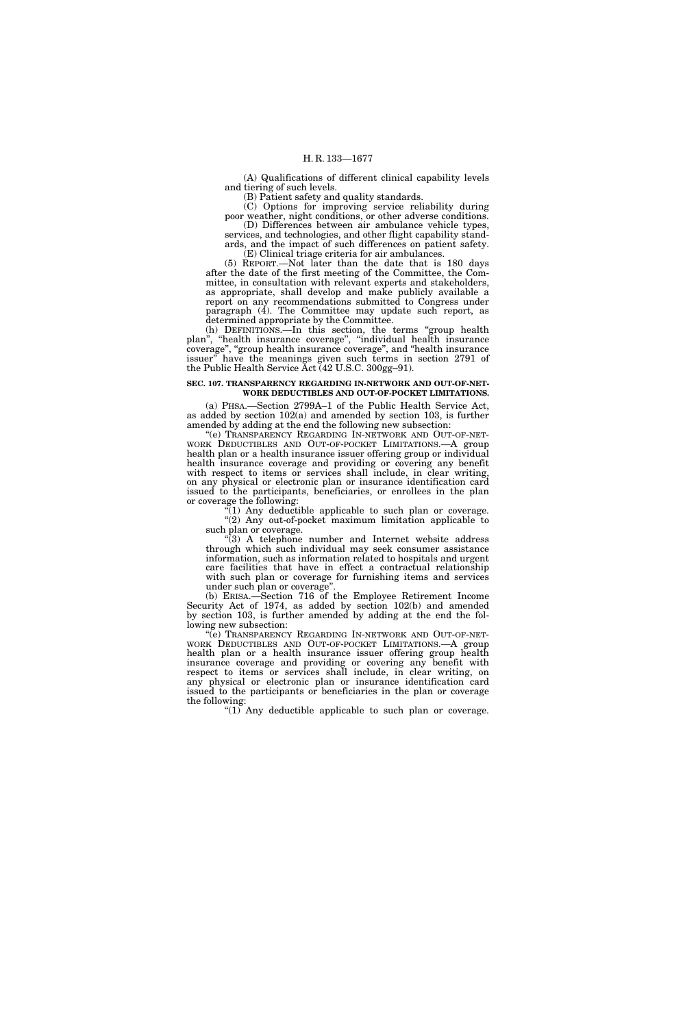(A) Qualifications of different clinical capability levels and tiering of such levels.

(B) Patient safety and quality standards.

(C) Options for improving service reliability during poor weather, night conditions, or other adverse conditions.

(D) Differences between air ambulance vehicle types, services, and technologies, and other flight capability standards, and the impact of such differences on patient safety.

(E) Clinical triage criteria for air ambulances.

(5) REPORT.—Not later than the date that is 180 days after the date of the first meeting of the Committee, the Committee, in consultation with relevant experts and stakeholders, as appropriate, shall develop and make publicly available a report on any recommendations submitted to Congress under paragraph (4). The Committee may update such report, as determined appropriate by the Committee.

(h) DEFINITIONS.—In this section, the terms "group health plan", "health insurance coverage", "individual health insurance coverage", "group health insurance coverage", and "health insurance issuer" have the meanings given such terms in section 2791 of the Public Health Service Act (42 U.S.C. 300gg–91).

**SEC. 107. TRANSPARENCY REGARDING IN-NETWORK AND OUT-OF-NETWORK DEDUCTIBLES AND OUT-OF-POCKET LIMITATIONS.**

(a) PHSA.—Section 2799A–1 of the Public Health Service Act, as added by section 102(a) and amended by section 103, is further amended by adding at the end the following new subsection:

"(e) TRANSPARENCY REGARDING IN-NETWORK AND OUT-OF-NETWORK DEDUCTIBLES AND OUT-OF-POCKET LIMITATIONS.—A group health plan or a health insurance issuer offering group or individual health insurance coverage and providing or covering any benefit with respect to items or services shall include, in clear writing, on any physical or electronic plan or insurance identification card issued to the participants, beneficiaries, or enrollees in the plan or coverage the following:

"(1) Any deductible applicable to such plan or coverage.

"(2) Any out-of-pocket maximum limitation applicable to such plan or coverage.

"(3) A telephone number and Internet website address through which such individual may seek consumer assistance information, such as information related to hospitals and urgent care facilities that have in effect a contractual relationship with such plan or coverage for furnishing items and services under such plan or coverage".

(b) ERISA.—Section 716 of the Employee Retirement Income Security Act of 1974, as added by section 102(b) and amended by section 103, is further amended by adding at the end the following new subsection:

"(e) TRANSPARENCY REGARDING IN-NETWORK AND OUT-OF-NETWORK DEDUCTIBLES AND OUT-OF-POCKET LIMITATIONS.—A group health plan or a health insurance issuer offering group health insurance coverage and providing or covering any benefit with respect to items or services shall include, in clear writing, on any physical or electronic plan or insurance identification card issued to the participants or beneficiaries in the plan or coverage the following:

"(1) Any deductible applicable to such plan or coverage.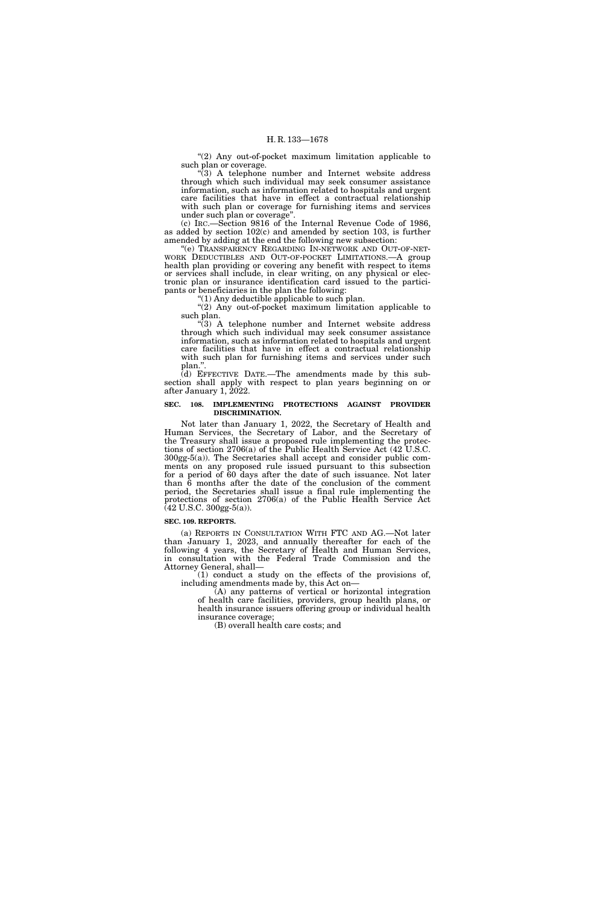"(2) Any out-of-pocket maximum limitation applicable to such plan or coverage.

"(3) A telephone number and Internet website address through which such individual may seek consumer assistance information, such as information related to hospitals and urgent care facilities that have in effect a contractual relationship with such plan or coverage for furnishing items and services under such plan or coverage".

(c) IRC.—Section 9816 of the Internal Revenue Code of 1986, as added by section 102(c) and amended by section 103, is further amended by adding at the end the following new subsection:

"(e) TRANSPARENCY REGARDING IN-NETWORK AND OUT-OF-NETWORK DEDUCTIBLES AND OUT-OF-POCKET LIMITATIONS.—A group health plan providing or covering any benefit with respect to items or services shall include, in clear writing, on any physical or electronic plan or insurance identification card issued to the participants or beneficiaries in the plan the following:

"(1) Any deductible applicable to such plan.

"(2) Any out-of-pocket maximum limitation applicable to such plan.

"(3) A telephone number and Internet website address through which such individual may seek consumer assistance information, such as information related to hospitals and urgent care facilities that have in effect a contractual relationship with such plan for furnishing items and services under such plan.".

(d) EFFECTIVE DATE.—The amendments made by this subsection shall apply with respect to plan years beginning on or after January 1, 2022.

**SEC. 108. IMPLEMENTING PROTECTIONS AGAINST PROVIDER DISCRIMINATION.**

Not later than January 1, 2022, the Secretary of Health and Human Services, the Secretary of Labor, and the Secretary of the Treasury shall issue a proposed rule implementing the protections of section 2706(a) of the Public Health Service Act (42 U.S.C. 300gg-5(a)). The Secretaries shall accept and consider public comments on any proposed rule issued pursuant to this subsection for a period of 60 days after the date of such issuance. Not later than 6 months after the date of the conclusion of the comment period, the Secretaries shall issue a final rule implementing the protections of section 2706(a) of the Public Health Service Act (42 U.S.C. 300gg-5(a)).

**SEC. 109. REPORTS.**

(a) REPORTS IN CONSULTATION WITH FTC AND AG.—Not later than January 1, 2023, and annually thereafter for each of the following 4 years, the Secretary of Health and Human Services, in consultation with the Federal Trade Commission and the Attorney General, shall—

(1) conduct a study on the effects of the provisions of, including amendments made by, this Act on—

(A) any patterns of vertical or horizontal integration of health care facilities, providers, group health plans, or health insurance issuers offering group or individual health insurance coverage;

(B) overall health care costs; and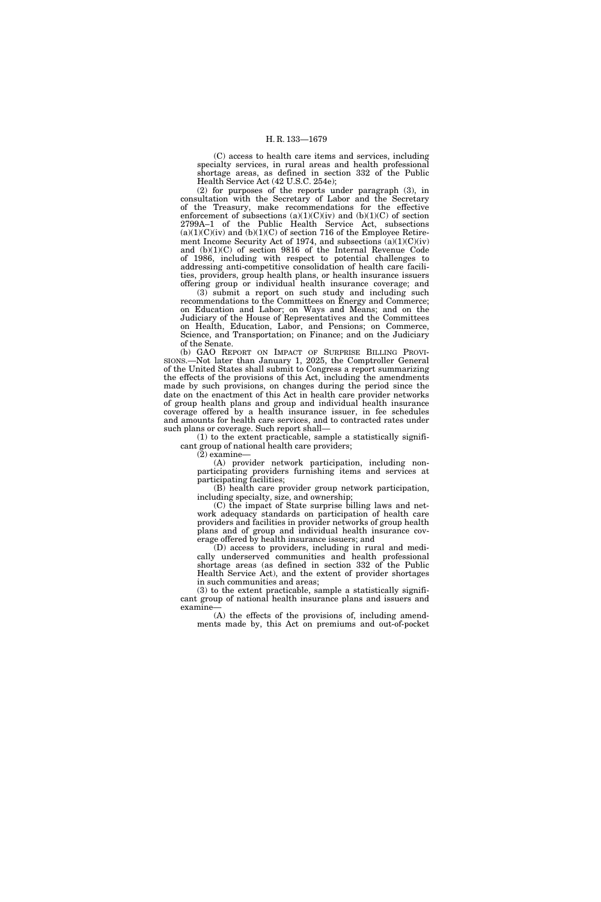(C) access to health care items and services, including specialty services, in rural areas and health professional shortage areas, as defined in section 332 of the Public Health Service Act (42 U.S.C. 254e);

(2) for purposes of the reports under paragraph (3), in consultation with the Secretary of Labor and the Secretary of the Treasury, make recommendations for the effective enforcement of subsections (a)(1)(C)(iv) and (b)(1)(C) of section 2799A–1 of the Public Health Service Act, subsections (a)(1)(C)(iv) and (b)(1)(C) of section 716 of the Employee Retirement Income Security Act of 1974, and subsections (a)(1)(C)(iv) and (b)(1)(C) of section 9816 of the Internal Revenue Code of 1986, including with respect to potential challenges to addressing anti-competitive consolidation of health care facilities, providers, group health plans, or health insurance issuers offering group or individual health insurance coverage; and

(3) submit a report on such study and including such recommendations to the Committees on Energy and Commerce; on Education and Labor; on Ways and Means; and on the Judiciary of the House of Representatives and the Committees on Health, Education, Labor, and Pensions; on Commerce, Science, and Transportation; on Finance; and on the Judiciary of the Senate.

(b) GAO REPORT ON IMPACT OF SURPRISE BILLING PROVISIONS.—Not later than January 1, 2025, the Comptroller General of the United States shall submit to Congress a report summarizing the effects of the provisions of this Act, including the amendments made by such provisions, on changes during the period since the date on the enactment of this Act in health care provider networks of group health plans and group and individual health insurance coverage offered by a health insurance issuer, in fee schedules and amounts for health care services, and to contracted rates under such plans or coverage. Such report shall—

(1) to the extent practicable, sample a statistically significant group of national health care providers;

(2) examine—

(A) provider network participation, including nonparticipating providers furnishing items and services at participating facilities;

(B) health care provider group network participation, including specialty, size, and ownership;

(C) the impact of State surprise billing laws and network adequacy standards on participation of health care providers and facilities in provider networks of group health plans and of group and individual health insurance coverage offered by health insurance issuers; and

(D) access to providers, including in rural and medically underserved communities and health professional shortage areas (as defined in section 332 of the Public Health Service Act), and the extent of provider shortages in such communities and areas;

(3) to the extent practicable, sample a statistically significant group of national health insurance plans and issuers and examine—

(A) the effects of the provisions of, including amendments made by, this Act on premiums and out-of-pocket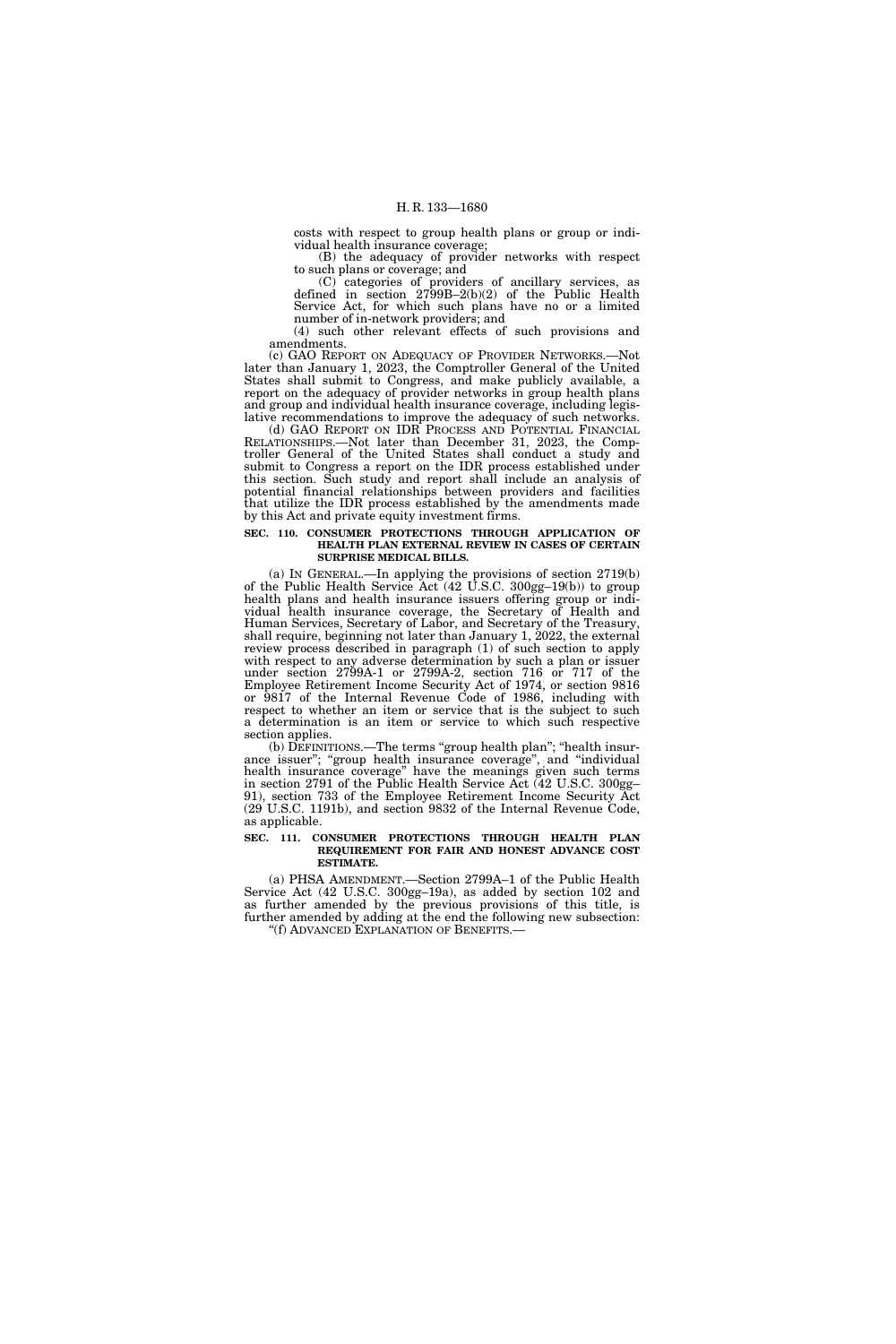costs with respect to group health plans or group or individual health insurance coverage;

(B) the adequacy of provider networks with respect to such plans or coverage; and

(C) categories of providers of ancillary services, as defined in section 2799B–2(b)(2) of the Public Health Service Act, for which such plans have no or a limited number of in-network providers; and

(4) such other relevant effects of such provisions and amendments.

(c) GAO REPORT ON ADEQUACY OF PROVIDER NETWORKS.—Not later than January 1, 2023, the Comptroller General of the United States shall submit to Congress, and make publicly available, a report on the adequacy of provider networks in group health plans and group and individual health insurance coverage, including legislative recommendations to improve the adequacy of such networks.

(d) GAO REPORT ON IDR PROCESS AND POTENTIAL FINANCIAL RELATIONSHIPS.—Not later than December 31, 2023, the Comptroller General of the United States shall conduct a study and submit to Congress a report on the IDR process established under this section. Such study and report shall include an analysis of potential financial relationships between providers and facilities that utilize the IDR process established by the amendments made by this Act and private equity investment firms.

**SEC. 110. CONSUMER PROTECTIONS THROUGH APPLICATION OF HEALTH PLAN EXTERNAL REVIEW IN CASES OF CERTAIN SURPRISE MEDICAL BILLS.**

(a) IN GENERAL.—In applying the provisions of section 2719(b) of the Public Health Service Act (42 U.S.C. 300gg–19(b)) to group health plans and health insurance issuers offering group or individual health insurance coverage, the Secretary of Health and Human Services, Secretary of Labor, and Secretary of the Treasury, shall require, beginning not later than January 1, 2022, the external review process described in paragraph (1) of such section to apply with respect to any adverse determination by such a plan or issuer under section 2799A-1 or 2799A-2, section 716 or 717 of the Employee Retirement Income Security Act of 1974, or section 9816 or 9817 of the Internal Revenue Code of 1986, including with respect to whether an item or service that is the subject to such a determination is an item or service to which such respective section applies.

(b) DEFINITIONS.—The terms "group health plan"; "health insurance issuer"; "group health insurance coverage", and "individual health insurance coverage" have the meanings given such terms in section 2791 of the Public Health Service Act (42 U.S.C. 300gg–91), section 733 of the Employee Retirement Income Security Act (29 U.S.C. 1191b), and section 9832 of the Internal Revenue Code, as applicable.

**SEC. 111. CONSUMER PROTECTIONS THROUGH HEALTH PLAN REQUIREMENT FOR FAIR AND HONEST ADVANCE COST ESTIMATE.**

(a) PHSA AMENDMENT.—Section 2799A–1 of the Public Health Service Act (42 U.S.C. 300gg–19a), as added by section 102 and as further amended by the previous provisions of this title, is further amended by adding at the end the following new subsection:

"(f) ADVANCED EXPLANATION OF BENEFITS.—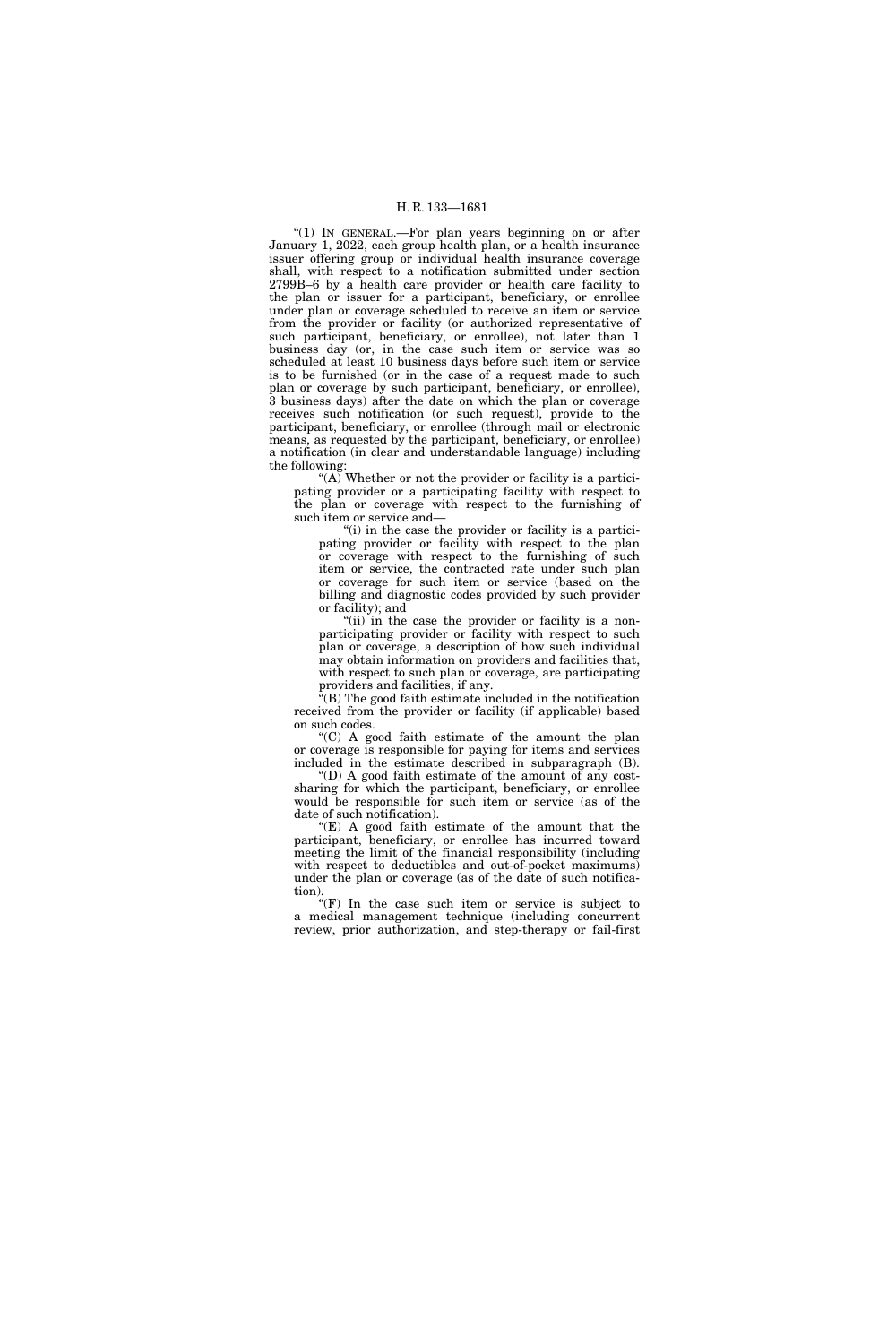"(1) IN GENERAL.—For plan years beginning on or after January 1, 2022, each group health plan, or a health insurance issuer offering group or individual health insurance coverage shall, with respect to a notification submitted under section 2799B–6 by a health care provider or health care facility to the plan or issuer for a participant, beneficiary, or enrollee under plan or coverage scheduled to receive an item or service from the provider or facility (or authorized representative of such participant, beneficiary, or enrollee), not later than 1 business day (or, in the case such item or service was so scheduled at least 10 business days before such item or service is to be furnished (or in the case of a request made to such plan or coverage by such participant, beneficiary, or enrollee), 3 business days) after the date on which the plan or coverage receives such notification (or such request), provide to the participant, beneficiary, or enrollee (through mail or electronic means, as requested by the participant, beneficiary, or enrollee) a notification (in clear and understandable language) including the following:

"(A) Whether or not the provider or facility is a participating provider or a participating facility with respect to the plan or coverage with respect to the furnishing of such item or service and—

"(i) in the case the provider or facility is a participating provider or facility with respect to the plan or coverage with respect to the furnishing of such item or service, the contracted rate under such plan or coverage for such item or service (based on the billing and diagnostic codes provided by such provider or facility); and

"(ii) in the case the provider or facility is a non-participating provider or facility with respect to such plan or coverage, a description of how such individual may obtain information on providers and facilities that, with respect to such plan or coverage, are participating providers and facilities, if any.

"(B) The good faith estimate included in the notification received from the provider or facility (if applicable) based on such codes.

"(C) A good faith estimate of the amount the plan or coverage is responsible for paying for items and services included in the estimate described in subparagraph (B).

"(D) A good faith estimate of the amount of any cost-sharing for which the participant, beneficiary, or enrollee would be responsible for such item or service (as of the date of such notification).

"(E) A good faith estimate of the amount that the participant, beneficiary, or enrollee has incurred toward meeting the limit of the financial responsibility (including with respect to deductibles and out-of-pocket maximums) under the plan or coverage (as of the date of such notification).

"(F) In the case such item or service is subject to a medical management technique (including concurrent review, prior authorization, and step-therapy or fail-first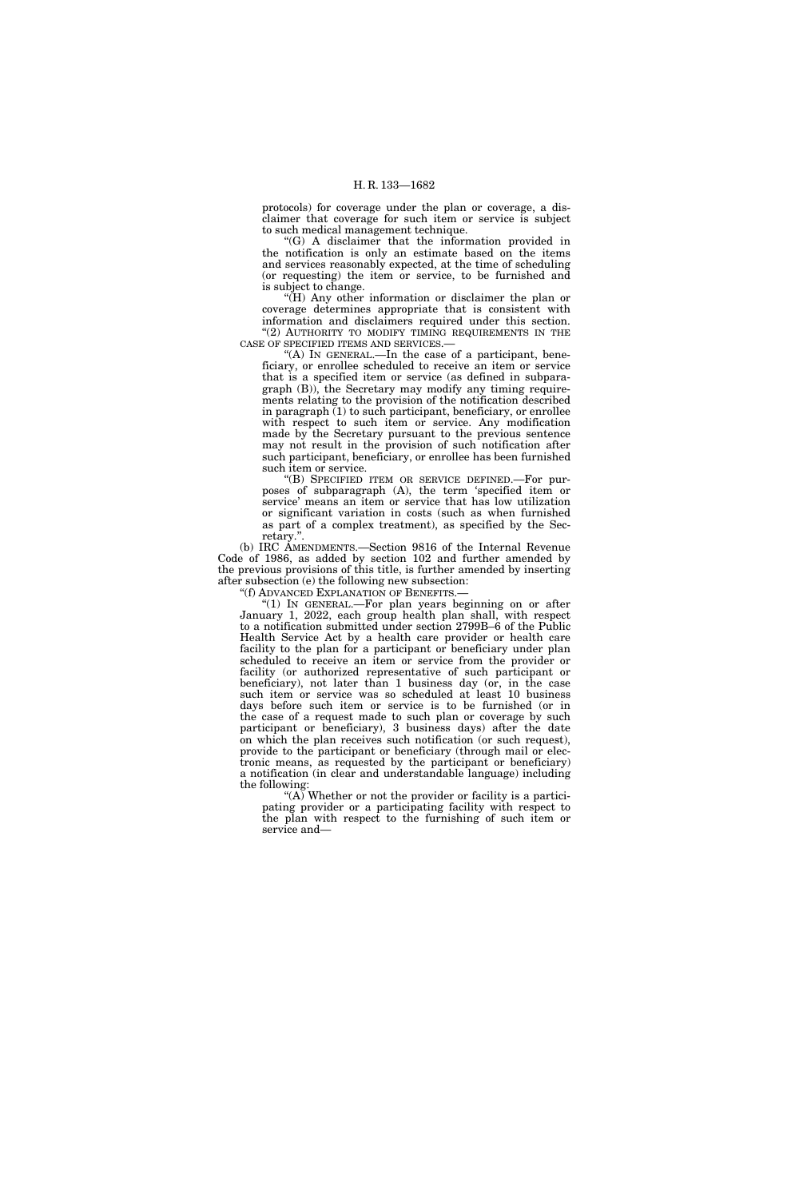protocols) for coverage under the plan or coverage, a disclaimer that coverage for such item or service is subject to such medical management technique.

"(G) A disclaimer that the information provided in the notification is only an estimate based on the items and services reasonably expected, at the time of scheduling (or requesting) the item or service, to be furnished and is subject to change.

"(H) Any other information or disclaimer the plan or coverage determines appropriate that is consistent with information and disclaimers required under this section.

"(2) AUTHORITY TO MODIFY TIMING REQUIREMENTS IN THE CASE OF SPECIFIED ITEMS AND SERVICES.—

"(A) IN GENERAL.—In the case of a participant, beneficiary, or enrollee scheduled to receive an item or service that is a specified item or service (as defined in subparagraph (B)), the Secretary may modify any timing requirements relating to the provision of the notification described in paragraph (1) to such participant, beneficiary, or enrollee with respect to such item or service. Any modification made by the Secretary pursuant to the previous sentence may not result in the provision of such notification after such participant, beneficiary, or enrollee has been furnished such item or service.

"(B) SPECIFIED ITEM OR SERVICE DEFINED.—For purposes of subparagraph (A), the term 'specified item or service' means an item or service that has low utilization or significant variation in costs (such as when furnished as part of a complex treatment), as specified by the Secretary.".

(b) IRC AMENDMENTS.—Section 9816 of the Internal Revenue Code of 1986, as added by section 102 and further amended by the previous provisions of this title, is further amended by inserting after subsection (e) the following new subsection:

"(f) ADVANCED EXPLANATION OF BENEFITS.—

"(1) IN GENERAL.—For plan years beginning on or after January 1, 2022, each group health plan shall, with respect to a notification submitted under section 2799B–6 of the Public Health Service Act by a health care provider or health care facility to the plan for a participant or beneficiary under plan scheduled to receive an item or service from the provider or facility (or authorized representative of such participant or beneficiary), not later than 1 business day (or, in the case such item or service was so scheduled at least 10 business days before such item or service is to be furnished (or in the case of a request made to such plan or coverage by such participant or beneficiary), 3 business days) after the date on which the plan receives such notification (or such request), provide to the participant or beneficiary (through mail or electronic means, as requested by the participant or beneficiary) a notification (in clear and understandable language) including the following:

"(A) Whether or not the provider or facility is a participating provider or a participating facility with respect to the plan with respect to the furnishing of such item or service and—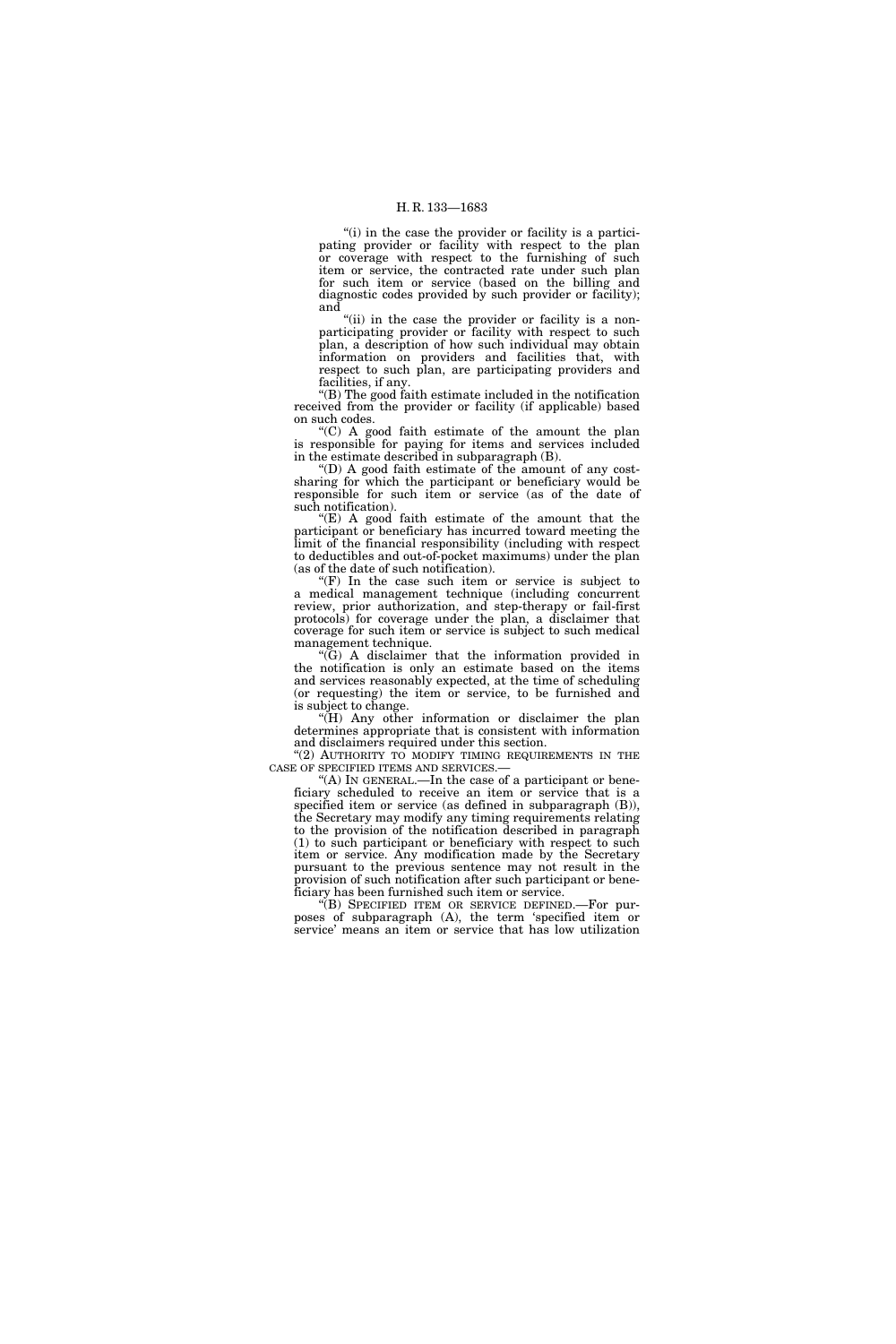"(i) in the case the provider or facility is a participating provider or facility with respect to the plan or coverage with respect to the furnishing of such item or service, the contracted rate under such plan for such item or service (based on the billing and diagnostic codes provided by such provider or facility); and

"(ii) in the case the provider or facility is a non-participating provider or facility with respect to such plan, a description of how such individual may obtain information on providers and facilities that, with respect to such plan, are participating providers and facilities, if any.

"(B) The good faith estimate included in the notification received from the provider or facility (if applicable) based on such codes.

"(C) A good faith estimate of the amount the plan is responsible for paying for items and services included in the estimate described in subparagraph (B).

"(D) A good faith estimate of the amount of any cost-sharing for which the participant or beneficiary would be responsible for such item or service (as of the date of such notification).

"(E) A good faith estimate of the amount that the participant or beneficiary has incurred toward meeting the limit of the financial responsibility (including with respect to deductibles and out-of-pocket maximums) under the plan (as of the date of such notification).

"(F) In the case such item or service is subject to a medical management technique (including concurrent review, prior authorization, and step-therapy or fail-first protocols) for coverage under the plan, a disclaimer that coverage for such item or service is subject to such medical management technique.

"(G) A disclaimer that the information provided in the notification is only an estimate based on the items and services reasonably expected, at the time of scheduling (or requesting) the item or service, to be furnished and is subject to change.

"(H) Any other information or disclaimer the plan determines appropriate that is consistent with information and disclaimers required under this section.

"(2) AUTHORITY TO MODIFY TIMING REQUIREMENTS IN THE CASE OF SPECIFIED ITEMS AND SERVICES.—

"(A) IN GENERAL.—In the case of a participant or beneficiary scheduled to receive an item or service that is a specified item or service (as defined in subparagraph (B)), the Secretary may modify any timing requirements relating to the provision of the notification described in paragraph (1) to such participant or beneficiary with respect to such item or service. Any modification made by the Secretary pursuant to the previous sentence may not result in the provision of such notification after such participant or beneficiary has been furnished such item or service.

"(B) SPECIFIED ITEM OR SERVICE DEFINED.—For purposes of subparagraph (A), the term 'specified item or service' means an item or service that has low utilization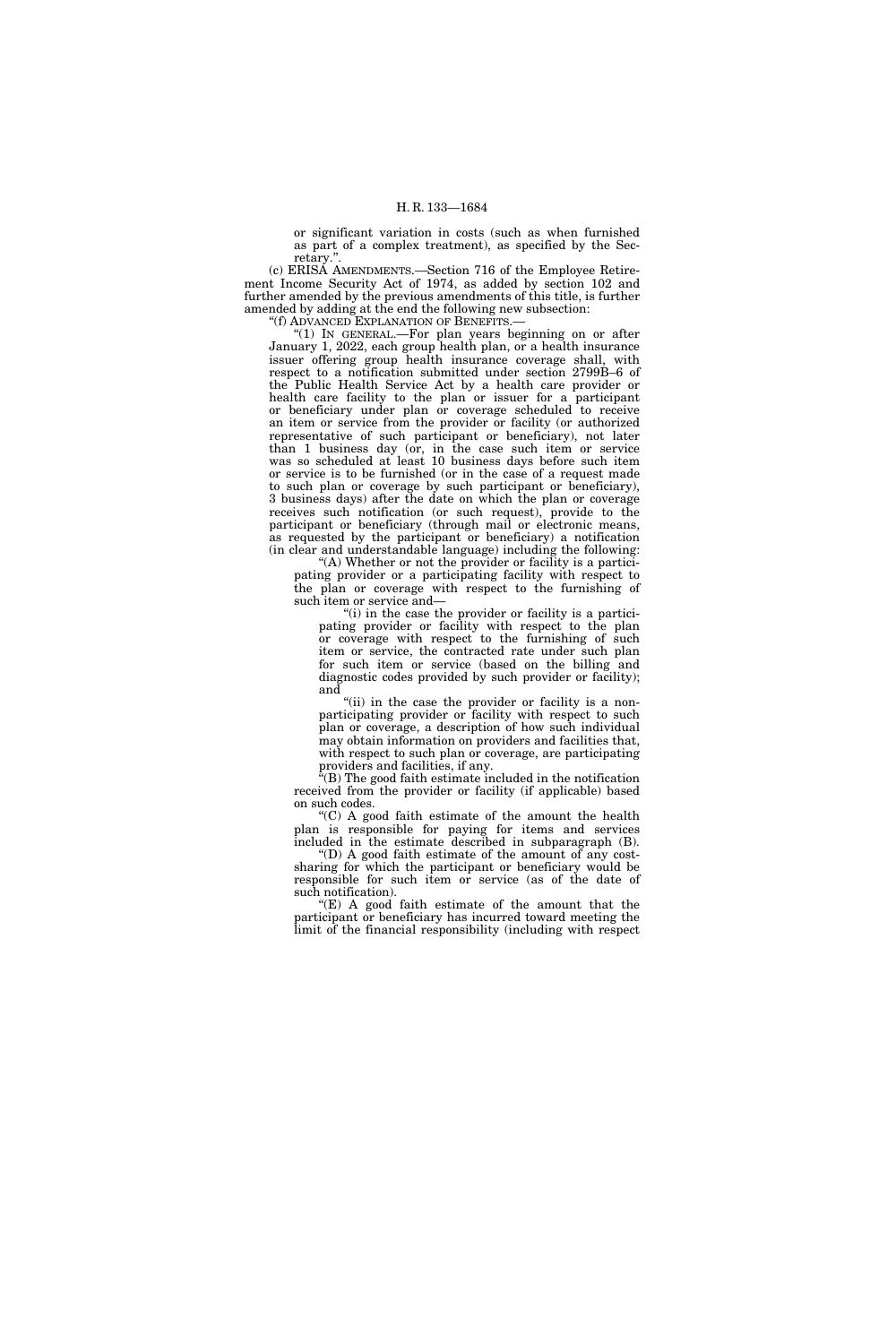or significant variation in costs (such as when furnished as part of a complex treatment), as specified by the Secretary.".

(c) ERISA AMENDMENTS.—Section 716 of the Employee Retirement Income Security Act of 1974, as added by section 102 and further amended by the previous amendments of this title, is further amended by adding at the end the following new subsection:

"(f) ADVANCED EXPLANATION OF BENEFITS.—

"(1) IN GENERAL.—For plan years beginning on or after January 1, 2022, each group health plan, or a health insurance issuer offering group health insurance coverage shall, with respect to a notification submitted under section 2799B–6 of the Public Health Service Act by a health care provider or health care facility to the plan or issuer for a participant or beneficiary under plan or coverage scheduled to receive an item or service from the provider or facility (or authorized representative of such participant or beneficiary), not later than 1 business day (or, in the case such item or service was so scheduled at least 10 business days before such item or service is to be furnished (or in the case of a request made to such plan or coverage by such participant or beneficiary), 3 business days) after the date on which the plan or coverage receives such notification (or such request), provide to the participant or beneficiary (through mail or electronic means, as requested by the participant or beneficiary) a notification (in clear and understandable language) including the following:

"(A) Whether or not the provider or facility is a participating provider or a participating facility with respect to the plan or coverage with respect to the furnishing of such item or service and—

"(i) in the case the provider or facility is a participating provider or facility with respect to the plan or coverage with respect to the furnishing of such item or service, the contracted rate under such plan for such item or service (based on the billing and diagnostic codes provided by such provider or facility); and

"(ii) in the case the provider or facility is a non-participating provider or facility with respect to such plan or coverage, a description of how such individual may obtain information on providers and facilities that, with respect to such plan or coverage, are participating providers and facilities, if any.

"(B) The good faith estimate included in the notification received from the provider or facility (if applicable) based on such codes.

"(C) A good faith estimate of the amount the health plan is responsible for paying for items and services included in the estimate described in subparagraph (B).

"(D) A good faith estimate of the amount of any cost-sharing for which the participant or beneficiary would be responsible for such item or service (as of the date of such notification).

"(E) A good faith estimate of the amount that the participant or beneficiary has incurred toward meeting the limit of the financial responsibility (including with respect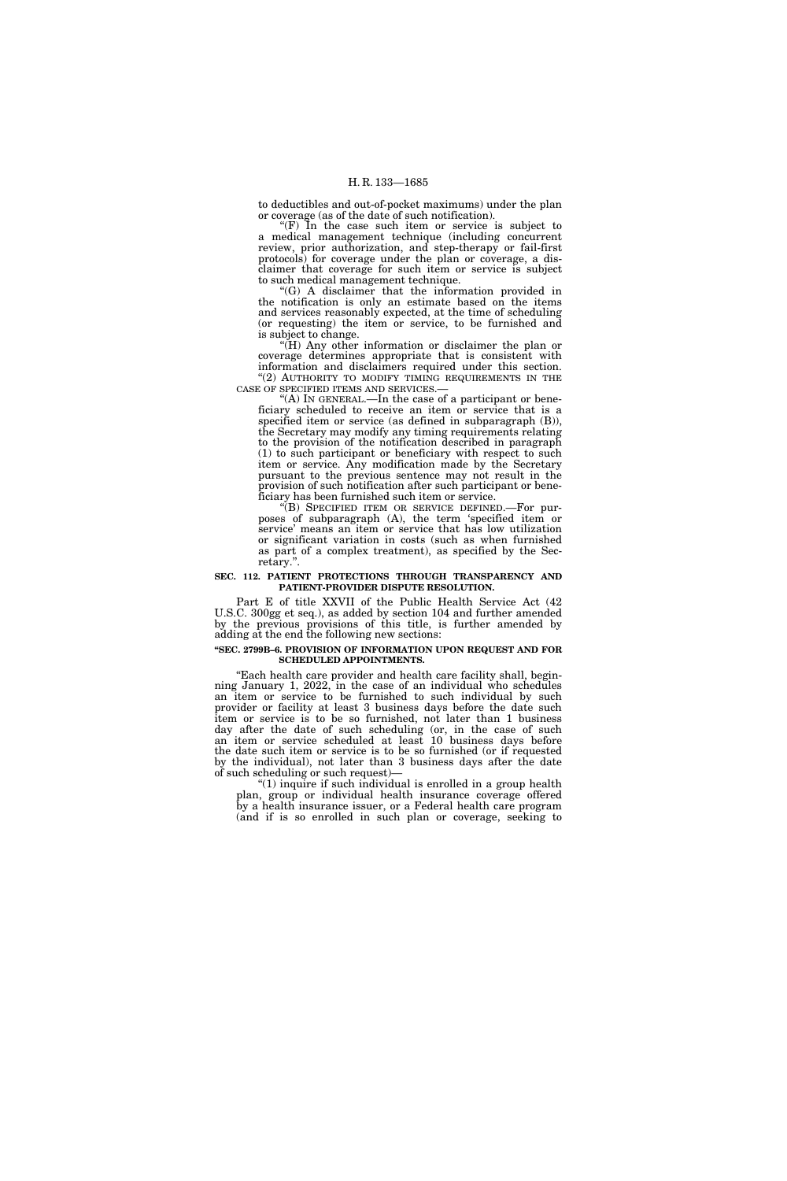to deductibles and out-of-pocket maximums) under the plan or coverage (as of the date of such notification).

"(F) In the case such item or service is subject to a medical management technique (including concurrent review, prior authorization, and step-therapy or fail-first protocols) for coverage under the plan or coverage, a disclaimer that coverage for such item or service is subject to such medical management technique.

"(G) A disclaimer that the information provided in the notification is only an estimate based on the items and services reasonably expected, at the time of scheduling (or requesting) the item or service, to be furnished and is subject to change.

"(H) Any other information or disclaimer the plan or coverage determines appropriate that is consistent with information and disclaimers required under this section.

"(2) AUTHORITY TO MODIFY TIMING REQUIREMENTS IN THE CASE OF SPECIFIED ITEMS AND SERVICES.—

"(A) IN GENERAL.—In the case of a participant or beneficiary scheduled to receive an item or service that is a specified item or service (as defined in subparagraph (B)), the Secretary may modify any timing requirements relating to the provision of the notification described in paragraph (1) to such participant or beneficiary with respect to such item or service. Any modification made by the Secretary pursuant to the previous sentence may not result in the provision of such notification after such participant or beneficiary has been furnished such item or service.

"(B) SPECIFIED ITEM OR SERVICE DEFINED.—For purposes of subparagraph (A), the term 'specified item or service' means an item or service that has low utilization or significant variation in costs (such as when furnished as part of a complex treatment), as specified by the Secretary.".

**SEC. 112. PATIENT PROTECTIONS THROUGH TRANSPARENCY AND PATIENT-PROVIDER DISPUTE RESOLUTION.**

Part E of title XXVII of the Public Health Service Act (42 U.S.C. 300gg et seq.), as added by section 104 and further amended by the previous provisions of this title, is further amended by adding at the end the following new sections:

**"SEC. 2799B–6. PROVISION OF INFORMATION UPON REQUEST AND FOR SCHEDULED APPOINTMENTS.**

"Each health care provider and health care facility shall, beginning January 1, 2022, in the case of an individual who schedules an item or service to be furnished to such individual by such provider or facility at least 3 business days before the date such item or service is to be so furnished, not later than 1 business day after the date of such scheduling (or, in the case of such an item or service scheduled at least 10 business days before the date such item or service is to be so furnished (or if requested by the individual), not later than 3 business days after the date of such scheduling or such request)—

"(1) inquire if such individual is enrolled in a group health plan, group or individual health insurance coverage offered by a health insurance issuer, or a Federal health care program (and if is so enrolled in such plan or coverage, seeking to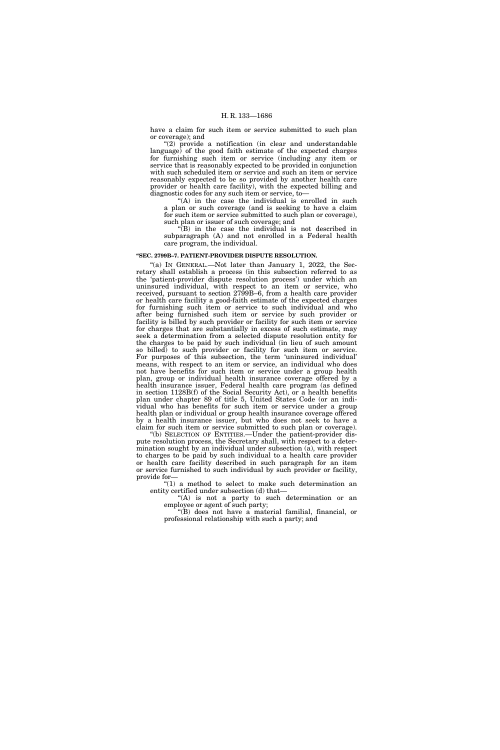have a claim for such item or service submitted to such plan or coverage); and

"(2) provide a notification (in clear and understandable language) of the good faith estimate of the expected charges for furnishing such item or service (including any item or service that is reasonably expected to be provided in conjunction with such scheduled item or service and such an item or service reasonably expected to be so provided by another health care provider or health care facility), with the expected billing and diagnostic codes for any such item or service, to—

"(A) in the case the individual is enrolled in such a plan or such coverage (and is seeking to have a claim for such item or service submitted to such plan or coverage), such plan or issuer of such coverage; and

"(B) in the case the individual is not described in subparagraph (A) and not enrolled in a Federal health care program, the individual.

**"SEC. 2799B–7. PATIENT-PROVIDER DISPUTE RESOLUTION.**

"(a) IN GENERAL.—Not later than January 1, 2022, the Secretary shall establish a process (in this subsection referred to as the 'patient-provider dispute resolution process') under which an uninsured individual, with respect to an item or service, who received, pursuant to section 2799B–6, from a health care provider or health care facility a good-faith estimate of the expected charges for furnishing such item or service to such individual and who after being furnished such item or service by such provider or facility is billed by such provider or facility for such item or service for charges that are substantially in excess of such estimate, may seek a determination from a selected dispute resolution entity for the charges to be paid by such individual (in lieu of such amount so billed) to such provider or facility for such item or service. For purposes of this subsection, the term 'uninsured individual' means, with respect to an item or service, an individual who does not have benefits for such item or service under a group health plan, group or individual health insurance coverage offered by a health insurance issuer, Federal health care program (as defined in section 1128B(f) of the Social Security Act), or a health benefits plan under chapter 89 of title 5, United States Code (or an individual who has benefits for such item or service under a group health plan or individual or group health insurance coverage offered by a health insurance issuer, but who does not seek to have a claim for such item or service submitted to such plan or coverage).

"(b) SELECTION OF ENTITIES.—Under the patient-provider dispute resolution process, the Secretary shall, with respect to a determination sought by an individual under subsection (a), with respect to charges to be paid by such individual to a health care provider or health care facility described in such paragraph for an item or service furnished to such individual by such provider or facility, provide for—

"(1) a method to select to make such determination an entity certified under subsection (d) that—

"(A) is not a party to such determination or an employee or agent of such party;

"(B) does not have a material familial, financial, or professional relationship with such a party; and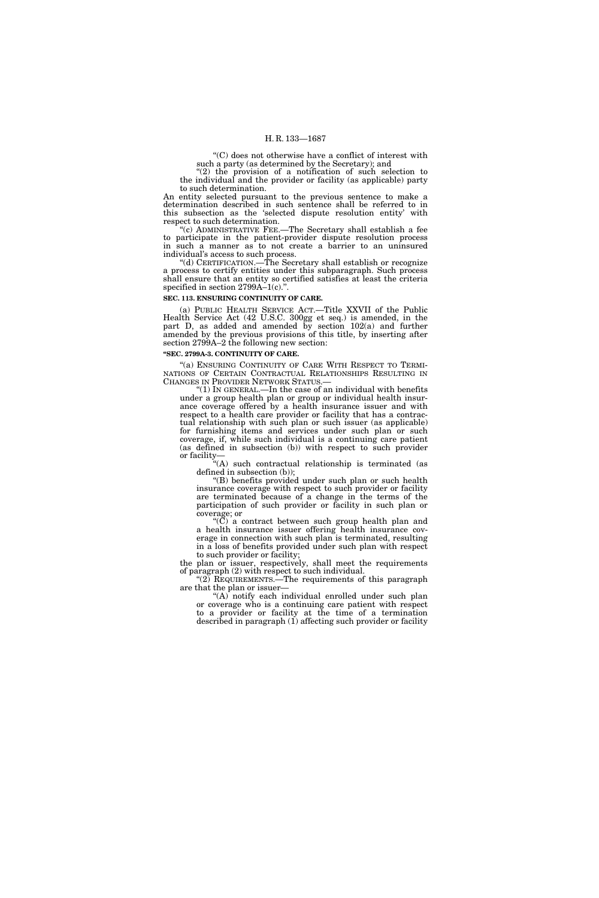"(C) does not otherwise have a conflict of interest with such a party (as determined by the Secretary); and

"(2) the provision of a notification of such selection to the individual and the provider or facility (as applicable) party to such determination.

An entity selected pursuant to the previous sentence to make a determination described in such sentence shall be referred to in this subsection as the 'selected dispute resolution entity' with respect to such determination.

"(c) ADMINISTRATIVE FEE.—The Secretary shall establish a fee to participate in the patient-provider dispute resolution process in such a manner as to not create a barrier to an uninsured individual's access to such process.

"(d) CERTIFICATION.—The Secretary shall establish or recognize a process to certify entities under this subparagraph. Such process shall ensure that an entity so certified satisfies at least the criteria specified in section 2799A–1(c).".

**SEC. 113. ENSURING CONTINUITY OF CARE.**

(a) PUBLIC HEALTH SERVICE ACT.—Title XXVII of the Public Health Service Act (42 U.S.C. 300gg et seq.) is amended, in the part D, as added and amended by section 102(a) and further amended by the previous provisions of this title, by inserting after section 2799A–2 the following new section:

**"SEC. 2799A-3. CONTINUITY OF CARE.**

"(a) ENSURING CONTINUITY OF CARE WITH RESPECT TO TERMINATIONS OF CERTAIN CONTRACTUAL RELATIONSHIPS RESULTING IN CHANGES IN PROVIDER NETWORK STATUS.—

"(1) IN GENERAL.—In the case of an individual with benefits under a group health plan or group or individual health insurance coverage offered by a health insurance issuer and with respect to a health care provider or facility that has a contractual relationship with such plan or such issuer (as applicable) for furnishing items and services under such plan or such coverage, if, while such individual is a continuing care patient (as defined in subsection (b)) with respect to such provider or facility—

"(A) such contractual relationship is terminated (as defined in subsection (b));

"(B) benefits provided under such plan or such health insurance coverage with respect to such provider or facility are terminated because of a change in the terms of the participation of such provider or facility in such plan or coverage; or

"(C) a contract between such group health plan and a health insurance issuer offering health insurance coverage in connection with such plan is terminated, resulting in a loss of benefits provided under such plan with respect to such provider or facility;

the plan or issuer, respectively, shall meet the requirements of paragraph (2) with respect to such individual.

"(2) REQUIREMENTS.—The requirements of this paragraph are that the plan or issuer—

"(A) notify each individual enrolled under such plan or coverage who is a continuing care patient with respect to a provider or facility at the time of a termination described in paragraph (1) affecting such provider or facility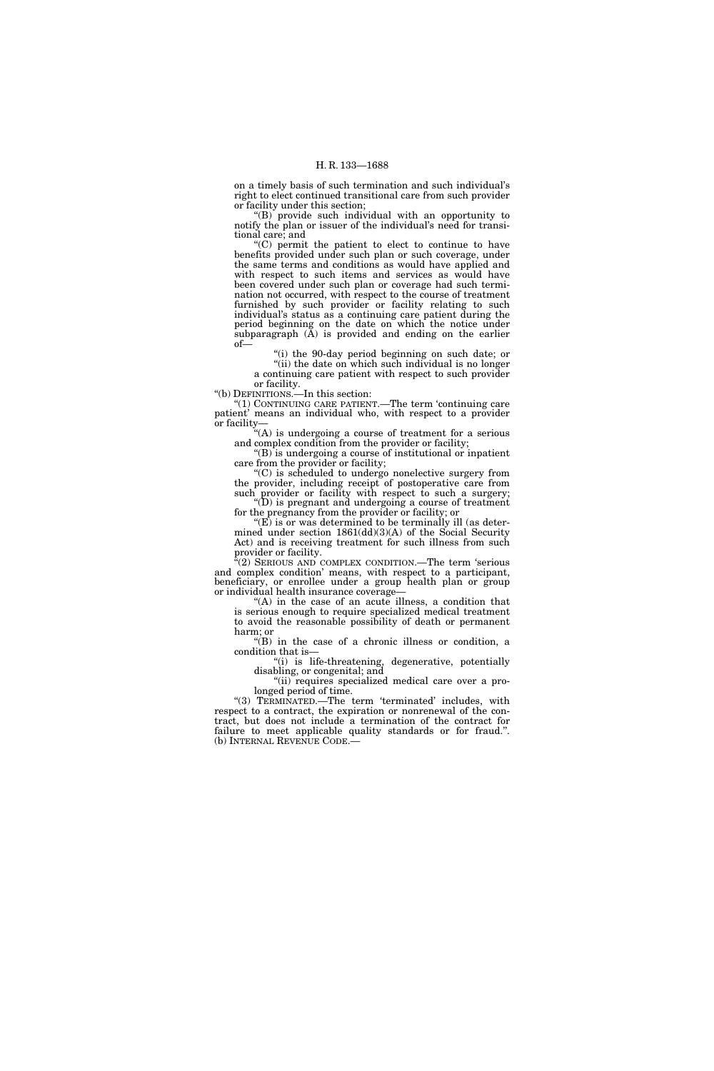on a timely basis of such termination and such individual's right to elect continued transitional care from such provider or facility under this section;

"(B) provide such individual with an opportunity to notify the plan or issuer of the individual's need for transitional care; and

"(C) permit the patient to elect to continue to have benefits provided under such plan or such coverage, under the same terms and conditions as would have applied and with respect to such items and services as would have been covered under such plan or coverage had such termination not occurred, with respect to the course of treatment furnished by such provider or facility relating to such individual's status as a continuing care patient during the period beginning on the date on which the notice under subparagraph (A) is provided and ending on the earlier of—

"(i) the 90-day period beginning on such date; or

"(ii) the date on which such individual is no longer a continuing care patient with respect to such provider or facility.

"(b) DEFINITIONS.—In this section:

"(1) CONTINUING CARE PATIENT.—The term 'continuing care patient' means an individual who, with respect to a provider or facility—

"(A) is undergoing a course of treatment for a serious and complex condition from the provider or facility;

"(B) is undergoing a course of institutional or inpatient care from the provider or facility;

"(C) is scheduled to undergo nonelective surgery from the provider, including receipt of postoperative care from such provider or facility with respect to such a surgery;

"(D) is pregnant and undergoing a course of treatment for the pregnancy from the provider or facility; or

"(E) is or was determined to be terminally ill (as determined under section 1861(dd)(3)(A) of the Social Security Act) and is receiving treatment for such illness from such provider or facility.

"(2) SERIOUS AND COMPLEX CONDITION.—The term 'serious and complex condition' means, with respect to a participant, beneficiary, or enrollee under a group health plan or group or individual health insurance coverage—

"(A) in the case of an acute illness, a condition that is serious enough to require specialized medical treatment to avoid the reasonable possibility of death or permanent harm; or

"(B) in the case of a chronic illness or condition, a condition that is—

"(i) is life-threatening, degenerative, potentially disabling, or congenital; and

"(ii) requires specialized medical care over a prolonged period of time.

"(3) TERMINATED.—The term 'terminated' includes, with respect to a contract, the expiration or nonrenewal of the contract, but does not include a termination of the contract for failure to meet applicable quality standards or for fraud.".

(b) INTERNAL REVENUE CODE.—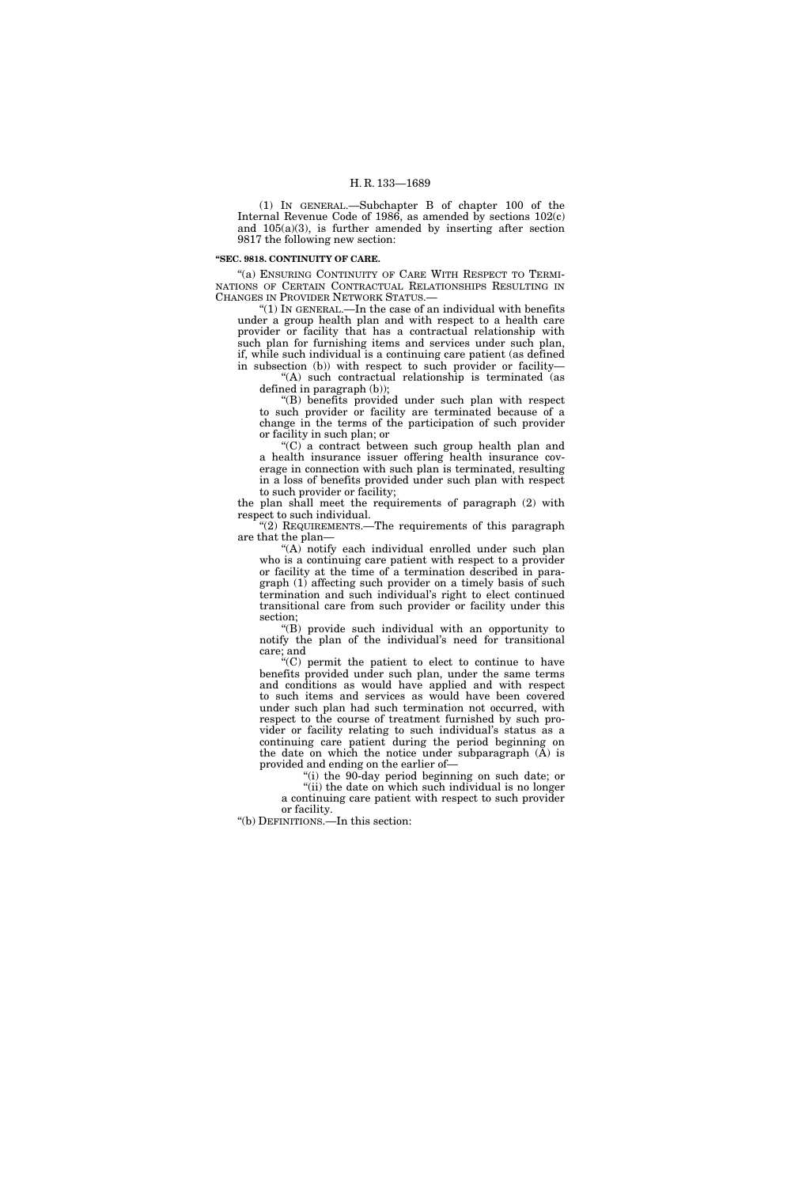(1) IN GENERAL.—Subchapter B of chapter 100 of the Internal Revenue Code of 1986, as amended by sections 102(c) and 105(a)(3), is further amended by inserting after section 9817 the following new section:

**"SEC. 9818. CONTINUITY OF CARE.**

"(a) ENSURING CONTINUITY OF CARE WITH RESPECT TO TERMINATIONS OF CERTAIN CONTRACTUAL RELATIONSHIPS RESULTING IN CHANGES IN PROVIDER NETWORK STATUS.—

"(1) IN GENERAL.—In the case of an individual with benefits under a group health plan and with respect to a health care provider or facility that has a contractual relationship with such plan for furnishing items and services under such plan, if, while such individual is a continuing care patient (as defined in subsection (b)) with respect to such provider or facility—

"(A) such contractual relationship is terminated (as defined in paragraph (b));

"(B) benefits provided under such plan with respect to such provider or facility are terminated because of a change in the terms of the participation of such provider or facility in such plan; or

"(C) a contract between such group health plan and a health insurance issuer offering health insurance coverage in connection with such plan is terminated, resulting in a loss of benefits provided under such plan with respect to such provider or facility;

the plan shall meet the requirements of paragraph (2) with respect to such individual.

"(2) REQUIREMENTS.—The requirements of this paragraph are that the plan—

"(A) notify each individual enrolled under such plan who is a continuing care patient with respect to a provider or facility at the time of a termination described in paragraph (1) affecting such provider on a timely basis of such termination and such individual's right to elect continued transitional care from such provider or facility under this section;

"(B) provide such individual with an opportunity to notify the plan of the individual's need for transitional care; and

"(C) permit the patient to elect to continue to have benefits provided under such plan, under the same terms and conditions as would have applied and with respect to such items and services as would have been covered under such plan had such termination not occurred, with respect to the course of treatment furnished by such provider or facility relating to such individual's status as a continuing care patient during the period beginning on the date on which the notice under subparagraph (A) is provided and ending on the earlier of—

"(i) the 90-day period beginning on such date; or

"(ii) the date on which such individual is no longer a continuing care patient with respect to such provider or facility.

"(b) DEFINITIONS.—In this section: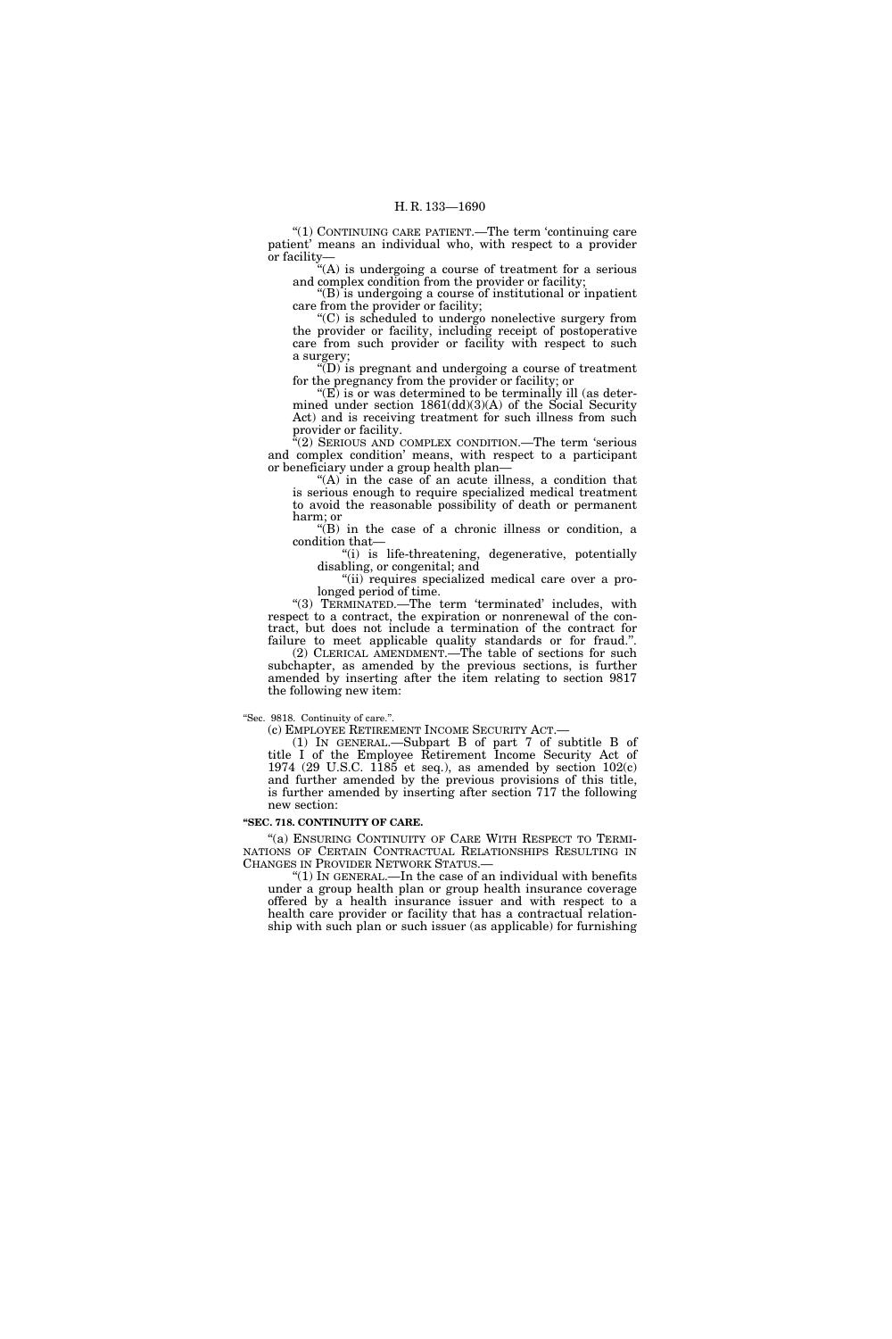"(1) CONTINUING CARE PATIENT.—The term 'continuing care patient' means an individual who, with respect to a provider or facility—

"(A) is undergoing a course of treatment for a serious and complex condition from the provider or facility;

"(B) is undergoing a course of institutional or inpatient care from the provider or facility;

"(C) is scheduled to undergo nonelective surgery from the provider or facility, including receipt of postoperative care from such provider or facility with respect to such a surgery;

"(D) is pregnant and undergoing a course of treatment for the pregnancy from the provider or facility; or

"(E) is or was determined to be terminally ill (as determined under section 1861(dd)(3)(A) of the Social Security Act) and is receiving treatment for such illness from such provider or facility.

"(2) SERIOUS AND COMPLEX CONDITION.—The term 'serious and complex condition' means, with respect to a participant or beneficiary under a group health plan—

"(A) in the case of an acute illness, a condition that is serious enough to require specialized medical treatment to avoid the reasonable possibility of death or permanent harm; or

"(B) in the case of a chronic illness or condition, a condition that—

"(i) is life-threatening, degenerative, potentially disabling, or congenital; and

"(ii) requires specialized medical care over a prolonged period of time.

"(3) TERMINATED.—The term 'terminated' includes, with respect to a contract, the expiration or nonrenewal of the contract, but does not include a termination of the contract for failure to meet applicable quality standards or for fraud.".

(2) CLERICAL AMENDMENT.—The table of sections for such subchapter, as amended by the previous sections, is further amended by inserting after the item relating to section 9817 the following new item:

"Sec. 9818. Continuity of care.".

(c) EMPLOYEE RETIREMENT INCOME SECURITY ACT.—

(1) IN GENERAL.—Subpart B of part 7 of subtitle B of title I of the Employee Retirement Income Security Act of 1974 (29 U.S.C. 1185 et seq.), as amended by section 102(c) and further amended by the previous provisions of this title, is further amended by inserting after section 717 the following new section:

**"SEC. 718. CONTINUITY OF CARE.**

"(a) ENSURING CONTINUITY OF CARE WITH RESPECT TO TERMINATIONS OF CERTAIN CONTRACTUAL RELATIONSHIPS RESULTING IN CHANGES IN PROVIDER NETWORK STATUS.—

"(1) IN GENERAL.—In the case of an individual with benefits under a group health plan or group health insurance coverage offered by a health insurance issuer and with respect to a health care provider or facility that has a contractual relationship with such plan or such issuer (as applicable) for furnishing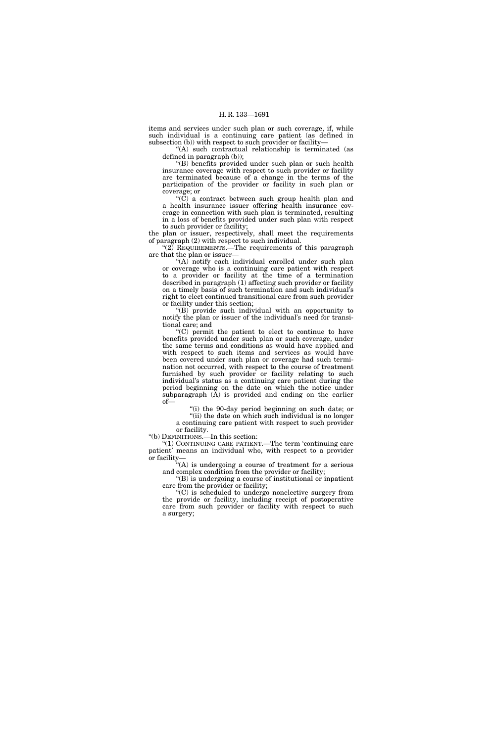items and services under such plan or such coverage, if, while such individual is a continuing care patient (as defined in subsection (b)) with respect to such provider or facility—

"(A) such contractual relationship is terminated (as defined in paragraph (b));

"(B) benefits provided under such plan or such health insurance coverage with respect to such provider or facility are terminated because of a change in the terms of the participation of the provider or facility in such plan or coverage; or

"(C) a contract between such group health plan and a health insurance issuer offering health insurance coverage in connection with such plan is terminated, resulting in a loss of benefits provided under such plan with respect to such provider or facility;

the plan or issuer, respectively, shall meet the requirements of paragraph (2) with respect to such individual.

"(2) REQUIREMENTS.—The requirements of this paragraph are that the plan or issuer—

"(A) notify each individual enrolled under such plan or coverage who is a continuing care patient with respect to a provider or facility at the time of a termination described in paragraph (1) affecting such provider or facility on a timely basis of such termination and such individual's right to elect continued transitional care from such provider or facility under this section;

"(B) provide such individual with an opportunity to notify the plan or issuer of the individual's need for transitional care; and

"(C) permit the patient to elect to continue to have benefits provided under such plan or such coverage, under the same terms and conditions as would have applied and with respect to such items and services as would have been covered under such plan or coverage had such termination not occurred, with respect to the course of treatment furnished by such provider or facility relating to such individual's status as a continuing care patient during the period beginning on the date on which the notice under subparagraph (A) is provided and ending on the earlier of—

"(i) the 90-day period beginning on such date; or

"(ii) the date on which such individual is no longer a continuing care patient with respect to such provider or facility.

"(b) DEFINITIONS.—In this section:

"(1) CONTINUING CARE PATIENT.—The term 'continuing care patient' means an individual who, with respect to a provider or facility—

"(A) is undergoing a course of treatment for a serious and complex condition from the provider or facility;

"(B) is undergoing a course of institutional or inpatient care from the provider or facility;

"(C) is scheduled to undergo nonelective surgery from the provide or facility, including receipt of postoperative care from such provider or facility with respect to such a surgery;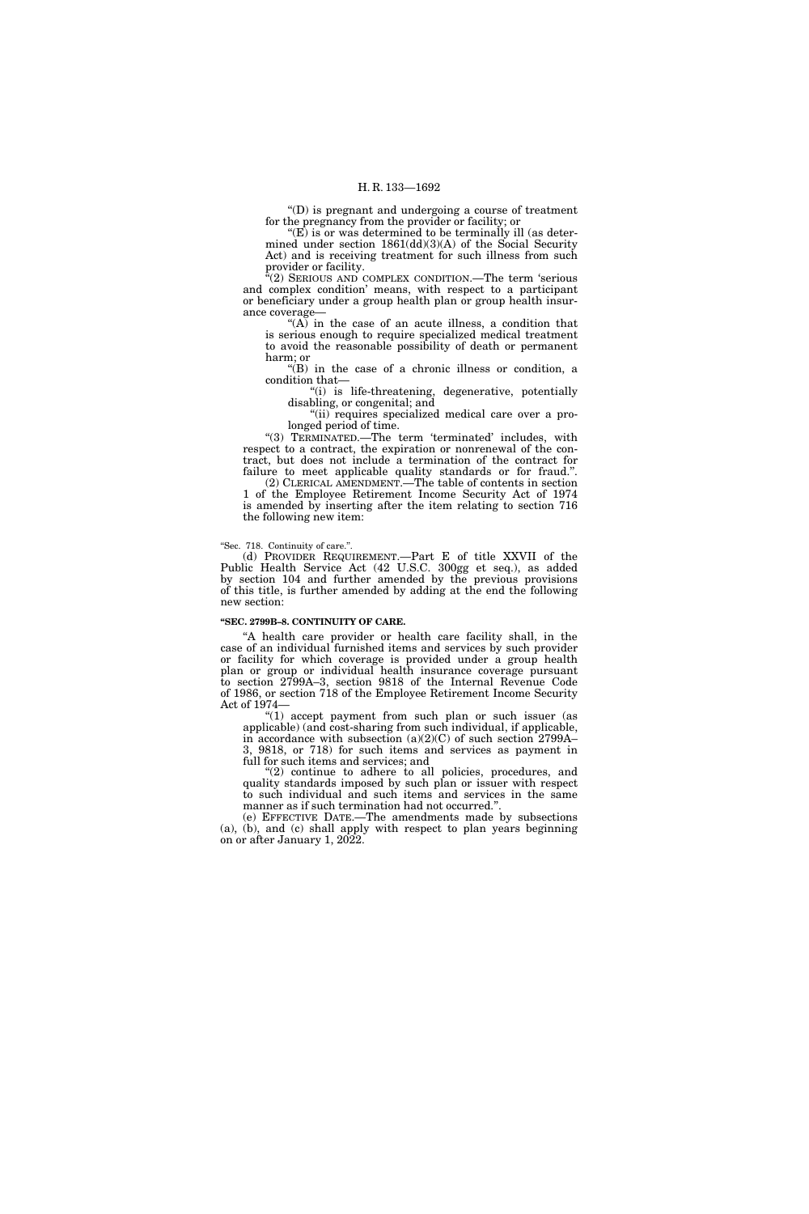"(D) is pregnant and undergoing a course of treatment for the pregnancy from the provider or facility; or

"(E) is or was determined to be terminally ill (as determined under section 1861(dd)(3)(A) of the Social Security Act) and is receiving treatment for such illness from such provider or facility.

"(2) SERIOUS AND COMPLEX CONDITION.—The term 'serious and complex condition' means, with respect to a participant or beneficiary under a group health plan or group health insurance coverage—

"(A) in the case of an acute illness, a condition that is serious enough to require specialized medical treatment to avoid the reasonable possibility of death or permanent harm; or

"(B) in the case of a chronic illness or condition, a condition that—

"(i) is life-threatening, degenerative, potentially disabling, or congenital; and

"(ii) requires specialized medical care over a prolonged period of time.

"(3) TERMINATED.—The term 'terminated' includes, with respect to a contract, the expiration or nonrenewal of the contract, but does not include a termination of the contract for failure to meet applicable quality standards or for fraud.".

(2) CLERICAL AMENDMENT.—The table of contents in section 1 of the Employee Retirement Income Security Act of 1974 is amended by inserting after the item relating to section 716 the following new item:

"Sec. 718. Continuity of care.".

(d) PROVIDER REQUIREMENT.—Part E of title XXVII of the Public Health Service Act (42 U.S.C. 300gg et seq.), as added by section 104 and further amended by the previous provisions of this title, is further amended by adding at the end the following new section:

**"SEC. 2799B–8. CONTINUITY OF CARE.**

"A health care provider or health care facility shall, in the case of an individual furnished items and services by such provider or facility for which coverage is provided under a group health plan or group or individual health insurance coverage pursuant to section 2799A–3, section 9818 of the Internal Revenue Code of 1986, or section 718 of the Employee Retirement Income Security Act of 1974—

"(1) accept payment from such plan or such issuer (as applicable) (and cost-sharing from such individual, if applicable, in accordance with subsection (a)(2)(C) of such section 2799A–3, 9818, or 718) for such items and services as payment in full for such items and services; and

"(2) continue to adhere to all policies, procedures, and quality standards imposed by such plan or issuer with respect to such individual and such items and services in the same manner as if such termination had not occurred.".

(e) EFFECTIVE DATE.—The amendments made by subsections (a), (b), and (c) shall apply with respect to plan years beginning on or after January 1, 2022.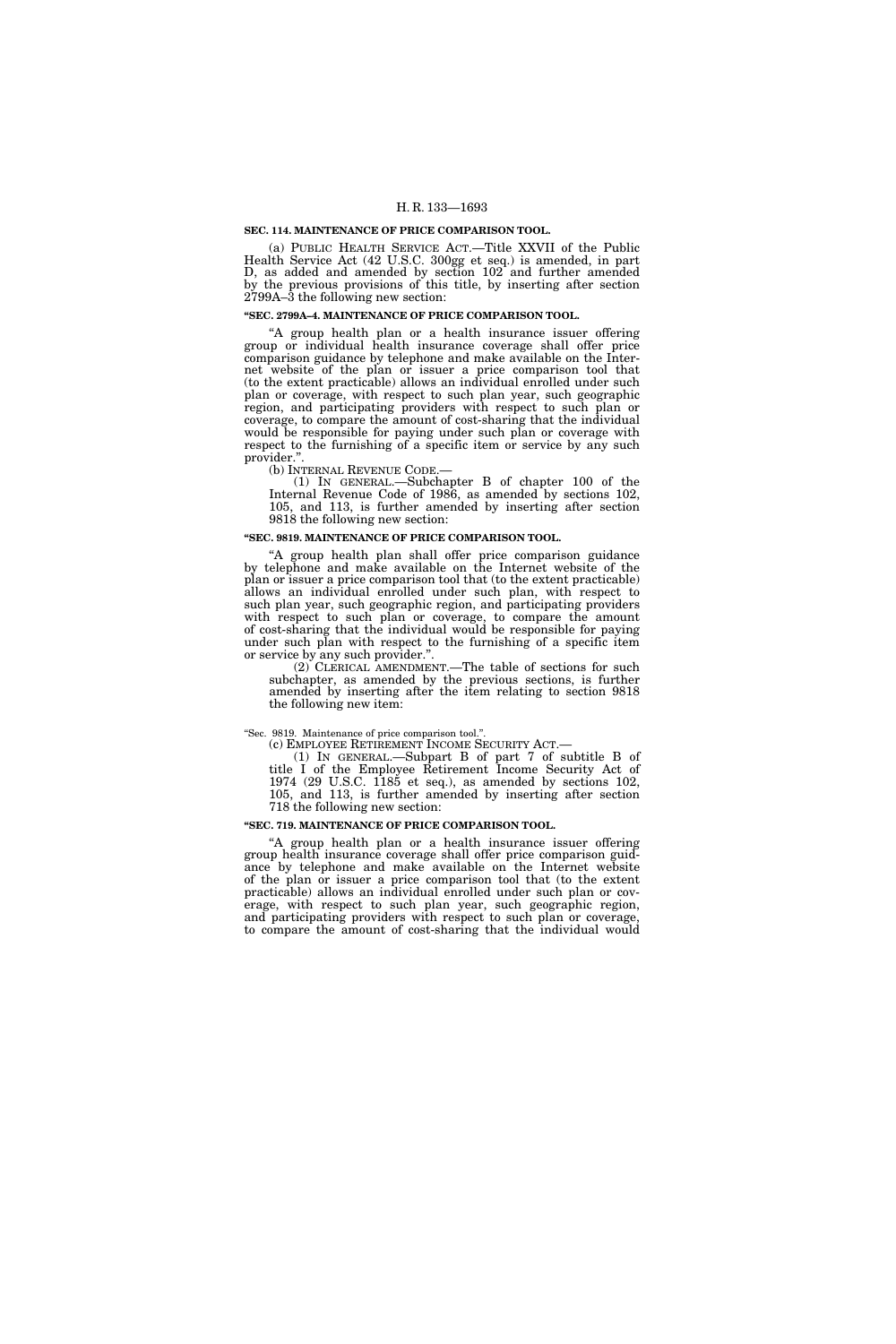**SEC. 114. MAINTENANCE OF PRICE COMPARISON TOOL.**

(a) PUBLIC HEALTH SERVICE ACT.—Title XXVII of the Public Health Service Act (42 U.S.C. 300gg et seq.) is amended, in part D, as added and amended by section 102 and further amended by the previous provisions of this title, by inserting after section 2799A–3 the following new section:

**"SEC. 2799A–4. MAINTENANCE OF PRICE COMPARISON TOOL.**

"A group health plan or a health insurance issuer offering group or individual health insurance coverage shall offer price comparison guidance by telephone and make available on the Internet website of the plan or issuer a price comparison tool that (to the extent practicable) allows an individual enrolled under such plan or coverage, with respect to such plan year, such geographic region, and participating providers with respect to such plan or coverage, to compare the amount of cost-sharing that the individual would be responsible for paying under such plan or coverage with respect to the furnishing of a specific item or service by any such provider.".

(b) INTERNAL REVENUE CODE.—

(1) IN GENERAL.—Subchapter B of chapter 100 of the Internal Revenue Code of 1986, as amended by sections 102, 105, and 113, is further amended by inserting after section 9818 the following new section:

**"SEC. 9819. MAINTENANCE OF PRICE COMPARISON TOOL.**

"A group health plan shall offer price comparison guidance by telephone and make available on the Internet website of the plan or issuer a price comparison tool that (to the extent practicable) allows an individual enrolled under such plan, with respect to such plan year, such geographic region, and participating providers with respect to such plan or coverage, to compare the amount of cost-sharing that the individual would be responsible for paying under such plan with respect to the furnishing of a specific item or service by any such provider.".

(2) CLERICAL AMENDMENT.—The table of sections for such subchapter, as amended by the previous sections, is further amended by inserting after the item relating to section 9818 the following new item:

"Sec. 9819. Maintenance of price comparison tool.".

(c) EMPLOYEE RETIREMENT INCOME SECURITY ACT.—

(1) IN GENERAL.—Subpart B of part 7 of subtitle B of title I of the Employee Retirement Income Security Act of 1974 (29 U.S.C. 1185 et seq.), as amended by sections 102, 105, and 113, is further amended by inserting after section 718 the following new section:

**"SEC. 719. MAINTENANCE OF PRICE COMPARISON TOOL.**

"A group health plan or a health insurance issuer offering group health insurance coverage shall offer price comparison guidance by telephone and make available on the Internet website of the plan or issuer a price comparison tool that (to the extent practicable) allows an individual enrolled under such plan or coverage, with respect to such plan year, such geographic region, and participating providers with respect to such plan or coverage, to compare the amount of cost-sharing that the individual would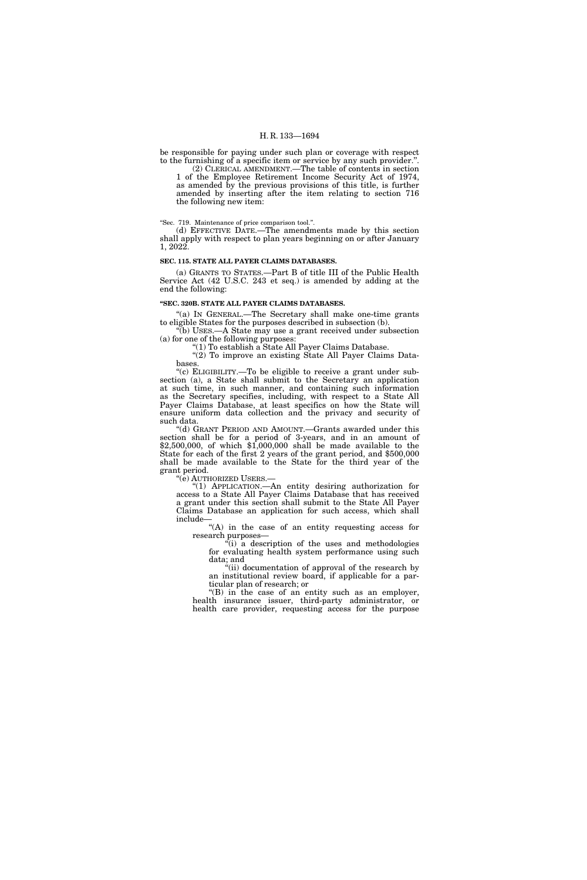be responsible for paying under such plan or coverage with respect to the furnishing of a specific item or service by any such provider.''.

(2) CLERICAL AMENDMENT.—The table of contents in section 1 of the Employee Retirement Income Security Act of 1974, as amended by the previous provisions of this title, is further amended by inserting after the item relating to section 716 the following new item:

''Sec. 719. Maintenance of price comparison tool.''.

(d) EFFECTIVE DATE.—The amendments made by this section shall apply with respect to plan years beginning on or after January 1, 2022.

**SEC. 115. STATE ALL PAYER CLAIMS DATABASES.**

(a) GRANTS TO STATES.—Part B of title III of the Public Health Service Act (42 U.S.C. 243 et seq.) is amended by adding at the end the following:

**''SEC. 320B. STATE ALL PAYER CLAIMS DATABASES.**

''(a) IN GENERAL.—The Secretary shall make one-time grants to eligible States for the purposes described in subsection (b).

''(b) USES.—A State may use a grant received under subsection (a) for one of the following purposes:

''(1) To establish a State All Payer Claims Database.

''(2) To improve an existing State All Payer Claims Databases.

''(c) ELIGIBILITY.—To be eligible to receive a grant under subsection (a), a State shall submit to the Secretary an application at such time, in such manner, and containing such information as the Secretary specifies, including, with respect to a State All Payer Claims Database, at least specifics on how the State will ensure uniform data collection and the privacy and security of such data.

''(d) GRANT PERIOD AND AMOUNT.—Grants awarded under this section shall be for a period of 3-years, and in an amount of $2,500,000, of which $1,000,000 shall be made available to the State for each of the first 2 years of the grant period, and $500,000 shall be made available to the State for the third year of the grant period.

''(e) AUTHORIZED USERS.—

''(1) APPLICATION.—An entity desiring authorization for access to a State All Payer Claims Database that has received a grant under this section shall submit to the State All Payer Claims Database an application for such access, which shall include—

''(A) in the case of an entity requesting access for research purposes—

''(i) a description of the uses and methodologies for evaluating health system performance using such data; and

''(ii) documentation of approval of the research by an institutional review board, if applicable for a particular plan of research; or

''(B) in the case of an entity such as an employer, health insurance issuer, third-party administrator, or health care provider, requesting access for the purpose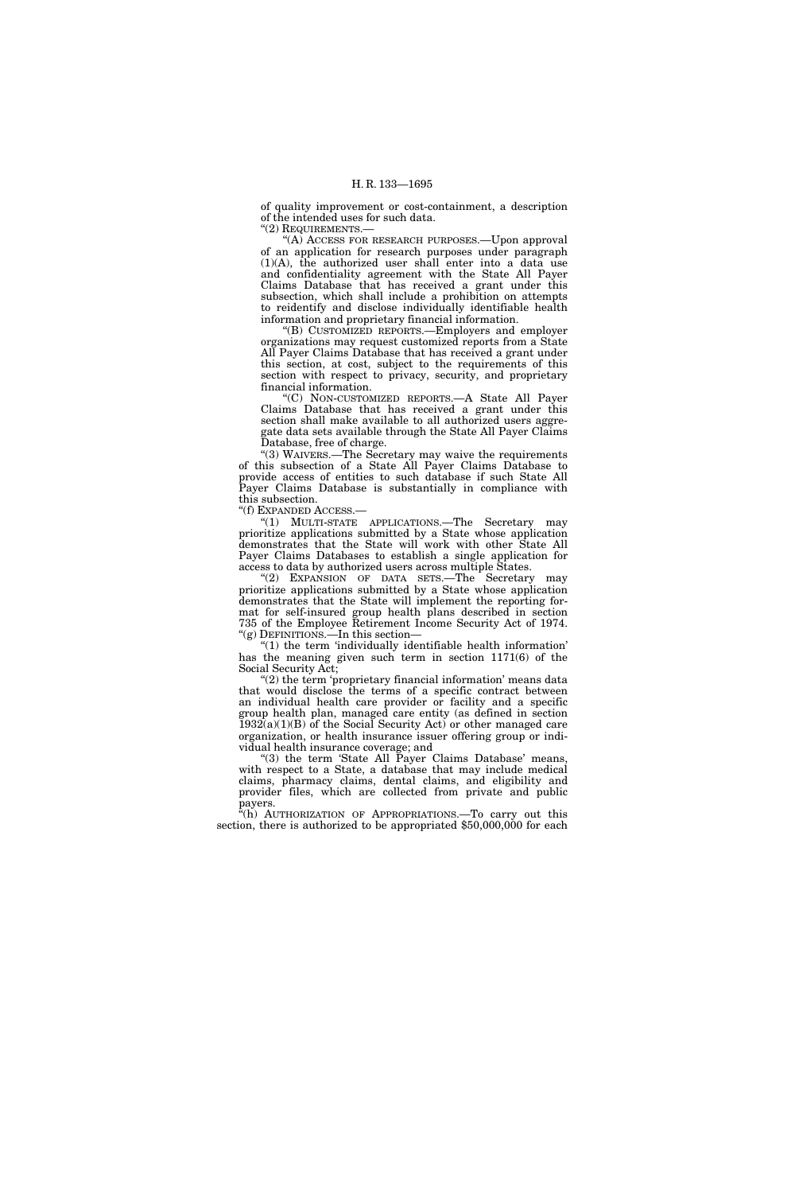of quality improvement or cost-containment, a description of the intended uses for such data.

"(2) REQUIREMENTS.—

"(A) ACCESS FOR RESEARCH PURPOSES.—Upon approval of an application for research purposes under paragraph (1)(A), the authorized user shall enter into a data use and confidentiality agreement with the State All Payer Claims Database that has received a grant under this subsection, which shall include a prohibition on attempts to reidentify and disclose individually identifiable health information and proprietary financial information.

"(B) CUSTOMIZED REPORTS.—Employers and employer organizations may request customized reports from a State All Payer Claims Database that has received a grant under this section, at cost, subject to the requirements of this section with respect to privacy, security, and proprietary financial information.

"(C) NON-CUSTOMIZED REPORTS.—A State All Payer Claims Database that has received a grant under this section shall make available to all authorized users aggregate data sets available through the State All Payer Claims Database, free of charge.

"(3) WAIVERS.—The Secretary may waive the requirements of this subsection of a State All Payer Claims Database to provide access of entities to such database if such State All Payer Claims Database is substantially in compliance with this subsection.

"(f) EXPANDED ACCESS.—

"(1) MULTI-STATE APPLICATIONS.—The Secretary may prioritize applications submitted by a State whose application demonstrates that the State will work with other State All Payer Claims Databases to establish a single application for access to data by authorized users across multiple States.

"(2) EXPANSION OF DATA SETS.—The Secretary may prioritize applications submitted by a State whose application demonstrates that the State will implement the reporting format for self-insured group health plans described in section 735 of the Employee Retirement Income Security Act of 1974.

"(g) DEFINITIONS.—In this section—

"(1) the term 'individually identifiable health information' has the meaning given such term in section 1171(6) of the Social Security Act;

"(2) the term 'proprietary financial information' means data that would disclose the terms of a specific contract between an individual health care provider or facility and a specific group health plan, managed care entity (as defined in section 1932(a)(1)(B) of the Social Security Act) or other managed care organization, or health insurance issuer offering group or individual health insurance coverage; and

"(3) the term 'State All Payer Claims Database' means, with respect to a State, a database that may include medical claims, pharmacy claims, dental claims, and eligibility and provider files, which are collected from private and public payers.

"(h) AUTHORIZATION OF APPROPRIATIONS.—To carry out this section, there is authorized to be appropriated $50,000,000 for each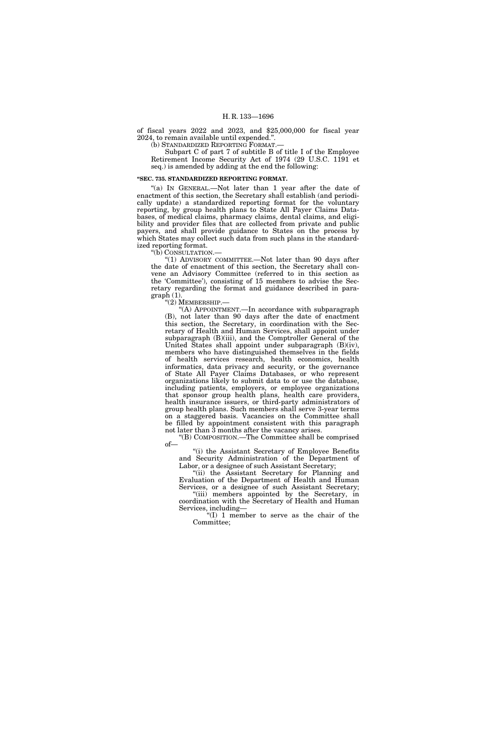of fiscal years 2022 and 2023, and $25,000,000 for fiscal year 2024, to remain available until expended.".

(b) STANDARDIZED REPORTING FORMAT.—

Subpart C of part 7 of subtitle B of title I of the Employee Retirement Income Security Act of 1974 (29 U.S.C. 1191 et seq.) is amended by adding at the end the following:

**"SEC. 735. STANDARDIZED REPORTING FORMAT.**

"(a) IN GENERAL.—Not later than 1 year after the date of enactment of this section, the Secretary shall establish (and periodically update) a standardized reporting format for the voluntary reporting, by group health plans to State All Payer Claims Databases, of medical claims, pharmacy claims, dental claims, and eligibility and provider files that are collected from private and public payers, and shall provide guidance to States on the process by which States may collect such data from such plans in the standardized reporting format.

"(b) CONSULTATION.—

"(1) ADVISORY COMMITTEE.—Not later than 90 days after the date of enactment of this section, the Secretary shall convene an Advisory Committee (referred to in this section as the 'Committee'), consisting of 15 members to advise the Secretary regarding the format and guidance described in paragraph (1).

"(2) MEMBERSHIP.—

"(A) APPOINTMENT.—In accordance with subparagraph (B), not later than 90 days after the date of enactment this section, the Secretary, in coordination with the Secretary of Health and Human Services, shall appoint under subparagraph (B)(iii), and the Comptroller General of the United States shall appoint under subparagraph (B)(iv), members who have distinguished themselves in the fields of health services research, health economics, health informatics, data privacy and security, or the governance of State All Payer Claims Databases, or who represent organizations likely to submit data to or use the database, including patients, employers, or employee organizations that sponsor group health plans, health care providers, health insurance issuers, or third-party administrators of group health plans. Such members shall serve 3-year terms on a staggered basis. Vacancies on the Committee shall be filled by appointment consistent with this paragraph not later than 3 months after the vacancy arises.

"(B) COMPOSITION.—The Committee shall be comprised of—

"(i) the Assistant Secretary of Employee Benefits and Security Administration of the Department of Labor, or a designee of such Assistant Secretary;

"(ii) the Assistant Secretary for Planning and Evaluation of the Department of Health and Human Services, or a designee of such Assistant Secretary;

"(iii) members appointed by the Secretary, in coordination with the Secretary of Health and Human Services, including—

"(I) 1 member to serve as the chair of the Committee;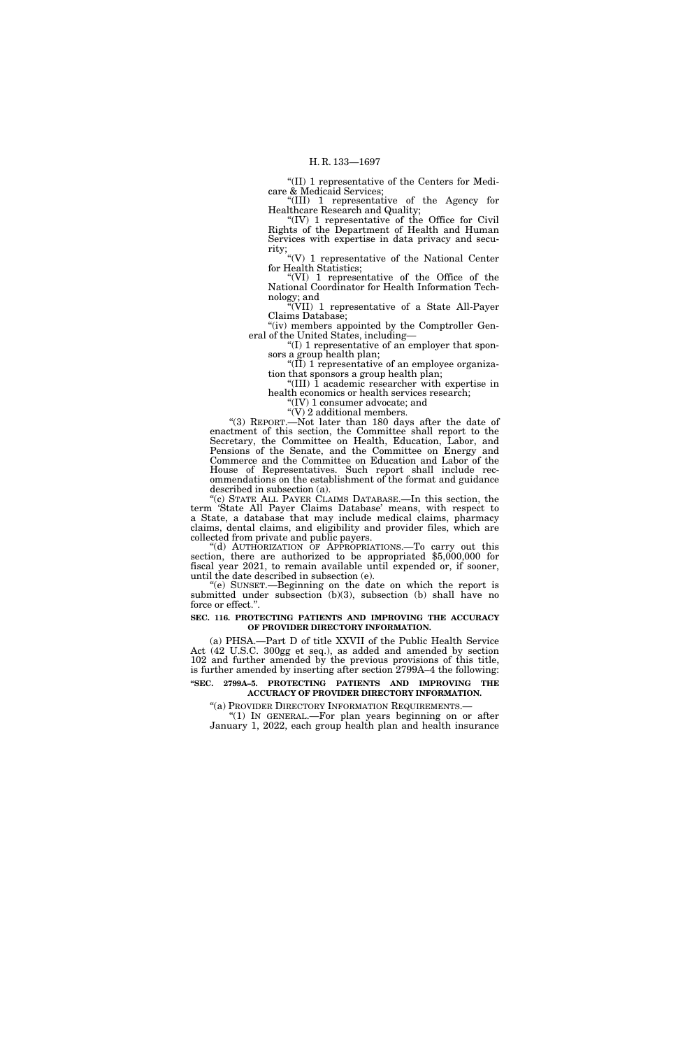"(II) 1 representative of the Centers for Medicare & Medicaid Services;

"(III) 1 representative of the Agency for Healthcare Research and Quality;

"(IV) 1 representative of the Office for Civil Rights of the Department of Health and Human Services with expertise in data privacy and security;

"(V) 1 representative of the National Center for Health Statistics;

"(VI) 1 representative of the Office of the National Coordinator for Health Information Technology; and

"(VII) 1 representative of a State All-Payer Claims Database;

"(iv) members appointed by the Comptroller General of the United States, including—

"(I) 1 representative of an employer that sponsors a group health plan;

"(II) 1 representative of an employee organization that sponsors a group health plan;

"(III) 1 academic researcher with expertise in health economics or health services research;

"(IV) 1 consumer advocate; and

"(V) 2 additional members.

"(3) REPORT.—Not later than 180 days after the date of enactment of this section, the Committee shall report to the Secretary, the Committee on Health, Education, Labor, and Pensions of the Senate, and the Committee on Energy and Commerce and the Committee on Education and Labor of the House of Representatives. Such report shall include recommendations on the establishment of the format and guidance described in subsection (a).

"(c) STATE ALL PAYER CLAIMS DATABASE.—In this section, the term 'State All Payer Claims Database' means, with respect to a State, a database that may include medical claims, pharmacy claims, dental claims, and eligibility and provider files, which are collected from private and public payers.

"(d) AUTHORIZATION OF APPROPRIATIONS.—To carry out this section, there are authorized to be appropriated $5,000,000 for fiscal year 2021, to remain available until expended or, if sooner, until the date described in subsection (e).

"(e) SUNSET.—Beginning on the date on which the report is submitted under subsection (b)(3), subsection (b) shall have no force or effect.".

**SEC. 116. PROTECTING PATIENTS AND IMPROVING THE ACCURACY OF PROVIDER DIRECTORY INFORMATION.**

(a) PHSA.—Part D of title XXVII of the Public Health Service Act (42 U.S.C. 300gg et seq.), as added and amended by section 102 and further amended by the previous provisions of this title, is further amended by inserting after section 2799A–4 the following:

**"SEC. 2799A–5. PROTECTING PATIENTS AND IMPROVING THE ACCURACY OF PROVIDER DIRECTORY INFORMATION.**

"(a) PROVIDER DIRECTORY INFORMATION REQUIREMENTS.—

"(1) IN GENERAL.—For plan years beginning on or after January 1, 2022, each group health plan and health insurance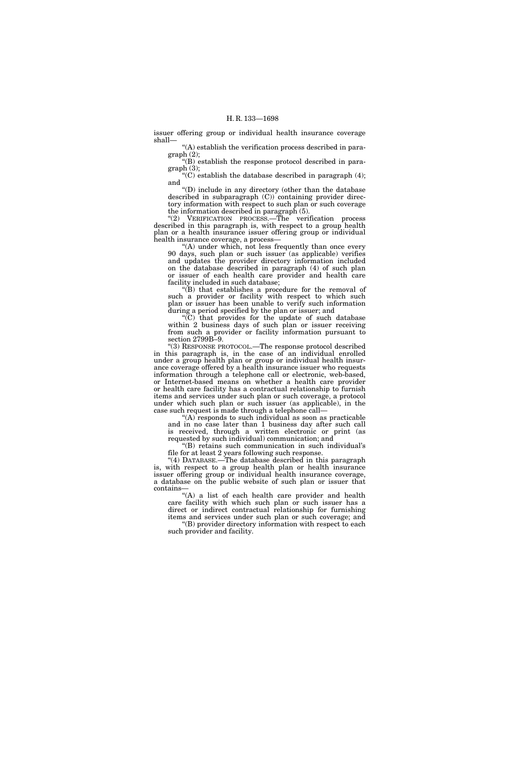issuer offering group or individual health insurance coverage shall—

"(A) establish the verification process described in paragraph (2);

"(B) establish the response protocol described in paragraph (3);

"(C) establish the database described in paragraph (4); and

"(D) include in any directory (other than the database described in subparagraph (C)) containing provider directory information with respect to such plan or such coverage the information described in paragraph (5).

"(2) VERIFICATION PROCESS.—The verification process described in this paragraph is, with respect to a group health plan or a health insurance issuer offering group or individual health insurance coverage, a process—

"(A) under which, not less frequently than once every 90 days, such plan or such issuer (as applicable) verifies and updates the provider directory information included on the database described in paragraph (4) of such plan or issuer of each health care provider and health care facility included in such database;

"(B) that establishes a procedure for the removal of such a provider or facility with respect to which such plan or issuer has been unable to verify such information during a period specified by the plan or issuer; and

"(C) that provides for the update of such database within 2 business days of such plan or issuer receiving from such a provider or facility information pursuant to section 2799B–9.

"(3) RESPONSE PROTOCOL.—The response protocol described in this paragraph is, in the case of an individual enrolled under a group health plan or group or individual health insurance coverage offered by a health insurance issuer who requests information through a telephone call or electronic, web-based, or Internet-based means on whether a health care provider or health care facility has a contractual relationship to furnish items and services under such plan or such coverage, a protocol under which such plan or such issuer (as applicable), in the case such request is made through a telephone call—

"(A) responds to such individual as soon as practicable and in no case later than 1 business day after such call is received, through a written electronic or print (as requested by such individual) communication; and

"(B) retains such communication in such individual's file for at least 2 years following such response.

"(4) DATABASE.—The database described in this paragraph is, with respect to a group health plan or health insurance issuer offering group or individual health insurance coverage, a database on the public website of such plan or issuer that contains—

"(A) a list of each health care provider and health care facility with which such plan or such issuer has a direct or indirect contractual relationship for furnishing items and services under such plan or such coverage; and

"(B) provider directory information with respect to each such provider and facility.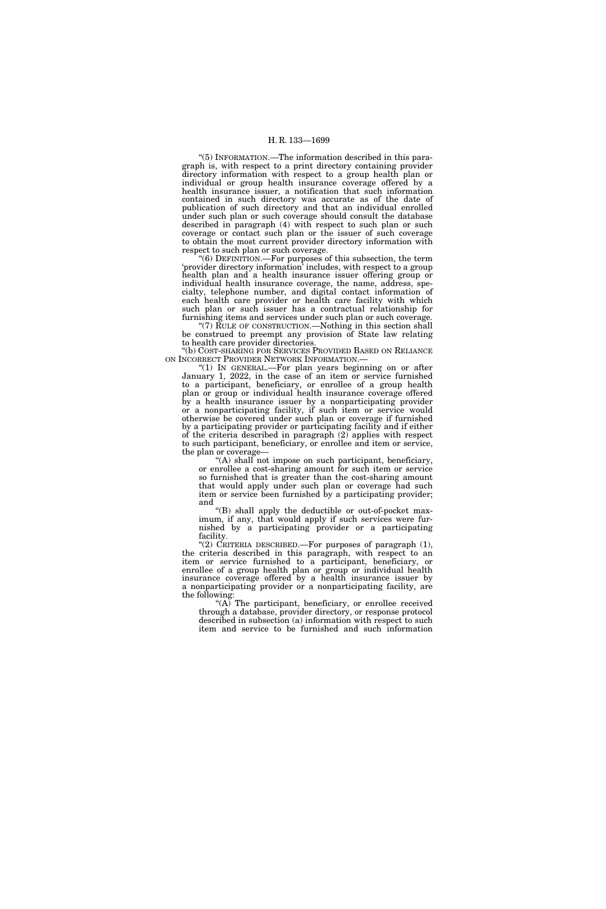"(5) INFORMATION.—The information described in this paragraph is, with respect to a print directory containing provider directory information with respect to a group health plan or individual or group health insurance coverage offered by a health insurance issuer, a notification that such information contained in such directory was accurate as of the date of publication of such directory and that an individual enrolled under such plan or such coverage should consult the database described in paragraph (4) with respect to such plan or such coverage or contact such plan or the issuer of such coverage to obtain the most current provider directory information with respect to such plan or such coverage.

"(6) DEFINITION.—For purposes of this subsection, the term 'provider directory information' includes, with respect to a group health plan and a health insurance issuer offering group or individual health insurance coverage, the name, address, specialty, telephone number, and digital contact information of each health care provider or health care facility with which such plan or such issuer has a contractual relationship for furnishing items and services under such plan or such coverage.

"(7) RULE OF CONSTRUCTION.—Nothing in this section shall be construed to preempt any provision of State law relating to health care provider directories.

"(b) COST-SHARING FOR SERVICES PROVIDED BASED ON RELIANCE ON INCORRECT PROVIDER NETWORK INFORMATION.—

"(1) IN GENERAL.—For plan years beginning on or after January 1, 2022, in the case of an item or service furnished to a participant, beneficiary, or enrollee of a group health plan or group or individual health insurance coverage offered by a health insurance issuer by a nonparticipating provider or a nonparticipating facility, if such item or service would otherwise be covered under such plan or coverage if furnished by a participating provider or participating facility and if either of the criteria described in paragraph (2) applies with respect to such participant, beneficiary, or enrollee and item or service, the plan or coverage—

"(A) shall not impose on such participant, beneficiary, or enrollee a cost-sharing amount for such item or service so furnished that is greater than the cost-sharing amount that would apply under such plan or coverage had such item or service been furnished by a participating provider; and

"(B) shall apply the deductible or out-of-pocket maximum, if any, that would apply if such services were furnished by a participating provider or a participating facility.

"(2) CRITERIA DESCRIBED.—For purposes of paragraph (1), the criteria described in this paragraph, with respect to an item or service furnished to a participant, beneficiary, or enrollee of a group health plan or group or individual health insurance coverage offered by a health insurance issuer by a nonparticipating provider or a nonparticipating facility, are the following:

"(A) The participant, beneficiary, or enrollee received through a database, provider directory, or response protocol described in subsection (a) information with respect to such item and service to be furnished and such information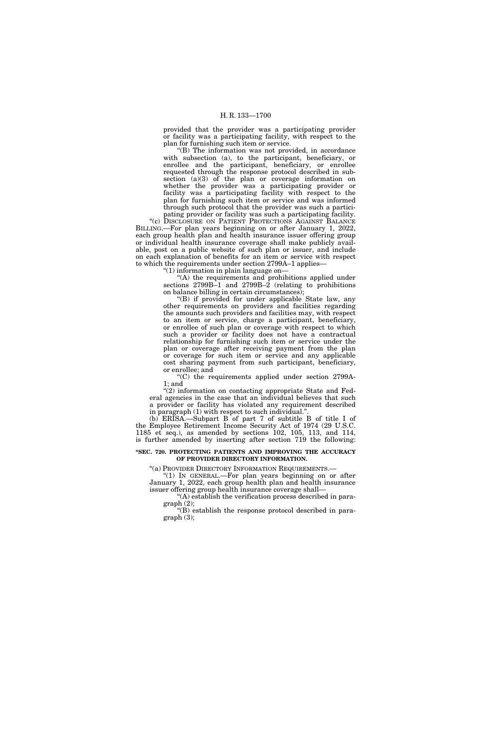provided that the provider was a participating provider or facility was a participating facility, with respect to the plan for furnishing such item or service.

"(B) The information was not provided, in accordance with subsection (a), to the participant, beneficiary, or enrollee and the participant, beneficiary, or enrollee requested through the response protocol described in subsection (a)(3) of the plan or coverage information on whether the provider was a participating provider or facility was a participating facility with respect to the plan for furnishing such item or service and was informed through such protocol that the provider was such a participating provider or facility was such a participating facility.

"(c) DISCLOSURE ON PATIENT PROTECTIONS AGAINST BALANCE BILLING.—For plan years beginning on or after January 1, 2022, each group health plan and health insurance issuer offering group or individual health insurance coverage shall make publicly available, post on a public website of such plan or issuer, and include on each explanation of benefits for an item or service with respect to which the requirements under section 2799A–1 applies—

"(1) information in plain language on—

"(A) the requirements and prohibitions applied under sections 2799B–1 and 2799B–2 (relating to prohibitions on balance billing in certain circumstances);

"(B) if provided for under applicable State law, any other requirements on providers and facilities regarding the amounts such providers and facilities may, with respect to an item or service, charge a participant, beneficiary, or enrollee of such plan or coverage with respect to which such a provider or facility does not have a contractual relationship for furnishing such item or service under the plan or coverage after receiving payment from the plan or coverage for such item or service and any applicable cost sharing payment from such participant, beneficiary, or enrollee; and

"(C) the requirements applied under section 2799A-1; and

"(2) information on contacting appropriate State and Federal agencies in the case that an individual believes that such a provider or facility has violated any requirement described in paragraph (1) with respect to such individual.".

(b) ERISA.—Subpart B of part 7 of subtitle B of title I of the Employee Retirement Income Security Act of 1974 (29 U.S.C. 1185 et seq.), as amended by sections 102, 105, 113, and 114, is further amended by inserting after section 719 the following:

**"SEC. 720. PROTECTING PATIENTS AND IMPROVING THE ACCURACY OF PROVIDER DIRECTORY INFORMATION.**

"(a) PROVIDER DIRECTORY INFORMATION REQUIREMENTS.—

"(1) IN GENERAL.—For plan years beginning on or after January 1, 2022, each group health plan and health insurance issuer offering group health insurance coverage shall—

"(A) establish the verification process described in paragraph (2);

"(B) establish the response protocol described in paragraph (3);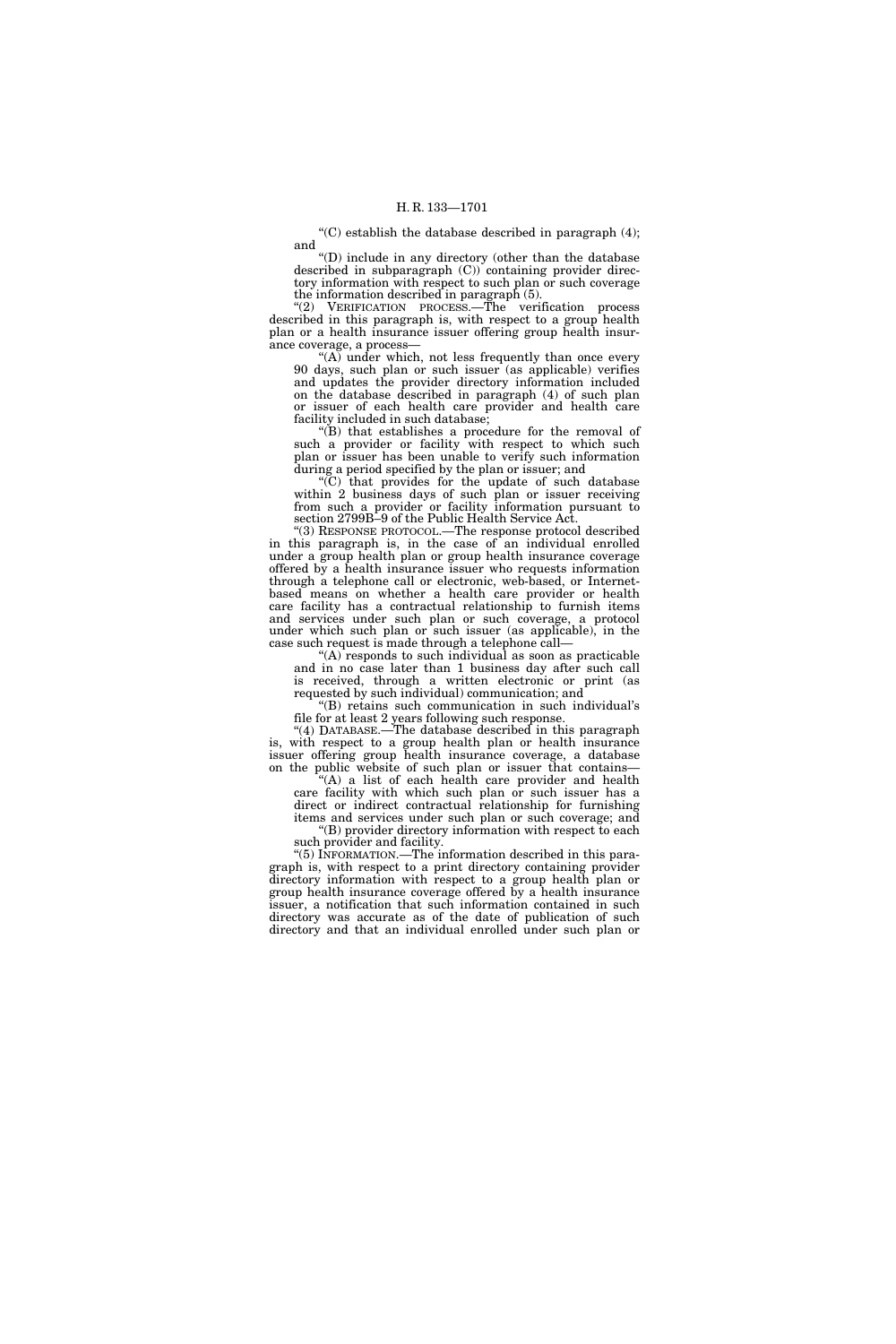"(C) establish the database described in paragraph (4); and

"(D) include in any directory (other than the database described in subparagraph (C)) containing provider directory information with respect to such plan or such coverage the information described in paragraph (5).

"(2) VERIFICATION PROCESS.—The verification process described in this paragraph is, with respect to a group health plan or a health insurance issuer offering group health insurance coverage, a process—

"(A) under which, not less frequently than once every 90 days, such plan or such issuer (as applicable) verifies and updates the provider directory information included on the database described in paragraph (4) of such plan or issuer of each health care provider and health care facility included in such database;

"(B) that establishes a procedure for the removal of such a provider or facility with respect to which such plan or issuer has been unable to verify such information during a period specified by the plan or issuer; and

"(C) that provides for the update of such database within 2 business days of such plan or issuer receiving from such a provider or facility information pursuant to section 2799B–9 of the Public Health Service Act.

"(3) RESPONSE PROTOCOL.—The response protocol described in this paragraph is, in the case of an individual enrolled under a group health plan or group health insurance coverage offered by a health insurance issuer who requests information through a telephone call or electronic, web-based, or Internet-based means on whether a health care provider or health care facility has a contractual relationship to furnish items and services under such plan or such coverage, a protocol under which such plan or such issuer (as applicable), in the case such request is made through a telephone call—

"(A) responds to such individual as soon as practicable and in no case later than 1 business day after such call is received, through a written electronic or print (as requested by such individual) communication; and

"(B) retains such communication in such individual's file for at least 2 years following such response.

"(4) DATABASE.—The database described in this paragraph is, with respect to a group health plan or health insurance issuer offering group health insurance coverage, a database on the public website of such plan or issuer that contains—

"(A) a list of each health care provider and health care facility with which such plan or such issuer has a direct or indirect contractual relationship for furnishing items and services under such plan or such coverage; and

"(B) provider directory information with respect to each such provider and facility.

"(5) INFORMATION.—The information described in this paragraph is, with respect to a print directory containing provider directory information with respect to a group health plan or group health insurance coverage offered by a health insurance issuer, a notification that such information contained in such directory was accurate as of the date of publication of such directory and that an individual enrolled under such plan or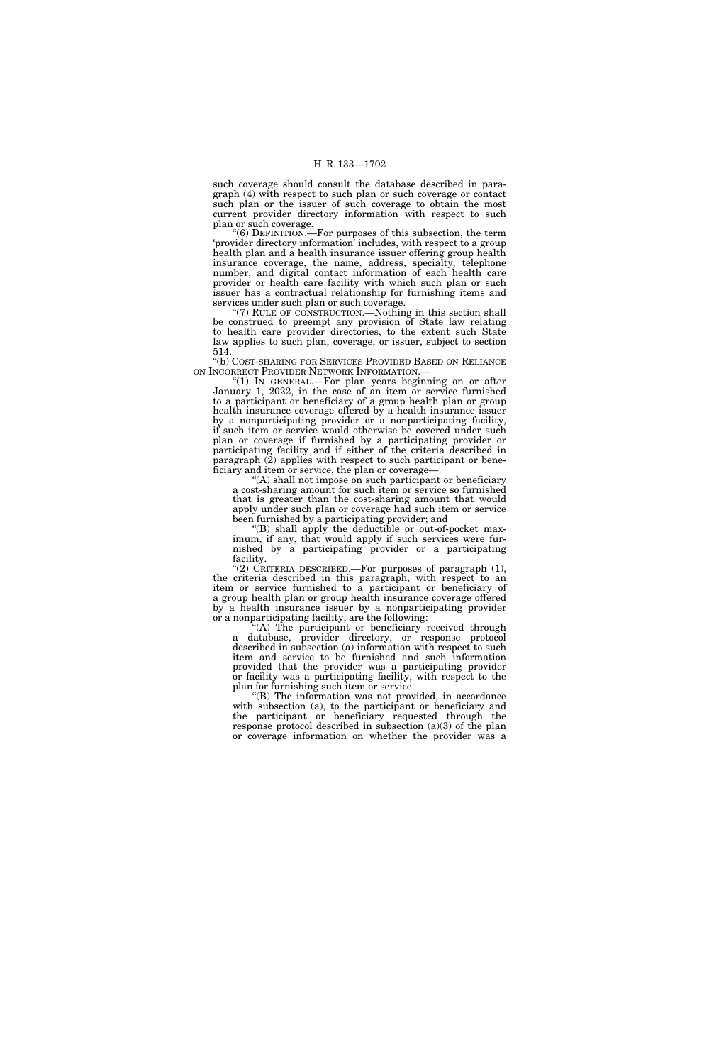such coverage should consult the database described in paragraph (4) with respect to such plan or such coverage or contact such plan or the issuer of such coverage to obtain the most current provider directory information with respect to such plan or such coverage.

"(6) DEFINITION.—For purposes of this subsection, the term 'provider directory information' includes, with respect to a group health plan and a health insurance issuer offering group health insurance coverage, the name, address, specialty, telephone number, and digital contact information of each health care provider or health care facility with which such plan or such issuer has a contractual relationship for furnishing items and services under such plan or such coverage.

"(7) RULE OF CONSTRUCTION.—Nothing in this section shall be construed to preempt any provision of State law relating to health care provider directories, to the extent such State law applies to such plan, coverage, or issuer, subject to section 514.

"(b) COST-SHARING FOR SERVICES PROVIDED BASED ON RELIANCE ON INCORRECT PROVIDER NETWORK INFORMATION.—

"(1) IN GENERAL.—For plan years beginning on or after January 1, 2022, in the case of an item or service furnished to a participant or beneficiary of a group health plan or group health insurance coverage offered by a health insurance issuer by a nonparticipating provider or a nonparticipating facility, if such item or service would otherwise be covered under such plan or coverage if furnished by a participating provider or participating facility and if either of the criteria described in paragraph (2) applies with respect to such participant or beneficiary and item or service, the plan or coverage—

"(A) shall not impose on such participant or beneficiary a cost-sharing amount for such item or service so furnished that is greater than the cost-sharing amount that would apply under such plan or coverage had such item or service been furnished by a participating provider; and

"(B) shall apply the deductible or out-of-pocket maximum, if any, that would apply if such services were furnished by a participating provider or a participating facility.

"(2) CRITERIA DESCRIBED.—For purposes of paragraph (1), the criteria described in this paragraph, with respect to an item or service furnished to a participant or beneficiary of a group health plan or group health insurance coverage offered by a health insurance issuer by a nonparticipating provider or a nonparticipating facility, are the following:

"(A) The participant or beneficiary received through a database, provider directory, or response protocol described in subsection (a) information with respect to such item and service to be furnished and such information provided that the provider was a participating provider or facility was a participating facility, with respect to the plan for furnishing such item or service.

"(B) The information was not provided, in accordance with subsection (a), to the participant or beneficiary and the participant or beneficiary requested through the response protocol described in subsection (a)(3) of the plan or coverage information on whether the provider was a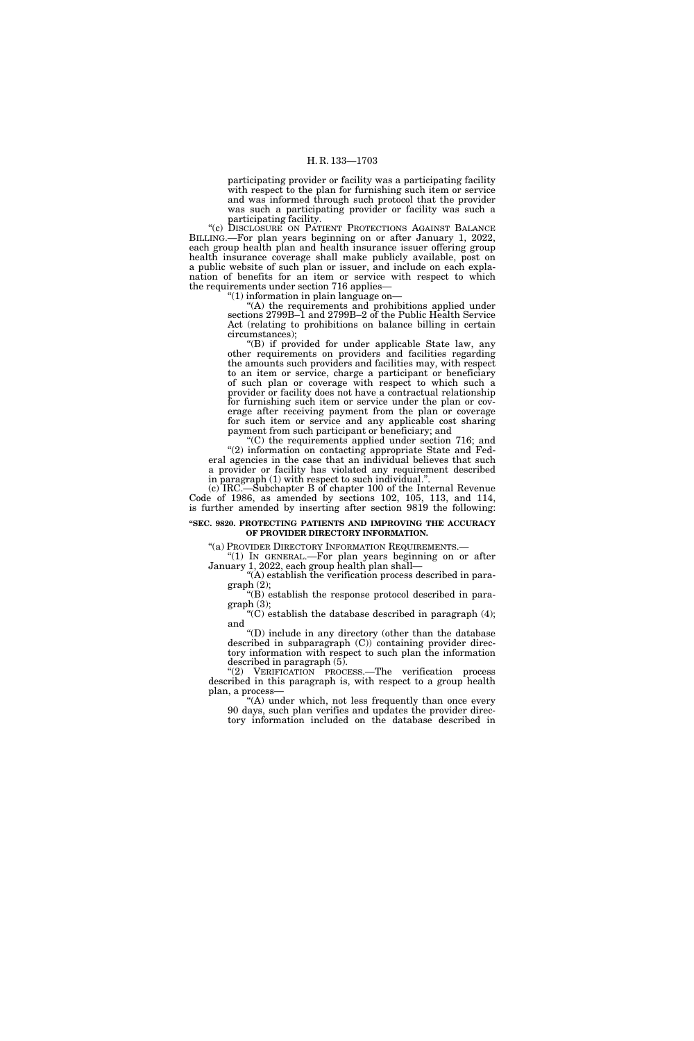participating provider or facility was a participating facility with respect to the plan for furnishing such item or service and was informed through such protocol that the provider was such a participating provider or facility was such a participating facility.

"(c) DISCLOSURE ON PATIENT PROTECTIONS AGAINST BALANCE BILLING.—For plan years beginning on or after January 1, 2022, each group health plan and health insurance issuer offering group health insurance coverage shall make publicly available, post on a public website of such plan or issuer, and include on each explanation of benefits for an item or service with respect to which the requirements under section 716 applies—

"(1) information in plain language on—

"(A) the requirements and prohibitions applied under sections 2799B–1 and 2799B–2 of the Public Health Service Act (relating to prohibitions on balance billing in certain circumstances);

"(B) if provided for under applicable State law, any other requirements on providers and facilities regarding the amounts such providers and facilities may, with respect to an item or service, charge a participant or beneficiary of such plan or coverage with respect to which such a provider or facility does not have a contractual relationship for furnishing such item or service under the plan or coverage after receiving payment from the plan or coverage for such item or service and any applicable cost sharing payment from such participant or beneficiary; and

"(C) the requirements applied under section 716; and

"(2) information on contacting appropriate State and Federal agencies in the case that an individual believes that such a provider or facility has violated any requirement described in paragraph (1) with respect to such individual.".

(c) IRC.—Subchapter B of chapter 100 of the Internal Revenue Code of 1986, as amended by sections 102, 105, 113, and 114, is further amended by inserting after section 9819 the following:

**"SEC. 9820. PROTECTING PATIENTS AND IMPROVING THE ACCURACY OF PROVIDER DIRECTORY INFORMATION.**

"(a) PROVIDER DIRECTORY INFORMATION REQUIREMENTS.—

"(1) IN GENERAL.—For plan years beginning on or after January 1, 2022, each group health plan shall—

"(A) establish the verification process described in paragraph (2);

"(B) establish the response protocol described in paragraph (3);

"(C) establish the database described in paragraph (4); and

"(D) include in any directory (other than the database described in subparagraph (C)) containing provider directory information with respect to such plan the information described in paragraph (5).

"(2) VERIFICATION PROCESS.—The verification process described in this paragraph is, with respect to a group health plan, a process—

"(A) under which, not less frequently than once every 90 days, such plan verifies and updates the provider directory information included on the database described in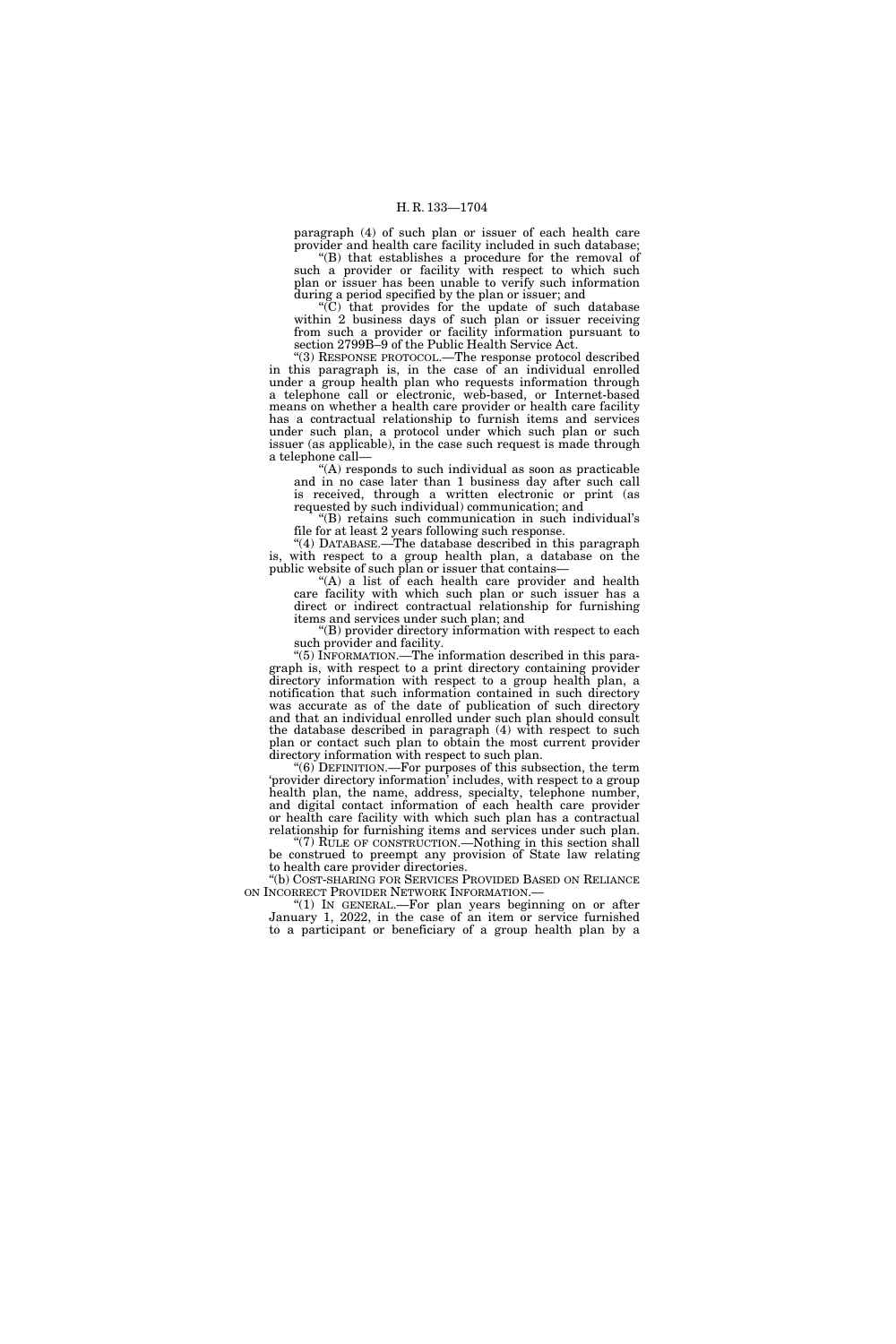paragraph (4) of such plan or issuer of each health care provider and health care facility included in such database;

"(B) that establishes a procedure for the removal of such a provider or facility with respect to which such plan or issuer has been unable to verify such information during a period specified by the plan or issuer; and

"(C) that provides for the update of such database within 2 business days of such plan or issuer receiving from such a provider or facility information pursuant to section 2799B–9 of the Public Health Service Act.

"(3) RESPONSE PROTOCOL.—The response protocol described in this paragraph is, in the case of an individual enrolled under a group health plan who requests information through a telephone call or electronic, web-based, or Internet-based means on whether a health care provider or health care facility has a contractual relationship to furnish items and services under such plan, a protocol under which such plan or such issuer (as applicable), in the case such request is made through a telephone call—

"(A) responds to such individual as soon as practicable and in no case later than 1 business day after such call is received, through a written electronic or print (as requested by such individual) communication; and

"(B) retains such communication in such individual's file for at least 2 years following such response.

"(4) DATABASE.—The database described in this paragraph is, with respect to a group health plan, a database on the public website of such plan or issuer that contains—

"(A) a list of each health care provider and health care facility with which such plan or such issuer has a direct or indirect contractual relationship for furnishing items and services under such plan; and

"(B) provider directory information with respect to each such provider and facility.

"(5) INFORMATION.—The information described in this paragraph is, with respect to a print directory containing provider directory information with respect to a group health plan, a notification that such information contained in such directory was accurate as of the date of publication of such directory and that an individual enrolled under such plan should consult the database described in paragraph (4) with respect to such plan or contact such plan to obtain the most current provider directory information with respect to such plan.

"(6) DEFINITION.—For purposes of this subsection, the term 'provider directory information' includes, with respect to a group health plan, the name, address, specialty, telephone number, and digital contact information of each health care provider or health care facility with which such plan has a contractual relationship for furnishing items and services under such plan.

"(7) RULE OF CONSTRUCTION.—Nothing in this section shall be construed to preempt any provision of State law relating to health care provider directories.

"(b) COST-SHARING FOR SERVICES PROVIDED BASED ON RELIANCE ON INCORRECT PROVIDER NETWORK INFORMATION.—

"(1) IN GENERAL.—For plan years beginning on or after January 1, 2022, in the case of an item or service furnished to a participant or beneficiary of a group health plan by a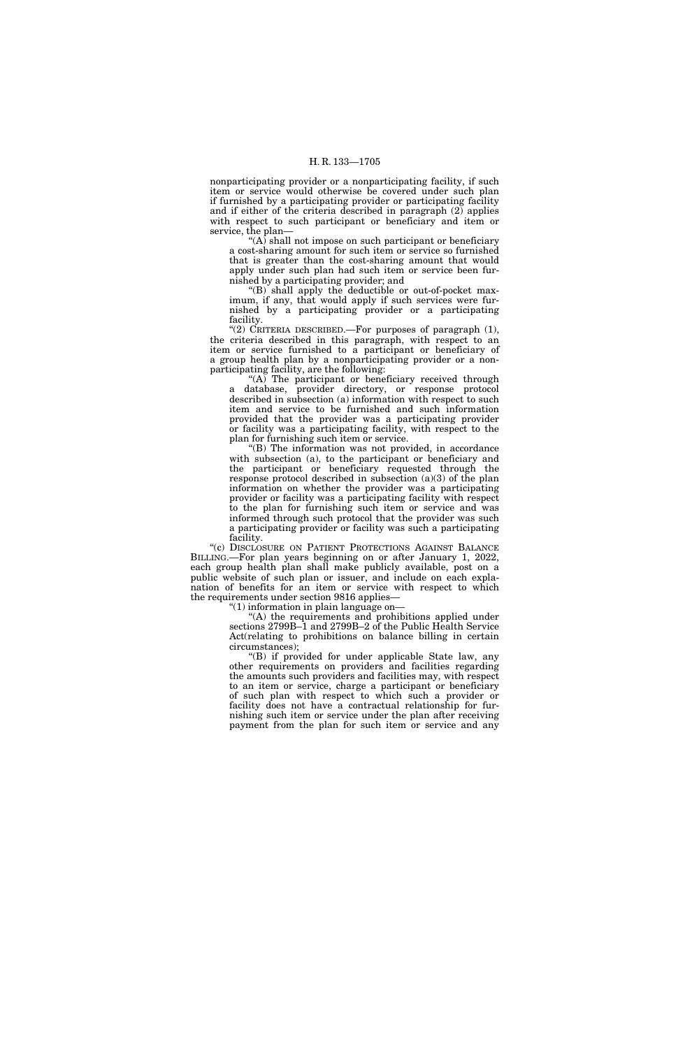nonparticipating provider or a nonparticipating facility, if such item or service would otherwise be covered under such plan if furnished by a participating provider or participating facility and if either of the criteria described in paragraph (2) applies with respect to such participant or beneficiary and item or service, the plan—

"(A) shall not impose on such participant or beneficiary a cost-sharing amount for such item or service so furnished that is greater than the cost-sharing amount that would apply under such plan had such item or service been furnished by a participating provider; and

"(B) shall apply the deductible or out-of-pocket maximum, if any, that would apply if such services were furnished by a participating provider or a participating facility.

"(2) CRITERIA DESCRIBED.—For purposes of paragraph (1), the criteria described in this paragraph, with respect to an item or service furnished to a participant or beneficiary of a group health plan by a nonparticipating provider or a nonparticipating facility, are the following:

"(A) The participant or beneficiary received through a database, provider directory, or response protocol described in subsection (a) information with respect to such item and service to be furnished and such information provided that the provider was a participating provider or facility was a participating facility, with respect to the plan for furnishing such item or service.

"(B) The information was not provided, in accordance with subsection (a), to the participant or beneficiary and the participant or beneficiary requested through the response protocol described in subsection (a)(3) of the plan information on whether the provider was a participating provider or facility was a participating facility with respect to the plan for furnishing such item or service and was informed through such protocol that the provider was such a participating provider or facility was such a participating facility.

"(c) DISCLOSURE ON PATIENT PROTECTIONS AGAINST BALANCE BILLING.—For plan years beginning on or after January 1, 2022, each group health plan shall make publicly available, post on a public website of such plan or issuer, and include on each explanation of benefits for an item or service with respect to which the requirements under section 9816 applies—

"(1) information in plain language on—

"(A) the requirements and prohibitions applied under sections 2799B–1 and 2799B–2 of the Public Health Service Act(relating to prohibitions on balance billing in certain circumstances);

"(B) if provided for under applicable State law, any other requirements on providers and facilities regarding the amounts such providers and facilities may, with respect to an item or service, charge a participant or beneficiary of such plan with respect to which such a provider or facility does not have a contractual relationship for furnishing such item or service under the plan after receiving payment from the plan for such item or service and any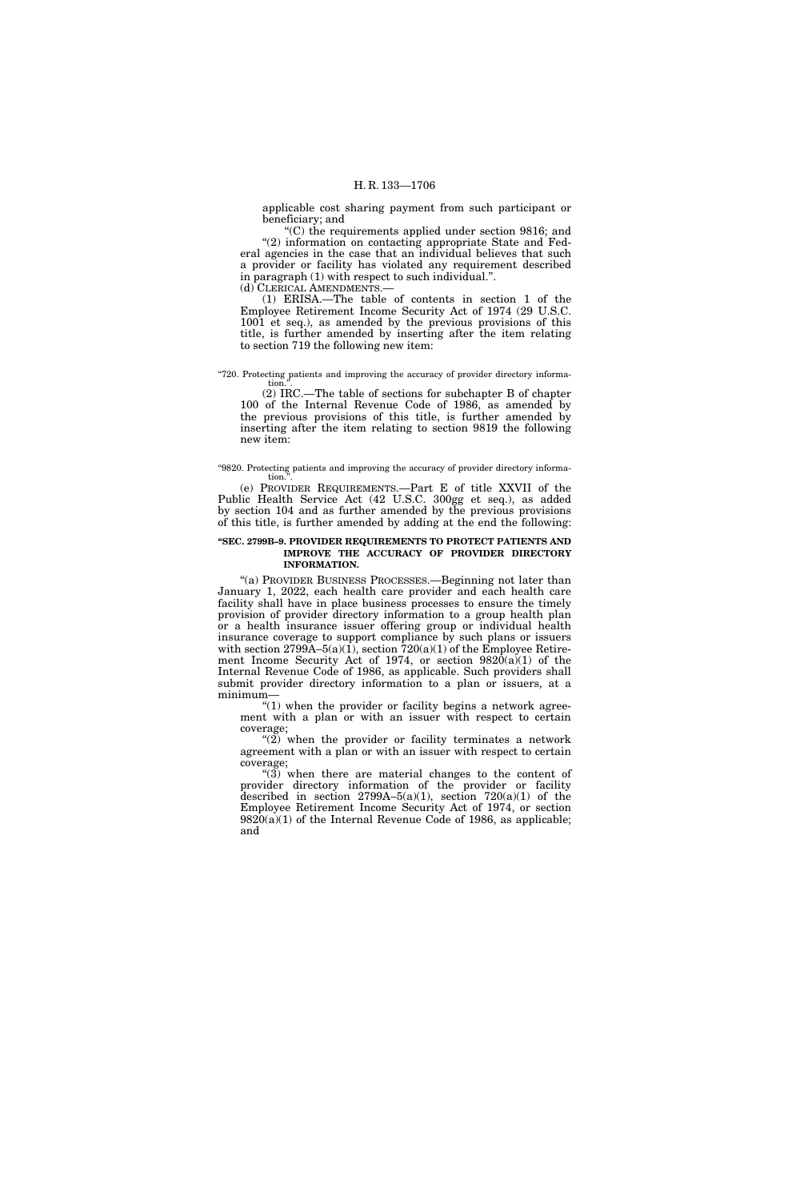applicable cost sharing payment from such participant or beneficiary; and

"(C) the requirements applied under section 9816; and

"(2) information on contacting appropriate State and Federal agencies in the case that an individual believes that such a provider or facility has violated any requirement described in paragraph (1) with respect to such individual.".

(d) CLERICAL AMENDMENTS.—

(1) ERISA.—The table of contents in section 1 of the Employee Retirement Income Security Act of 1974 (29 U.S.C. 1001 et seq.), as amended by the previous provisions of this title, is further amended by inserting after the item relating to section 719 the following new item:

"720. Protecting patients and improving the accuracy of provider directory information.".

(2) IRC.—The table of sections for subchapter B of chapter 100 of the Internal Revenue Code of 1986, as amended by the previous provisions of this title, is further amended by inserting after the item relating to section 9819 the following new item:

"9820. Protecting patients and improving the accuracy of provider directory information.".

(e) PROVIDER REQUIREMENTS.—Part E of title XXVII of the Public Health Service Act (42 U.S.C. 300gg et seq.), as added by section 104 and as further amended by the previous provisions of this title, is further amended by adding at the end the following:

**"SEC. 2799B–9. PROVIDER REQUIREMENTS TO PROTECT PATIENTS AND IMPROVE THE ACCURACY OF PROVIDER DIRECTORY INFORMATION.**

"(a) PROVIDER BUSINESS PROCESSES.—Beginning not later than January 1, 2022, each health care provider and each health care facility shall have in place business processes to ensure the timely provision of provider directory information to a group health plan or a health insurance issuer offering group or individual health insurance coverage to support compliance by such plans or issuers with section 2799A–5(a)(1), section 720(a)(1) of the Employee Retirement Income Security Act of 1974, or section 9820(a)(1) of the Internal Revenue Code of 1986, as applicable. Such providers shall submit provider directory information to a plan or issuers, at a minimum—

"(1) when the provider or facility begins a network agreement with a plan or with an issuer with respect to certain coverage;

"(2) when the provider or facility terminates a network agreement with a plan or with an issuer with respect to certain coverage;

"(3) when there are material changes to the content of provider directory information of the provider or facility described in section 2799A–5(a)(1), section 720(a)(1) of the Employee Retirement Income Security Act of 1974, or section 9820(a)(1) of the Internal Revenue Code of 1986, as applicable; and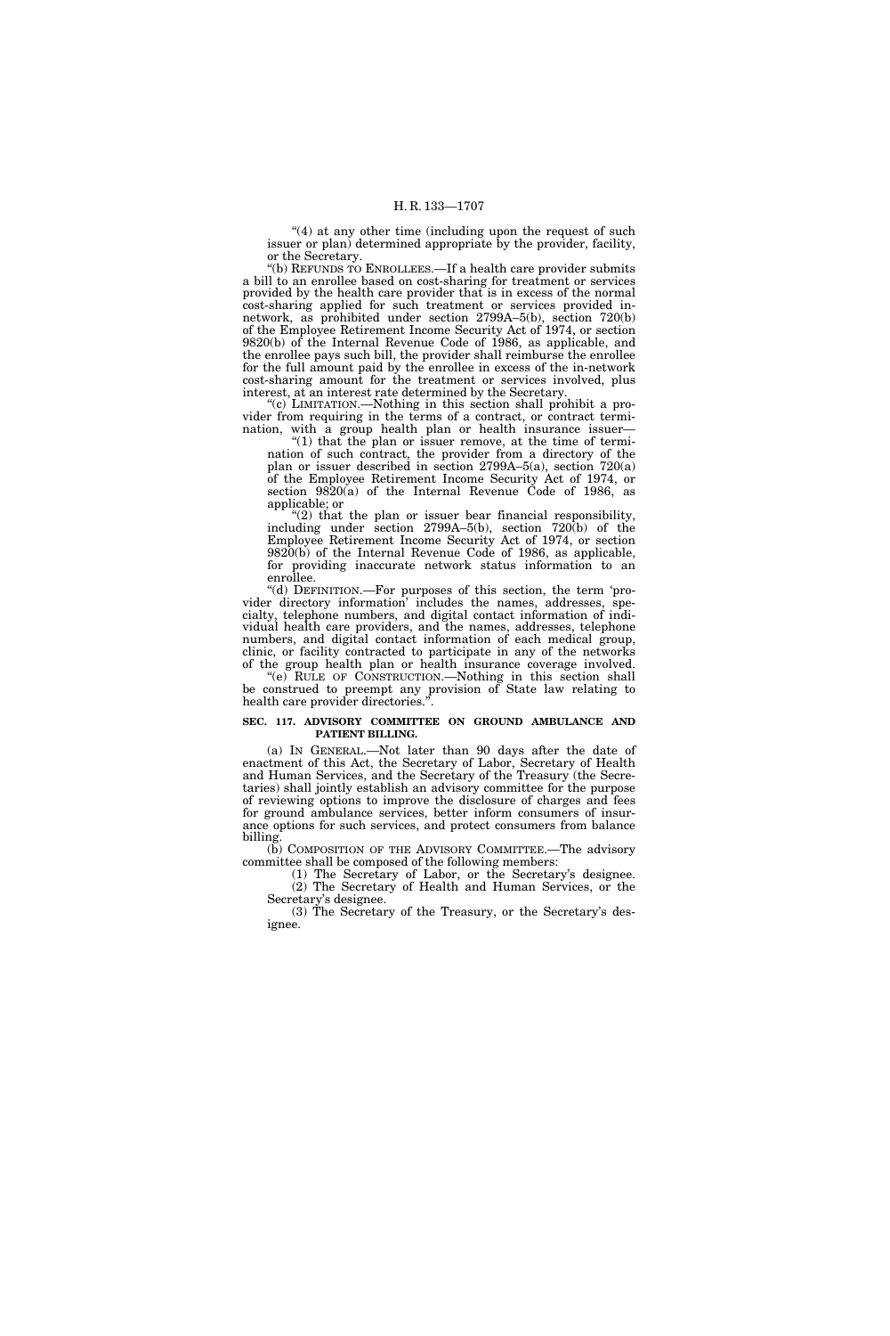"(4) at any other time (including upon the request of such issuer or plan) determined appropriate by the provider, facility, or the Secretary.

"(b) REFUNDS TO ENROLLEES.—If a health care provider submits a bill to an enrollee based on cost-sharing for treatment or services provided by the health care provider that is in excess of the normal cost-sharing applied for such treatment or services provided in-network, as prohibited under section 2799A–5(b), section 720(b) of the Employee Retirement Income Security Act of 1974, or section 9820(b) of the Internal Revenue Code of 1986, as applicable, and the enrollee pays such bill, the provider shall reimburse the enrollee for the full amount paid by the enrollee in excess of the in-network cost-sharing amount for the treatment or services involved, plus interest, at an interest rate determined by the Secretary.

"(c) LIMITATION.—Nothing in this section shall prohibit a provider from requiring in the terms of a contract, or contract termination, with a group health plan or health insurance issuer—

"(1) that the plan or issuer remove, at the time of termination of such contract, the provider from a directory of the plan or issuer described in section 2799A–5(a), section 720(a) of the Employee Retirement Income Security Act of 1974, or section 9820(a) of the Internal Revenue Code of 1986, as applicable; or

"(2) that the plan or issuer bear financial responsibility, including under section 2799A–5(b), section 720(b) of the Employee Retirement Income Security Act of 1974, or section 9820(b) of the Internal Revenue Code of 1986, as applicable, for providing inaccurate network status information to an enrollee.

"(d) DEFINITION.—For purposes of this section, the term 'provider directory information' includes the names, addresses, specialty, telephone numbers, and digital contact information of individual health care providers, and the names, addresses, telephone numbers, and digital contact information of each medical group, clinic, or facility contracted to participate in any of the networks of the group health plan or health insurance coverage involved.

"(e) RULE OF CONSTRUCTION.—Nothing in this section shall be construed to preempt any provision of State law relating to health care provider directories.".

**SEC. 117. ADVISORY COMMITTEE ON GROUND AMBULANCE AND PATIENT BILLING.**

(a) IN GENERAL.—Not later than 90 days after the date of enactment of this Act, the Secretary of Labor, Secretary of Health and Human Services, and the Secretary of the Treasury (the Secretaries) shall jointly establish an advisory committee for the purpose of reviewing options to improve the disclosure of charges and fees for ground ambulance services, better inform consumers of insurance options for such services, and protect consumers from balance billing.

(b) COMPOSITION OF THE ADVISORY COMMITTEE.—The advisory committee shall be composed of the following members:

(1) The Secretary of Labor, or the Secretary's designee.

(2) The Secretary of Health and Human Services, or the Secretary's designee.

(3) The Secretary of the Treasury, or the Secretary's designee.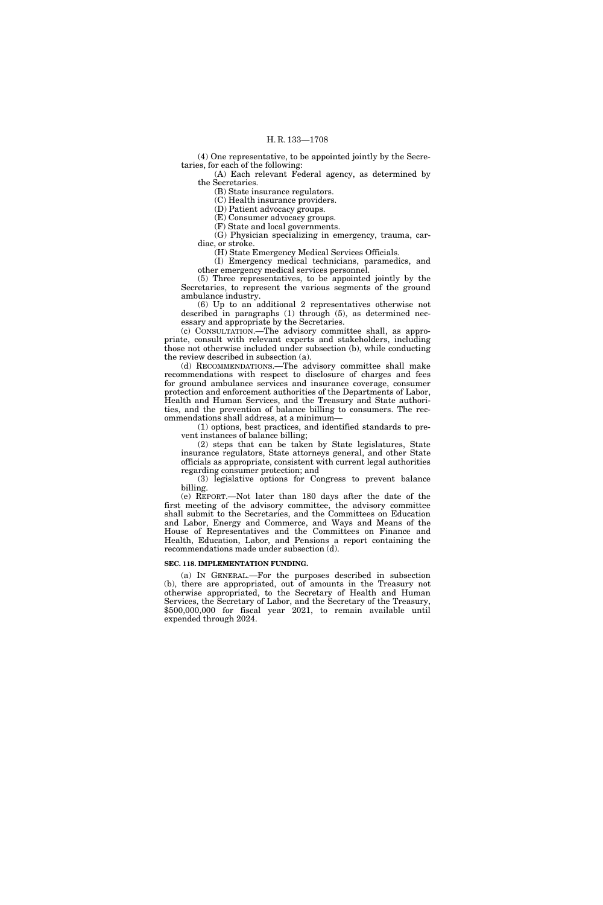(4) One representative, to be appointed jointly by the Secretaries, for each of the following:

(A) Each relevant Federal agency, as determined by the Secretaries.

(B) State insurance regulators.

(C) Health insurance providers.

(D) Patient advocacy groups.

(E) Consumer advocacy groups.

(F) State and local governments.

(G) Physician specializing in emergency, trauma, cardiac, or stroke.

(H) State Emergency Medical Services Officials.

(I) Emergency medical technicians, paramedics, and other emergency medical services personnel.

(5) Three representatives, to be appointed jointly by the Secretaries, to represent the various segments of the ground ambulance industry.

(6) Up to an additional 2 representatives otherwise not described in paragraphs (1) through (5), as determined necessary and appropriate by the Secretaries.

(c) CONSULTATION.—The advisory committee shall, as appropriate, consult with relevant experts and stakeholders, including those not otherwise included under subsection (b), while conducting the review described in subsection (a).

(d) RECOMMENDATIONS.—The advisory committee shall make recommendations with respect to disclosure of charges and fees for ground ambulance services and insurance coverage, consumer protection and enforcement authorities of the Departments of Labor, Health and Human Services, and the Treasury and State authorities, and the prevention of balance billing to consumers. The recommendations shall address, at a minimum—

(1) options, best practices, and identified standards to prevent instances of balance billing;

(2) steps that can be taken by State legislatures, State insurance regulators, State attorneys general, and other State officials as appropriate, consistent with current legal authorities regarding consumer protection; and

(3) legislative options for Congress to prevent balance billing.

(e) REPORT.—Not later than 180 days after the date of the first meeting of the advisory committee, the advisory committee shall submit to the Secretaries, and the Committees on Education and Labor, Energy and Commerce, and Ways and Means of the House of Representatives and the Committees on Finance and Health, Education, Labor, and Pensions a report containing the recommendations made under subsection (d).

**SEC. 118. IMPLEMENTATION FUNDING.**

(a) IN GENERAL.—For the purposes described in subsection (b), there are appropriated, out of amounts in the Treasury not otherwise appropriated, to the Secretary of Health and Human Services, the Secretary of Labor, and the Secretary of the Treasury, $500,000,000 for fiscal year 2021, to remain available until expended through 2024.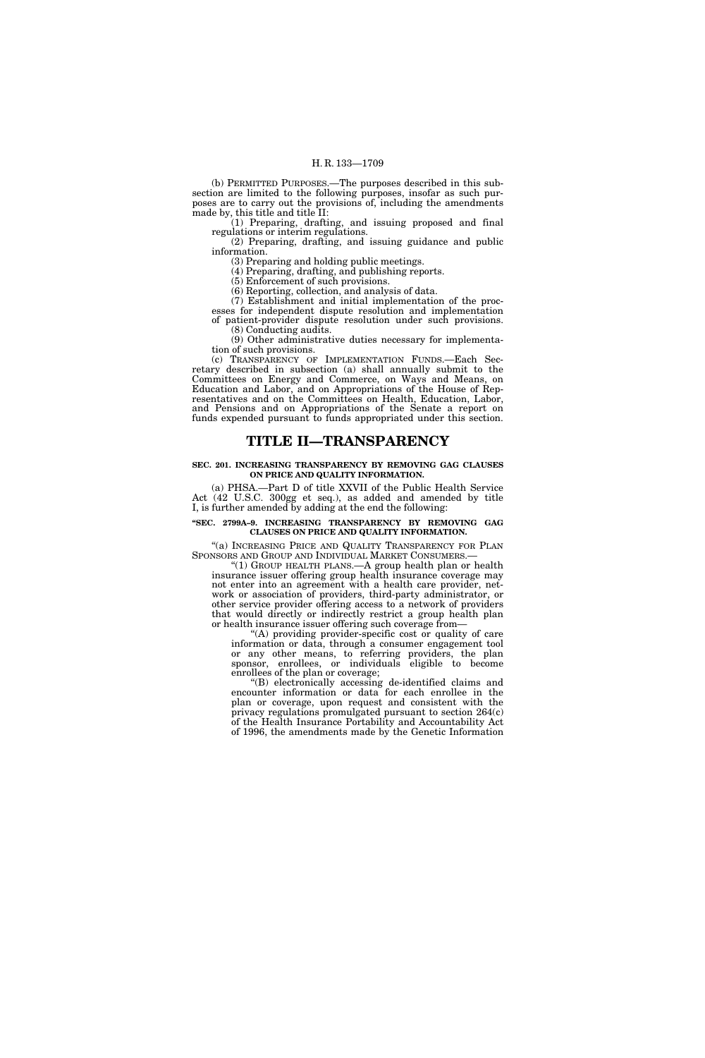(b) PERMITTED PURPOSES.—The purposes described in this subsection are limited to the following purposes, insofar as such purposes are to carry out the provisions of, including the amendments made by, this title and title II:

(1) Preparing, drafting, and issuing proposed and final regulations or interim regulations.

(2) Preparing, drafting, and issuing guidance and public information.

(3) Preparing and holding public meetings.

(4) Preparing, drafting, and publishing reports.

(5) Enforcement of such provisions.

(6) Reporting, collection, and analysis of data.

(7) Establishment and initial implementation of the processes for independent dispute resolution and implementation of patient-provider dispute resolution under such provisions.

(8) Conducting audits.

(9) Other administrative duties necessary for implementation of such provisions.

(c) TRANSPARENCY OF IMPLEMENTATION FUNDS.—Each Secretary described in subsection (a) shall annually submit to the Committees on Energy and Commerce, on Ways and Means, on Education and Labor, and on Appropriations of the House of Representatives and on the Committees on Health, Education, Labor, and Pensions and on Appropriations of the Senate a report on funds expended pursuant to funds appropriated under this section.

# TITLE II—TRANSPARENCY

**SEC. 201. INCREASING TRANSPARENCY BY REMOVING GAG CLAUSES ON PRICE AND QUALITY INFORMATION.**

(a) PHSA.—Part D of title XXVII of the Public Health Service Act (42 U.S.C. 300gg et seq.), as added and amended by title I, is further amended by adding at the end the following:

**"SEC. 2799A–9. INCREASING TRANSPARENCY BY REMOVING GAG CLAUSES ON PRICE AND QUALITY INFORMATION.**

"(a) INCREASING PRICE AND QUALITY TRANSPARENCY FOR PLAN SPONSORS AND GROUP AND INDIVIDUAL MARKET CONSUMERS.—

"(1) GROUP HEALTH PLANS.—A group health plan or health insurance issuer offering group health insurance coverage may not enter into an agreement with a health care provider, network or association of providers, third-party administrator, or other service provider offering access to a network of providers that would directly or indirectly restrict a group health plan or health insurance issuer offering such coverage from—

"(A) providing provider-specific cost or quality of care information or data, through a consumer engagement tool or any other means, to referring providers, the plan sponsor, enrollees, or individuals eligible to become enrollees of the plan or coverage;

"(B) electronically accessing de-identified claims and encounter information or data for each enrollee in the plan or coverage, upon request and consistent with the privacy regulations promulgated pursuant to section 264(c) of the Health Insurance Portability and Accountability Act of 1996, the amendments made by the Genetic Information